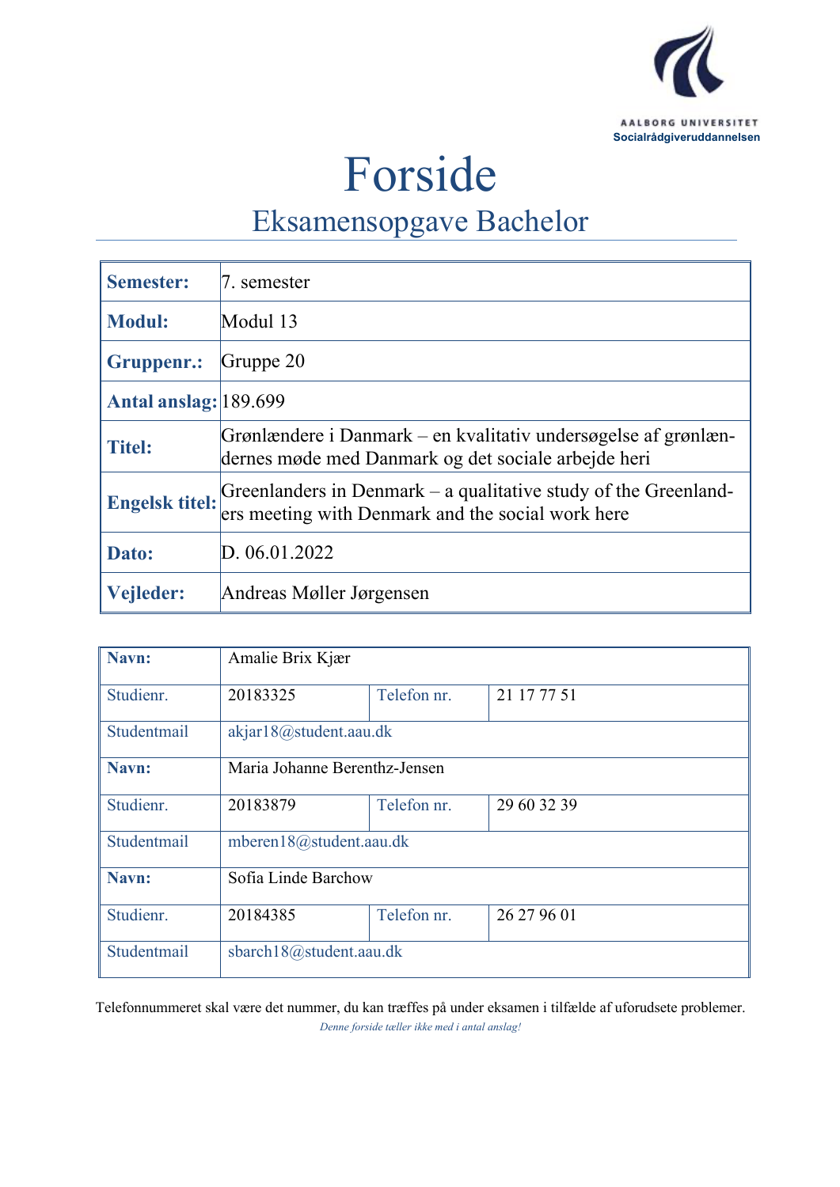AALBORG UNIVERSITET
Socialrådgiveruddannelsen

# Forside

## Eksamensopgave Bachelor

| | |
|---|---|
| **Semester:** | 7. semester |
| **Modul:** | Modul 13 |
| **Gruppenr.:** | Gruppe 20 |
| **Antal anslag:** | 189.699 |
| **Titel:** | Grønlændere i Danmark – en kvalitativ undersøgelse af grønlændernes møde med Danmark og det sociale arbejde heri |
| **Engelsk titel:** | Greenlanders in Denmark – a qualitative study of the Greenlanders meeting with Denmark and the social work here |
| **Dato:** | D. 06.01.2022 |
| **Vejleder:** | Andreas Møller Jørgensen |

| | | | |
|---|---|---|---|
| **Navn:** | Amalie Brix Kjær | | |
| Studienr. | 20183325 | Telefon nr. | 21 17 77 51 |
| Studentmail | akjar18@student.aau.dk | | |
| **Navn:** | Maria Johanne Berenthz-Jensen | | |
| Studienr. | 20183879 | Telefon nr. | 29 60 32 39 |
| Studentmail | mberen18@student.aau.dk | | |
| **Navn:** | Sofia Linde Barchow | | |
| Studienr. | 20184385 | Telefon nr. | 26 27 96 01 |
| Studentmail | sbarch18@student.aau.dk | | |

Telefonnummeret skal være det nummer, du kan træffes på under eksamen i tilfælde af uforudsete problemer.

*Denne forside tæller ikke med i antal anslag!*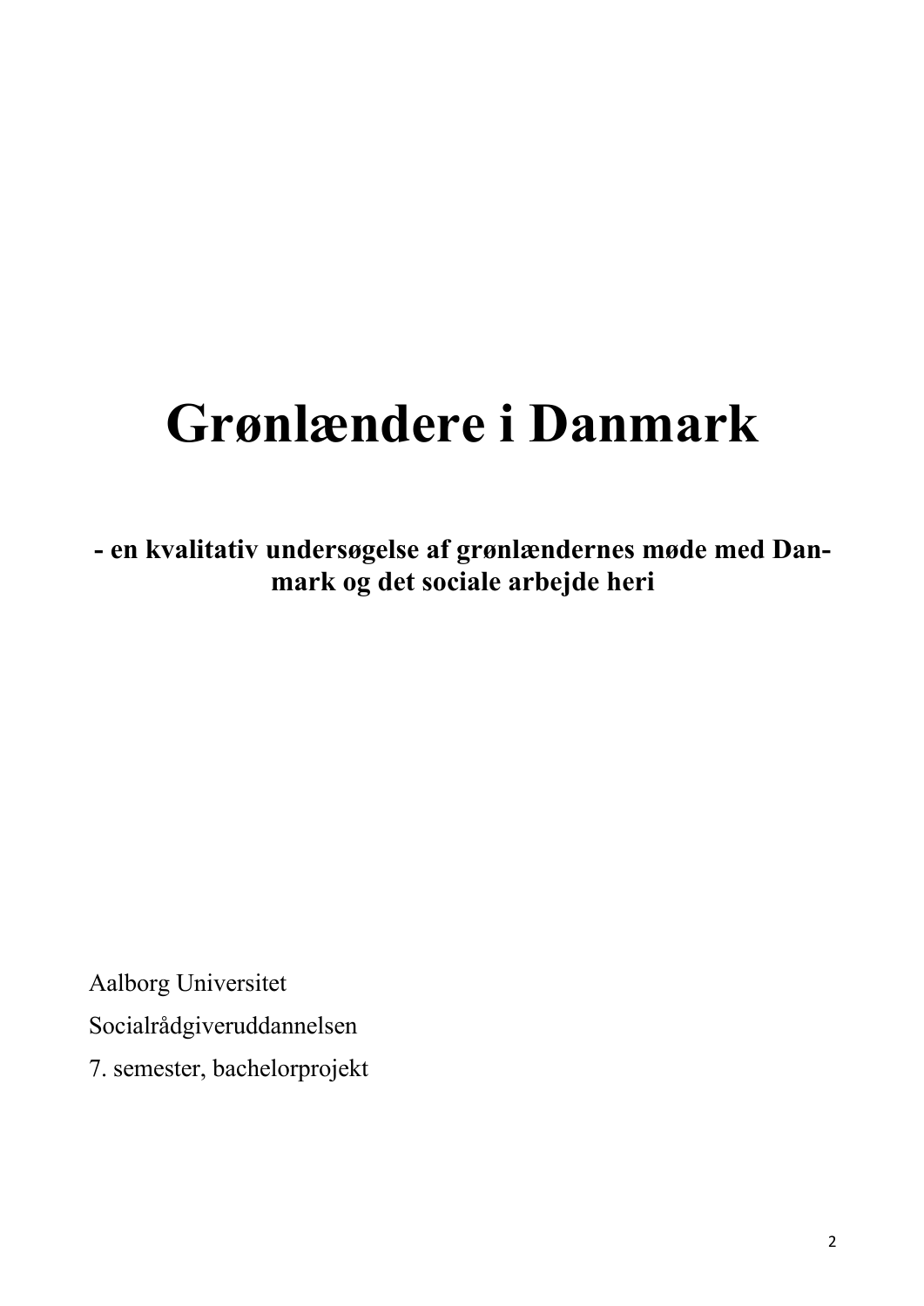# Grønlændere i Danmark

**- en kvalitativ undersøgelse af grønlændernes møde med Danmark og det sociale arbejde heri**

Aalborg Universitet

Socialrådgiveruddannelsen

7. semester, bachelorprojekt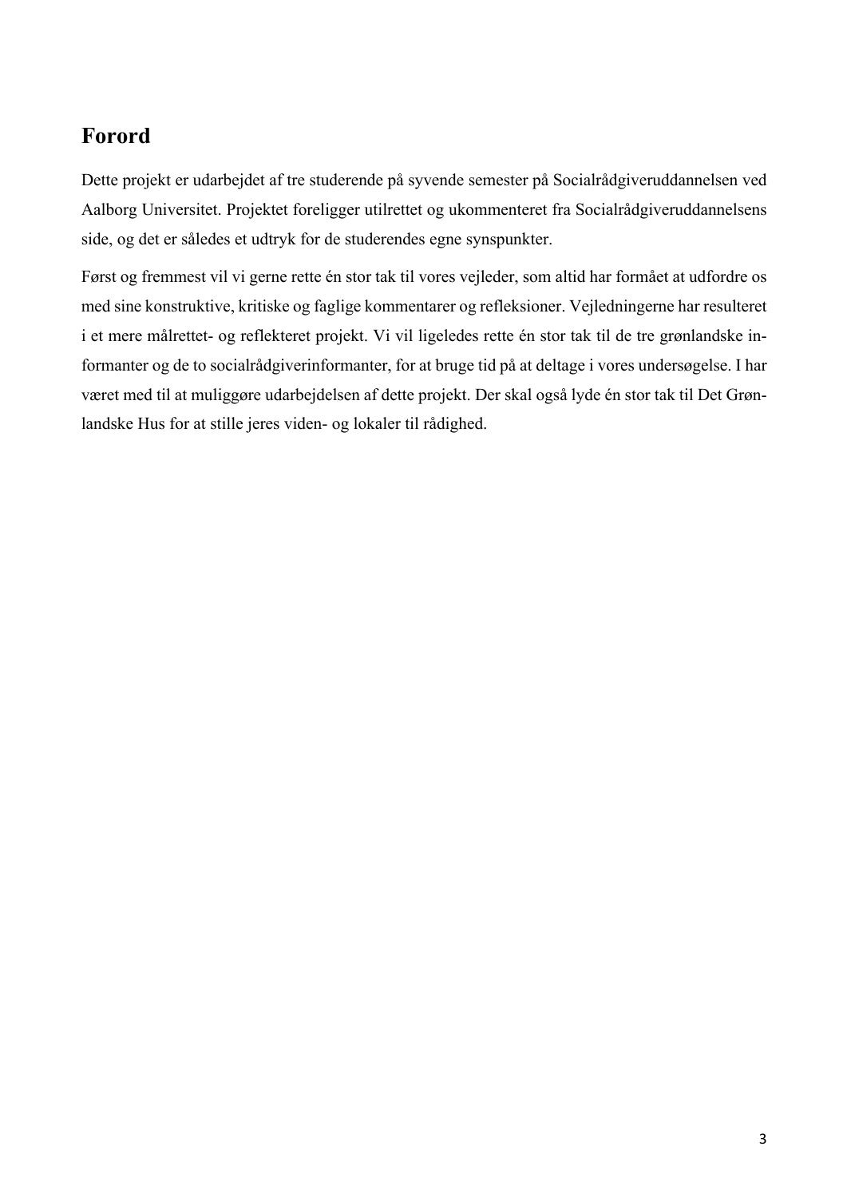## Forord

Dette projekt er udarbejdet af tre studerende på syvende semester på Socialrådgiveruddannelsen ved Aalborg Universitet. Projektet foreligger utilrettet og ukommenteret fra Socialrådgiveruddannelsens side, og det er således et udtryk for de studerendes egne synspunkter.

Først og fremmest vil vi gerne rette én stor tak til vores vejleder, som altid har formået at udfordre os med sine konstruktive, kritiske og faglige kommentarer og refleksioner. Vejledningerne har resulteret i et mere målrettet- og reflekteret projekt. Vi vil ligeledes rette én stor tak til de tre grønlandske informanter og de to socialrådgiverinformanter, for at bruge tid på at deltage i vores undersøgelse. I har været med til at muliggøre udarbejdelsen af dette projekt. Der skal også lyde én stor tak til Det Grønlandske Hus for at stille jeres viden- og lokaler til rådighed.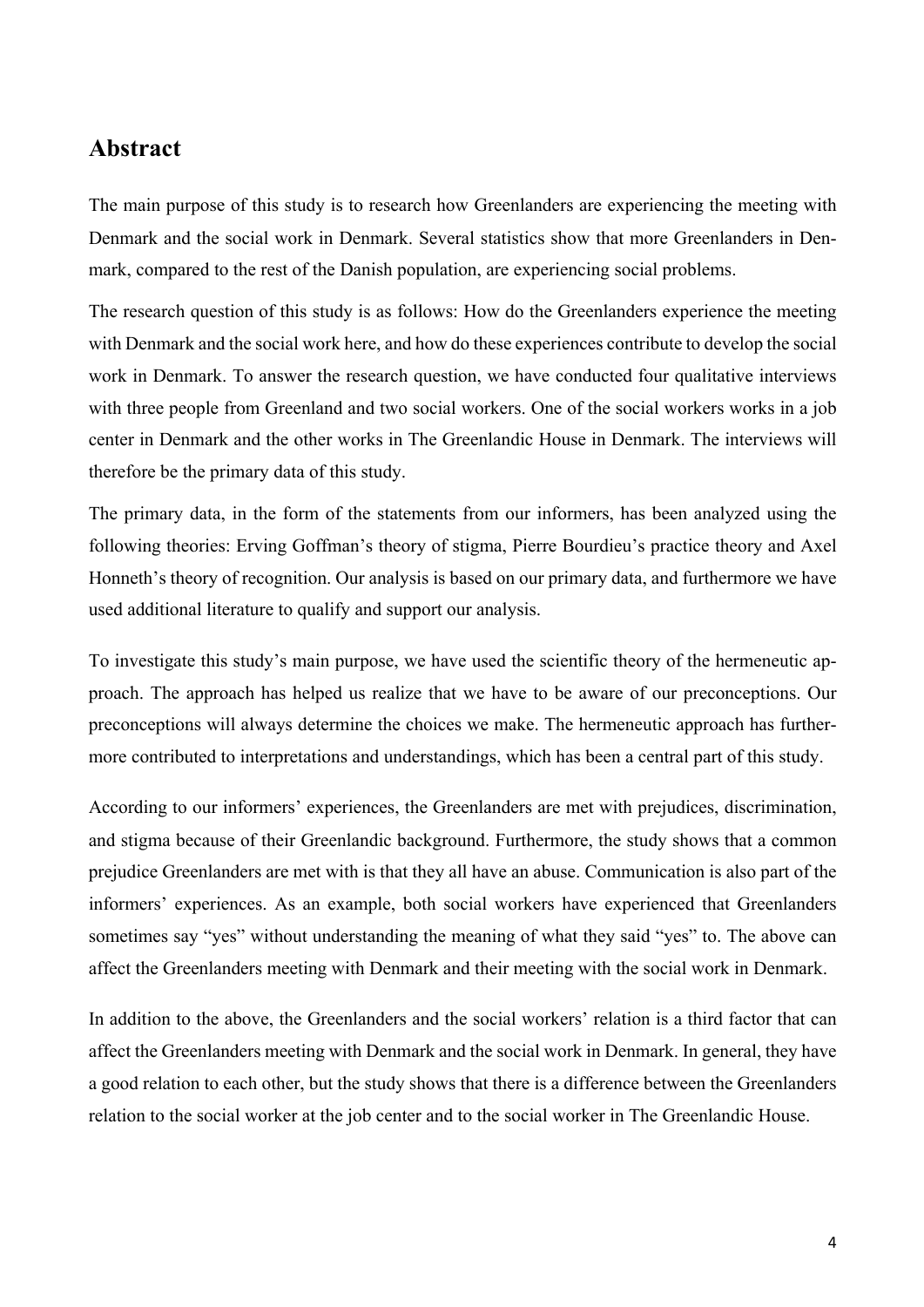## Abstract

The main purpose of this study is to research how Greenlanders are experiencing the meeting with Denmark and the social work in Denmark. Several statistics show that more Greenlanders in Denmark, compared to the rest of the Danish population, are experiencing social problems.

The research question of this study is as follows: How do the Greenlanders experience the meeting with Denmark and the social work here, and how do these experiences contribute to develop the social work in Denmark. To answer the research question, we have conducted four qualitative interviews with three people from Greenland and two social workers. One of the social workers works in a job center in Denmark and the other works in The Greenlandic House in Denmark. The interviews will therefore be the primary data of this study.

The primary data, in the form of the statements from our informers, has been analyzed using the following theories: Erving Goffman's theory of stigma, Pierre Bourdieu's practice theory and Axel Honneth's theory of recognition. Our analysis is based on our primary data, and furthermore we have used additional literature to qualify and support our analysis.

To investigate this study's main purpose, we have used the scientific theory of the hermeneutic approach. The approach has helped us realize that we have to be aware of our preconceptions. Our preconceptions will always determine the choices we make. The hermeneutic approach has furthermore contributed to interpretations and understandings, which has been a central part of this study.

According to our informers' experiences, the Greenlanders are met with prejudices, discrimination, and stigma because of their Greenlandic background. Furthermore, the study shows that a common prejudice Greenlanders are met with is that they all have an abuse. Communication is also part of the informers' experiences. As an example, both social workers have experienced that Greenlanders sometimes say "yes" without understanding the meaning of what they said "yes" to. The above can affect the Greenlanders meeting with Denmark and their meeting with the social work in Denmark.

In addition to the above, the Greenlanders and the social workers' relation is a third factor that can affect the Greenlanders meeting with Denmark and the social work in Denmark. In general, they have a good relation to each other, but the study shows that there is a difference between the Greenlanders relation to the social worker at the job center and to the social worker in The Greenlandic House.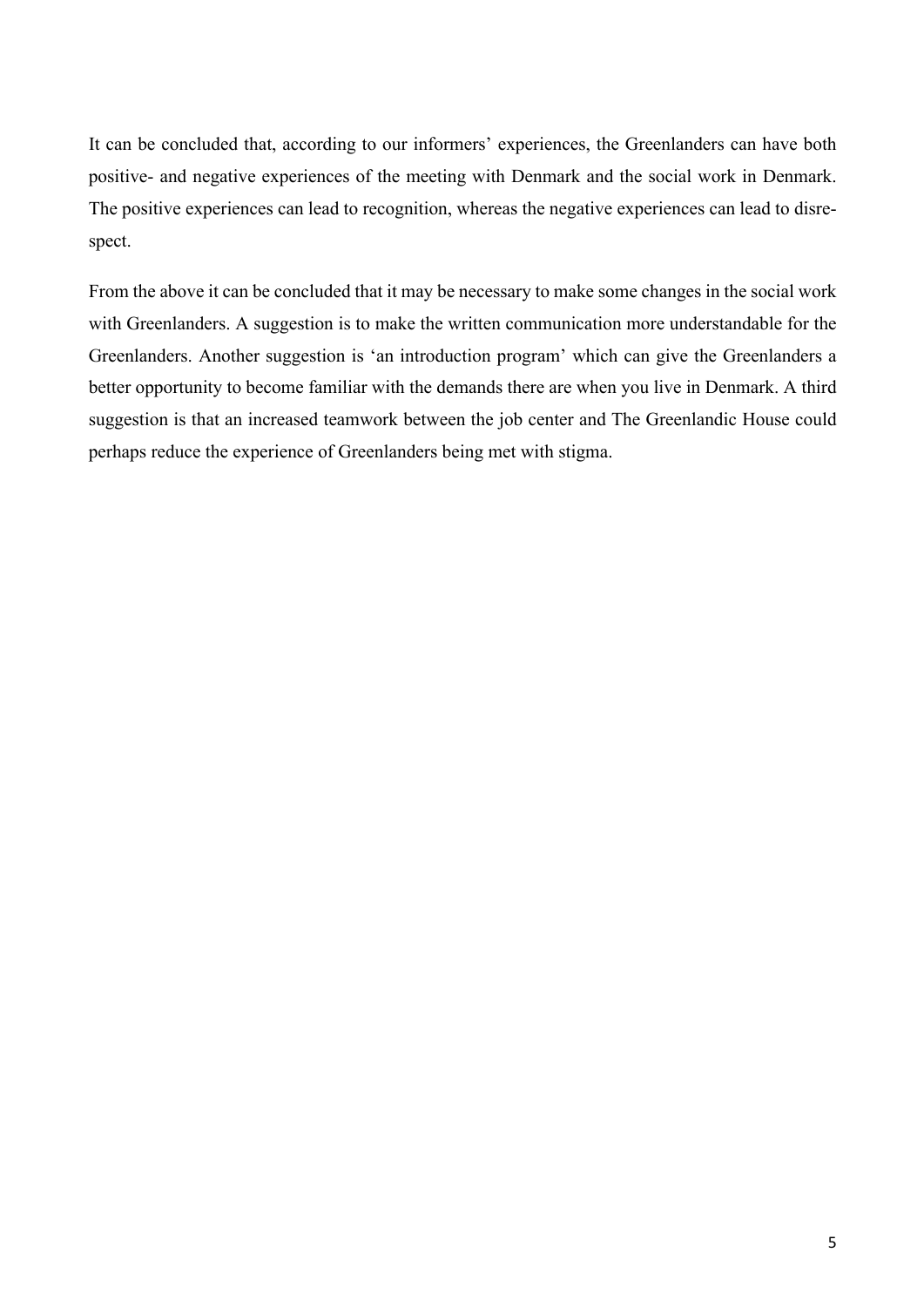It can be concluded that, according to our informers' experiences, the Greenlanders can have both positive- and negative experiences of the meeting with Denmark and the social work in Denmark. The positive experiences can lead to recognition, whereas the negative experiences can lead to disrespect.

From the above it can be concluded that it may be necessary to make some changes in the social work with Greenlanders. A suggestion is to make the written communication more understandable for the Greenlanders. Another suggestion is 'an introduction program' which can give the Greenlanders a better opportunity to become familiar with the demands there are when you live in Denmark. A third suggestion is that an increased teamwork between the job center and The Greenlandic House could perhaps reduce the experience of Greenlanders being met with stigma.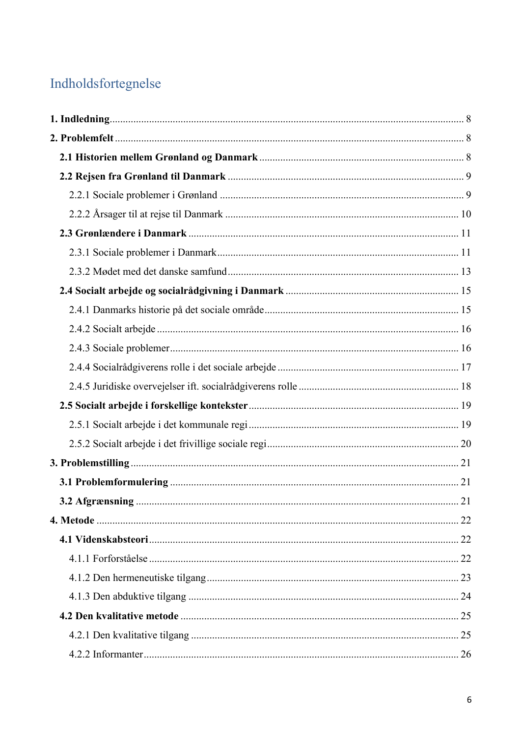# Indholdsfortegnelse

**1. Indledning** ..... 8

**2. Problemfelt** ..... 8

**2.1 Historien mellem Grønland og Danmark** ..... 8

**2.2 Rejsen fra Grønland til Danmark** ..... 9

2.2.1 Sociale problemer i Grønland ..... 9

2.2.2 Årsager til at rejse til Danmark ..... 10

**2.3 Grønlændere i Danmark** ..... 11

2.3.1 Sociale problemer i Danmark ..... 11

2.3.2 Mødet med det danske samfund ..... 13

**2.4 Socialt arbejde og socialrådgivning i Danmark** ..... 15

2.4.1 Danmarks historie på det sociale område ..... 15

2.4.2 Socialt arbejde ..... 16

2.4.3 Sociale problemer ..... 16

2.4.4 Socialrådgiverens rolle i det sociale arbejde ..... 17

2.4.5 Juridiske overvejelser ift. socialrådgiverens rolle ..... 18

**2.5 Socialt arbejde i forskellige kontekster** ..... 19

2.5.1 Socialt arbejde i det kommunale regi ..... 19

2.5.2 Socialt arbejde i det frivillige sociale regi ..... 20

**3. Problemstilling** ..... 21

**3.1 Problemformulering** ..... 21

**3.2 Afgrænsning** ..... 21

**4. Metode** ..... 22

**4.1 Videnskabsteori** ..... 22

4.1.1 Forforståelse ..... 22

4.1.2 Den hermeneutiske tilgang ..... 23

4.1.3 Den abduktive tilgang ..... 24

**4.2 Den kvalitative metode** ..... 25

4.2.1 Den kvalitative tilgang ..... 25

4.2.2 Informanter ..... 26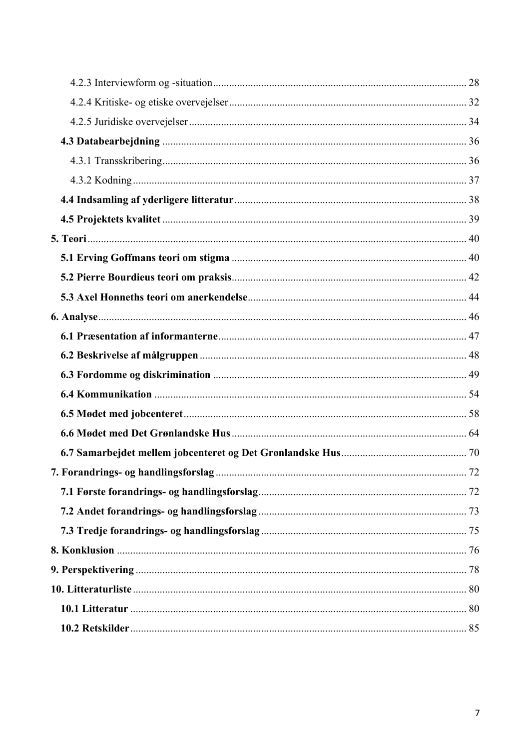4.2.3 Interviewform og -situation ........ 28

4.2.4 Kritiske- og etiske overvejelser ........ 32

4.2.5 Juridiske overvejelser ........ 34

**4.3 Databearbejdning** ........ 36

4.3.1 Transskribering ........ 36

4.3.2 Kodning ........ 37

**4.4 Indsamling af yderligere litteratur** ........ 38

**4.5 Projektets kvalitet** ........ 39

**5. Teori** ........ 40

**5.1 Erving Goffmans teori om stigma** ........ 40

**5.2 Pierre Bourdieus teori om praksis** ........ 42

**5.3 Axel Honneths teori om anerkendelse** ........ 44

**6. Analyse** ........ 46

**6.1 Præsentation af informanterne** ........ 47

**6.2 Beskrivelse af målgruppen** ........ 48

**6.3 Fordomme og diskrimination** ........ 49

**6.4 Kommunikation** ........ 54

**6.5 Mødet med jobcenteret** ........ 58

**6.6 Mødet med Det Grønlandske Hus** ........ 64

**6.7 Samarbejdet mellem jobcenteret og Det Grønlandske Hus** ........ 70

**7. Forandrings- og handlingsforslag** ........ 72

**7.1 Første forandrings- og handlingsforslag** ........ 72

**7.2 Andet forandrings- og handlingsforslag** ........ 73

**7.3 Tredje forandrings- og handlingsforslag** ........ 75

**8. Konklusion** ........ 76

**9. Perspektivering** ........ 78

**10. Litteraturliste** ........ 80

**10.1 Litteratur** ........ 80

**10.2 Retskilder** ........ 85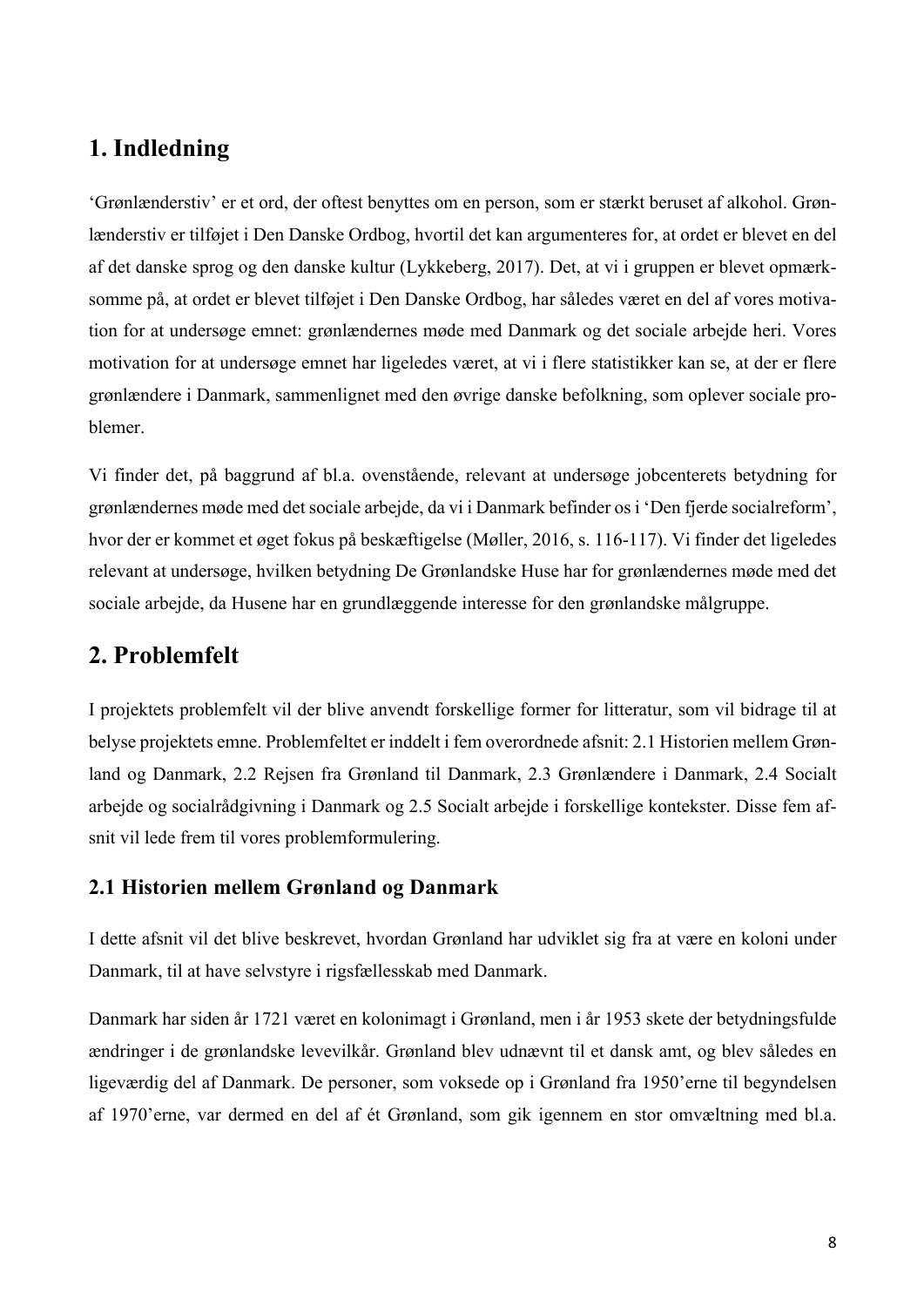# 1. Indledning

'Grønlænderstiv' er et ord, der oftest benyttes om en person, som er stærkt beruset af alkohol. Grønlænderstiv er tilføjet i Den Danske Ordbog, hvortil det kan argumenteres for, at ordet er blevet en del af det danske sprog og den danske kultur (Lykkeberg, 2017). Det, at vi i gruppen er blevet opmærksomme på, at ordet er blevet tilføjet i Den Danske Ordbog, har således været en del af vores motivation for at undersøge emnet: grønlændernes møde med Danmark og det sociale arbejde heri. Vores motivation for at undersøge emnet har ligeledes været, at vi i flere statistikker kan se, at der er flere grønlændere i Danmark, sammenlignet med den øvrige danske befolkning, som oplever sociale problemer.

Vi finder det, på baggrund af bl.a. ovenstående, relevant at undersøge jobcenterets betydning for grønlændernes møde med det sociale arbejde, da vi i Danmark befinder os i 'Den fjerde socialreform', hvor der er kommet et øget fokus på beskæftigelse (Møller, 2016, s. 116-117). Vi finder det ligeledes relevant at undersøge, hvilken betydning De Grønlandske Huse har for grønlændernes møde med det sociale arbejde, da Husene har en grundlæggende interesse for den grønlandske målgruppe.

# 2. Problemfelt

I projektets problemfelt vil der blive anvendt forskellige former for litteratur, som vil bidrage til at belyse projektets emne. Problemfeltet er inddelt i fem overordnede afsnit: 2.1 Historien mellem Grønland og Danmark, 2.2 Rejsen fra Grønland til Danmark, 2.3 Grønlændere i Danmark, 2.4 Socialt arbejde og socialrådgivning i Danmark og 2.5 Socialt arbejde i forskellige kontekster. Disse fem afsnit vil lede frem til vores problemformulering.

## 2.1 Historien mellem Grønland og Danmark

I dette afsnit vil det blive beskrevet, hvordan Grønland har udviklet sig fra at være en koloni under Danmark, til at have selvstyre i rigsfællesskab med Danmark.

Danmark har siden år 1721 været en kolonimagt i Grønland, men i år 1953 skete der betydningsfulde ændringer i de grønlandske levevilkår. Grønland blev udnævnt til et dansk amt, og blev således en ligeværdig del af Danmark. De personer, som voksede op i Grønland fra 1950'erne til begyndelsen af 1970'erne, var dermed en del af ét Grønland, som gik igennem en stor omvæltning med bl.a.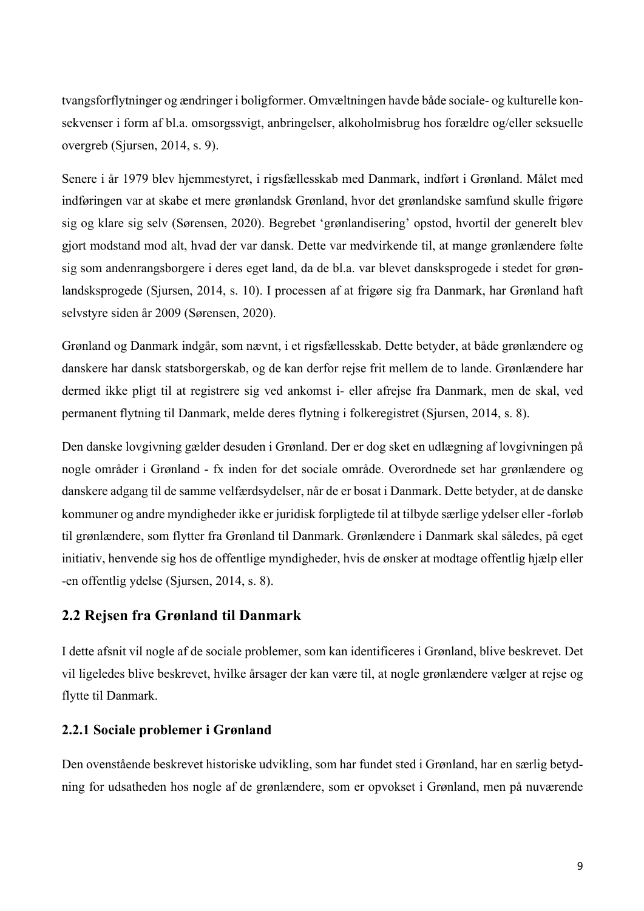tvangsforflytninger og ændringer i boligformer. Omvæltningen havde både sociale- og kulturelle konsekvenser i form af bl.a. omsorgssvigt, anbringelser, alkoholmisbrug hos forældre og/eller seksuelle overgreb (Sjursen, 2014, s. 9).

Senere i år 1979 blev hjemmestyret, i rigsfællesskab med Danmark, indført i Grønland. Målet med indføringen var at skabe et mere grønlandsk Grønland, hvor det grønlandske samfund skulle frigøre sig og klare sig selv (Sørensen, 2020). Begrebet 'grønlandisering' opstod, hvortil der generelt blev gjort modstand mod alt, hvad der var dansk. Dette var medvirkende til, at mange grønlændere følte sig som andenrangsborgere i deres eget land, da de bl.a. var blevet dansksprogede i stedet for grønlandsksprogede (Sjursen, 2014, s. 10). I processen af at frigøre sig fra Danmark, har Grønland haft selvstyre siden år 2009 (Sørensen, 2020).

Grønland og Danmark indgår, som nævnt, i et rigsfællesskab. Dette betyder, at både grønlændere og danskere har dansk statsborgerskab, og de kan derfor rejse frit mellem de to lande. Grønlændere har dermed ikke pligt til at registrere sig ved ankomst i- eller afrejse fra Danmark, men de skal, ved permanent flytning til Danmark, melde deres flytning i folkeregistret (Sjursen, 2014, s. 8).

Den danske lovgivning gælder desuden i Grønland. Der er dog sket en udlægning af lovgivningen på nogle områder i Grønland - fx inden for det sociale område. Overordnede set har grønlændere og danskere adgang til de samme velfærdsydelser, når de er bosat i Danmark. Dette betyder, at de danske kommuner og andre myndigheder ikke er juridisk forpligtede til at tilbyde særlige ydelser eller -forløb til grønlændere, som flytter fra Grønland til Danmark. Grønlændere i Danmark skal således, på eget initiativ, henvende sig hos de offentlige myndigheder, hvis de ønsker at modtage offentlig hjælp eller -en offentlig ydelse (Sjursen, 2014, s. 8).

## 2.2 Rejsen fra Grønland til Danmark

I dette afsnit vil nogle af de sociale problemer, som kan identificeres i Grønland, blive beskrevet. Det vil ligeledes blive beskrevet, hvilke årsager der kan være til, at nogle grønlændere vælger at rejse og flytte til Danmark.

### 2.2.1 Sociale problemer i Grønland

Den ovenstående beskrevet historiske udvikling, som har fundet sted i Grønland, har en særlig betydning for udsatheden hos nogle af de grønlændere, som er opvokset i Grønland, men på nuværende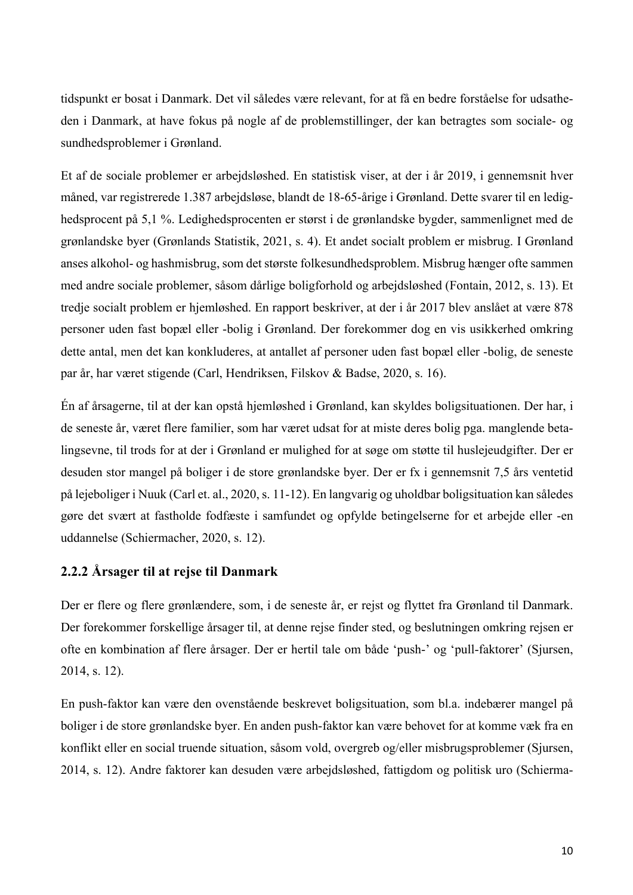tidspunkt er bosat i Danmark. Det vil således være relevant, for at få en bedre forståelse for udsatheden i Danmark, at have fokus på nogle af de problemstillinger, der kan betragtes som sociale- og sundhedsproblemer i Grønland.

Et af de sociale problemer er arbejdsløshed. En statistisk viser, at der i år 2019, i gennemsnit hver måned, var registrerede 1.387 arbejdsløse, blandt de 18-65-årige i Grønland. Dette svarer til en ledighedsprocent på 5,1 %. Ledighedsprocenten er størst i de grønlandske bygder, sammenlignet med de grønlandske byer (Grønlands Statistik, 2021, s. 4). Et andet socialt problem er misbrug. I Grønland anses alkohol- og hashmisbrug, som det største folkesundhedsproblem. Misbrug hænger ofte sammen med andre sociale problemer, såsom dårlige boligforhold og arbejdsløshed (Fontain, 2012, s. 13). Et tredje socialt problem er hjemløshed. En rapport beskriver, at der i år 2017 blev anslået at være 878 personer uden fast bopæl eller -bolig i Grønland. Der forekommer dog en vis usikkerhed omkring dette antal, men det kan konkluderes, at antallet af personer uden fast bopæl eller -bolig, de seneste par år, har været stigende (Carl, Hendriksen, Filskov & Badse, 2020, s. 16).

Én af årsagerne, til at der kan opstå hjemløshed i Grønland, kan skyldes boligsituationen. Der har, i de seneste år, været flere familier, som har været udsat for at miste deres bolig pga. manglende betalingsevne, til trods for at der i Grønland er mulighed for at søge om støtte til huslejeudgifter. Der er desuden stor mangel på boliger i de store grønlandske byer. Der er fx i gennemsnit 7,5 års ventetid på lejeboliger i Nuuk (Carl et. al., 2020, s. 11-12). En langvarig og uholdbar boligsituation kan således gøre det svært at fastholde fodfæste i samfundet og opfylde betingelserne for et arbejde eller -en uddannelse (Schiermacher, 2020, s. 12).

### 2.2.2 Årsager til at rejse til Danmark

Der er flere og flere grønlændere, som, i de seneste år, er rejst og flyttet fra Grønland til Danmark. Der forekommer forskellige årsager til, at denne rejse finder sted, og beslutningen omkring rejsen er ofte en kombination af flere årsager. Der er hertil tale om både 'push-' og 'pull-faktorer' (Sjursen, 2014, s. 12).

En push-faktor kan være den ovenstående beskrevet boligsituation, som bl.a. indebærer mangel på boliger i de store grønlandske byer. En anden push-faktor kan være behovet for at komme væk fra en konflikt eller en social truende situation, såsom vold, overgreb og/eller misbrugsproblemer (Sjursen, 2014, s. 12). Andre faktorer kan desuden være arbejdsløshed, fattigdom og politisk uro (Schierma-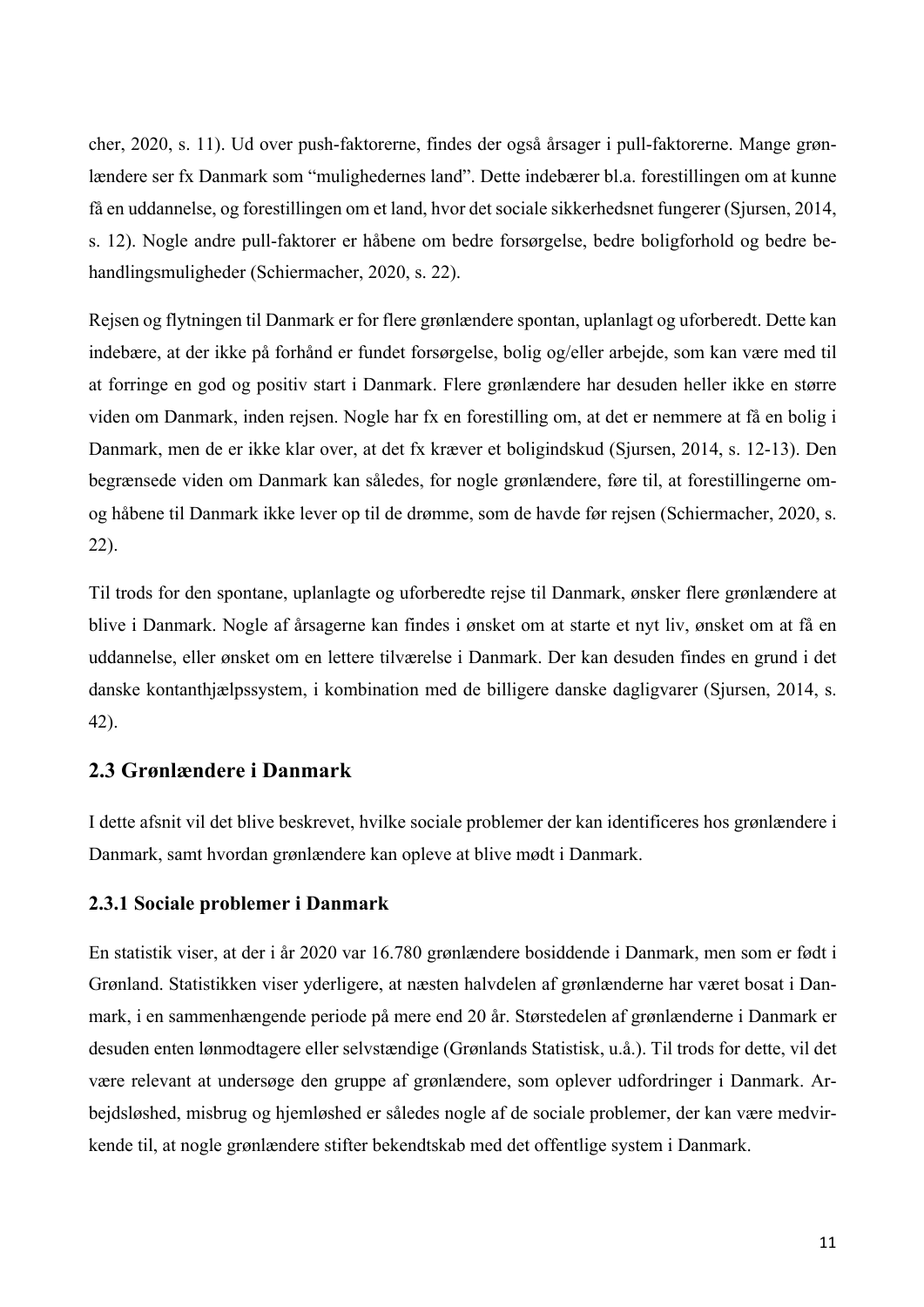cher, 2020, s. 11). Ud over push-faktorerne, findes der også årsager i pull-faktorerne. Mange grønlændere ser fx Danmark som "mulighedernes land". Dette indebærer bl.a. forestillingen om at kunne få en uddannelse, og forestillingen om et land, hvor det sociale sikkerhedsnet fungerer (Sjursen, 2014, s. 12). Nogle andre pull-faktorer er håbene om bedre forsørgelse, bedre boligforhold og bedre behandlingsmuligheder (Schiermacher, 2020, s. 22).

Rejsen og flytningen til Danmark er for flere grønlændere spontan, uplanlagt og uforberedt. Dette kan indebære, at der ikke på forhånd er fundet forsørgelse, bolig og/eller arbejde, som kan være med til at forringe en god og positiv start i Danmark. Flere grønlændere har desuden heller ikke en større viden om Danmark, inden rejsen. Nogle har fx en forestilling om, at det er nemmere at få en bolig i Danmark, men de er ikke klar over, at det fx kræver et boligindskud (Sjursen, 2014, s. 12-13). Den begrænsede viden om Danmark kan således, for nogle grønlændere, føre til, at forestillingerne om- og håbene til Danmark ikke lever op til de drømme, som de havde før rejsen (Schiermacher, 2020, s. 22).

Til trods for den spontane, uplanlagte og uforberedte rejse til Danmark, ønsker flere grønlændere at blive i Danmark. Nogle af årsagerne kan findes i ønsket om at starte et nyt liv, ønsket om at få en uddannelse, eller ønsket om en lettere tilværelse i Danmark. Der kan desuden findes en grund i det danske kontanthjælpssystem, i kombination med de billigere danske dagligvarer (Sjursen, 2014, s. 42).

## 2.3 Grønlændere i Danmark

I dette afsnit vil det blive beskrevet, hvilke sociale problemer der kan identificeres hos grønlændere i Danmark, samt hvordan grønlændere kan opleve at blive mødt i Danmark.

### 2.3.1 Sociale problemer i Danmark

En statistik viser, at der i år 2020 var 16.780 grønlændere bosiddende i Danmark, men som er født i Grønland. Statistikken viser yderligere, at næsten halvdelen af grønlænderne har været bosat i Danmark, i en sammenhængende periode på mere end 20 år. Størstedelen af grønlænderne i Danmark er desuden enten lønmodtagere eller selvstændige (Grønlands Statistisk, u.å.). Til trods for dette, vil det være relevant at undersøge den gruppe af grønlændere, som oplever udfordringer i Danmark. Arbejdsløshed, misbrug og hjemløshed er således nogle af de sociale problemer, der kan være medvirkende til, at nogle grønlændere stifter bekendtskab med det offentlige system i Danmark.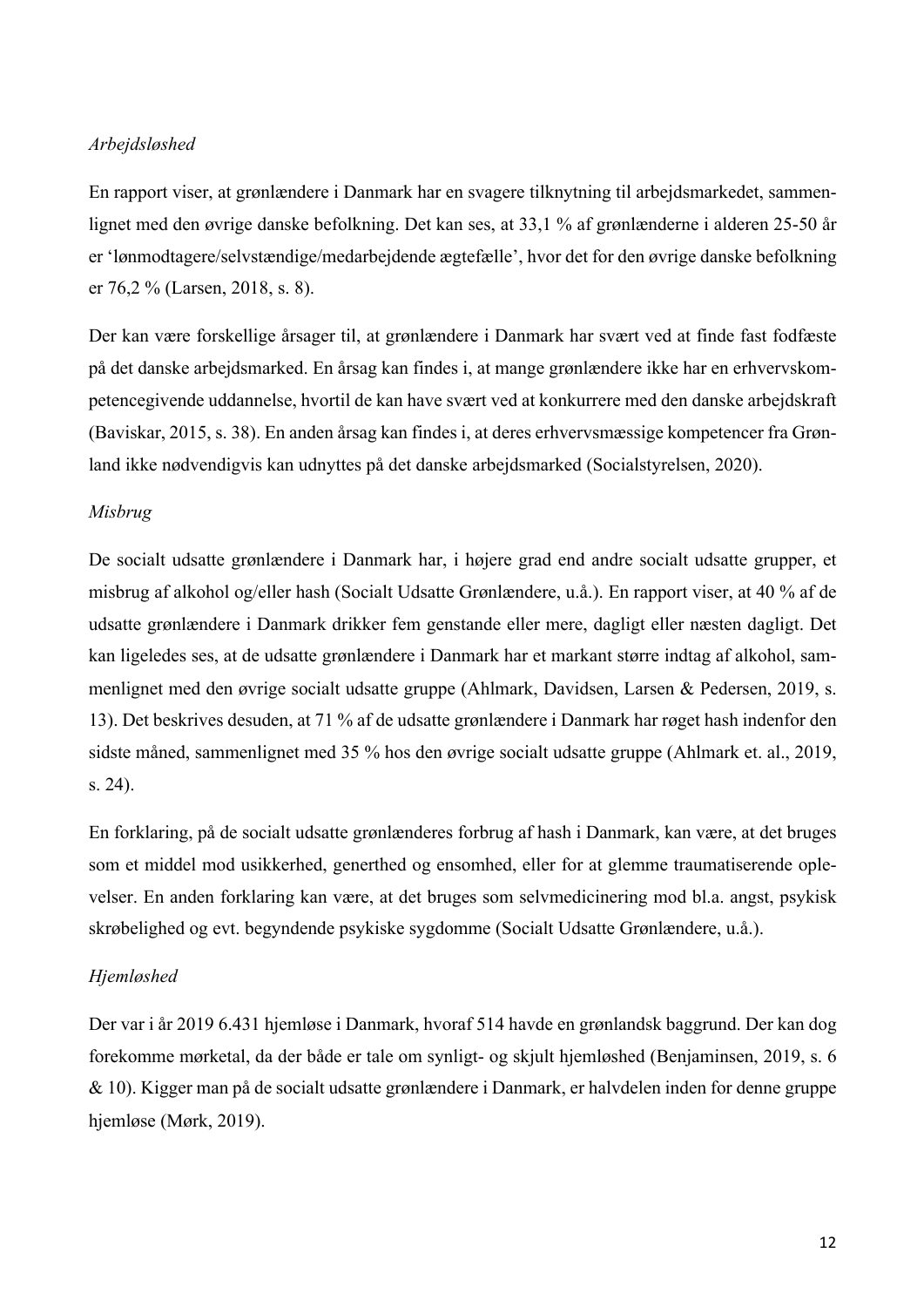*Arbejdsløshed*

En rapport viser, at grønlændere i Danmark har en svagere tilknytning til arbejdsmarkedet, sammenlignet med den øvrige danske befolkning. Det kan ses, at 33,1 % af grønlænderne i alderen 25-50 år er 'lønmodtagere/selvstændige/medarbejdende ægtefælle', hvor det for den øvrige danske befolkning er 76,2 % (Larsen, 2018, s. 8).

Der kan være forskellige årsager til, at grønlændere i Danmark har svært ved at finde fast fodfæste på det danske arbejdsmarked. En årsag kan findes i, at mange grønlændere ikke har en erhvervskompetencegivende uddannelse, hvortil de kan have svært ved at konkurrere med den danske arbejdskraft (Baviskar, 2015, s. 38). En anden årsag kan findes i, at deres erhvervsmæssige kompetencer fra Grønland ikke nødvendigvis kan udnyttes på det danske arbejdsmarked (Socialstyrelsen, 2020).

*Misbrug*

De socialt udsatte grønlændere i Danmark har, i højere grad end andre socialt udsatte grupper, et misbrug af alkohol og/eller hash (Socialt Udsatte Grønlændere, u.å.). En rapport viser, at 40 % af de udsatte grønlændere i Danmark drikker fem genstande eller mere, dagligt eller næsten dagligt. Det kan ligeledes ses, at de udsatte grønlændere i Danmark har et markant større indtag af alkohol, sammenlignet med den øvrige socialt udsatte gruppe (Ahlmark, Davidsen, Larsen & Pedersen, 2019, s. 13). Det beskrives desuden, at 71 % af de udsatte grønlændere i Danmark har røget hash indenfor den sidste måned, sammenlignet med 35 % hos den øvrige socialt udsatte gruppe (Ahlmark et. al., 2019, s. 24).

En forklaring, på de socialt udsatte grønlænderes forbrug af hash i Danmark, kan være, at det bruges som et middel mod usikkerhed, generthed og ensomhed, eller for at glemme traumatiserende oplevelser. En anden forklaring kan være, at det bruges som selvmedicinering mod bl.a. angst, psykisk skrøbelighed og evt. begyndende psykiske sygdomme (Socialt Udsatte Grønlændere, u.å.).

*Hjemløshed*

Der var i år 2019 6.431 hjemløse i Danmark, hvoraf 514 havde en grønlandsk baggrund. Der kan dog forekomme mørketal, da der både er tale om synligt- og skjult hjemløshed (Benjaminsen, 2019, s. 6 & 10). Kigger man på de socialt udsatte grønlændere i Danmark, er halvdelen inden for denne gruppe hjemløse (Mørk, 2019).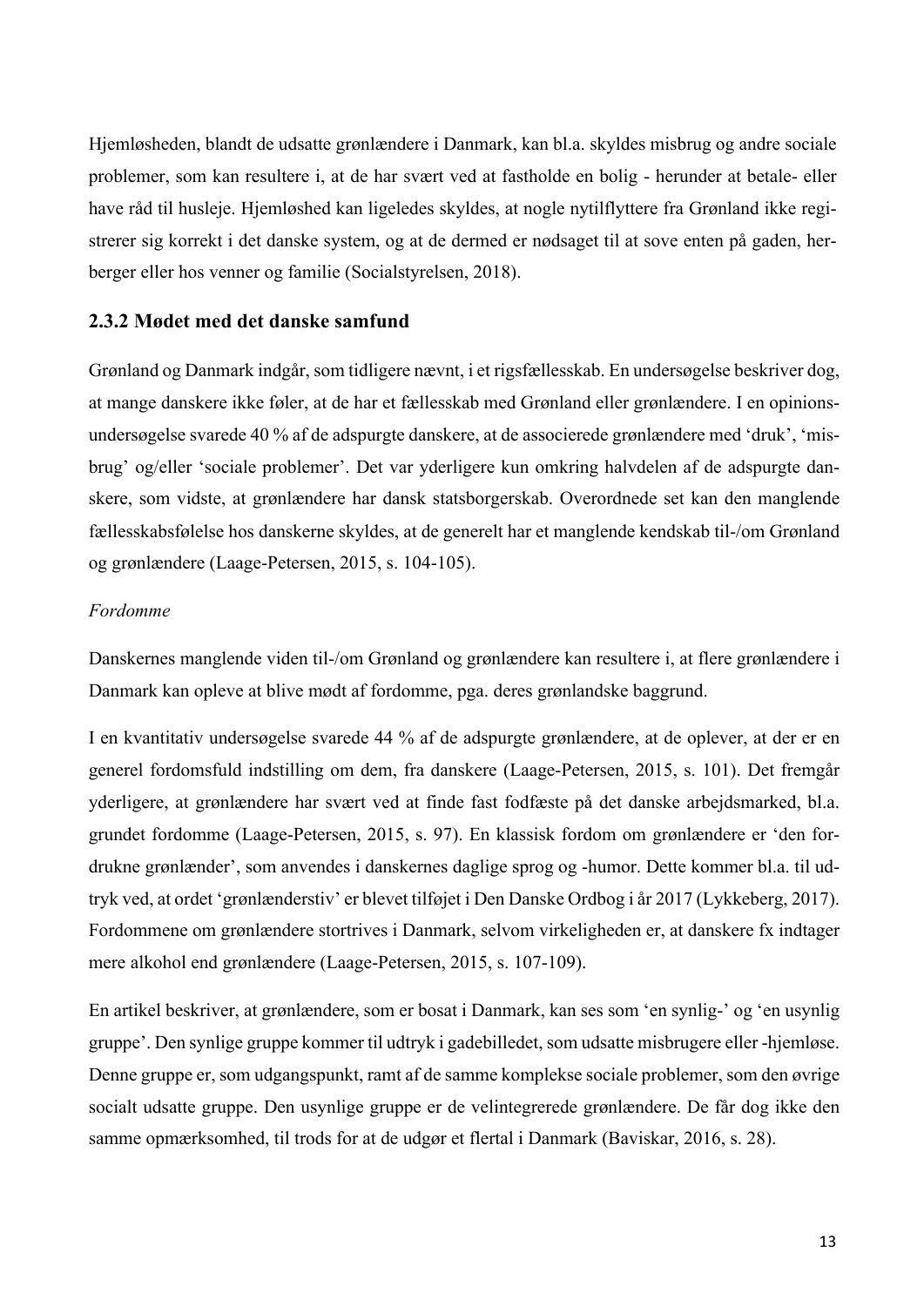Hjemløsheden, blandt de udsatte grønlændere i Danmark, kan bl.a. skyldes misbrug og andre sociale problemer, som kan resultere i, at de har svært ved at fastholde en bolig - herunder at betale- eller have råd til husleje. Hjemløshed kan ligeledes skyldes, at nogle nytilflyttere fra Grønland ikke registrerer sig korrekt i det danske system, og at de dermed er nødsaget til at sove enten på gaden, herberger eller hos venner og familie (Socialstyrelsen, 2018).

### 2.3.2 Mødet med det danske samfund

Grønland og Danmark indgår, som tidligere nævnt, i et rigsfællesskab. En undersøgelse beskriver dog, at mange danskere ikke føler, at de har et fællesskab med Grønland eller grønlændere. I en opinionsundersøgelse svarede 40 % af de adspurgte danskere, at de associerede grønlændere med 'druk', 'misbrug' og/eller 'sociale problemer'. Det var yderligere kun omkring halvdelen af de adspurgte danskere, som vidste, at grønlændere har dansk statsborgerskab. Overordnede set kan den manglende fællesskabsfølelse hos danskerne skyldes, at de generelt har et manglende kendskab til-/om Grønland og grønlændere (Laage-Petersen, 2015, s. 104-105).

*Fordomme*

Danskernes manglende viden til-/om Grønland og grønlændere kan resultere i, at flere grønlændere i Danmark kan opleve at blive mødt af fordomme, pga. deres grønlandske baggrund.

I en kvantitativ undersøgelse svarede 44 % af de adspurgte grønlændere, at de oplever, at der er en generel fordomsfuld indstilling om dem, fra danskere (Laage-Petersen, 2015, s. 101). Det fremgår yderligere, at grønlændere har svært ved at finde fast fodfæste på det danske arbejdsmarked, bl.a. grundet fordomme (Laage-Petersen, 2015, s. 97). En klassisk fordom om grønlændere er 'den fordrukne grønlænder', som anvendes i danskernes daglige sprog og -humor. Dette kommer bl.a. til udtryk ved, at ordet 'grønlænderstiv' er blevet tilføjet i Den Danske Ordbog i år 2017 (Lykkeberg, 2017). Fordommene om grønlændere stortrives i Danmark, selvom virkeligheden er, at danskere fx indtager mere alkohol end grønlændere (Laage-Petersen, 2015, s. 107-109).

En artikel beskriver, at grønlændere, som er bosat i Danmark, kan ses som 'en synlig-' og 'en usynlig gruppe'. Den synlige gruppe kommer til udtryk i gadebilledet, som udsatte misbrugere eller -hjemløse. Denne gruppe er, som udgangspunkt, ramt af de samme komplekse sociale problemer, som den øvrige socialt udsatte gruppe. Den usynlige gruppe er de velintegrerede grønlændere. De får dog ikke den samme opmærksomhed, til trods for at de udgør et flertal i Danmark (Baviskar, 2016, s. 28).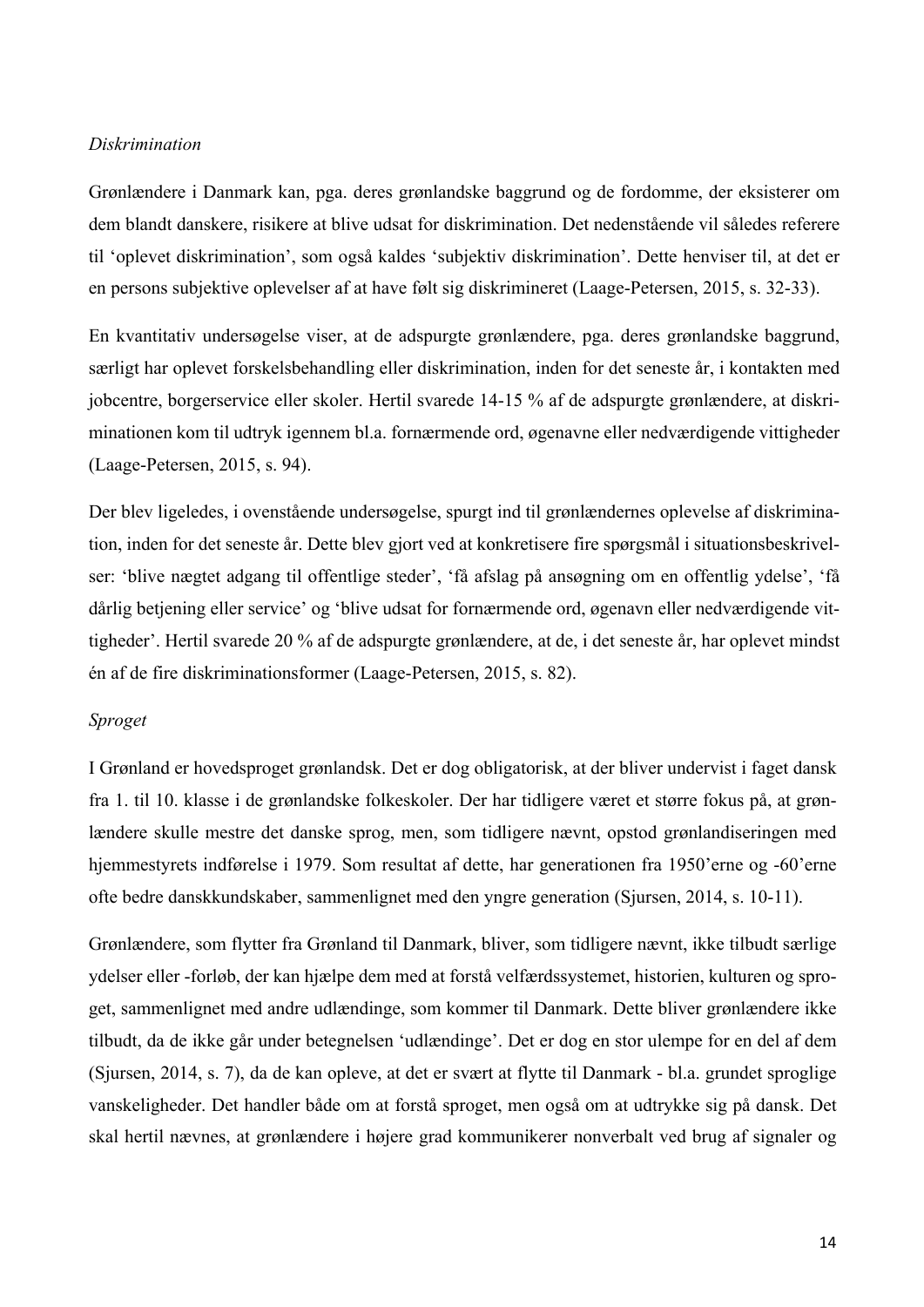*Diskrimination*

Grønlændere i Danmark kan, pga. deres grønlandske baggrund og de fordomme, der eksisterer om dem blandt danskere, risikere at blive udsat for diskrimination. Det nedenstående vil således referere til 'oplevet diskrimination', som også kaldes 'subjektiv diskrimination'. Dette henviser til, at det er en persons subjektive oplevelser af at have følt sig diskrimineret (Laage-Petersen, 2015, s. 32-33).

En kvantitativ undersøgelse viser, at de adspurgte grønlændere, pga. deres grønlandske baggrund, særligt har oplevet forskelsbehandling eller diskrimination, inden for det seneste år, i kontakten med jobcentre, borgerservice eller skoler. Hertil svarede 14-15 % af de adspurgte grønlændere, at diskriminationen kom til udtryk igennem bl.a. fornærmende ord, øgenavne eller nedværdigende vittigheder (Laage-Petersen, 2015, s. 94).

Der blev ligeledes, i ovenstående undersøgelse, spurgt ind til grønlændernes oplevelse af diskrimination, inden for det seneste år. Dette blev gjort ved at konkretisere fire spørgsmål i situationsbeskrivelser: 'blive nægtet adgang til offentlige steder', 'få afslag på ansøgning om en offentlig ydelse', 'få dårlig betjening eller service' og 'blive udsat for fornærmende ord, øgenavn eller nedværdigende vittigheder'. Hertil svarede 20 % af de adspurgte grønlændere, at de, i det seneste år, har oplevet mindst én af de fire diskriminationsformer (Laage-Petersen, 2015, s. 82).

*Sproget*

I Grønland er hovedsproget grønlandsk. Det er dog obligatorisk, at der bliver undervist i faget dansk fra 1. til 10. klasse i de grønlandske folkeskoler. Der har tidligere været et større fokus på, at grønlændere skulle mestre det danske sprog, men, som tidligere nævnt, opstod grønlandiseringen med hjemmestyrets indførelse i 1979. Som resultat af dette, har generationen fra 1950'erne og -60'erne ofte bedre danskkundskaber, sammenlignet med den yngre generation (Sjursen, 2014, s. 10-11).

Grønlændere, som flytter fra Grønland til Danmark, bliver, som tidligere nævnt, ikke tilbudt særlige ydelser eller -forløb, der kan hjælpe dem med at forstå velfærdssystemet, historien, kulturen og sproget, sammenlignet med andre udlændinge, som kommer til Danmark. Dette bliver grønlændere ikke tilbudt, da de ikke går under betegnelsen 'udlændinge'. Det er dog en stor ulempe for en del af dem (Sjursen, 2014, s. 7), da de kan opleve, at det er svært at flytte til Danmark - bl.a. grundet sproglige vanskeligheder. Det handler både om at forstå sproget, men også om at udtrykke sig på dansk. Det skal hertil nævnes, at grønlændere i højere grad kommunikerer nonverbalt ved brug af signaler og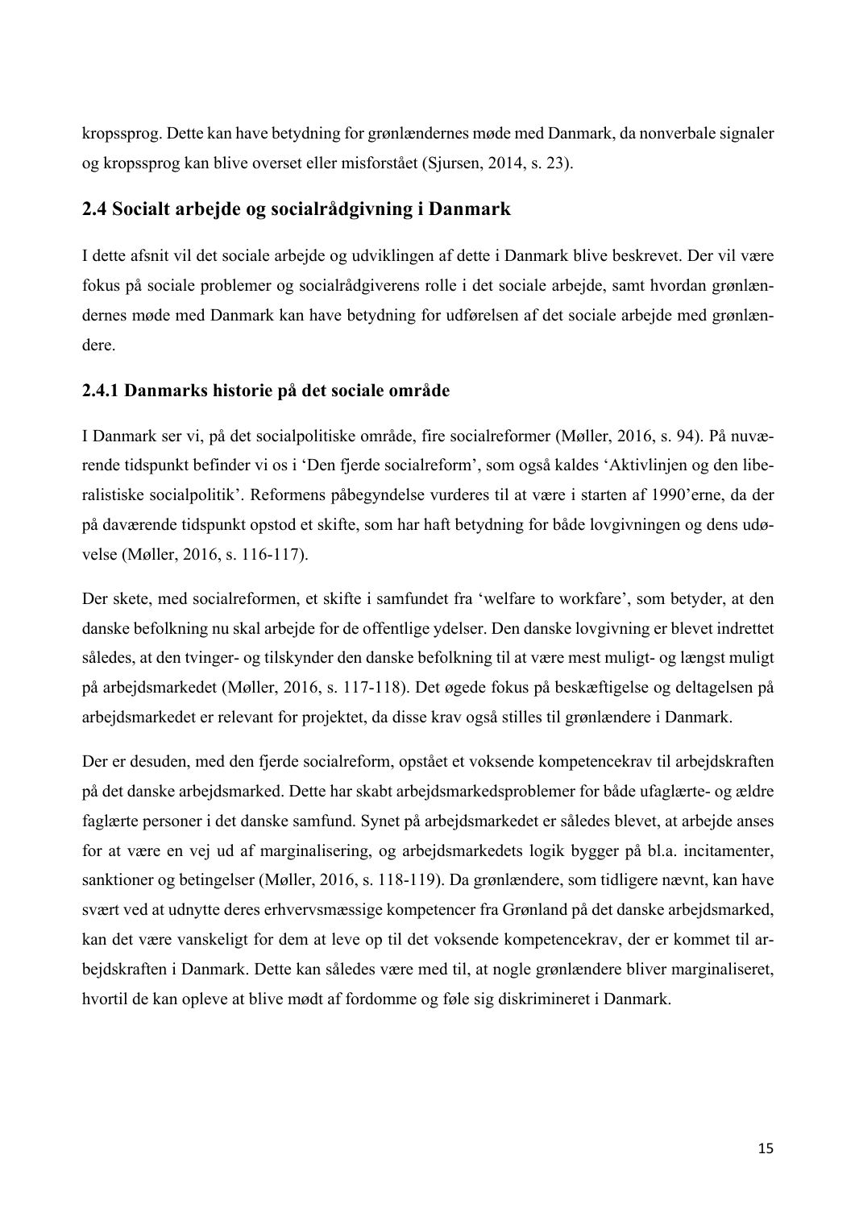kropssprog. Dette kan have betydning for grønlændernes møde med Danmark, da nonverbale signaler og kropssprog kan blive overset eller misforstået (Sjursen, 2014, s. 23).

## 2.4 Socialt arbejde og socialrådgivning i Danmark

I dette afsnit vil det sociale arbejde og udviklingen af dette i Danmark blive beskrevet. Der vil være fokus på sociale problemer og socialrådgiverens rolle i det sociale arbejde, samt hvordan grønlændernes møde med Danmark kan have betydning for udførelsen af det sociale arbejde med grønlændere.

### 2.4.1 Danmarks historie på det sociale område

I Danmark ser vi, på det socialpolitiske område, fire socialreformer (Møller, 2016, s. 94). På nuværende tidspunkt befinder vi os i 'Den fjerde socialreform', som også kaldes 'Aktivlinjen og den liberalistiske socialpolitik'. Reformens påbegyndelse vurderes til at være i starten af 1990'erne, da der på daværende tidspunkt opstod et skifte, som har haft betydning for både lovgivningen og dens udøvelse (Møller, 2016, s. 116-117).

Der skete, med socialreformen, et skifte i samfundet fra 'welfare to workfare', som betyder, at den danske befolkning nu skal arbejde for de offentlige ydelser. Den danske lovgivning er blevet indrettet således, at den tvinger- og tilskynder den danske befolkning til at være mest muligt- og længst muligt på arbejdsmarkedet (Møller, 2016, s. 117-118). Det øgede fokus på beskæftigelse og deltagelsen på arbejdsmarkedet er relevant for projektet, da disse krav også stilles til grønlændere i Danmark.

Der er desuden, med den fjerde socialreform, opstået et voksende kompetencekrav til arbejdskraften på det danske arbejdsmarked. Dette har skabt arbejdsmarkedsproblemer for både ufaglærte- og ældre faglærte personer i det danske samfund. Synet på arbejdsmarkedet er således blevet, at arbejde anses for at være en vej ud af marginalisering, og arbejdsmarkedets logik bygger på bl.a. incitamenter, sanktioner og betingelser (Møller, 2016, s. 118-119). Da grønlændere, som tidligere nævnt, kan have svært ved at udnytte deres erhvervsmæssige kompetencer fra Grønland på det danske arbejdsmarked, kan det være vanskeligt for dem at leve op til det voksende kompetencekrav, der er kommet til arbejdskraften i Danmark. Dette kan således være med til, at nogle grønlændere bliver marginaliseret, hvortil de kan opleve at blive mødt af fordomme og føle sig diskrimineret i Danmark.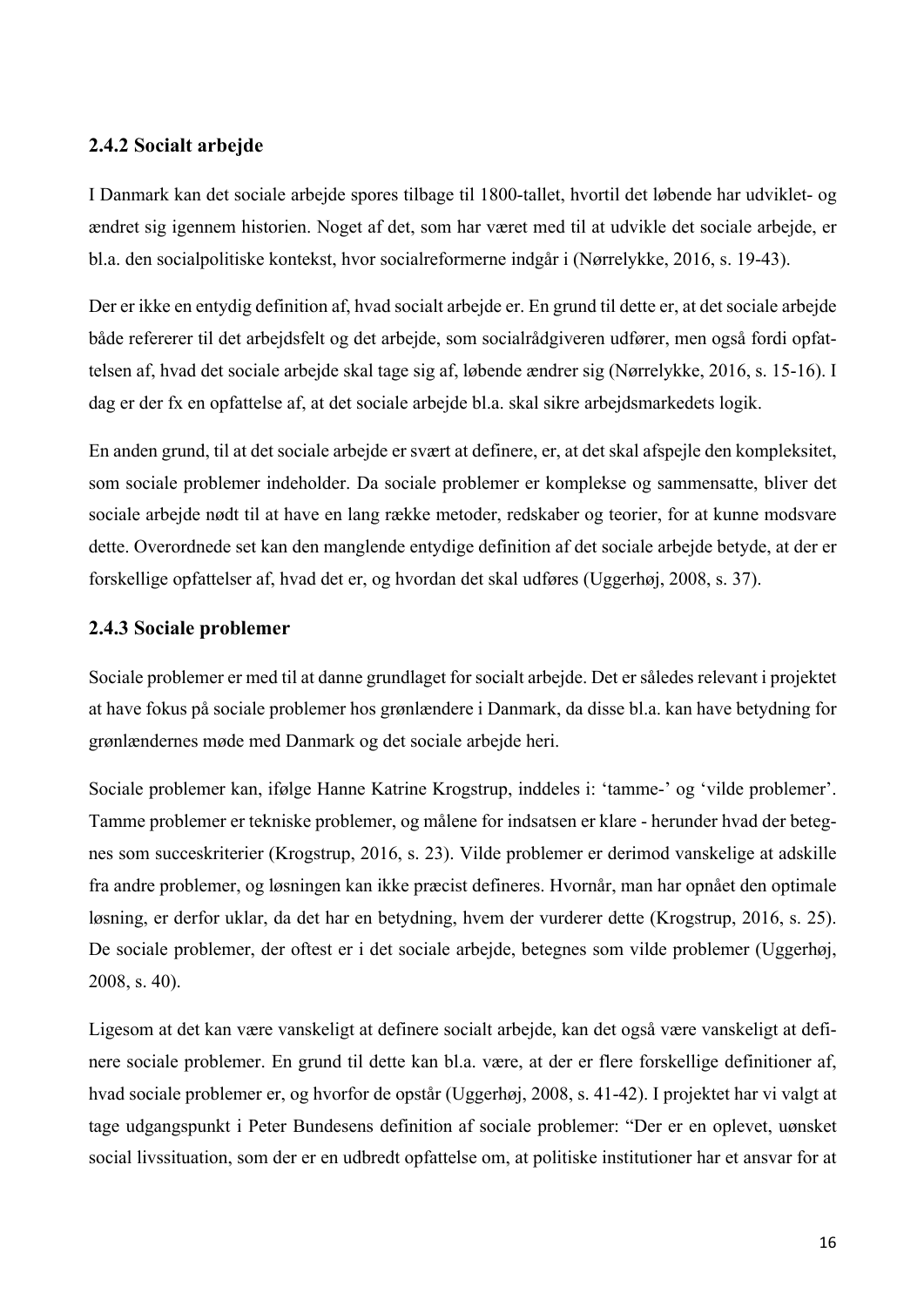### 2.4.2 Socialt arbejde

I Danmark kan det sociale arbejde spores tilbage til 1800-tallet, hvortil det løbende har udviklet- og ændret sig igennem historien. Noget af det, som har været med til at udvikle det sociale arbejde, er bl.a. den socialpolitiske kontekst, hvor socialreformerne indgår i (Nørrelykke, 2016, s. 19-43).

Der er ikke en entydig definition af, hvad socialt arbejde er. En grund til dette er, at det sociale arbejde både refererer til det arbejdsfelt og det arbejde, som socialrådgiveren udfører, men også fordi opfattelsen af, hvad det sociale arbejde skal tage sig af, løbende ændrer sig (Nørrelykke, 2016, s. 15-16). I dag er der fx en opfattelse af, at det sociale arbejde bl.a. skal sikre arbejdsmarkedets logik.

En anden grund, til at det sociale arbejde er svært at definere, er, at det skal afspejle den kompleksitet, som sociale problemer indeholder. Da sociale problemer er komplekse og sammensatte, bliver det sociale arbejde nødt til at have en lang række metoder, redskaber og teorier, for at kunne modsvare dette. Overordnede set kan den manglende entydige definition af det sociale arbejde betyde, at der er forskellige opfattelser af, hvad det er, og hvordan det skal udføres (Uggerhøj, 2008, s. 37).

### 2.4.3 Sociale problemer

Sociale problemer er med til at danne grundlaget for socialt arbejde. Det er således relevant i projektet at have fokus på sociale problemer hos grønlændere i Danmark, da disse bl.a. kan have betydning for grønlændernes møde med Danmark og det sociale arbejde heri.

Sociale problemer kan, ifølge Hanne Katrine Krogstrup, inddeles i: 'tamme-' og 'vilde problemer'. Tamme problemer er tekniske problemer, og målene for indsatsen er klare - herunder hvad der betegnes som succeskriterier (Krogstrup, 2016, s. 23). Vilde problemer er derimod vanskelige at adskille fra andre problemer, og løsningen kan ikke præcist defineres. Hvornår, man har opnået den optimale løsning, er derfor uklar, da det har en betydning, hvem der vurderer dette (Krogstrup, 2016, s. 25). De sociale problemer, der oftest er i det sociale arbejde, betegnes som vilde problemer (Uggerhøj, 2008, s. 40).

Ligesom at det kan være vanskeligt at definere socialt arbejde, kan det også være vanskeligt at definere sociale problemer. En grund til dette kan bl.a. være, at der er flere forskellige definitioner af, hvad sociale problemer er, og hvorfor de opstår (Uggerhøj, 2008, s. 41-42). I projektet har vi valgt at tage udgangspunkt i Peter Bundesens definition af sociale problemer: "Der er en oplevet, uønsket social livssituation, som der er en udbredt opfattelse om, at politiske institutioner har et ansvar for at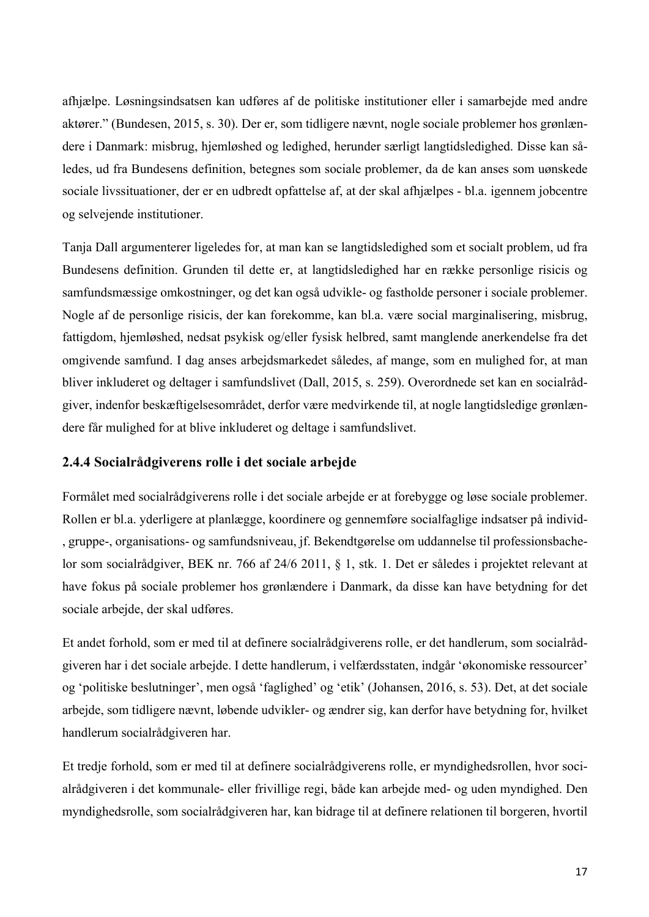afhjælpe. Løsningsindsatsen kan udføres af de politiske institutioner eller i samarbejde med andre aktører." (Bundesen, 2015, s. 30). Der er, som tidligere nævnt, nogle sociale problemer hos grønlændere i Danmark: misbrug, hjemløshed og ledighed, herunder særligt langtidsledighed. Disse kan således, ud fra Bundesens definition, betegnes som sociale problemer, da de kan anses som uønskede sociale livssituationer, der er en udbredt opfattelse af, at der skal afhjælpes - bl.a. igennem jobcentre og selvejende institutioner.

Tanja Dall argumenterer ligeledes for, at man kan se langtidsledighed som et socialt problem, ud fra Bundesens definition. Grunden til dette er, at langtidsledighed har en række personlige risicis og samfundsmæssige omkostninger, og det kan også udvikle- og fastholde personer i sociale problemer. Nogle af de personlige risicis, der kan forekomme, kan bl.a. være social marginalisering, misbrug, fattigdom, hjemløshed, nedsat psykisk og/eller fysisk helbred, samt manglende anerkendelse fra det omgivende samfund. I dag anses arbejdsmarkedet således, af mange, som en mulighed for, at man bliver inkluderet og deltager i samfundslivet (Dall, 2015, s. 259). Overordnede set kan en socialrådgiver, indenfor beskæftigelsesområdet, derfor være medvirkende til, at nogle langtidsledige grønlændere får mulighed for at blive inkluderet og deltage i samfundslivet.

### 2.4.4 Socialrådgiverens rolle i det sociale arbejde

Formålet med socialrådgiverens rolle i det sociale arbejde er at forebygge og løse sociale problemer. Rollen er bl.a. yderligere at planlægge, koordinere og gennemføre socialfaglige indsatser på individ-, gruppe-, organisations- og samfundsniveau, jf. Bekendtgørelse om uddannelse til professionsbachelor som socialrådgiver, BEK nr. 766 af 24/6 2011, § 1, stk. 1. Det er således i projektet relevant at have fokus på sociale problemer hos grønlændere i Danmark, da disse kan have betydning for det sociale arbejde, der skal udføres.

Et andet forhold, som er med til at definere socialrådgiverens rolle, er det handlerum, som socialrådgiveren har i det sociale arbejde. I dette handlerum, i velfærdsstaten, indgår 'økonomiske ressourcer' og 'politiske beslutninger', men også 'faglighed' og 'etik' (Johansen, 2016, s. 53). Det, at det sociale arbejde, som tidligere nævnt, løbende udvikler- og ændrer sig, kan derfor have betydning for, hvilket handlerum socialrådgiveren har.

Et tredje forhold, som er med til at definere socialrådgiverens rolle, er myndighedsrollen, hvor socialrådgiveren i det kommunale- eller frivillige regi, både kan arbejde med- og uden myndighed. Den myndighedsrolle, som socialrådgiveren har, kan bidrage til at definere relationen til borgeren, hvortil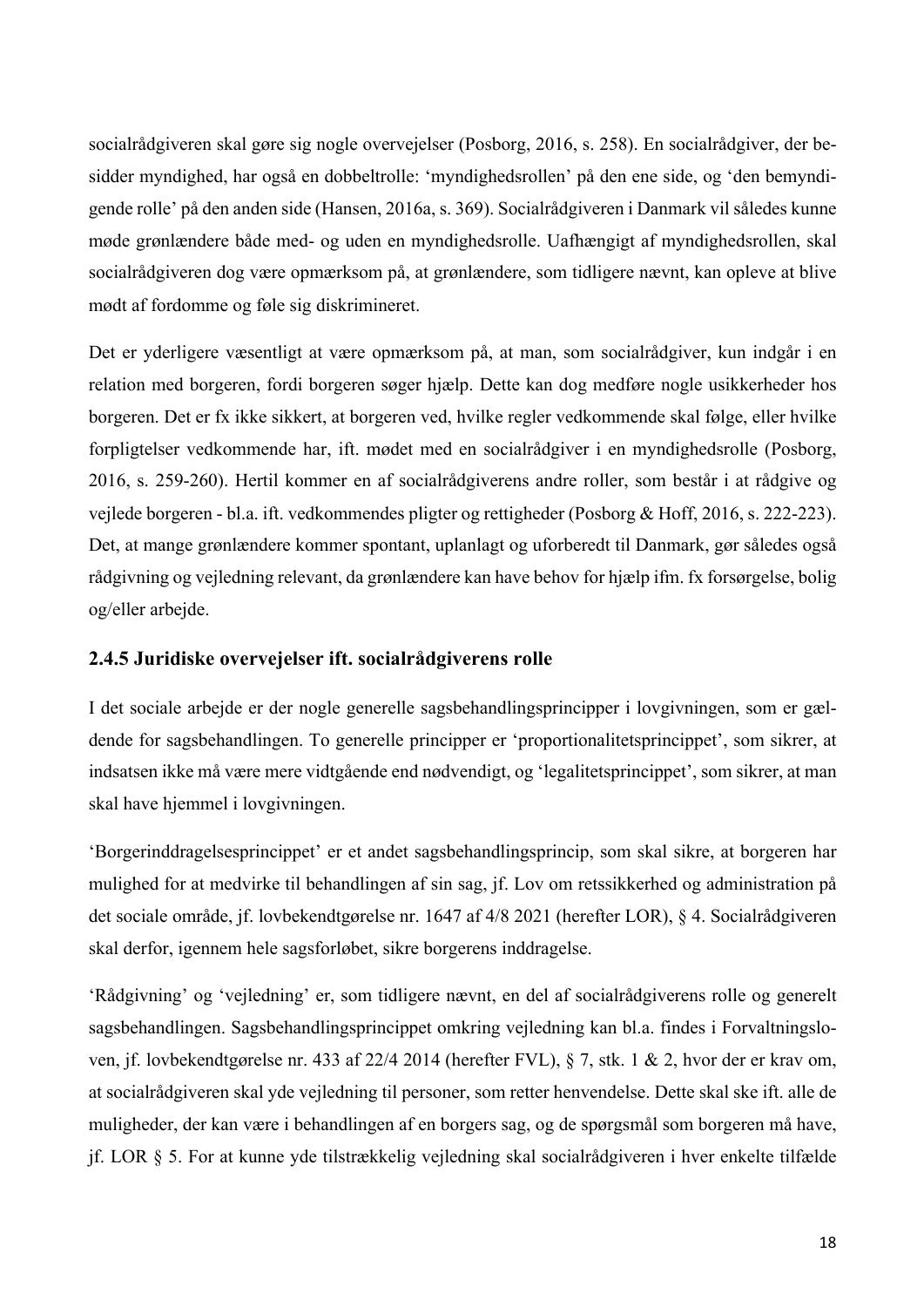socialrådgiveren skal gøre sig nogle overvejelser (Posborg, 2016, s. 258). En socialrådgiver, der besidder myndighed, har også en dobbeltrolle: 'myndighedsrollen' på den ene side, og 'den bemyndigende rolle' på den anden side (Hansen, 2016a, s. 369). Socialrådgiveren i Danmark vil således kunne møde grønlændere både med- og uden en myndighedsrolle. Uafhængigt af myndighedsrollen, skal socialrådgiveren dog være opmærksom på, at grønlændere, som tidligere nævnt, kan opleve at blive mødt af fordomme og føle sig diskrimineret.

Det er yderligere væsentligt at være opmærksom på, at man, som socialrådgiver, kun indgår i en relation med borgeren, fordi borgeren søger hjælp. Dette kan dog medføre nogle usikkerheder hos borgeren. Det er fx ikke sikkert, at borgeren ved, hvilke regler vedkommende skal følge, eller hvilke forpligtelser vedkommende har, ift. mødet med en socialrådgiver i en myndighedsrolle (Posborg, 2016, s. 259-260). Hertil kommer en af socialrådgiverens andre roller, som består i at rådgive og vejlede borgeren - bl.a. ift. vedkommendes pligter og rettigheder (Posborg & Hoff, 2016, s. 222-223). Det, at mange grønlændere kommer spontant, uplanlagt og uforberedt til Danmark, gør således også rådgivning og vejledning relevant, da grønlændere kan have behov for hjælp ifm. fx forsørgelse, bolig og/eller arbejde.

### 2.4.5 Juridiske overvejelser ift. socialrådgiverens rolle

I det sociale arbejde er der nogle generelle sagsbehandlingsprincipper i lovgivningen, som er gældende for sagsbehandlingen. To generelle principper er 'proportionalitetsprincippet', som sikrer, at indsatsen ikke må være mere vidtgående end nødvendigt, og 'legalitetsprincippet', som sikrer, at man skal have hjemmel i lovgivningen.

'Borgerinddragelsesprincippet' er et andet sagsbehandlingsprincip, som skal sikre, at borgeren har mulighed for at medvirke til behandlingen af sin sag, jf. Lov om retssikkerhed og administration på det sociale område, jf. lovbekendtgørelse nr. 1647 af 4/8 2021 (herefter LOR), § 4. Socialrådgiveren skal derfor, igennem hele sagsforløbet, sikre borgerens inddragelse.

'Rådgivning' og 'vejledning' er, som tidligere nævnt, en del af socialrådgiverens rolle og generelt sagsbehandlingen. Sagsbehandlingsprincippet omkring vejledning kan bl.a. findes i Forvaltningsloven, jf. lovbekendtgørelse nr. 433 af 22/4 2014 (herefter FVL), § 7, stk. 1 & 2, hvor der er krav om, at socialrådgiveren skal yde vejledning til personer, som retter henvendelse. Dette skal ske ift. alle de muligheder, der kan være i behandlingen af en borgers sag, og de spørgsmål som borgeren må have, jf. LOR § 5. For at kunne yde tilstrækkelig vejledning skal socialrådgiveren i hver enkelte tilfælde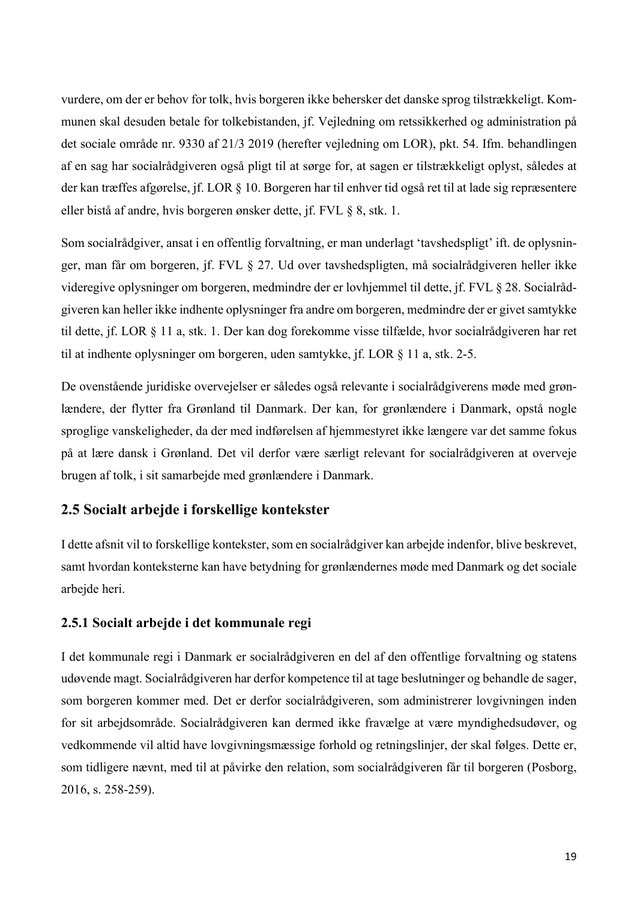vurdere, om der er behov for tolk, hvis borgeren ikke behersker det danske sprog tilstrækkeligt. Kommunen skal desuden betale for tolkebistanden, jf. Vejledning om retssikkerhed og administration på det sociale område nr. 9330 af 21/3 2019 (herefter vejledning om LOR), pkt. 54. Ifm. behandlingen af en sag har socialrådgiveren også pligt til at sørge for, at sagen er tilstrækkeligt oplyst, således at der kan træffes afgørelse, jf. LOR § 10. Borgeren har til enhver tid også ret til at lade sig repræsentere eller bistå af andre, hvis borgeren ønsker dette, jf. FVL § 8, stk. 1.

Som socialrådgiver, ansat i en offentlig forvaltning, er man underlagt 'tavshedspligt' ift. de oplysninger, man får om borgeren, jf. FVL § 27. Ud over tavshedspligten, må socialrådgiveren heller ikke videregive oplysninger om borgeren, medmindre der er lovhjemmel til dette, jf. FVL § 28. Socialrådgiveren kan heller ikke indhente oplysninger fra andre om borgeren, medmindre der er givet samtykke til dette, jf. LOR § 11 a, stk. 1. Der kan dog forekomme visse tilfælde, hvor socialrådgiveren har ret til at indhente oplysninger om borgeren, uden samtykke, jf. LOR § 11 a, stk. 2-5.

De ovenstående juridiske overvejelser er således også relevante i socialrådgiverens møde med grønlændere, der flytter fra Grønland til Danmark. Der kan, for grønlændere i Danmark, opstå nogle sproglige vanskeligheder, da der med indførelsen af hjemmestyret ikke længere var det samme fokus på at lære dansk i Grønland. Det vil derfor være særligt relevant for socialrådgiveren at overveje brugen af tolk, i sit samarbejde med grønlændere i Danmark.

## 2.5 Socialt arbejde i forskellige kontekster

I dette afsnit vil to forskellige kontekster, som en socialrådgiver kan arbejde indenfor, blive beskrevet, samt hvordan konteksterne kan have betydning for grønlændernes møde med Danmark og det sociale arbejde heri.

### 2.5.1 Socialt arbejde i det kommunale regi

I det kommunale regi i Danmark er socialrådgiveren en del af den offentlige forvaltning og statens udøvende magt. Socialrådgiveren har derfor kompetence til at tage beslutninger og behandle de sager, som borgeren kommer med. Det er derfor socialrådgiveren, som administrerer lovgivningen inden for sit arbejdsområde. Socialrådgiveren kan dermed ikke fravælge at være myndighedsudøver, og vedkommende vil altid have lovgivningsmæssige forhold og retningslinjer, der skal følges. Dette er, som tidligere nævnt, med til at påvirke den relation, som socialrådgiveren får til borgeren (Posborg, 2016, s. 258-259).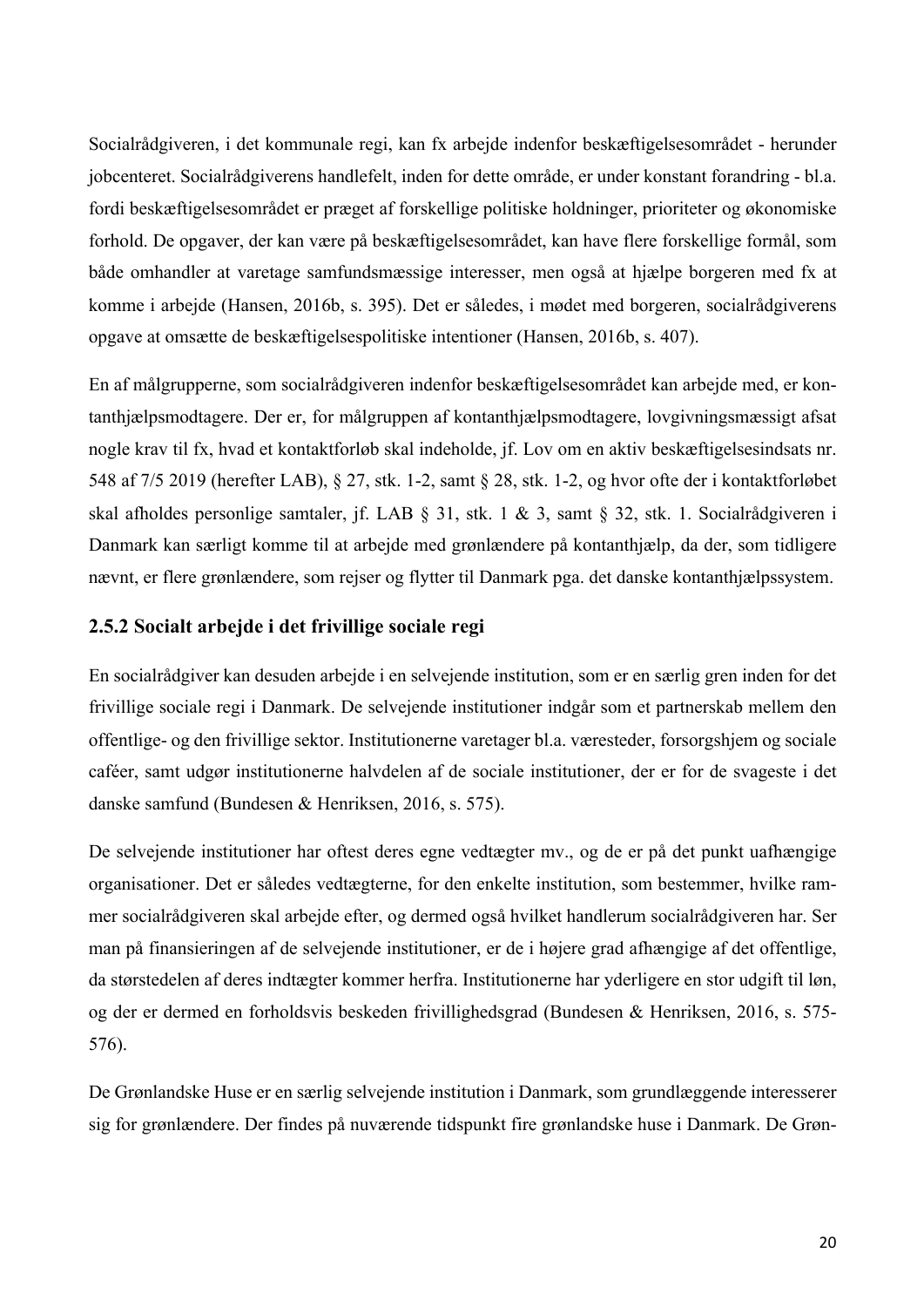Socialrådgiveren, i det kommunale regi, kan fx arbejde indenfor beskæftigelsesområdet - herunder jobcenteret. Socialrådgiverens handlefelt, inden for dette område, er under konstant forandring - bl.a. fordi beskæftigelsesområdet er præget af forskellige politiske holdninger, prioriteter og økonomiske forhold. De opgaver, der kan være på beskæftigelsesområdet, kan have flere forskellige formål, som både omhandler at varetage samfundsmæssige interesser, men også at hjælpe borgeren med fx at komme i arbejde (Hansen, 2016b, s. 395). Det er således, i mødet med borgeren, socialrådgiverens opgave at omsætte de beskæftigelsespolitiske intentioner (Hansen, 2016b, s. 407).

En af målgrupperne, som socialrådgiveren indenfor beskæftigelsesområdet kan arbejde med, er kontanthjælpsmodtagere. Der er, for målgruppen af kontanthjælpsmodtagere, lovgivningsmæssigt afsat nogle krav til fx, hvad et kontaktforløb skal indeholde, jf. Lov om en aktiv beskæftigelsesindsats nr. 548 af 7/5 2019 (herefter LAB), § 27, stk. 1-2, samt § 28, stk. 1-2, og hvor ofte der i kontaktforløbet skal afholdes personlige samtaler, jf. LAB § 31, stk. 1 & 3, samt § 32, stk. 1. Socialrådgiveren i Danmark kan særligt komme til at arbejde med grønlændere på kontanthjælp, da der, som tidligere nævnt, er flere grønlændere, som rejser og flytter til Danmark pga. det danske kontanthjælpssystem.

### 2.5.2 Socialt arbejde i det frivillige sociale regi

En socialrådgiver kan desuden arbejde i en selvejende institution, som er en særlig gren inden for det frivillige sociale regi i Danmark. De selvejende institutioner indgår som et partnerskab mellem den offentlige- og den frivillige sektor. Institutionerne varetager bl.a. væresteder, forsorgshjem og sociale caféer, samt udgør institutionerne halvdelen af de sociale institutioner, der er for de svageste i det danske samfund (Bundesen & Henriksen, 2016, s. 575).

De selvejende institutioner har oftest deres egne vedtægter mv., og de er på det punkt uafhængige organisationer. Det er således vedtægterne, for den enkelte institution, som bestemmer, hvilke rammer socialrådgiveren skal arbejde efter, og dermed også hvilket handlerum socialrådgiveren har. Ser man på finansieringen af de selvejende institutioner, er de i højere grad afhængige af det offentlige, da størstedelen af deres indtægter kommer herfra. Institutionerne har yderligere en stor udgift til løn, og der er dermed en forholdsvis beskeden frivillighedsgrad (Bundesen & Henriksen, 2016, s. 575-576).

De Grønlandske Huse er en særlig selvejende institution i Danmark, som grundlæggende interesserer sig for grønlændere. Der findes på nuværende tidspunkt fire grønlandske huse i Danmark. De Grøn-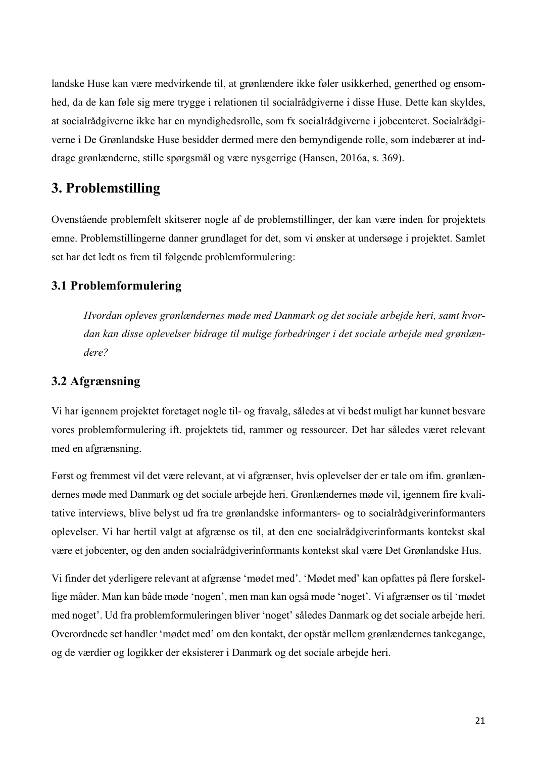landske Huse kan være medvirkende til, at grønlændere ikke føler usikkerhed, generthed og ensomhed, da de kan føle sig mere trygge i relationen til socialrådgiverne i disse Huse. Dette kan skyldes, at socialrådgiverne ikke har en myndighedsrolle, som fx socialrådgiverne i jobcenteret. Socialrådgiverne i De Grønlandske Huse besidder dermed mere den bemyndigende rolle, som indebærer at inddrage grønlænderne, stille spørgsmål og være nysgerrige (Hansen, 2016a, s. 369).

# 3. Problemstilling

Ovenstående problemfelt skitserer nogle af de problemstillinger, der kan være inden for projektets emne. Problemstillingerne danner grundlaget for det, som vi ønsker at undersøge i projektet. Samlet set har det ledt os frem til følgende problemformulering:

## 3.1 Problemformulering

> *Hvordan opleves grønlændernes møde med Danmark og det sociale arbejde heri, samt hvordan kan disse oplevelser bidrage til mulige forbedringer i det sociale arbejde med grønlændere?*

## 3.2 Afgrænsning

Vi har igennem projektet foretaget nogle til- og fravalg, således at vi bedst muligt har kunnet besvare vores problemformulering ift. projektets tid, rammer og ressourcer. Det har således været relevant med en afgrænsning.

Først og fremmest vil det være relevant, at vi afgrænser, hvis oplevelser der er tale om ifm. grønlændernes møde med Danmark og det sociale arbejde heri. Grønlændernes møde vil, igennem fire kvalitative interviews, blive belyst ud fra tre grønlandske informanters- og to socialrådgiverinformanters oplevelser. Vi har hertil valgt at afgrænse os til, at den ene socialrådgiverinformants kontekst skal være et jobcenter, og den anden socialrådgiverinformants kontekst skal være Det Grønlandske Hus.

Vi finder det yderligere relevant at afgrænse 'mødet med'. 'Mødet med' kan opfattes på flere forskellige måder. Man kan både møde 'nogen', men man kan også møde 'noget'. Vi afgrænser os til 'mødet med noget'. Ud fra problemformuleringen bliver 'noget' således Danmark og det sociale arbejde heri. Overordnede set handler 'mødet med' om den kontakt, der opstår mellem grønlændernes tankegange, og de værdier og logikker der eksisterer i Danmark og det sociale arbejde heri.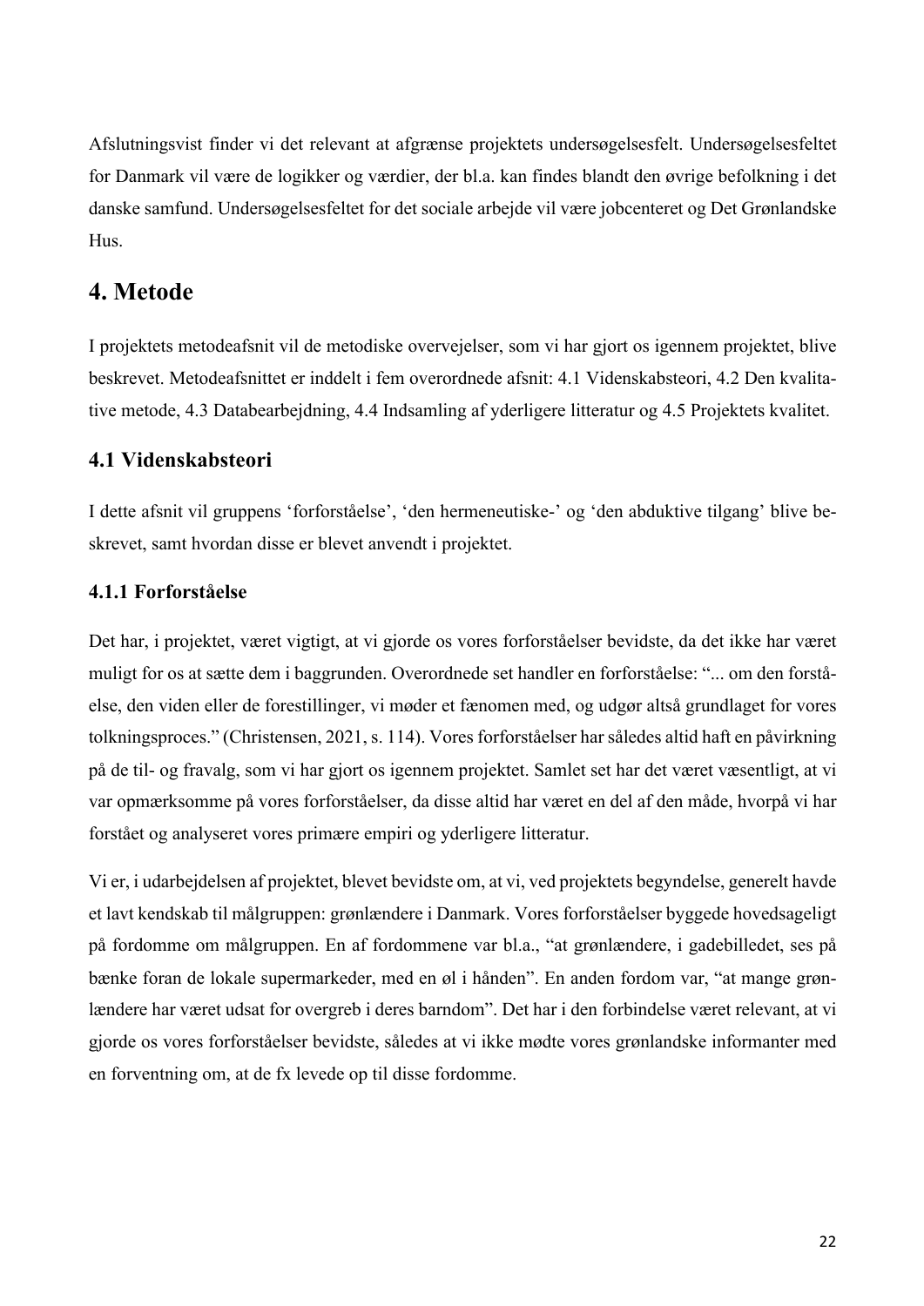Afslutningsvist finder vi det relevant at afgrænse projektets undersøgelsesfelt. Undersøgelsesfeltet for Danmark vil være de logikker og værdier, der bl.a. kan findes blandt den øvrige befolkning i det danske samfund. Undersøgelsesfeltet for det sociale arbejde vil være jobcenteret og Det Grønlandske Hus.

# 4. Metode

I projektets metodeafsnit vil de metodiske overvejelser, som vi har gjort os igennem projektet, blive beskrevet. Metodeafsnittet er inddelt i fem overordnede afsnit: 4.1 Videnskabsteori, 4.2 Den kvalitative metode, 4.3 Databearbejdning, 4.4 Indsamling af yderligere litteratur og 4.5 Projektets kvalitet.

## 4.1 Videnskabsteori

I dette afsnit vil gruppens 'forforståelse', 'den hermeneutiske-' og 'den abduktive tilgang' blive beskrevet, samt hvordan disse er blevet anvendt i projektet.

### 4.1.1 Forforståelse

Det har, i projektet, været vigtigt, at vi gjorde os vores forforståelser bevidste, da det ikke har været muligt for os at sætte dem i baggrunden. Overordnede set handler en forforståelse: "... om den forståelse, den viden eller de forestillinger, vi møder et fænomen med, og udgør altså grundlaget for vores tolkningsproces." (Christensen, 2021, s. 114). Vores forforståelser har således altid haft en påvirkning på de til- og fravalg, som vi har gjort os igennem projektet. Samlet set har det været væsentligt, at vi var opmærksomme på vores forforståelser, da disse altid har været en del af den måde, hvorpå vi har forstået og analyseret vores primære empiri og yderligere litteratur.

Vi er, i udarbejdelsen af projektet, blevet bevidste om, at vi, ved projektets begyndelse, generelt havde et lavt kendskab til målgruppen: grønlændere i Danmark. Vores forforståelser byggede hovedsageligt på fordomme om målgruppen. En af fordommene var bl.a., "at grønlændere, i gadebilledet, ses på bænke foran de lokale supermarkeder, med en øl i hånden". En anden fordom var, "at mange grønlændere har været udsat for overgreb i deres barndom". Det har i den forbindelse været relevant, at vi gjorde os vores forforståelser bevidste, således at vi ikke mødte vores grønlandske informanter med en forventning om, at de fx levede op til disse fordomme.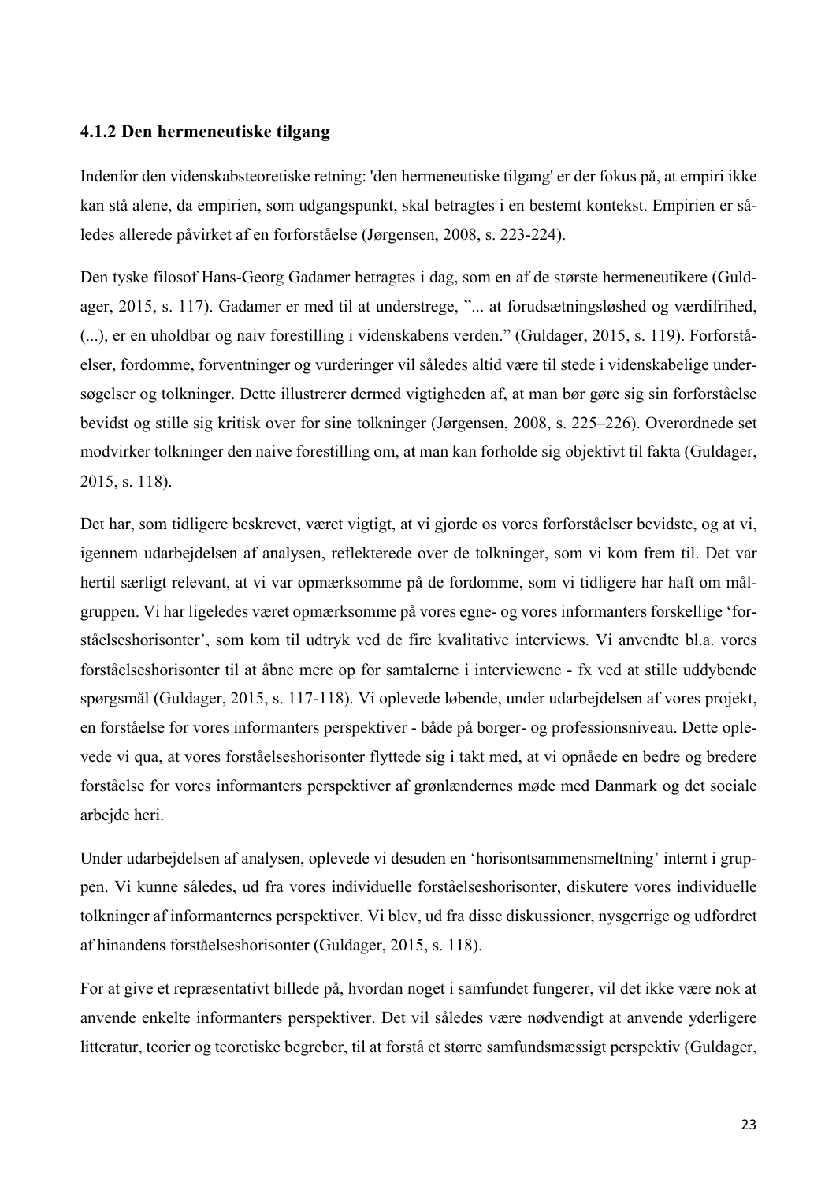### 4.1.2 Den hermeneutiske tilgang

Indenfor den videnskabsteoretiske retning: 'den hermeneutiske tilgang' er der fokus på, at empiri ikke kan stå alene, da empirien, som udgangspunkt, skal betragtes i en bestemt kontekst. Empirien er således allerede påvirket af en forforståelse (Jørgensen, 2008, s. 223-224).

Den tyske filosof Hans-Georg Gadamer betragtes i dag, som en af de største hermeneutikere (Guldager, 2015, s. 117). Gadamer er med til at understrege, "... at forudsætningsløshed og værdifrihed, (...), er en uholdbar og naiv forestilling i videnskabens verden." (Guldager, 2015, s. 119). Forforståelser, fordomme, forventninger og vurderinger vil således altid være til stede i videnskabelige undersøgelser og tolkninger. Dette illustrerer dermed vigtigheden af, at man bør gøre sig sin forforståelse bevidst og stille sig kritisk over for sine tolkninger (Jørgensen, 2008, s. 225–226). Overordnede set modvirker tolkninger den naive forestilling om, at man kan forholde sig objektivt til fakta (Guldager, 2015, s. 118).

Det har, som tidligere beskrevet, været vigtigt, at vi gjorde os vores forforståelser bevidste, og at vi, igennem udarbejdelsen af analysen, reflekterede over de tolkninger, som vi kom frem til. Det var hertil særligt relevant, at vi var opmærksomme på de fordomme, som vi tidligere har haft om målgruppen. Vi har ligeledes været opmærksomme på vores egne- og vores informanters forskellige 'forståelseshorisonter', som kom til udtryk ved de fire kvalitative interviews. Vi anvendte bl.a. vores forståelseshorisonter til at åbne mere op for samtalerne i interviewene - fx ved at stille uddybende spørgsmål (Guldager, 2015, s. 117-118). Vi oplevede løbende, under udarbejdelsen af vores projekt, en forståelse for vores informanters perspektiver - både på borger- og professionsniveau. Dette oplevede vi qua, at vores forståelseshorisonter flyttede sig i takt med, at vi opnåede en bedre og bredere forståelse for vores informanters perspektiver af grønlændernes møde med Danmark og det sociale arbejde heri.

Under udarbejdelsen af analysen, oplevede vi desuden en 'horisontsammensmeltning' internt i gruppen. Vi kunne således, ud fra vores individuelle forståelseshorisonter, diskutere vores individuelle tolkninger af informanternes perspektiver. Vi blev, ud fra disse diskussioner, nysgerrige og udfordret af hinandens forståelseshorisonter (Guldager, 2015, s. 118).

For at give et repræsentativt billede på, hvordan noget i samfundet fungerer, vil det ikke være nok at anvende enkelte informanters perspektiver. Det vil således være nødvendigt at anvende yderligere litteratur, teorier og teoretiske begreber, til at forstå et større samfundsmæssigt perspektiv (Guldager,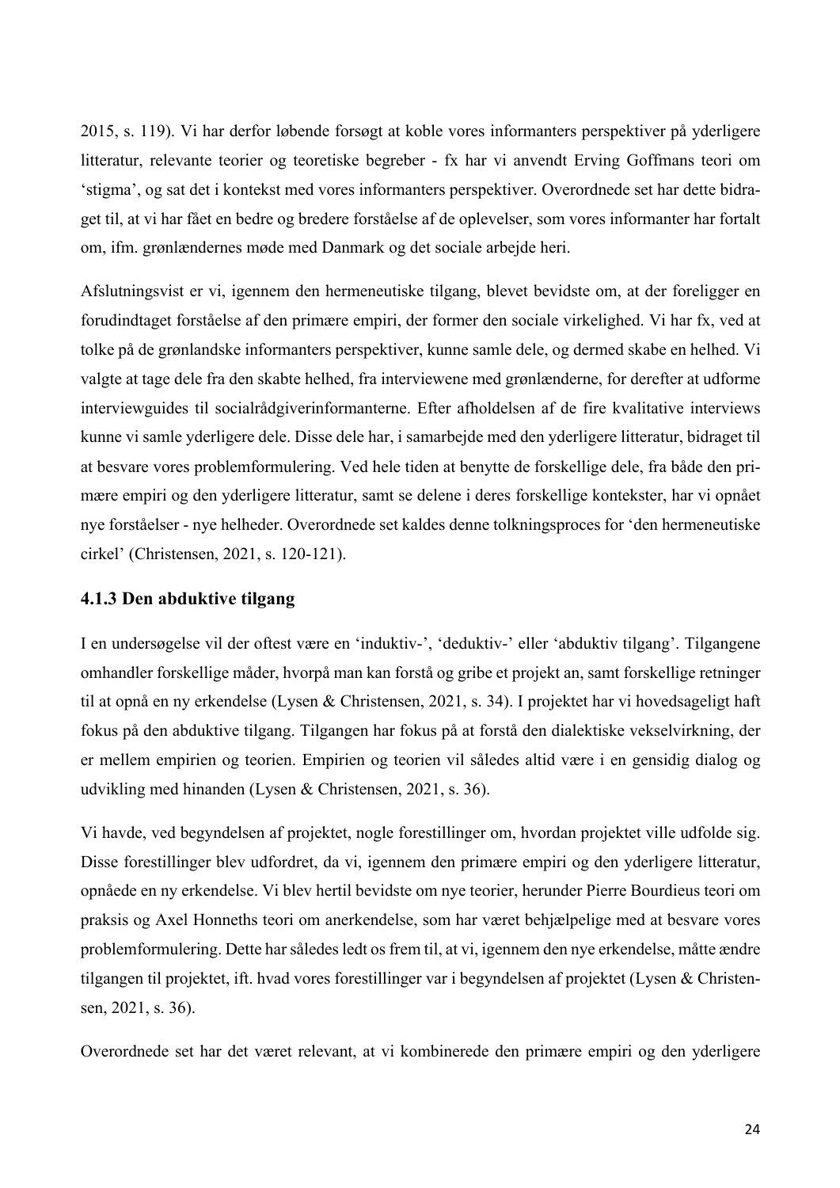2015, s. 119). Vi har derfor løbende forsøgt at koble vores informanters perspektiver på yderligere litteratur, relevante teorier og teoretiske begreber - fx har vi anvendt Erving Goffmans teori om 'stigma', og sat det i kontekst med vores informanters perspektiver. Overordnede set har dette bidraget til, at vi har fået en bedre og bredere forståelse af de oplevelser, som vores informanter har fortalt om, ifm. grønlændernes møde med Danmark og det sociale arbejde heri.

Afslutningsvist er vi, igennem den hermeneutiske tilgang, blevet bevidste om, at der foreligger en forudindtaget forståelse af den primære empiri, der former den sociale virkelighed. Vi har fx, ved at tolke på de grønlandske informanters perspektiver, kunne samle dele, og dermed skabe en helhed. Vi valgte at tage dele fra den skabte helhed, fra interviewene med grønlænderne, for derefter at udforme interviewguides til socialrådgiverinformanterne. Efter afholdelsen af de fire kvalitative interviews kunne vi samle yderligere dele. Disse dele har, i samarbejde med den yderligere litteratur, bidraget til at besvare vores problemformulering. Ved hele tiden at benytte de forskellige dele, fra både den primære empiri og den yderligere litteratur, samt se delene i deres forskellige kontekster, har vi opnået nye forståelser - nye helheder. Overordnede set kaldes denne tolkningsproces for 'den hermeneutiske cirkel' (Christensen, 2021, s. 120-121).

### 4.1.3 Den abduktive tilgang

I en undersøgelse vil der oftest være en 'induktiv-', 'deduktiv-' eller 'abduktiv tilgang'. Tilgangene omhandler forskellige måder, hvorpå man kan forstå og gribe et projekt an, samt forskellige retninger til at opnå en ny erkendelse (Lysen & Christensen, 2021, s. 34). I projektet har vi hovedsageligt haft fokus på den abduktive tilgang. Tilgangen har fokus på at forstå den dialektiske vekselvirkning, der er mellem empirien og teorien. Empirien og teorien vil således altid være i en gensidig dialog og udvikling med hinanden (Lysen & Christensen, 2021, s. 36).

Vi havde, ved begyndelsen af projektet, nogle forestillinger om, hvordan projektet ville udfolde sig. Disse forestillinger blev udfordret, da vi, igennem den primære empiri og den yderligere litteratur, opnåede en ny erkendelse. Vi blev hertil bevidste om nye teorier, herunder Pierre Bourdieus teori om praksis og Axel Honneths teori om anerkendelse, som har været behjælpelige med at besvare vores problemformulering. Dette har således ledt os frem til, at vi, igennem den nye erkendelse, måtte ændre tilgangen til projektet, ift. hvad vores forestillinger var i begyndelsen af projektet (Lysen & Christensen, 2021, s. 36).

Overordnede set har det været relevant, at vi kombinerede den primære empiri og den yderligere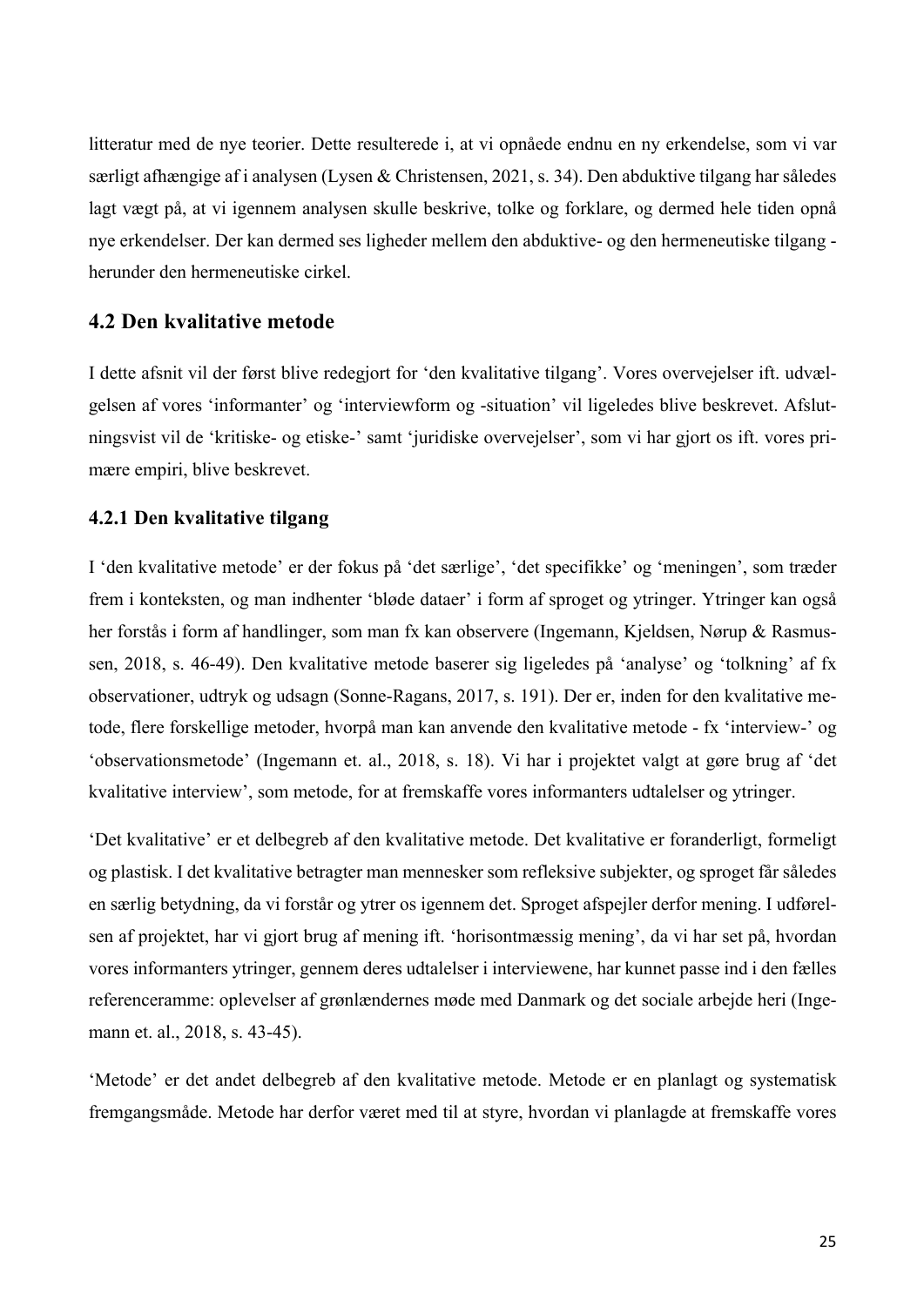litteratur med de nye teorier. Dette resulterede i, at vi opnåede endnu en ny erkendelse, som vi var særligt afhængige af i analysen (Lysen & Christensen, 2021, s. 34). Den abduktive tilgang har således lagt vægt på, at vi igennem analysen skulle beskrive, tolke og forklare, og dermed hele tiden opnå nye erkendelser. Der kan dermed ses ligheder mellem den abduktive- og den hermeneutiske tilgang - herunder den hermeneutiske cirkel.

## 4.2 Den kvalitative metode

I dette afsnit vil der først blive redegjort for 'den kvalitative tilgang'. Vores overvejelser ift. udvælgelsen af vores 'informanter' og 'interviewform og -situation' vil ligeledes blive beskrevet. Afslutningsvist vil de 'kritiske- og etiske-' samt 'juridiske overvejelser', som vi har gjort os ift. vores primære empiri, blive beskrevet.

### 4.2.1 Den kvalitative tilgang

I 'den kvalitative metode' er der fokus på 'det særlige', 'det specifikke' og 'meningen', som træder frem i konteksten, og man indhenter 'bløde dataer' i form af sproget og ytringer. Ytringer kan også her forstås i form af handlinger, som man fx kan observere (Ingemann, Kjeldsen, Nørup & Rasmussen, 2018, s. 46-49). Den kvalitative metode baserer sig ligeledes på 'analyse' og 'tolkning' af fx observationer, udtryk og udsagn (Sonne-Ragans, 2017, s. 191). Der er, inden for den kvalitative metode, flere forskellige metoder, hvorpå man kan anvende den kvalitative metode - fx 'interview-' og 'observationsmetode' (Ingemann et. al., 2018, s. 18). Vi har i projektet valgt at gøre brug af 'det kvalitative interview', som metode, for at fremskaffe vores informanters udtalelser og ytringer.

'Det kvalitative' er et delbegreb af den kvalitative metode. Det kvalitative er foranderligt, formeligt og plastisk. I det kvalitative betragter man mennesker som refleksive subjekter, og sproget får således en særlig betydning, da vi forstår og ytrer os igennem det. Sproget afspejler derfor mening. I udførelsen af projektet, har vi gjort brug af mening ift. 'horisontmæssig mening', da vi har set på, hvordan vores informanters ytringer, gennem deres udtalelser i interviewene, har kunnet passe ind i den fælles referenceramme: oplevelser af grønlændernes møde med Danmark og det sociale arbejde heri (Ingemann et. al., 2018, s. 43-45).

'Metode' er det andet delbegreb af den kvalitative metode. Metode er en planlagt og systematisk fremgangsmåde. Metode har derfor været med til at styre, hvordan vi planlagde at fremskaffe vores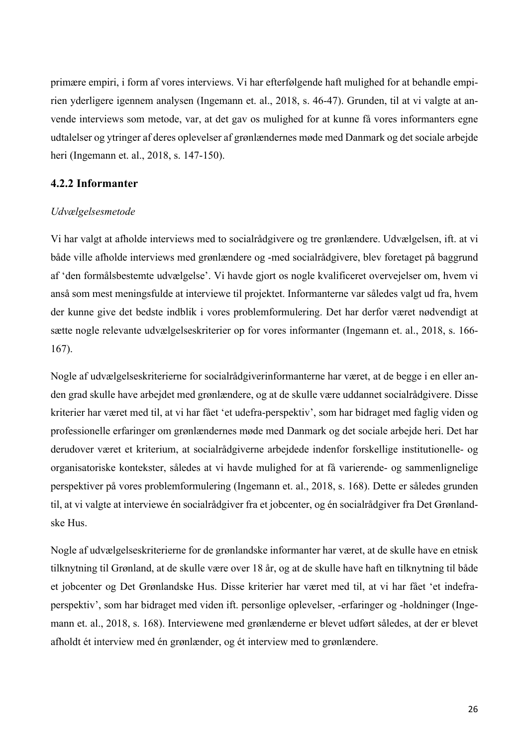primære empiri, i form af vores interviews. Vi har efterfølgende haft mulighed for at behandle empirien yderligere igennem analysen (Ingemann et. al., 2018, s. 46-47). Grunden, til at vi valgte at anvende interviews som metode, var, at det gav os mulighed for at kunne få vores informanters egne udtalelser og ytringer af deres oplevelser af grønlændernes møde med Danmark og det sociale arbejde heri (Ingemann et. al., 2018, s. 147-150).

### 4.2.2 Informanter

*Udvælgelsesmetode*

Vi har valgt at afholde interviews med to socialrådgivere og tre grønlændere. Udvælgelsen, ift. at vi både ville afholde interviews med grønlændere og -med socialrådgivere, blev foretaget på baggrund af 'den formålsbestemte udvælgelse'. Vi havde gjort os nogle kvalificeret overvejelser om, hvem vi anså som mest meningsfulde at interviewe til projektet. Informanterne var således valgt ud fra, hvem der kunne give det bedste indblik i vores problemformulering. Det har derfor været nødvendigt at sætte nogle relevante udvælgelseskriterier op for vores informanter (Ingemann et. al., 2018, s. 166-167).

Nogle af udvælgelseskriterierne for socialrådgiverinformanterne har været, at de begge i en eller anden grad skulle have arbejdet med grønlændere, og at de skulle være uddannet socialrådgivere. Disse kriterier har været med til, at vi har fået 'et udefra-perspektiv', som har bidraget med faglig viden og professionelle erfaringer om grønlændernes møde med Danmark og det sociale arbejde heri. Det har derudover været et kriterium, at socialrådgiverne arbejdede indenfor forskellige institutionelle- og organisatoriske kontekster, således at vi havde mulighed for at få varierende- og sammenlignelige perspektiver på vores problemformulering (Ingemann et. al., 2018, s. 168). Dette er således grunden til, at vi valgte at interviewe én socialrådgiver fra et jobcenter, og én socialrådgiver fra Det Grønlandske Hus.

Nogle af udvælgelseskriterierne for de grønlandske informanter har været, at de skulle have en etnisk tilknytning til Grønland, at de skulle være over 18 år, og at de skulle have haft en tilknytning til både et jobcenter og Det Grønlandske Hus. Disse kriterier har været med til, at vi har fået 'et indefra-perspektiv', som har bidraget med viden ift. personlige oplevelser, -erfaringer og -holdninger (Ingemann et. al., 2018, s. 168). Interviewene med grønlænderne er blevet udført således, at der er blevet afholdt ét interview med én grønlænder, og ét interview med to grønlændere.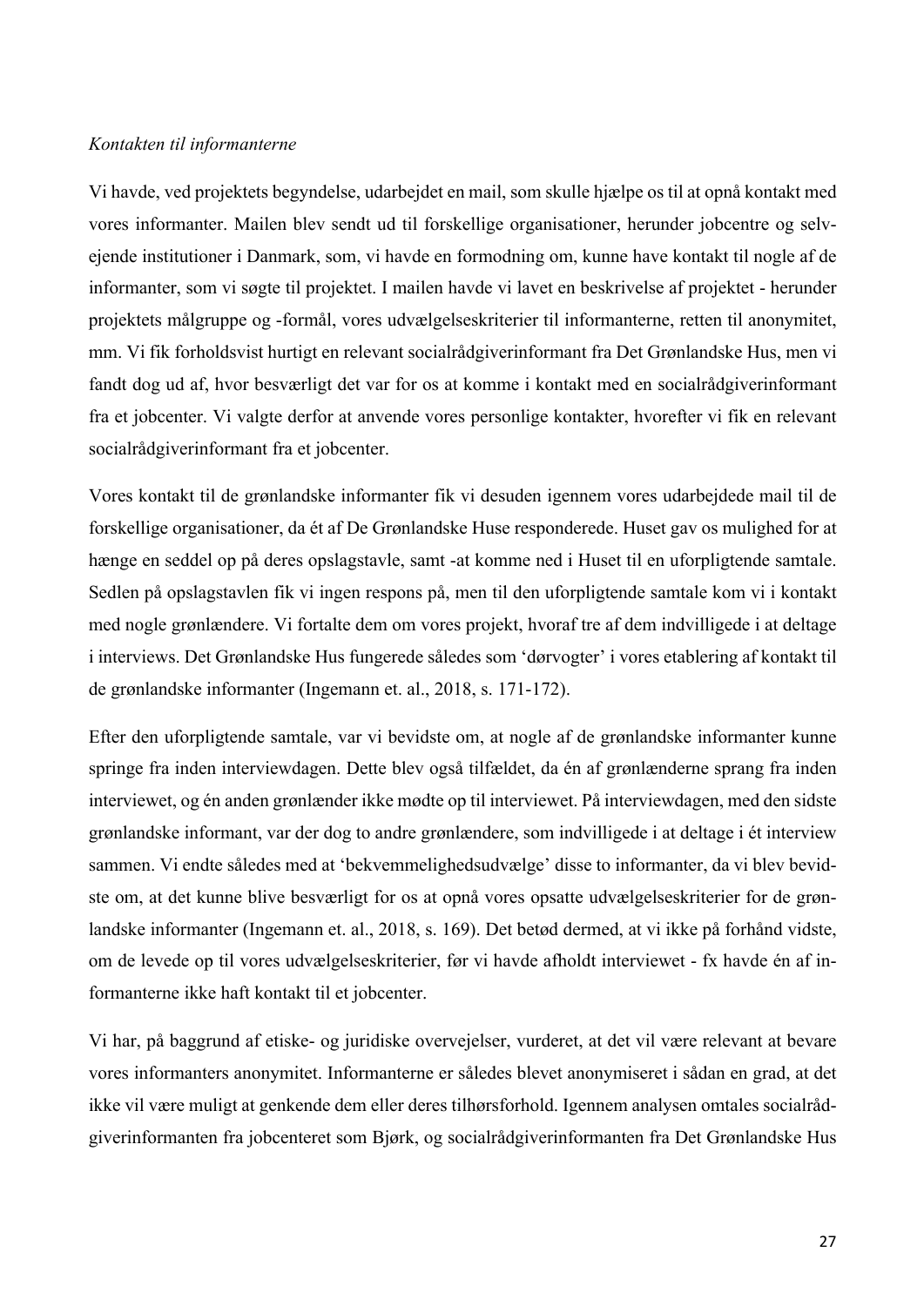*Kontakten til informanterne*

Vi havde, ved projektets begyndelse, udarbejdet en mail, som skulle hjælpe os til at opnå kontakt med vores informanter. Mailen blev sendt ud til forskellige organisationer, herunder jobcentre og selvejende institutioner i Danmark, som, vi havde en formodning om, kunne have kontakt til nogle af de informanter, som vi søgte til projektet. I mailen havde vi lavet en beskrivelse af projektet - herunder projektets målgruppe og -formål, vores udvælgelseskriterier til informanterne, retten til anonymitet, mm. Vi fik forholdsvist hurtigt en relevant socialrådgiverinformant fra Det Grønlandske Hus, men vi fandt dog ud af, hvor besværligt det var for os at komme i kontakt med en socialrådgiverinformant fra et jobcenter. Vi valgte derfor at anvende vores personlige kontakter, hvorefter vi fik en relevant socialrådgiverinformant fra et jobcenter.

Vores kontakt til de grønlandske informanter fik vi desuden igennem vores udarbejdede mail til de forskellige organisationer, da ét af De Grønlandske Huse responderede. Huset gav os mulighed for at hænge en seddel op på deres opslagstavle, samt -at komme ned i Huset til en uforpligtende samtale. Sedlen på opslagstavlen fik vi ingen respons på, men til den uforpligtende samtale kom vi i kontakt med nogle grønlændere. Vi fortalte dem om vores projekt, hvoraf tre af dem indvilligede i at deltage i interviews. Det Grønlandske Hus fungerede således som 'dørvogter' i vores etablering af kontakt til de grønlandske informanter (Ingemann et. al., 2018, s. 171-172).

Efter den uforpligtende samtale, var vi bevidste om, at nogle af de grønlandske informanter kunne springe fra inden interviewdagen. Dette blev også tilfældet, da én af grønlænderne sprang fra inden interviewet, og én anden grønlænder ikke mødte op til interviewet. På interviewdagen, med den sidste grønlandske informant, var der dog to andre grønlændere, som indvilligede i at deltage i ét interview sammen. Vi endte således med at 'bekvemmelighedsudvælge' disse to informanter, da vi blev bevidste om, at det kunne blive besværligt for os at opnå vores opsatte udvælgelseskriterier for de grønlandske informanter (Ingemann et. al., 2018, s. 169). Det betød dermed, at vi ikke på forhånd vidste, om de levede op til vores udvælgelseskriterier, før vi havde afholdt interviewet - fx havde én af informanterne ikke haft kontakt til et jobcenter.

Vi har, på baggrund af etiske- og juridiske overvejelser, vurderet, at det vil være relevant at bevare vores informanters anonymitet. Informanterne er således blevet anonymiseret i sådan en grad, at det ikke vil være muligt at genkende dem eller deres tilhørsforhold. Igennem analysen omtales socialrådgiverinformanten fra jobcenteret som Bjørk, og socialrådgiverinformanten fra Det Grønlandske Hus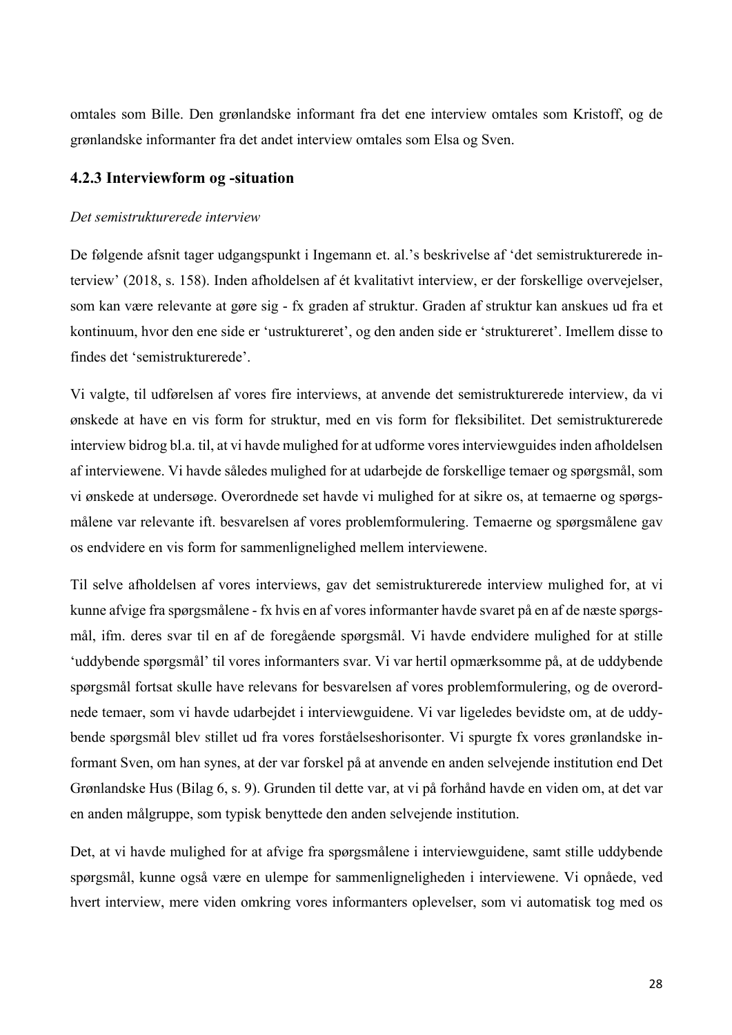omtales som Bille. Den grønlandske informant fra det ene interview omtales som Kristoff, og de grønlandske informanter fra det andet interview omtales som Elsa og Sven.

### 4.2.3 Interviewform og -situation

*Det semistrukturerede interview*

De følgende afsnit tager udgangspunkt i Ingemann et. al.'s beskrivelse af 'det semistrukturerede interview' (2018, s. 158). Inden afholdelsen af ét kvalitativt interview, er der forskellige overvejelser, som kan være relevante at gøre sig - fx graden af struktur. Graden af struktur kan anskues ud fra et kontinuum, hvor den ene side er 'ustruktureret', og den anden side er 'struktureret'. Imellem disse to findes det 'semistrukturerede'.

Vi valgte, til udførelsen af vores fire interviews, at anvende det semistrukturerede interview, da vi ønskede at have en vis form for struktur, med en vis form for fleksibilitet. Det semistrukturerede interview bidrog bl.a. til, at vi havde mulighed for at udforme vores interviewguides inden afholdelsen af interviewene. Vi havde således mulighed for at udarbejde de forskellige temaer og spørgsmål, som vi ønskede at undersøge. Overordnede set havde vi mulighed for at sikre os, at temaerne og spørgsmålene var relevante ift. besvarelsen af vores problemformulering. Temaerne og spørgsmålene gav os endvidere en vis form for sammenlignelighed mellem interviewene.

Til selve afholdelsen af vores interviews, gav det semistrukturerede interview mulighed for, at vi kunne afvige fra spørgsmålene - fx hvis en af vores informanter havde svaret på en af de næste spørgsmål, ifm. deres svar til en af de foregående spørgsmål. Vi havde endvidere mulighed for at stille 'uddybende spørgsmål' til vores informanters svar. Vi var hertil opmærksomme på, at de uddybende spørgsmål fortsat skulle have relevans for besvarelsen af vores problemformulering, og de overordnede temaer, som vi havde udarbejdet i interviewguidene. Vi var ligeledes bevidste om, at de uddybende spørgsmål blev stillet ud fra vores forståelseshorisonter. Vi spurgte fx vores grønlandske informant Sven, om han synes, at der var forskel på at anvende en anden selvejende institution end Det Grønlandske Hus (Bilag 6, s. 9). Grunden til dette var, at vi på forhånd havde en viden om, at det var en anden målgruppe, som typisk benyttede den anden selvejende institution.

Det, at vi havde mulighed for at afvige fra spørgsmålene i interviewguidene, samt stille uddybende spørgsmål, kunne også være en ulempe for sammenligneligheden i interviewene. Vi opnåede, ved hvert interview, mere viden omkring vores informanters oplevelser, som vi automatisk tog med os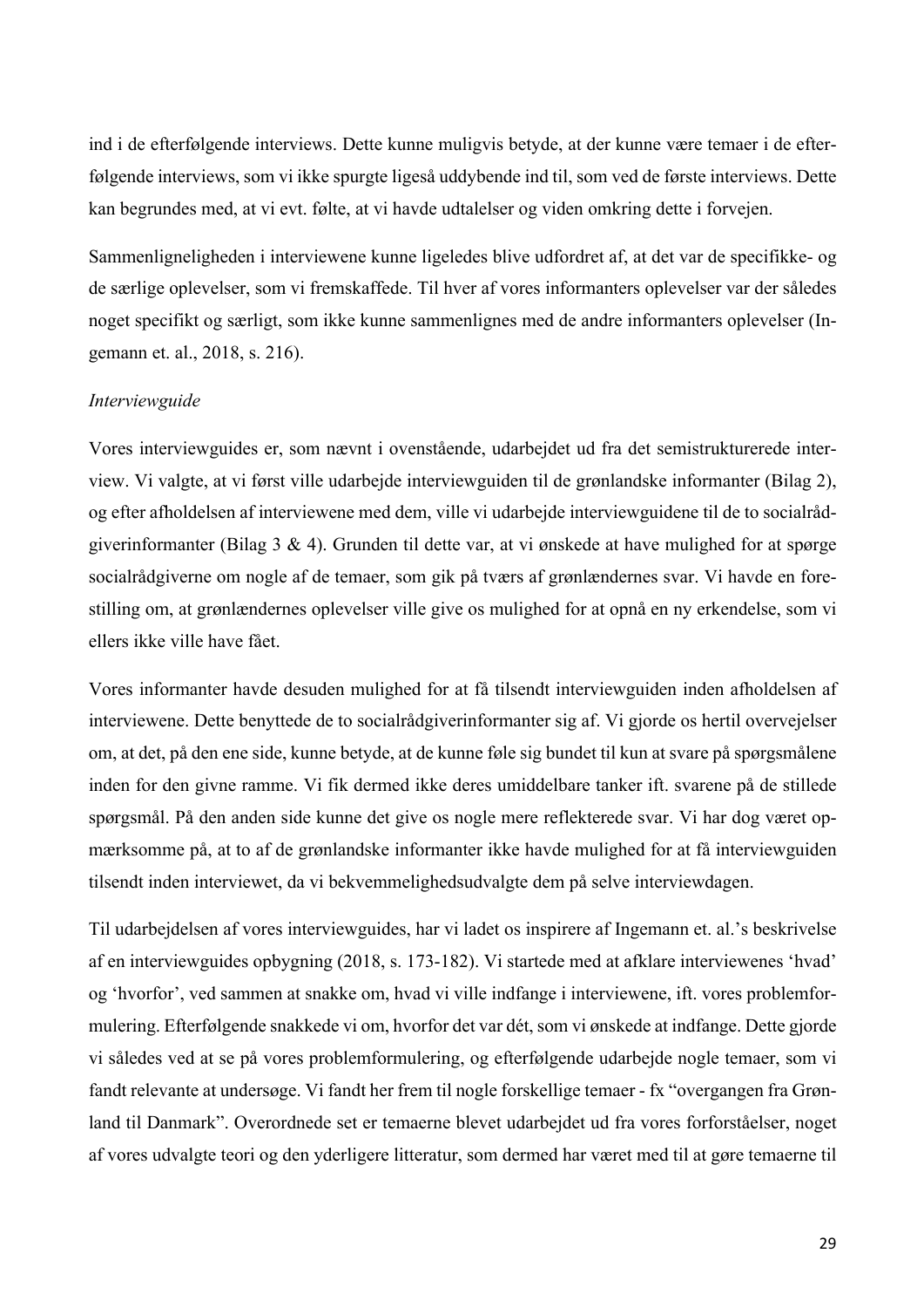ind i de efterfølgende interviews. Dette kunne muligvis betyde, at der kunne være temaer i de efterfølgende interviews, som vi ikke spurgte ligeså uddybende ind til, som ved de første interviews. Dette kan begrundes med, at vi evt. følte, at vi havde udtalelser og viden omkring dette i forvejen.

Sammenligneligheden i interviewene kunne ligeledes blive udfordret af, at det var de specifikke- og de særlige oplevelser, som vi fremskaffede. Til hver af vores informanters oplevelser var der således noget specifikt og særligt, som ikke kunne sammenlignes med de andre informanters oplevelser (Ingemann et. al., 2018, s. 216).

*Interviewguide*

Vores interviewguides er, som nævnt i ovenstående, udarbejdet ud fra det semistrukturerede interview. Vi valgte, at vi først ville udarbejde interviewguiden til de grønlandske informanter (Bilag 2), og efter afholdelsen af interviewene med dem, ville vi udarbejde interviewguidene til de to socialrådgiverinformanter (Bilag 3 & 4). Grunden til dette var, at vi ønskede at have mulighed for at spørge socialrådgiverne om nogle af de temaer, som gik på tværs af grønlændernes svar. Vi havde en forestilling om, at grønlændernes oplevelser ville give os mulighed for at opnå en ny erkendelse, som vi ellers ikke ville have fået.

Vores informanter havde desuden mulighed for at få tilsendt interviewguiden inden afholdelsen af interviewene. Dette benyttede de to socialrådgiverinformanter sig af. Vi gjorde os hertil overvejelser om, at det, på den ene side, kunne betyde, at de kunne føle sig bundet til kun at svare på spørgsmålene inden for den givne ramme. Vi fik dermed ikke deres umiddelbare tanker ift. svarene på de stillede spørgsmål. På den anden side kunne det give os nogle mere reflekterede svar. Vi har dog været opmærksomme på, at to af de grønlandske informanter ikke havde mulighed for at få interviewguiden tilsendt inden interviewet, da vi bekvemmelighedsudvalgte dem på selve interviewdagen.

Til udarbejdelsen af vores interviewguides, har vi ladet os inspirere af Ingemann et. al.'s beskrivelse af en interviewguides opbygning (2018, s. 173-182). Vi startede med at afklare interviewenes 'hvad' og 'hvorfor', ved sammen at snakke om, hvad vi ville indfange i interviewene, ift. vores problemformulering. Efterfølgende snakkede vi om, hvorfor det var dét, som vi ønskede at indfange. Dette gjorde vi således ved at se på vores problemformulering, og efterfølgende udarbejde nogle temaer, som vi fandt relevante at undersøge. Vi fandt her frem til nogle forskellige temaer - fx "overgangen fra Grønland til Danmark". Overordnede set er temaerne blevet udarbejdet ud fra vores forforståelser, noget af vores udvalgte teori og den yderligere litteratur, som dermed har været med til at gøre temaerne til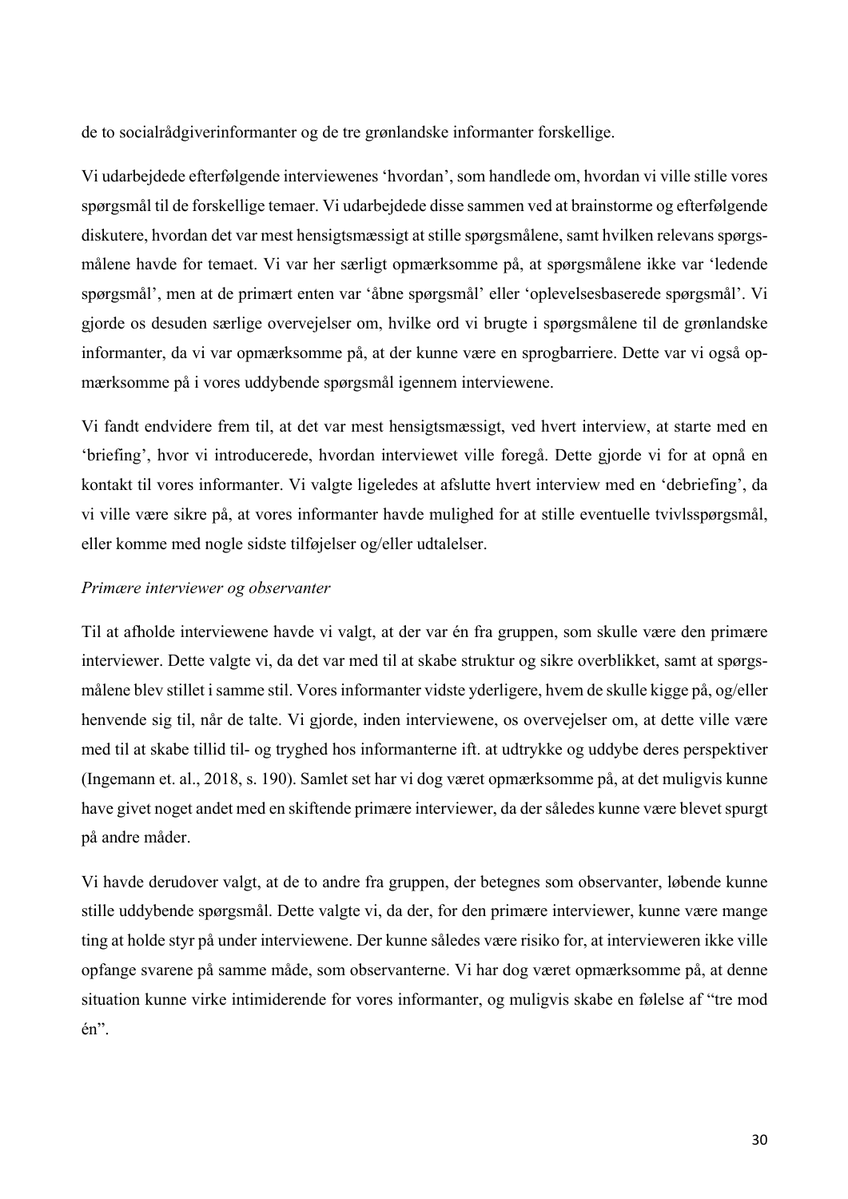de to socialrådgiverinformanter og de tre grønlandske informanter forskellige.

Vi udarbejdede efterfølgende interviewenes 'hvordan', som handlede om, hvordan vi ville stille vores spørgsmål til de forskellige temaer. Vi udarbejdede disse sammen ved at brainstorme og efterfølgende diskutere, hvordan det var mest hensigtsmæssigt at stille spørgsmålene, samt hvilken relevans spørgsmålene havde for temaet. Vi var her særligt opmærksomme på, at spørgsmålene ikke var 'ledende spørgsmål', men at de primært enten var 'åbne spørgsmål' eller 'oplevelsesbaserede spørgsmål'. Vi gjorde os desuden særlige overvejelser om, hvilke ord vi brugte i spørgsmålene til de grønlandske informanter, da vi var opmærksomme på, at der kunne være en sprogbarriere. Dette var vi også opmærksomme på i vores uddybende spørgsmål igennem interviewene.

Vi fandt endvidere frem til, at det var mest hensigtsmæssigt, ved hvert interview, at starte med en 'briefing', hvor vi introducerede, hvordan interviewet ville foregå. Dette gjorde vi for at opnå en kontakt til vores informanter. Vi valgte ligeledes at afslutte hvert interview med en 'debriefing', da vi ville være sikre på, at vores informanter havde mulighed for at stille eventuelle tvivlsspørgsmål, eller komme med nogle sidste tilføjelser og/eller udtalelser.

*Primære interviewer og observanter*

Til at afholde interviewene havde vi valgt, at der var én fra gruppen, som skulle være den primære interviewer. Dette valgte vi, da det var med til at skabe struktur og sikre overblikket, samt at spørgsmålene blev stillet i samme stil. Vores informanter vidste yderligere, hvem de skulle kigge på, og/eller henvende sig til, når de talte. Vi gjorde, inden interviewene, os overvejelser om, at dette ville være med til at skabe tillid til- og tryghed hos informanterne ift. at udtrykke og uddybe deres perspektiver (Ingemann et. al., 2018, s. 190). Samlet set har vi dog været opmærksomme på, at det muligvis kunne have givet noget andet med en skiftende primære interviewer, da der således kunne være blevet spurgt på andre måder.

Vi havde derudover valgt, at de to andre fra gruppen, der betegnes som observanter, løbende kunne stille uddybende spørgsmål. Dette valgte vi, da der, for den primære interviewer, kunne være mange ting at holde styr på under interviewene. Der kunne således være risiko for, at intervieweren ikke ville opfange svarene på samme måde, som observanterne. Vi har dog været opmærksomme på, at denne situation kunne virke intimiderende for vores informanter, og muligvis skabe en følelse af "tre mod én".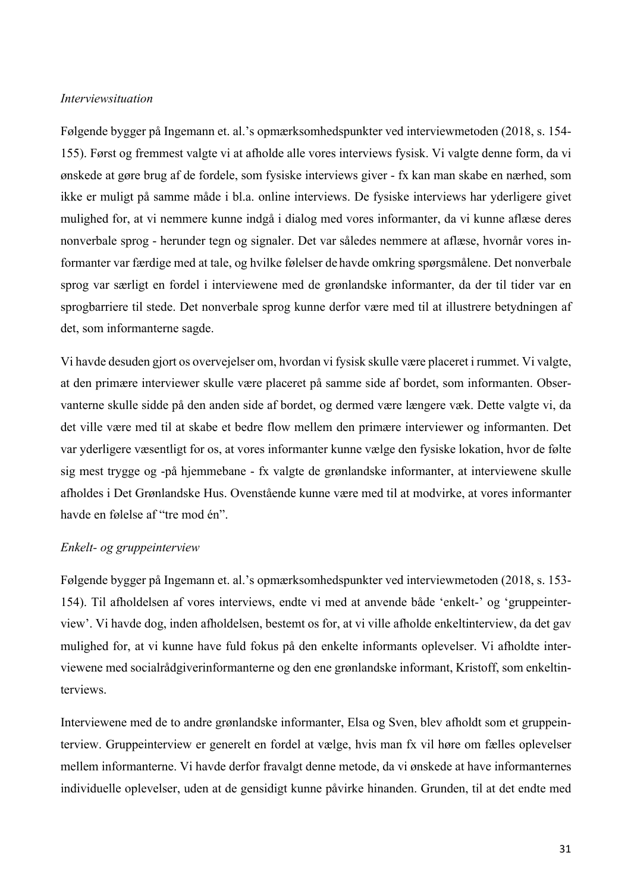*Interviewsituation*

Følgende bygger på Ingemann et. al.'s opmærksomhedspunkter ved interviewmetoden (2018, s. 154-155). Først og fremmest valgte vi at afholde alle vores interviews fysisk. Vi valgte denne form, da vi ønskede at gøre brug af de fordele, som fysiske interviews giver - fx kan man skabe en nærhed, som ikke er muligt på samme måde i bl.a. online interviews. De fysiske interviews har yderligere givet mulighed for, at vi nemmere kunne indgå i dialog med vores informanter, da vi kunne aflæse deres nonverbale sprog - herunder tegn og signaler. Det var således nemmere at aflæse, hvornår vores informanter var færdige med at tale, og hvilke følelser de havde omkring spørgsmålene. Det nonverbale sprog var særligt en fordel i interviewene med de grønlandske informanter, da der til tider var en sprogbarriere til stede. Det nonverbale sprog kunne derfor være med til at illustrere betydningen af det, som informanterne sagde.

Vi havde desuden gjort os overvejelser om, hvordan vi fysisk skulle være placeret i rummet. Vi valgte, at den primære interviewer skulle være placeret på samme side af bordet, som informanten. Observanterne skulle sidde på den anden side af bordet, og dermed være længere væk. Dette valgte vi, da det ville være med til at skabe et bedre flow mellem den primære interviewer og informanten. Det var yderligere væsentligt for os, at vores informanter kunne vælge den fysiske lokation, hvor de følte sig mest trygge og -på hjemmebane - fx valgte de grønlandske informanter, at interviewene skulle afholdes i Det Grønlandske Hus. Ovenstående kunne være med til at modvirke, at vores informanter havde en følelse af "tre mod én".

*Enkelt- og gruppeinterview*

Følgende bygger på Ingemann et. al.'s opmærksomhedspunkter ved interviewmetoden (2018, s. 153-154). Til afholdelsen af vores interviews, endte vi med at anvende både 'enkelt-' og 'gruppeinterview'. Vi havde dog, inden afholdelsen, bestemt os for, at vi ville afholde enkeltinterview, da det gav mulighed for, at vi kunne have fuld fokus på den enkelte informants oplevelser. Vi afholdte interviewene med socialrådgiverinformanterne og den ene grønlandske informant, Kristoff, som enkeltinterviews.

Interviewene med de to andre grønlandske informanter, Elsa og Sven, blev afholdt som et gruppeinterview. Gruppeinterview er generelt en fordel at vælge, hvis man fx vil høre om fælles oplevelser mellem informanterne. Vi havde derfor fravalgt denne metode, da vi ønskede at have informanternes individuelle oplevelser, uden at de gensidigt kunne påvirke hinanden. Grunden, til at det endte med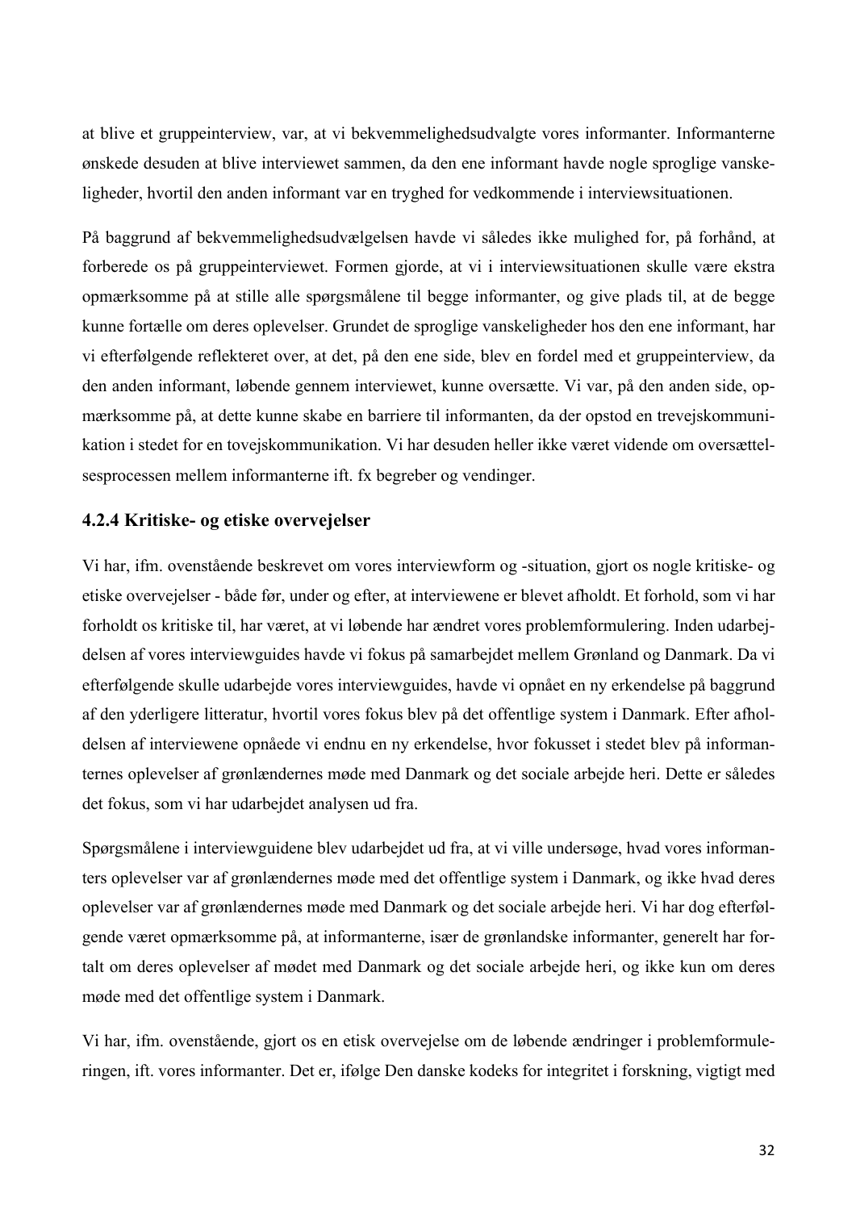at blive et gruppeinterview, var, at vi bekvemmelighedsudvalgte vores informanter. Informanterne ønskede desuden at blive interviewet sammen, da den ene informant havde nogle sproglige vanskeligheder, hvortil den anden informant var en tryghed for vedkommende i interviewsituationen.

På baggrund af bekvemmelighedsudvælgelsen havde vi således ikke mulighed for, på forhånd, at forberede os på gruppeinterviewet. Formen gjorde, at vi i interviewsituationen skulle være ekstra opmærksomme på at stille alle spørgsmålene til begge informanter, og give plads til, at de begge kunne fortælle om deres oplevelser. Grundet de sproglige vanskeligheder hos den ene informant, har vi efterfølgende reflekteret over, at det, på den ene side, blev en fordel med et gruppeinterview, da den anden informant, løbende gennem interviewet, kunne oversætte. Vi var, på den anden side, opmærksomme på, at dette kunne skabe en barriere til informanten, da der opstod en trevejskommunikation i stedet for en tovejskommunikation. Vi har desuden heller ikke været vidende om oversættelsesprocessen mellem informanterne ift. fx begreber og vendinger.

### 4.2.4 Kritiske- og etiske overvejelser

Vi har, ifm. ovenstående beskrevet om vores interviewform og -situation, gjort os nogle kritiske- og etiske overvejelser - både før, under og efter, at interviewene er blevet afholdt. Et forhold, som vi har forholdt os kritiske til, har været, at vi løbende har ændret vores problemformulering. Inden udarbejdelsen af vores interviewguides havde vi fokus på samarbejdet mellem Grønland og Danmark. Da vi efterfølgende skulle udarbejde vores interviewguides, havde vi opnået en ny erkendelse på baggrund af den yderligere litteratur, hvortil vores fokus blev på det offentlige system i Danmark. Efter afholdelsen af interviewene opnåede vi endnu en ny erkendelse, hvor fokusset i stedet blev på informanternes oplevelser af grønlændernes møde med Danmark og det sociale arbejde heri. Dette er således det fokus, som vi har udarbejdet analysen ud fra.

Spørgsmålene i interviewguidene blev udarbejdet ud fra, at vi ville undersøge, hvad vores informanters oplevelser var af grønlændernes møde med det offentlige system i Danmark, og ikke hvad deres oplevelser var af grønlændernes møde med Danmark og det sociale arbejde heri. Vi har dog efterfølgende været opmærksomme på, at informanterne, især de grønlandske informanter, generelt har fortalt om deres oplevelser af mødet med Danmark og det sociale arbejde heri, og ikke kun om deres møde med det offentlige system i Danmark.

Vi har, ifm. ovenstående, gjort os en etisk overvejelse om de løbende ændringer i problemformuleringen, ift. vores informanter. Det er, ifølge Den danske kodeks for integritet i forskning, vigtigt med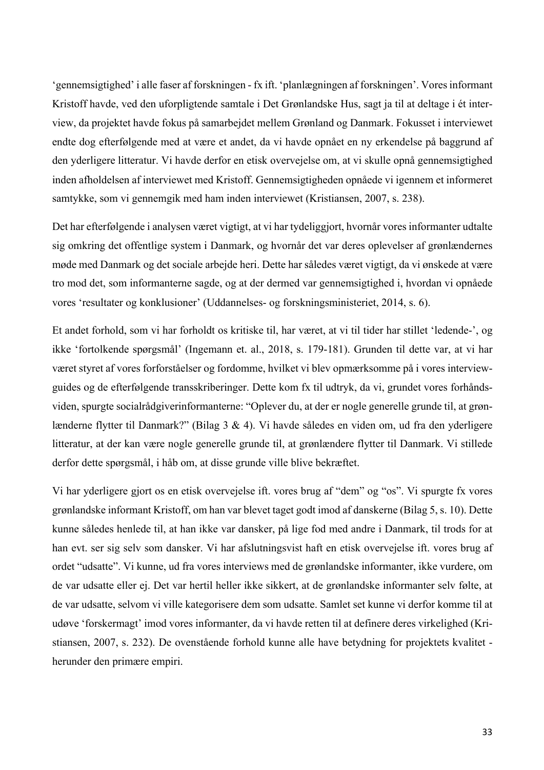'gennemsigtighed' i alle faser af forskningen - fx ift. 'planlægningen af forskningen'. Vores informant Kristoff havde, ved den uforpligtende samtale i Det Grønlandske Hus, sagt ja til at deltage i ét interview, da projektet havde fokus på samarbejdet mellem Grønland og Danmark. Fokusset i interviewet endte dog efterfølgende med at være et andet, da vi havde opnået en ny erkendelse på baggrund af den yderligere litteratur. Vi havde derfor en etisk overvejelse om, at vi skulle opnå gennemsigtighed inden afholdelsen af interviewet med Kristoff. Gennemsigtigheden opnåede vi igennem et informeret samtykke, som vi gennemgik med ham inden interviewet (Kristiansen, 2007, s. 238).

Det har efterfølgende i analysen været vigtigt, at vi har tydeliggjort, hvornår vores informanter udtalte sig omkring det offentlige system i Danmark, og hvornår det var deres oplevelser af grønlændernes møde med Danmark og det sociale arbejde heri. Dette har således været vigtigt, da vi ønskede at være tro mod det, som informanterne sagde, og at der dermed var gennemsigtighed i, hvordan vi opnåede vores 'resultater og konklusioner' (Uddannelses- og forskningsministeriet, 2014, s. 6).

Et andet forhold, som vi har forholdt os kritiske til, har været, at vi til tider har stillet 'ledende-', og ikke 'fortolkende spørgsmål' (Ingemann et. al., 2018, s. 179-181). Grunden til dette var, at vi har været styret af vores forforståelser og fordomme, hvilket vi blev opmærksomme på i vores interviewguides og de efterfølgende transskriberinger. Dette kom fx til udtryk, da vi, grundet vores forhåndsviden, spurgte socialrådgiverinformanterne: "Oplever du, at der er nogle generelle grunde til, at grønlænderne flytter til Danmark?" (Bilag 3 & 4). Vi havde således en viden om, ud fra den yderligere litteratur, at der kan være nogle generelle grunde til, at grønlændere flytter til Danmark. Vi stillede derfor dette spørgsmål, i håb om, at disse grunde ville blive bekræftet.

Vi har yderligere gjort os en etisk overvejelse ift. vores brug af "dem" og "os". Vi spurgte fx vores grønlandske informant Kristoff, om han var blevet taget godt imod af danskerne (Bilag 5, s. 10). Dette kunne således henlede til, at han ikke var dansker, på lige fod med andre i Danmark, til trods for at han evt. ser sig selv som dansker. Vi har afslutningsvist haft en etisk overvejelse ift. vores brug af ordet "udsatte". Vi kunne, ud fra vores interviews med de grønlandske informanter, ikke vurdere, om de var udsatte eller ej. Det var hertil heller ikke sikkert, at de grønlandske informanter selv følte, at de var udsatte, selvom vi ville kategorisere dem som udsatte. Samlet set kunne vi derfor komme til at udøve 'forskermagt' imod vores informanter, da vi havde retten til at definere deres virkelighed (Kristiansen, 2007, s. 232). De ovenstående forhold kunne alle have betydning for projektets kvalitet - herunder den primære empiri.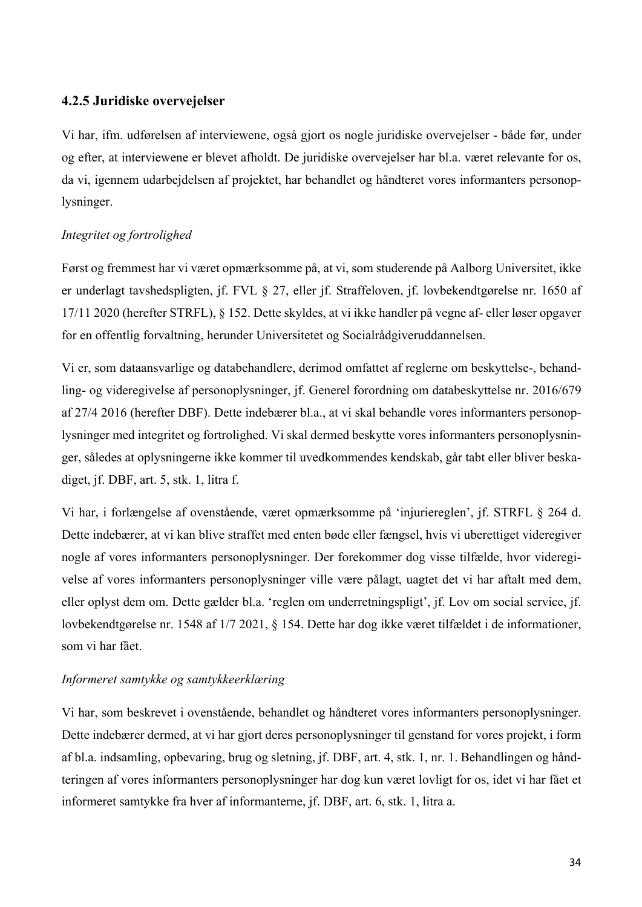### 4.2.5 Juridiske overvejelser

Vi har, ifm. udførelsen af interviewene, også gjort os nogle juridiske overvejelser - både før, under og efter, at interviewene er blevet afholdt. De juridiske overvejelser har bl.a. været relevante for os, da vi, igennem udarbejdelsen af projektet, har behandlet og håndteret vores informanters personoplysninger.

*Integritet og fortrolighed*

Først og fremmest har vi været opmærksomme på, at vi, som studerende på Aalborg Universitet, ikke er underlagt tavshedspligten, jf. FVL § 27, eller jf. Straffeloven, jf. lovbekendtgørelse nr. 1650 af 17/11 2020 (herefter STRFL), § 152. Dette skyldes, at vi ikke handler på vegne af- eller løser opgaver for en offentlig forvaltning, herunder Universitetet og Socialrådgiveruddannelsen.

Vi er, som dataansvarlige og databehandlere, derimod omfattet af reglerne om beskyttelse-, behandling- og videregivelse af personoplysninger, jf. Generel forordning om databeskyttelse nr. 2016/679 af 27/4 2016 (herefter DBF). Dette indebærer bl.a., at vi skal behandle vores informanters personoplysninger med integritet og fortrolighed. Vi skal dermed beskytte vores informanters personoplysninger, således at oplysningerne ikke kommer til uvedkommendes kendskab, går tabt eller bliver beskadiget, jf. DBF, art. 5, stk. 1, litra f.

Vi har, i forlængelse af ovenstående, været opmærksomme på 'injuriereglen', jf. STRFL § 264 d. Dette indebærer, at vi kan blive straffet med enten bøde eller fængsel, hvis vi uberettiget videregiver nogle af vores informanters personoplysninger. Der forekommer dog visse tilfælde, hvor videregivelse af vores informanters personoplysninger ville være pålagt, uagtet det vi har aftalt med dem, eller oplyst dem om. Dette gælder bl.a. 'reglen om underretningspligt', jf. Lov om social service, jf. lovbekendtgørelse nr. 1548 af 1/7 2021, § 154. Dette har dog ikke været tilfældet i de informationer, som vi har fået.

*Informeret samtykke og samtykkeerklæring*

Vi har, som beskrevet i ovenstående, behandlet og håndteret vores informanters personoplysninger. Dette indebærer dermed, at vi har gjort deres personoplysninger til genstand for vores projekt, i form af bl.a. indsamling, opbevaring, brug og sletning, jf. DBF, art. 4, stk. 1, nr. 1. Behandlingen og håndteringen af vores informanters personoplysninger har dog kun været lovligt for os, idet vi har fået et informeret samtykke fra hver af informanterne, jf. DBF, art. 6, stk. 1, litra a.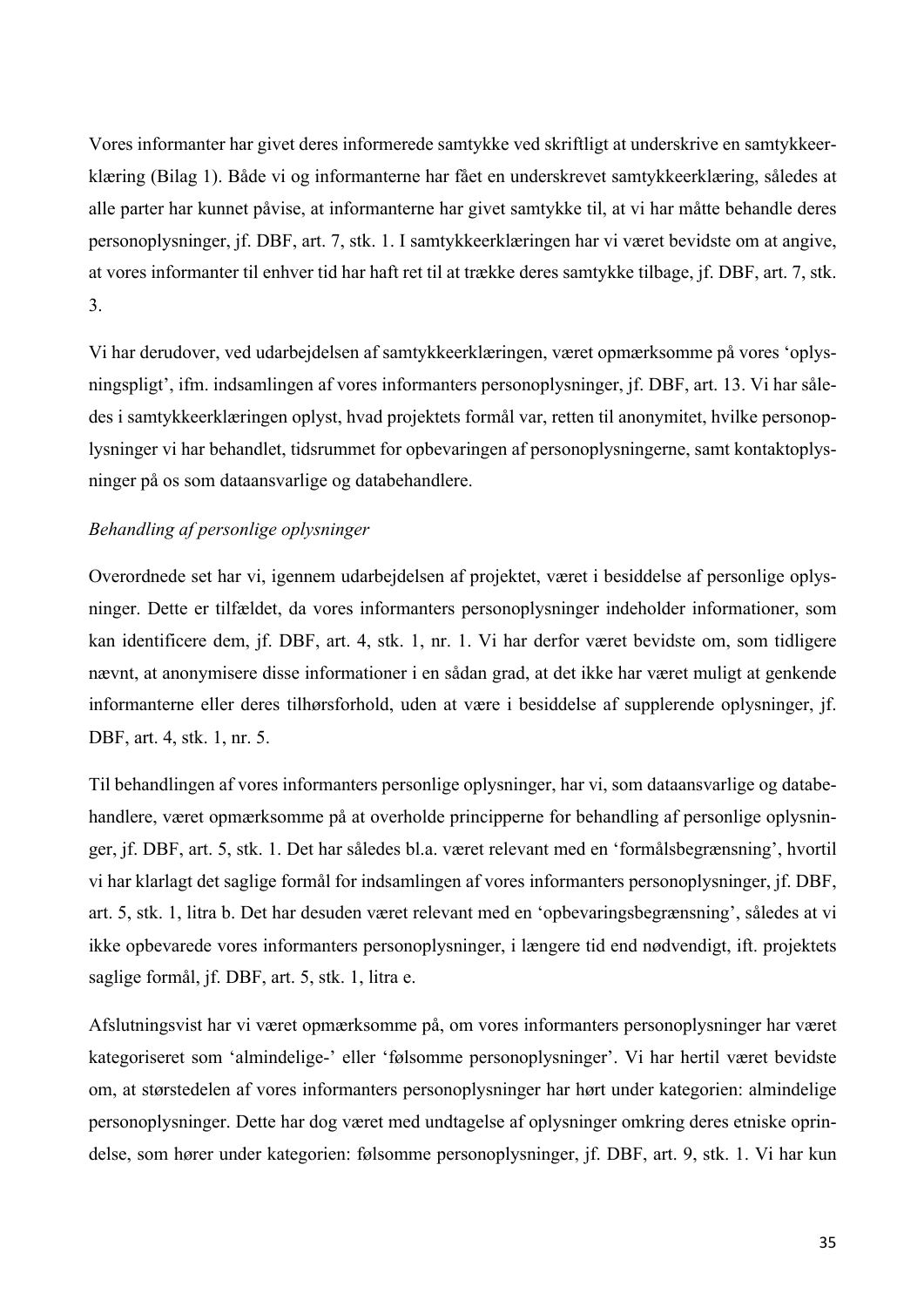Vores informanter har givet deres informerede samtykke ved skriftligt at underskrive en samtykkeerklæring (Bilag 1). Både vi og informanterne har fået en underskrevet samtykkeerklæring, således at alle parter har kunnet påvise, at informanterne har givet samtykke til, at vi har måtte behandle deres personoplysninger, jf. DBF, art. 7, stk. 1. I samtykkeerklæringen har vi været bevidste om at angive, at vores informanter til enhver tid har haft ret til at trække deres samtykke tilbage, jf. DBF, art. 7, stk. 3.

Vi har derudover, ved udarbejdelsen af samtykkeerklæringen, været opmærksomme på vores 'oplysningspligt', ifm. indsamlingen af vores informanters personoplysninger, jf. DBF, art. 13. Vi har således i samtykkeerklæringen oplyst, hvad projektets formål var, retten til anonymitet, hvilke personoplysninger vi har behandlet, tidsrummet for opbevaringen af personoplysningerne, samt kontaktoplysninger på os som dataansvarlige og databehandlere.

*Behandling af personlige oplysninger*

Overordnede set har vi, igennem udarbejdelsen af projektet, været i besiddelse af personlige oplysninger. Dette er tilfældet, da vores informanters personoplysninger indeholder informationer, som kan identificere dem, jf. DBF, art. 4, stk. 1, nr. 1. Vi har derfor været bevidste om, som tidligere nævnt, at anonymisere disse informationer i en sådan grad, at det ikke har været muligt at genkende informanterne eller deres tilhørsforhold, uden at være i besiddelse af supplerende oplysninger, jf. DBF, art. 4, stk. 1, nr. 5.

Til behandlingen af vores informanters personlige oplysninger, har vi, som dataansvarlige og databehandlere, været opmærksomme på at overholde principperne for behandling af personlige oplysninger, jf. DBF, art. 5, stk. 1. Det har således bl.a. været relevant med en 'formålsbegrænsning', hvortil vi har klarlagt det saglige formål for indsamlingen af vores informanters personoplysninger, jf. DBF, art. 5, stk. 1, litra b. Det har desuden været relevant med en 'opbevaringsbegrænsning', således at vi ikke opbevarede vores informanters personoplysninger, i længere tid end nødvendigt, ift. projektets saglige formål, jf. DBF, art. 5, stk. 1, litra e.

Afslutningsvist har vi været opmærksomme på, om vores informanters personoplysninger har været kategoriseret som 'almindelige-' eller 'følsomme personoplysninger'. Vi har hertil været bevidste om, at størstedelen af vores informanters personoplysninger har hørt under kategorien: almindelige personoplysninger. Dette har dog været med undtagelse af oplysninger omkring deres etniske oprindelse, som hører under kategorien: følsomme personoplysninger, jf. DBF, art. 9, stk. 1. Vi har kun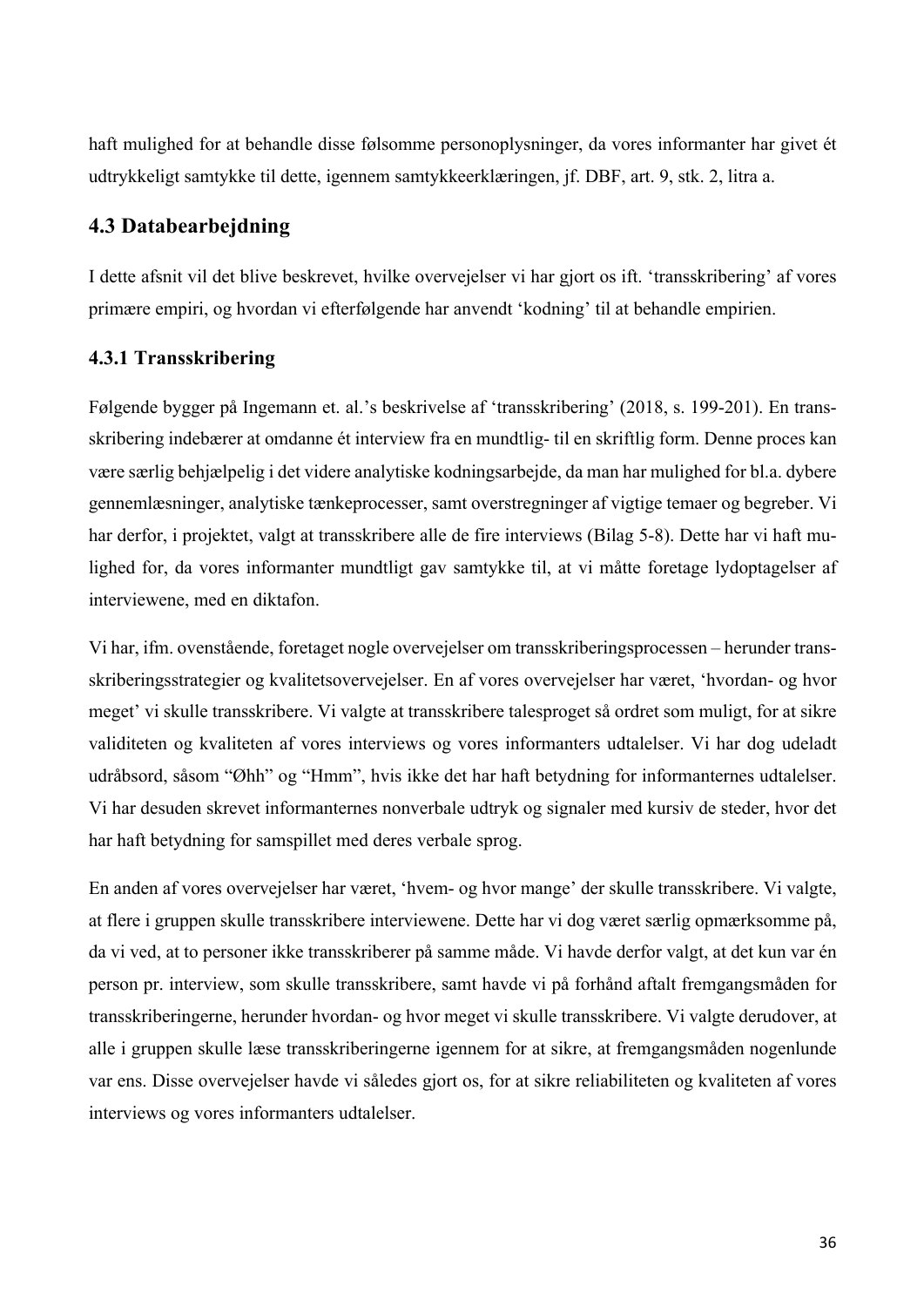haft mulighed for at behandle disse følsomme personoplysninger, da vores informanter har givet ét udtrykkeligt samtykke til dette, igennem samtykkeerklæringen, jf. DBF, art. 9, stk. 2, litra a.

## 4.3 Databearbejdning

I dette afsnit vil det blive beskrevet, hvilke overvejelser vi har gjort os ift. 'transskribering' af vores primære empiri, og hvordan vi efterfølgende har anvendt 'kodning' til at behandle empirien.

### 4.3.1 Transskribering

Følgende bygger på Ingemann et. al.'s beskrivelse af 'transskribering' (2018, s. 199-201). En transskribering indebærer at omdanne ét interview fra en mundtlig- til en skriftlig form. Denne proces kan være særlig behjælpelig i det videre analytiske kodningsarbejde, da man har mulighed for bl.a. dybere gennemlæsninger, analytiske tænkeprocesser, samt overstregninger af vigtige temaer og begreber. Vi har derfor, i projektet, valgt at transskribere alle de fire interviews (Bilag 5-8). Dette har vi haft mulighed for, da vores informanter mundtligt gav samtykke til, at vi måtte foretage lydoptagelser af interviewene, med en diktafon.

Vi har, ifm. ovenstående, foretaget nogle overvejelser om transskriberingsprocessen – herunder transskriberingsstrategier og kvalitetsovervejelser. En af vores overvejelser har været, 'hvordan- og hvor meget' vi skulle transskribere. Vi valgte at transskribere talesproget så ordret som muligt, for at sikre validiteten og kvaliteten af vores interviews og vores informanters udtalelser. Vi har dog udeladt udråbsord, såsom "Øhh" og "Hmm", hvis ikke det har haft betydning for informanternes udtalelser. Vi har desuden skrevet informanternes nonverbale udtryk og signaler med kursiv de steder, hvor det har haft betydning for samspillet med deres verbale sprog.

En anden af vores overvejelser har været, 'hvem- og hvor mange' der skulle transskribere. Vi valgte, at flere i gruppen skulle transskribere interviewene. Dette har vi dog været særlig opmærksomme på, da vi ved, at to personer ikke transskriberer på samme måde. Vi havde derfor valgt, at det kun var én person pr. interview, som skulle transskribere, samt havde vi på forhånd aftalt fremgangsmåden for transskriberingerne, herunder hvordan- og hvor meget vi skulle transskribere. Vi valgte derudover, at alle i gruppen skulle læse transskriberingerne igennem for at sikre, at fremgangsmåden nogenlunde var ens. Disse overvejelser havde vi således gjort os, for at sikre reliabiliteten og kvaliteten af vores interviews og vores informanters udtalelser.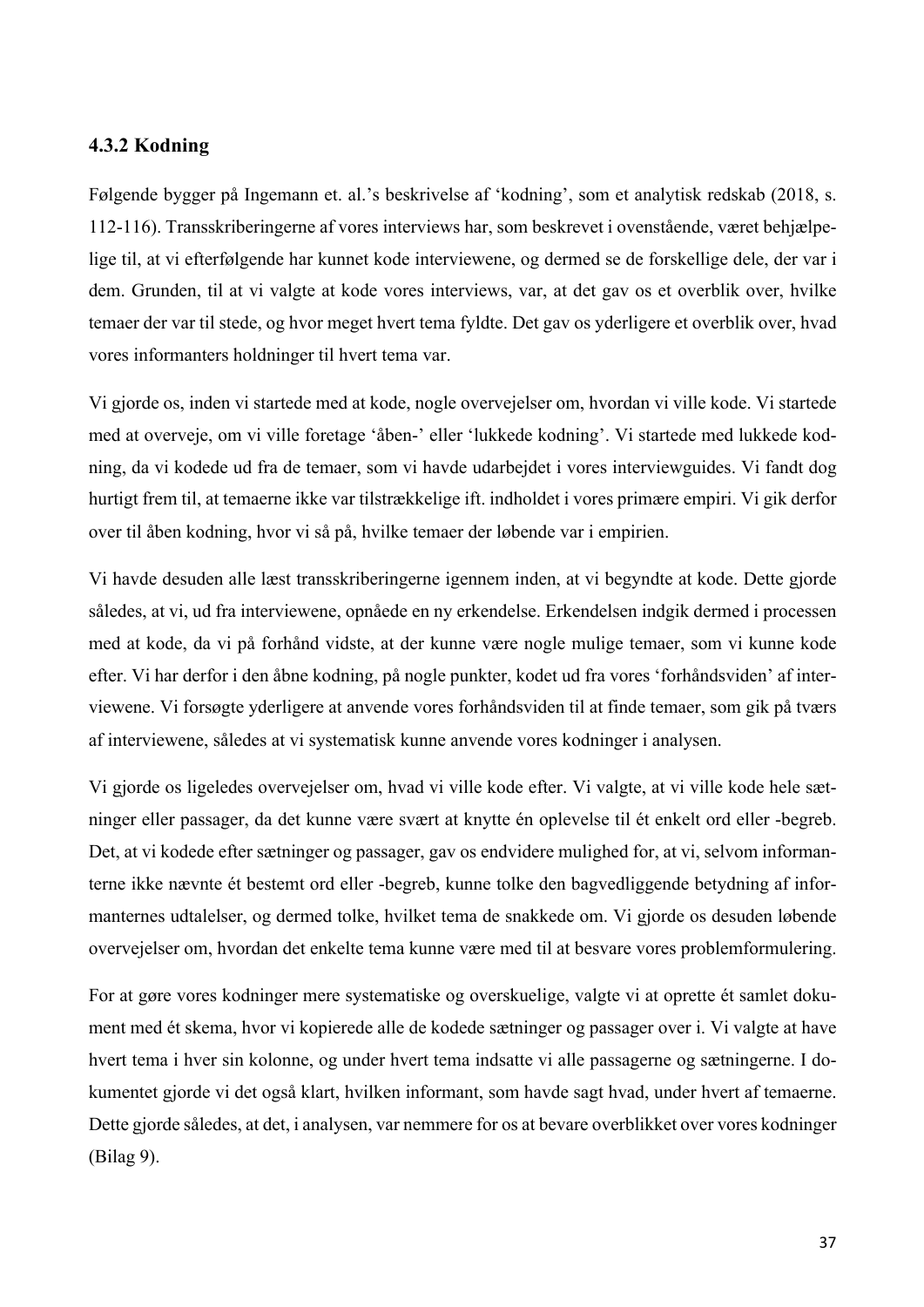### 4.3.2 Kodning

Følgende bygger på Ingemann et. al.'s beskrivelse af 'kodning', som et analytisk redskab (2018, s. 112-116). Transskriberingerne af vores interviews har, som beskrevet i ovenstående, været behjælpelige til, at vi efterfølgende har kunnet kode interviewene, og dermed se de forskellige dele, der var i dem. Grunden, til at vi valgte at kode vores interviews, var, at det gav os et overblik over, hvilke temaer der var til stede, og hvor meget hvert tema fyldte. Det gav os yderligere et overblik over, hvad vores informanters holdninger til hvert tema var.

Vi gjorde os, inden vi startede med at kode, nogle overvejelser om, hvordan vi ville kode. Vi startede med at overveje, om vi ville foretage 'åben-' eller 'lukkede kodning'. Vi startede med lukkede kodning, da vi kodede ud fra de temaer, som vi havde udarbejdet i vores interviewguides. Vi fandt dog hurtigt frem til, at temaerne ikke var tilstrækkelige ift. indholdet i vores primære empiri. Vi gik derfor over til åben kodning, hvor vi så på, hvilke temaer der løbende var i empirien.

Vi havde desuden alle læst transskriberingerne igennem inden, at vi begyndte at kode. Dette gjorde således, at vi, ud fra interviewene, opnåede en ny erkendelse. Erkendelsen indgik dermed i processen med at kode, da vi på forhånd vidste, at der kunne være nogle mulige temaer, som vi kunne kode efter. Vi har derfor i den åbne kodning, på nogle punkter, kodet ud fra vores 'forhåndsviden' af interviewene. Vi forsøgte yderligere at anvende vores forhåndsviden til at finde temaer, som gik på tværs af interviewene, således at vi systematisk kunne anvende vores kodninger i analysen.

Vi gjorde os ligeledes overvejelser om, hvad vi ville kode efter. Vi valgte, at vi ville kode hele sætninger eller passager, da det kunne være svært at knytte én oplevelse til ét enkelt ord eller -begreb. Det, at vi kodede efter sætninger og passager, gav os endvidere mulighed for, at vi, selvom informanterne ikke nævnte ét bestemt ord eller -begreb, kunne tolke den bagvedliggende betydning af informanternes udtalelser, og dermed tolke, hvilket tema de snakkede om. Vi gjorde os desuden løbende overvejelser om, hvordan det enkelte tema kunne være med til at besvare vores problemformulering.

For at gøre vores kodninger mere systematiske og overskuelige, valgte vi at oprette ét samlet dokument med ét skema, hvor vi kopierede alle de kodede sætninger og passager over i. Vi valgte at have hvert tema i hver sin kolonne, og under hvert tema indsatte vi alle passagerne og sætningerne. I dokumentet gjorde vi det også klart, hvilken informant, som havde sagt hvad, under hvert af temaerne. Dette gjorde således, at det, i analysen, var nemmere for os at bevare overblikket over vores kodninger (Bilag 9).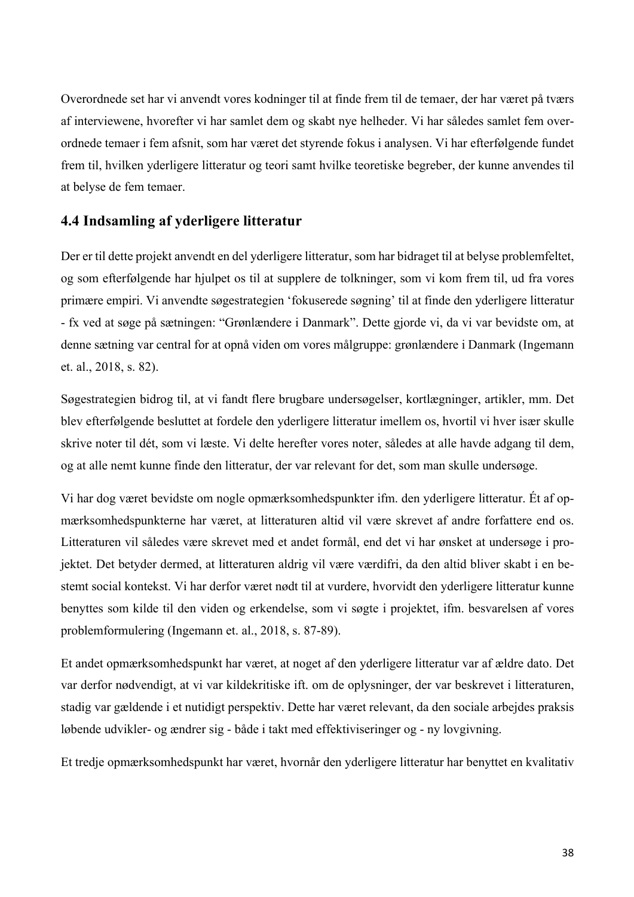Overordnede set har vi anvendt vores kodninger til at finde frem til de temaer, der har været på tværs af interviewene, hvorefter vi har samlet dem og skabt nye helheder. Vi har således samlet fem overordnede temaer i fem afsnit, som har været det styrende fokus i analysen. Vi har efterfølgende fundet frem til, hvilken yderligere litteratur og teori samt hvilke teoretiske begreber, der kunne anvendes til at belyse de fem temaer.

## 4.4 Indsamling af yderligere litteratur

Der er til dette projekt anvendt en del yderligere litteratur, som har bidraget til at belyse problemfeltet, og som efterfølgende har hjulpet os til at supplere de tolkninger, som vi kom frem til, ud fra vores primære empiri. Vi anvendte søgestrategien 'fokuserede søgning' til at finde den yderligere litteratur - fx ved at søge på sætningen: "Grønlændere i Danmark". Dette gjorde vi, da vi var bevidste om, at denne sætning var central for at opnå viden om vores målgruppe: grønlændere i Danmark (Ingemann et. al., 2018, s. 82).

Søgestrategien bidrog til, at vi fandt flere brugbare undersøgelser, kortlægninger, artikler, mm. Det blev efterfølgende besluttet at fordele den yderligere litteratur imellem os, hvortil vi hver især skulle skrive noter til dét, som vi læste. Vi delte herefter vores noter, således at alle havde adgang til dem, og at alle nemt kunne finde den litteratur, der var relevant for det, som man skulle undersøge.

Vi har dog været bevidste om nogle opmærksomhedspunkter ifm. den yderligere litteratur. Ét af opmærksomhedspunkterne har været, at litteraturen altid vil være skrevet af andre forfattere end os. Litteraturen vil således være skrevet med et andet formål, end det vi har ønsket at undersøge i projektet. Det betyder dermed, at litteraturen aldrig vil være værdifri, da den altid bliver skabt i en bestemt social kontekst. Vi har derfor været nødt til at vurdere, hvorvidt den yderligere litteratur kunne benyttes som kilde til den viden og erkendelse, som vi søgte i projektet, ifm. besvarelsen af vores problemformulering (Ingemann et. al., 2018, s. 87-89).

Et andet opmærksomhedspunkt har været, at noget af den yderligere litteratur var af ældre dato. Det var derfor nødvendigt, at vi var kildekritiske ift. om de oplysninger, der var beskrevet i litteraturen, stadig var gældende i et nutidigt perspektiv. Dette har været relevant, da den sociale arbejdes praksis løbende udvikler- og ændrer sig - både i takt med effektiviseringer og - ny lovgivning.

Et tredje opmærksomhedspunkt har været, hvornår den yderligere litteratur har benyttet en kvalitativ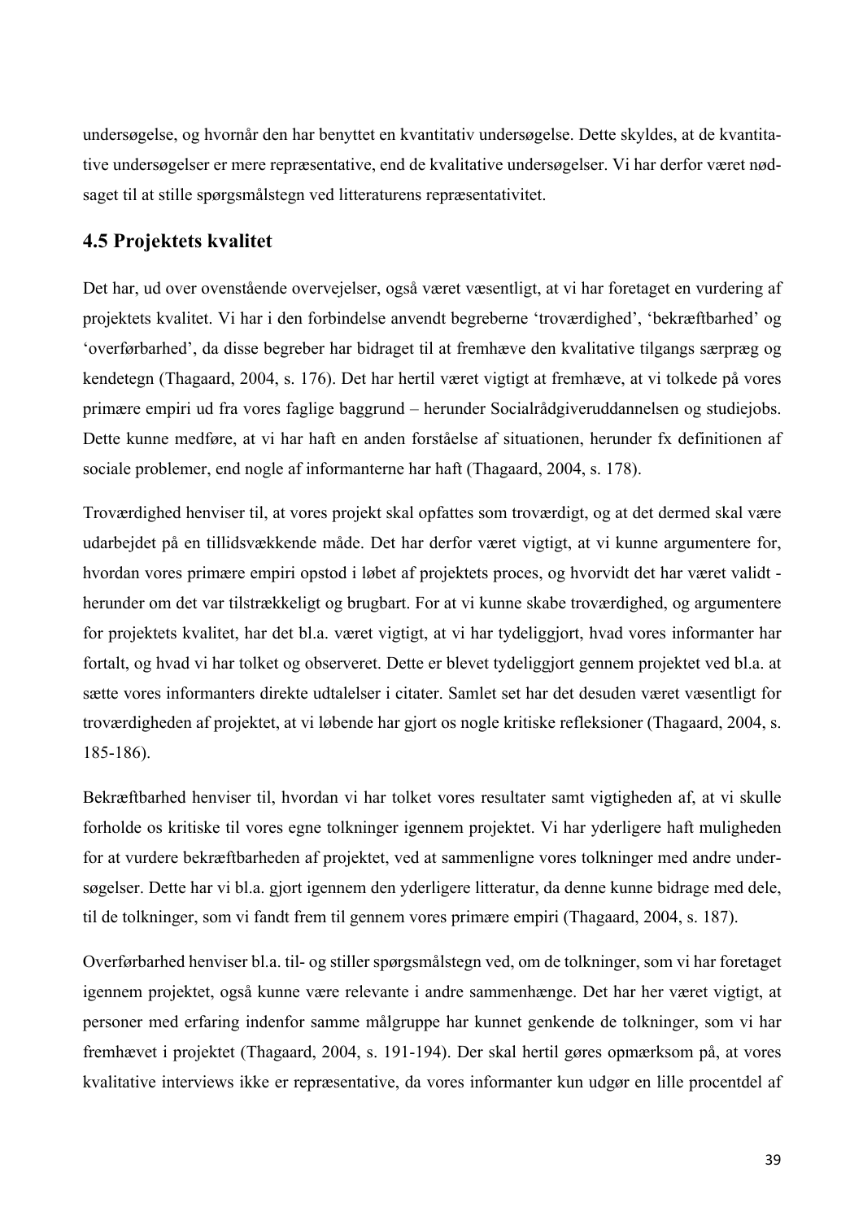undersøgelse, og hvornår den har benyttet en kvantitativ undersøgelse. Dette skyldes, at de kvantitative undersøgelser er mere repræsentative, end de kvalitative undersøgelser. Vi har derfor været nødsaget til at stille spørgsmålstegn ved litteraturens repræsentativitet.

## 4.5 Projektets kvalitet

Det har, ud over ovenstående overvejelser, også været væsentligt, at vi har foretaget en vurdering af projektets kvalitet. Vi har i den forbindelse anvendt begreberne 'troværdighed', 'bekræftbarhed' og 'overførbarhed', da disse begreber har bidraget til at fremhæve den kvalitative tilgangs særpræg og kendetegn (Thagaard, 2004, s. 176). Det har hertil været vigtigt at fremhæve, at vi tolkede på vores primære empiri ud fra vores faglige baggrund – herunder Socialrådgiveruddannelsen og studiejobs. Dette kunne medføre, at vi har haft en anden forståelse af situationen, herunder fx definitionen af sociale problemer, end nogle af informanterne har haft (Thagaard, 2004, s. 178).

Troværdighed henviser til, at vores projekt skal opfattes som troværdigt, og at det dermed skal være udarbejdet på en tillidsvækkende måde. Det har derfor været vigtigt, at vi kunne argumentere for, hvordan vores primære empiri opstod i løbet af projektets proces, og hvorvidt det har været validt - herunder om det var tilstrækkeligt og brugbart. For at vi kunne skabe troværdighed, og argumentere for projektets kvalitet, har det bl.a. været vigtigt, at vi har tydeliggjort, hvad vores informanter har fortalt, og hvad vi har tolket og observeret. Dette er blevet tydeliggjort gennem projektet ved bl.a. at sætte vores informanters direkte udtalelser i citater. Samlet set har det desuden været væsentligt for troværdigheden af projektet, at vi løbende har gjort os nogle kritiske refleksioner (Thagaard, 2004, s. 185-186).

Bekræftbarhed henviser til, hvordan vi har tolket vores resultater samt vigtigheden af, at vi skulle forholde os kritiske til vores egne tolkninger igennem projektet. Vi har yderligere haft muligheden for at vurdere bekræftbarheden af projektet, ved at sammenligne vores tolkninger med andre undersøgelser. Dette har vi bl.a. gjort igennem den yderligere litteratur, da denne kunne bidrage med dele, til de tolkninger, som vi fandt frem til gennem vores primære empiri (Thagaard, 2004, s. 187).

Overførbarhed henviser bl.a. til- og stiller spørgsmålstegn ved, om de tolkninger, som vi har foretaget igennem projektet, også kunne være relevante i andre sammenhænge. Det har her været vigtigt, at personer med erfaring indenfor samme målgruppe har kunnet genkende de tolkninger, som vi har fremhævet i projektet (Thagaard, 2004, s. 191-194). Der skal hertil gøres opmærksom på, at vores kvalitative interviews ikke er repræsentative, da vores informanter kun udgør en lille procentdel af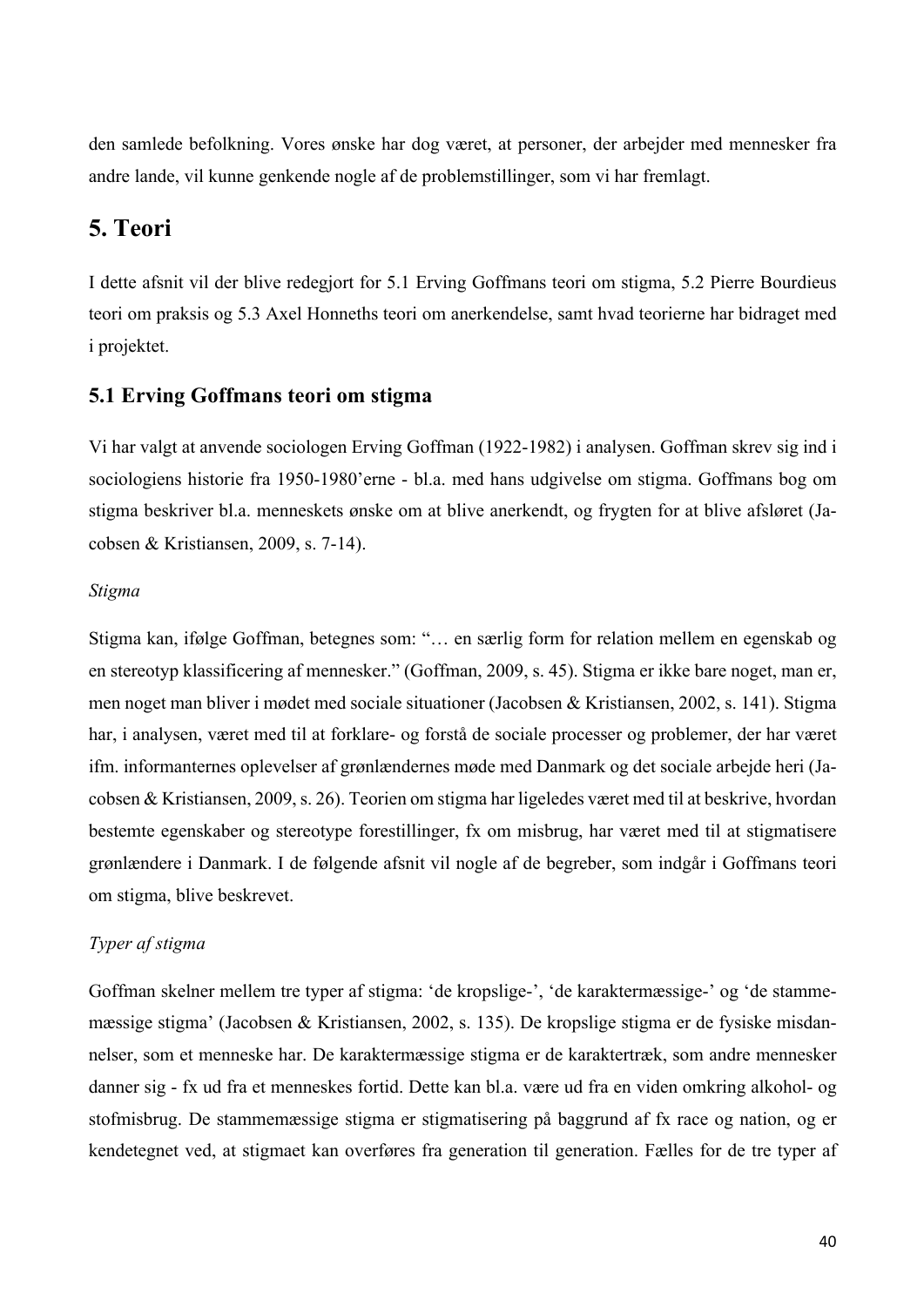den samlede befolkning. Vores ønske har dog været, at personer, der arbejder med mennesker fra andre lande, vil kunne genkende nogle af de problemstillinger, som vi har fremlagt.

# 5. Teori

I dette afsnit vil der blive redegjort for 5.1 Erving Goffmans teori om stigma, 5.2 Pierre Bourdieus teori om praksis og 5.3 Axel Honneths teori om anerkendelse, samt hvad teorierne har bidraget med i projektet.

## 5.1 Erving Goffmans teori om stigma

Vi har valgt at anvende sociologen Erving Goffman (1922-1982) i analysen. Goffman skrev sig ind i sociologiens historie fra 1950-1980'erne - bl.a. med hans udgivelse om stigma. Goffmans bog om stigma beskriver bl.a. menneskets ønske om at blive anerkendt, og frygten for at blive afsløret (Jacobsen & Kristiansen, 2009, s. 7-14).

*Stigma*

Stigma kan, ifølge Goffman, betegnes som: "… en særlig form for relation mellem en egenskab og en stereotyp klassificering af mennesker." (Goffman, 2009, s. 45). Stigma er ikke bare noget, man er, men noget man bliver i mødet med sociale situationer (Jacobsen & Kristiansen, 2002, s. 141). Stigma har, i analysen, været med til at forklare- og forstå de sociale processer og problemer, der har været ifm. informanternes oplevelser af grønlændernes møde med Danmark og det sociale arbejde heri (Jacobsen & Kristiansen, 2009, s. 26). Teorien om stigma har ligeledes været med til at beskrive, hvordan bestemte egenskaber og stereotype forestillinger, fx om misbrug, har været med til at stigmatisere grønlændere i Danmark. I de følgende afsnit vil nogle af de begreber, som indgår i Goffmans teori om stigma, blive beskrevet.

*Typer af stigma*

Goffman skelner mellem tre typer af stigma: 'de kropslige-', 'de karaktermæssige-' og 'de stammemæssige stigma' (Jacobsen & Kristiansen, 2002, s. 135). De kropslige stigma er de fysiske misdannelser, som et menneske har. De karaktermæssige stigma er de karaktertræk, som andre mennesker danner sig - fx ud fra et menneskes fortid. Dette kan bl.a. være ud fra en viden omkring alkohol- og stofmisbrug. De stammemæssige stigma er stigmatisering på baggrund af fx race og nation, og er kendetegnet ved, at stigmaet kan overføres fra generation til generation. Fælles for de tre typer af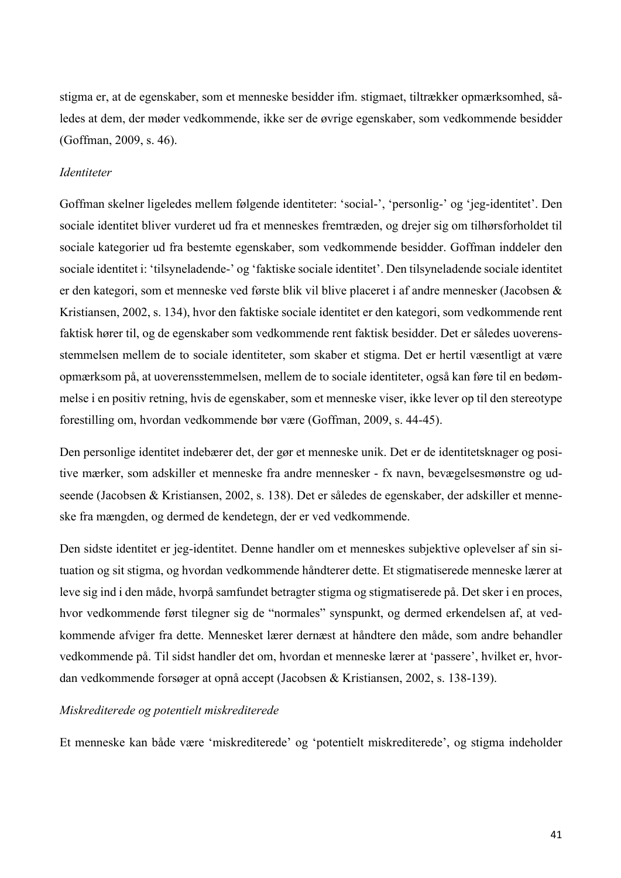stigma er, at de egenskaber, som et menneske besidder ifm. stigmaet, tiltrækker opmærksomhed, således at dem, der møder vedkommende, ikke ser de øvrige egenskaber, som vedkommende besidder (Goffman, 2009, s. 46).

*Identiteter*

Goffman skelner ligeledes mellem følgende identiteter: 'social-', 'personlig-' og 'jeg-identitet'. Den sociale identitet bliver vurderet ud fra et menneskes fremtræden, og drejer sig om tilhørsforholdet til sociale kategorier ud fra bestemte egenskaber, som vedkommende besidder. Goffman inddeler den sociale identitet i: 'tilsyneladende-' og 'faktiske sociale identitet'. Den tilsyneladende sociale identitet er den kategori, som et menneske ved første blik vil blive placeret i af andre mennesker (Jacobsen & Kristiansen, 2002, s. 134), hvor den faktiske sociale identitet er den kategori, som vedkommende rent faktisk hører til, og de egenskaber som vedkommende rent faktisk besidder. Det er således uoverensstemmelsen mellem de to sociale identiteter, som skaber et stigma. Det er hertil væsentligt at være opmærksom på, at uoverensstemmelsen, mellem de to sociale identiteter, også kan føre til en bedømmelse i en positiv retning, hvis de egenskaber, som et menneske viser, ikke lever op til den stereotype forestilling om, hvordan vedkommende bør være (Goffman, 2009, s. 44-45).

Den personlige identitet indebærer det, der gør et menneske unik. Det er de identitetsknager og positive mærker, som adskiller et menneske fra andre mennesker - fx navn, bevægelsesmønstre og udseende (Jacobsen & Kristiansen, 2002, s. 138). Det er således de egenskaber, der adskiller et menneske fra mængden, og dermed de kendetegn, der er ved vedkommende.

Den sidste identitet er jeg-identitet. Denne handler om et menneskes subjektive oplevelser af sin situation og sit stigma, og hvordan vedkommende håndterer dette. Et stigmatiserede menneske lærer at leve sig ind i den måde, hvorpå samfundet betragter stigma og stigmatiserede på. Det sker i en proces, hvor vedkommende først tilegner sig de "normales" synspunkt, og dermed erkendelsen af, at vedkommende afviger fra dette. Mennesket lærer dernæst at håndtere den måde, som andre behandler vedkommende på. Til sidst handler det om, hvordan et menneske lærer at 'passere', hvilket er, hvordan vedkommende forsøger at opnå accept (Jacobsen & Kristiansen, 2002, s. 138-139).

*Miskrediterede og potentielt miskrediterede*

Et menneske kan både være 'miskrediterede' og 'potentielt miskrediterede', og stigma indeholder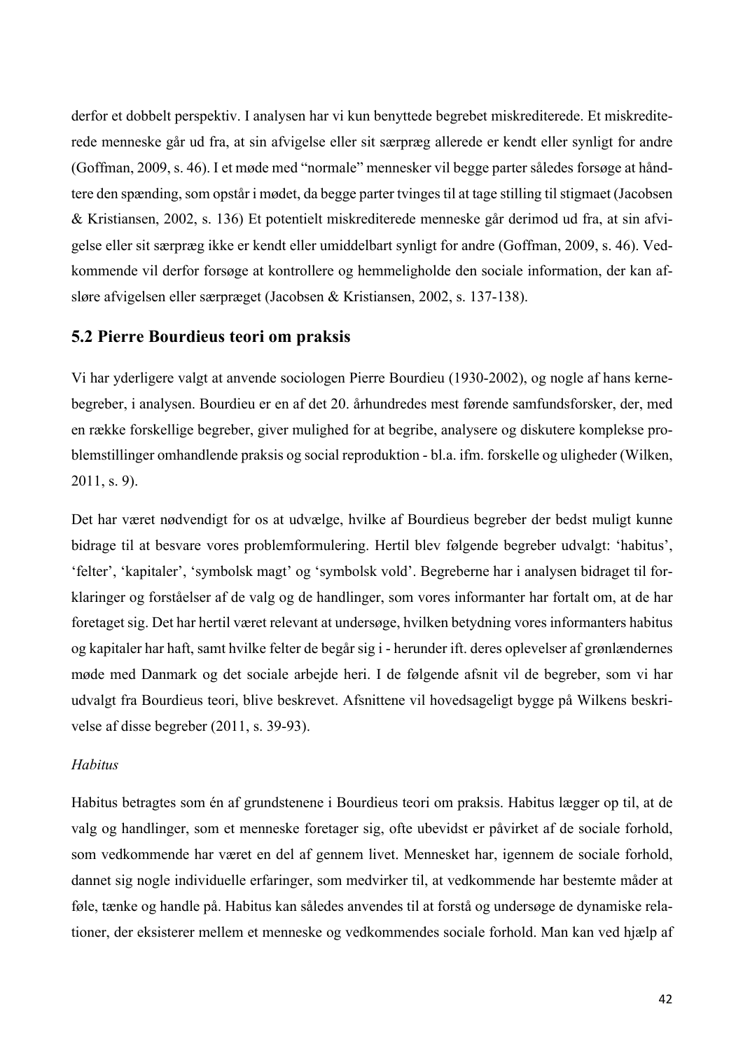derfor et dobbelt perspektiv. I analysen har vi kun benyttede begrebet miskrediterede. Et miskrediterede menneske går ud fra, at sin afvigelse eller sit særpræg allerede er kendt eller synligt for andre (Goffman, 2009, s. 46). I et møde med "normale" mennesker vil begge parter således forsøge at håndtere den spænding, som opstår i mødet, da begge parter tvinges til at tage stilling til stigmaet (Jacobsen & Kristiansen, 2002, s. 136) Et potentielt miskrediterede menneske går derimod ud fra, at sin afvigelse eller sit særpræg ikke er kendt eller umiddelbart synligt for andre (Goffman, 2009, s. 46). Vedkommende vil derfor forsøge at kontrollere og hemmeligholde den sociale information, der kan afsløre afvigelsen eller særpræget (Jacobsen & Kristiansen, 2002, s. 137-138).

## 5.2 Pierre Bourdieus teori om praksis

Vi har yderligere valgt at anvende sociologen Pierre Bourdieu (1930-2002), og nogle af hans kernebegreber, i analysen. Bourdieu er en af det 20. århundredes mest førende samfundsforsker, der, med en række forskellige begreber, giver mulighed for at begribe, analysere og diskutere komplekse problemstillinger omhandlende praksis og social reproduktion - bl.a. ifm. forskelle og uligheder (Wilken, 2011, s. 9).

Det har været nødvendigt for os at udvælge, hvilke af Bourdieus begreber der bedst muligt kunne bidrage til at besvare vores problemformulering. Hertil blev følgende begreber udvalgt: 'habitus', 'felter', 'kapitaler', 'symbolsk magt' og 'symbolsk vold'. Begreberne har i analysen bidraget til forklaringer og forståelser af de valg og de handlinger, som vores informanter har fortalt om, at de har foretaget sig. Det har hertil været relevant at undersøge, hvilken betydning vores informanters habitus og kapitaler har haft, samt hvilke felter de begår sig i - herunder ift. deres oplevelser af grønlændernes møde med Danmark og det sociale arbejde heri. I de følgende afsnit vil de begreber, som vi har udvalgt fra Bourdieus teori, blive beskrevet. Afsnittene vil hovedsageligt bygge på Wilkens beskrivelse af disse begreber (2011, s. 39-93).

*Habitus*

Habitus betragtes som én af grundstenene i Bourdieus teori om praksis. Habitus lægger op til, at de valg og handlinger, som et menneske foretager sig, ofte ubevidst er påvirket af de sociale forhold, som vedkommende har været en del af gennem livet. Mennesket har, igennem de sociale forhold, dannet sig nogle individuelle erfaringer, som medvirker til, at vedkommende har bestemte måder at føle, tænke og handle på. Habitus kan således anvendes til at forstå og undersøge de dynamiske relationer, der eksisterer mellem et menneske og vedkommendes sociale forhold. Man kan ved hjælp af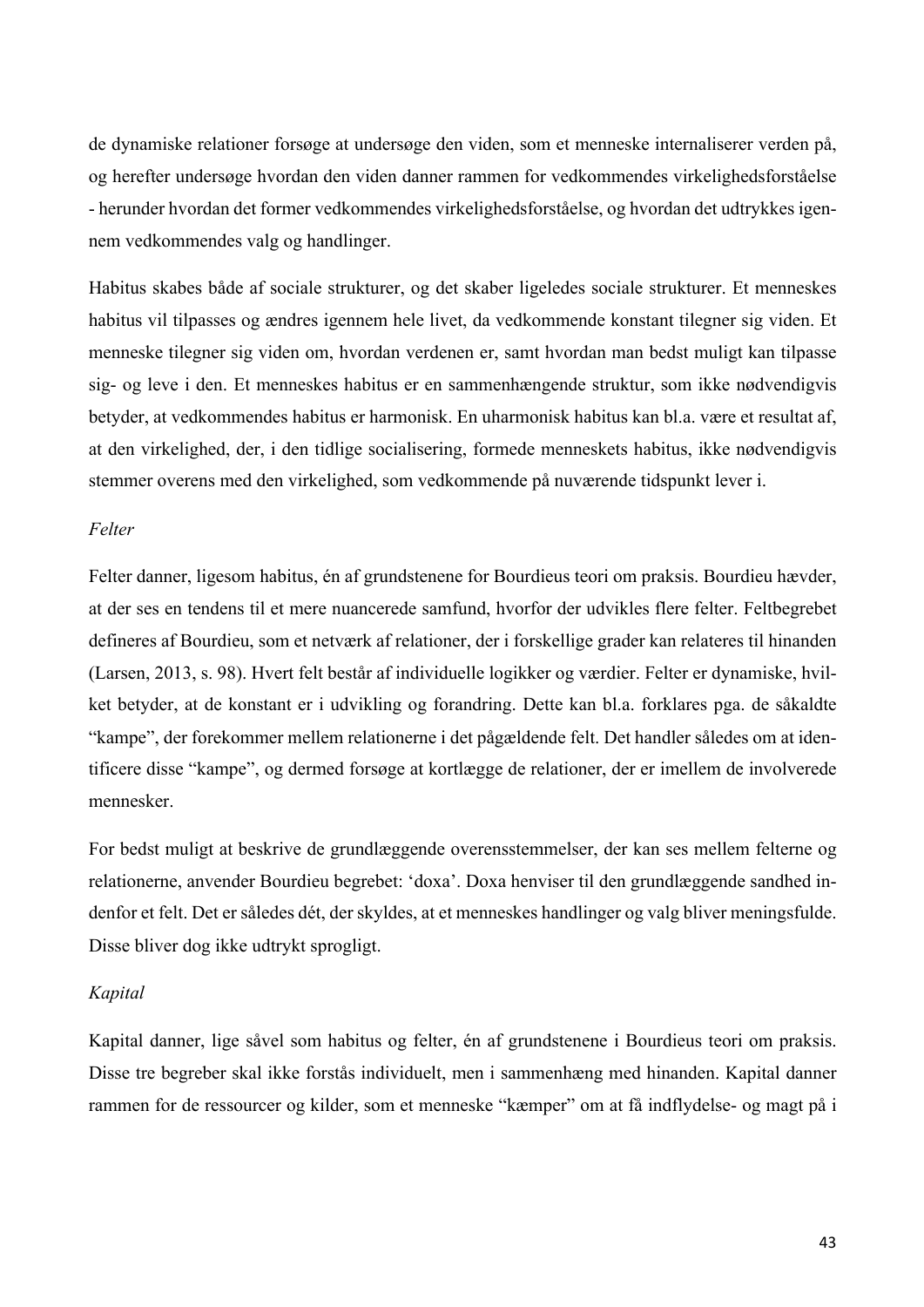de dynamiske relationer forsøge at undersøge den viden, som et menneske internaliserer verden på, og herefter undersøge hvordan den viden danner rammen for vedkommendes virkelighedsforståelse - herunder hvordan det former vedkommendes virkelighedsforståelse, og hvordan det udtrykkes igennem vedkommendes valg og handlinger.

Habitus skabes både af sociale strukturer, og det skaber ligeledes sociale strukturer. Et menneskes habitus vil tilpasses og ændres igennem hele livet, da vedkommende konstant tilegner sig viden. Et menneske tilegner sig viden om, hvordan verdenen er, samt hvordan man bedst muligt kan tilpasse sig- og leve i den. Et menneskes habitus er en sammenhængende struktur, som ikke nødvendigvis betyder, at vedkommendes habitus er harmonisk. En uharmonisk habitus kan bl.a. være et resultat af, at den virkelighed, der, i den tidlige socialisering, formede menneskets habitus, ikke nødvendigvis stemmer overens med den virkelighed, som vedkommende på nuværende tidspunkt lever i.

*Felter*

Felter danner, ligesom habitus, én af grundstenene for Bourdieus teori om praksis. Bourdieu hævder, at der ses en tendens til et mere nuancerede samfund, hvorfor der udvikles flere felter. Feltbegrebet defineres af Bourdieu, som et netværk af relationer, der i forskellige grader kan relateres til hinanden (Larsen, 2013, s. 98). Hvert felt består af individuelle logikker og værdier. Felter er dynamiske, hvilket betyder, at de konstant er i udvikling og forandring. Dette kan bl.a. forklares pga. de såkaldte "kampe", der forekommer mellem relationerne i det pågældende felt. Det handler således om at identificere disse "kampe", og dermed forsøge at kortlægge de relationer, der er imellem de involverede mennesker.

For bedst muligt at beskrive de grundlæggende overensstemmelser, der kan ses mellem felterne og relationerne, anvender Bourdieu begrebet: 'doxa'. Doxa henviser til den grundlæggende sandhed indenfor et felt. Det er således dét, der skyldes, at et menneskes handlinger og valg bliver meningsfulde. Disse bliver dog ikke udtrykt sprogligt.

*Kapital*

Kapital danner, lige såvel som habitus og felter, én af grundstenene i Bourdieus teori om praksis. Disse tre begreber skal ikke forstås individuelt, men i sammenhæng med hinanden. Kapital danner rammen for de ressourcer og kilder, som et menneske "kæmper" om at få indflydelse- og magt på i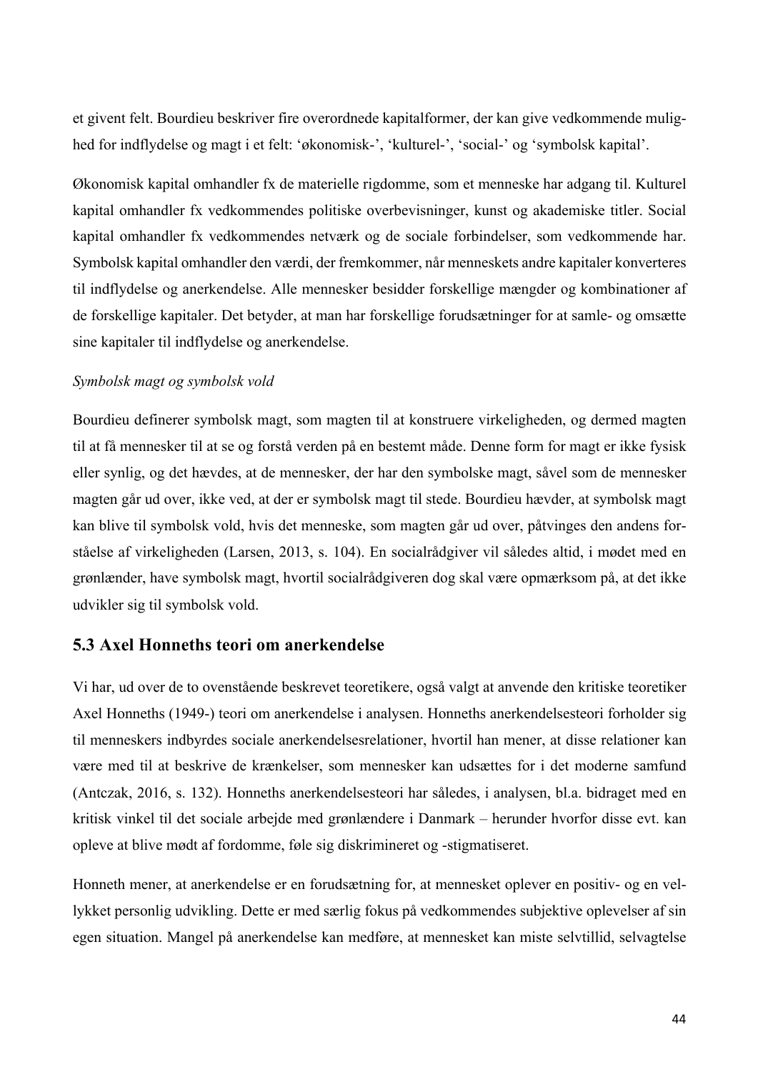et givent felt. Bourdieu beskriver fire overordnede kapitalformer, der kan give vedkommende mulighed for indflydelse og magt i et felt: 'økonomisk-', 'kulturel-', 'social-' og 'symbolsk kapital'.

Økonomisk kapital omhandler fx de materielle rigdomme, som et menneske har adgang til. Kulturel kapital omhandler fx vedkommendes politiske overbevisninger, kunst og akademiske titler. Social kapital omhandler fx vedkommendes netværk og de sociale forbindelser, som vedkommende har. Symbolsk kapital omhandler den værdi, der fremkommer, når menneskets andre kapitaler konverteres til indflydelse og anerkendelse. Alle mennesker besidder forskellige mængder og kombinationer af de forskellige kapitaler. Det betyder, at man har forskellige forudsætninger for at samle- og omsætte sine kapitaler til indflydelse og anerkendelse.

*Symbolsk magt og symbolsk vold*

Bourdieu definerer symbolsk magt, som magten til at konstruere virkeligheden, og dermed magten til at få mennesker til at se og forstå verden på en bestemt måde. Denne form for magt er ikke fysisk eller synlig, og det hævdes, at de mennesker, der har den symbolske magt, såvel som de mennesker magten går ud over, ikke ved, at der er symbolsk magt til stede. Bourdieu hævder, at symbolsk magt kan blive til symbolsk vold, hvis det menneske, som magten går ud over, påtvinges den andens forståelse af virkeligheden (Larsen, 2013, s. 104). En socialrådgiver vil således altid, i mødet med en grønlænder, have symbolsk magt, hvortil socialrådgiveren dog skal være opmærksom på, at det ikke udvikler sig til symbolsk vold.

## 5.3 Axel Honneths teori om anerkendelse

Vi har, ud over de to ovenstående beskrevet teoretikere, også valgt at anvende den kritiske teoretiker Axel Honneths (1949-) teori om anerkendelse i analysen. Honneths anerkendelsesteori forholder sig til menneskers indbyrdes sociale anerkendelsesrelationer, hvortil han mener, at disse relationer kan være med til at beskrive de krænkelser, som mennesker kan udsættes for i det moderne samfund (Antczak, 2016, s. 132). Honneths anerkendelsesteori har således, i analysen, bl.a. bidraget med en kritisk vinkel til det sociale arbejde med grønlændere i Danmark – herunder hvorfor disse evt. kan opleve at blive mødt af fordomme, føle sig diskrimineret og -stigmatiseret.

Honneth mener, at anerkendelse er en forudsætning for, at mennesket oplever en positiv- og en vellykket personlig udvikling. Dette er med særlig fokus på vedkommendes subjektive oplevelser af sin egen situation. Mangel på anerkendelse kan medføre, at mennesket kan miste selvtillid, selvagtelse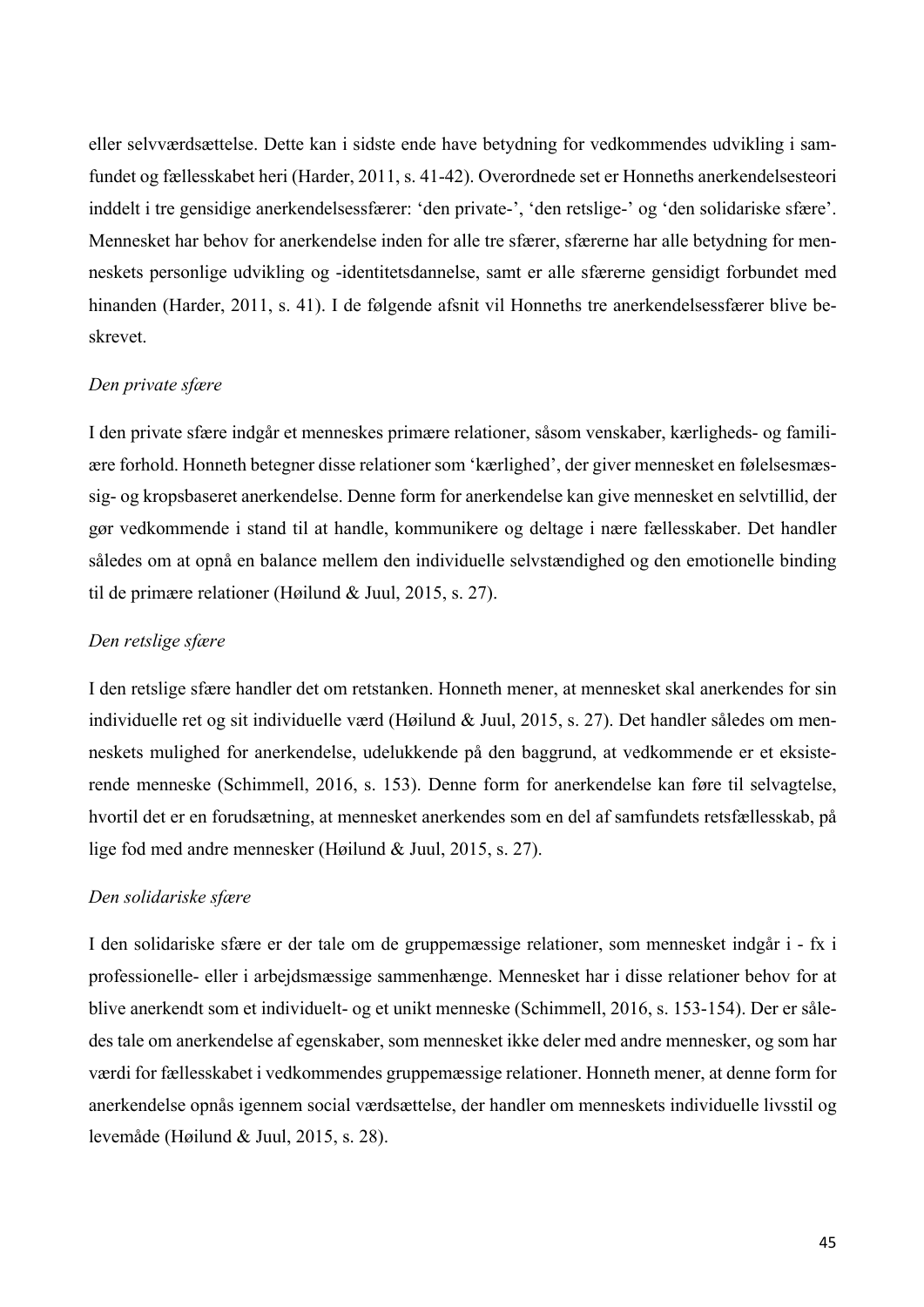eller selvværdsættelse. Dette kan i sidste ende have betydning for vedkommendes udvikling i samfundet og fællesskabet heri (Harder, 2011, s. 41-42). Overordnede set er Honneths anerkendelsesteori inddelt i tre gensidige anerkendelsessfærer: 'den private-', 'den retslige-' og 'den solidariske sfære'. Mennesket har behov for anerkendelse inden for alle tre sfærer, sfærerne har alle betydning for menneskets personlige udvikling og -identitetsdannelse, samt er alle sfærerne gensidigt forbundet med hinanden (Harder, 2011, s. 41). I de følgende afsnit vil Honneths tre anerkendelsessfærer blive beskrevet.

*Den private sfære*

I den private sfære indgår et menneskes primære relationer, såsom venskaber, kærligheds- og familiære forhold. Honneth betegner disse relationer som 'kærlighed', der giver mennesket en følelsesmæssig- og kropsbaseret anerkendelse. Denne form for anerkendelse kan give mennesket en selvtillid, der gør vedkommende i stand til at handle, kommunikere og deltage i nære fællesskaber. Det handler således om at opnå en balance mellem den individuelle selvstændighed og den emotionelle binding til de primære relationer (Høilund & Juul, 2015, s. 27).

*Den retslige sfære*

I den retslige sfære handler det om retstanken. Honneth mener, at mennesket skal anerkendes for sin individuelle ret og sit individuelle værd (Høilund & Juul, 2015, s. 27). Det handler således om menneskets mulighed for anerkendelse, udelukkende på den baggrund, at vedkommende er et eksisterende menneske (Schimmell, 2016, s. 153). Denne form for anerkendelse kan føre til selvagtelse, hvortil det er en forudsætning, at mennesket anerkendes som en del af samfundets retsfællesskab, på lige fod med andre mennesker (Høilund & Juul, 2015, s. 27).

*Den solidariske sfære*

I den solidariske sfære er der tale om de gruppemæssige relationer, som mennesket indgår i - fx i professionelle- eller i arbejdsmæssige sammenhænge. Mennesket har i disse relationer behov for at blive anerkendt som et individuelt- og et unikt menneske (Schimmell, 2016, s. 153-154). Der er således tale om anerkendelse af egenskaber, som mennesket ikke deler med andre mennesker, og som har værdi for fællesskabet i vedkommendes gruppemæssige relationer. Honneth mener, at denne form for anerkendelse opnås igennem social værdsættelse, der handler om menneskets individuelle livsstil og levemåde (Høilund & Juul, 2015, s. 28).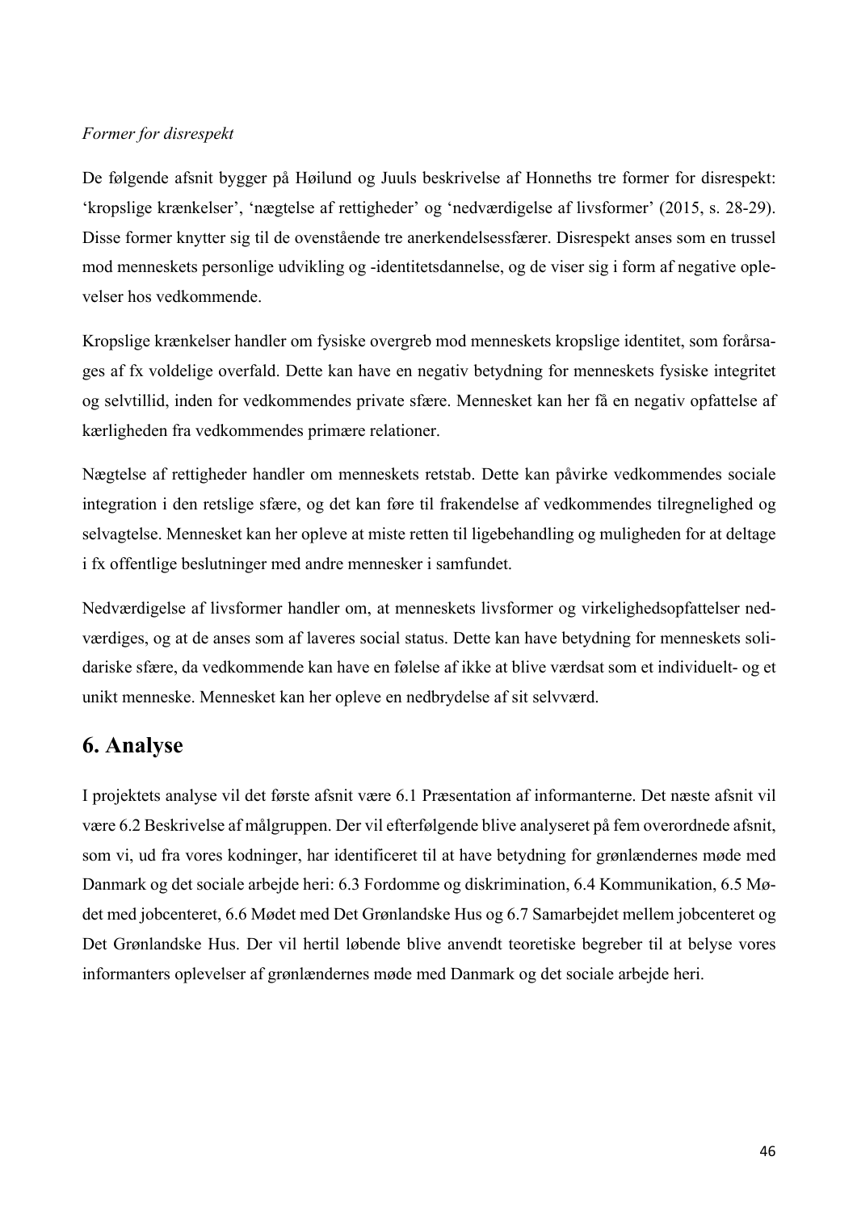*Former for disrespekt*

De følgende afsnit bygger på Høilund og Juuls beskrivelse af Honneths tre former for disrespekt: 'kropslige krænkelser', 'nægtelse af rettigheder' og 'nedværdigelse af livsformer' (2015, s. 28-29). Disse former knytter sig til de ovenstående tre anerkendelsessfærer. Disrespekt anses som en trussel mod menneskets personlige udvikling og -identitetsdannelse, og de viser sig i form af negative oplevelser hos vedkommende.

Kropslige krænkelser handler om fysiske overgreb mod menneskets kropslige identitet, som forårsages af fx voldelige overfald. Dette kan have en negativ betydning for menneskets fysiske integritet og selvtillid, inden for vedkommendes private sfære. Mennesket kan her få en negativ opfattelse af kærligheden fra vedkommendes primære relationer.

Nægtelse af rettigheder handler om menneskets retstab. Dette kan påvirke vedkommendes sociale integration i den retslige sfære, og det kan føre til frakendelse af vedkommendes tilregnelighed og selvagtelse. Mennesket kan her opleve at miste retten til ligebehandling og muligheden for at deltage i fx offentlige beslutninger med andre mennesker i samfundet.

Nedværdigelse af livsformer handler om, at menneskets livsformer og virkelighedsopfattelser nedværdiges, og at de anses som af laveres social status. Dette kan have betydning for menneskets solidariske sfære, da vedkommende kan have en følelse af ikke at blive værdsat som et individuelt- og et unikt menneske. Mennesket kan her opleve en nedbrydelse af sit selvværd.

# 6. Analyse

I projektets analyse vil det første afsnit være 6.1 Præsentation af informanterne. Det næste afsnit vil være 6.2 Beskrivelse af målgruppen. Der vil efterfølgende blive analyseret på fem overordnede afsnit, som vi, ud fra vores kodninger, har identificeret til at have betydning for grønlændernes møde med Danmark og det sociale arbejde heri: 6.3 Fordomme og diskrimination, 6.4 Kommunikation, 6.5 Mødet med jobcenteret, 6.6 Mødet med Det Grønlandske Hus og 6.7 Samarbejdet mellem jobcenteret og Det Grønlandske Hus. Der vil hertil løbende blive anvendt teoretiske begreber til at belyse vores informanters oplevelser af grønlændernes møde med Danmark og det sociale arbejde heri.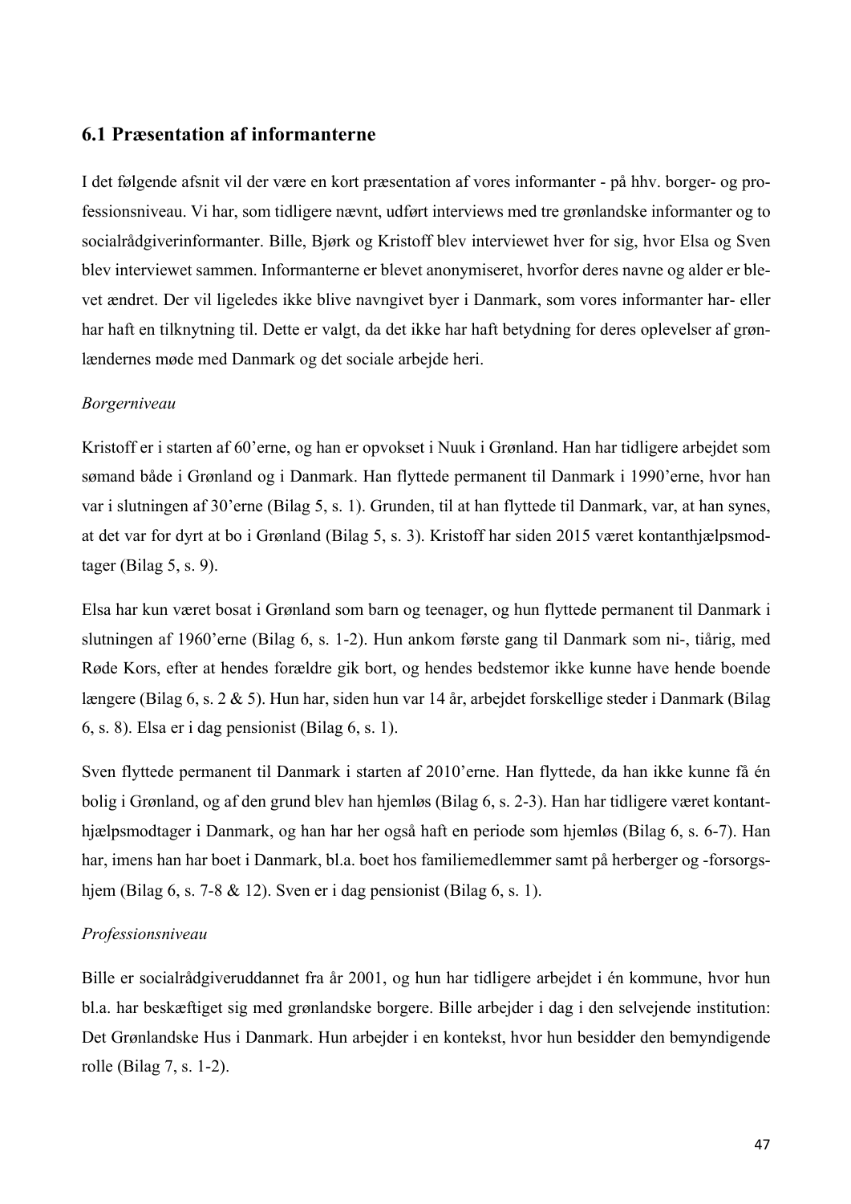## 6.1 Præsentation af informanterne

I det følgende afsnit vil der være en kort præsentation af vores informanter - på hhv. borger- og professionsniveau. Vi har, som tidligere nævnt, udført interviews med tre grønlandske informanter og to socialrådgiverinformanter. Bille, Bjørk og Kristoff blev interviewet hver for sig, hvor Elsa og Sven blev interviewet sammen. Informanterne er blevet anonymiseret, hvorfor deres navne og alder er blevet ændret. Der vil ligeledes ikke blive navngivet byer i Danmark, som vores informanter har- eller har haft en tilknytning til. Dette er valgt, da det ikke har haft betydning for deres oplevelser af grønlændernes møde med Danmark og det sociale arbejde heri.

*Borgerniveau*

Kristoff er i starten af 60'erne, og han er opvokset i Nuuk i Grønland. Han har tidligere arbejdet som sømand både i Grønland og i Danmark. Han flyttede permanent til Danmark i 1990'erne, hvor han var i slutningen af 30'erne (Bilag 5, s. 1). Grunden, til at han flyttede til Danmark, var, at han synes, at det var for dyrt at bo i Grønland (Bilag 5, s. 3). Kristoff har siden 2015 været kontanthjælpsmodtager (Bilag 5, s. 9).

Elsa har kun været bosat i Grønland som barn og teenager, og hun flyttede permanent til Danmark i slutningen af 1960'erne (Bilag 6, s. 1-2). Hun ankom første gang til Danmark som ni-, tiårig, med Røde Kors, efter at hendes forældre gik bort, og hendes bedstemor ikke kunne have hende boende længere (Bilag 6, s. 2 & 5). Hun har, siden hun var 14 år, arbejdet forskellige steder i Danmark (Bilag 6, s. 8). Elsa er i dag pensionist (Bilag 6, s. 1).

Sven flyttede permanent til Danmark i starten af 2010'erne. Han flyttede, da han ikke kunne få én bolig i Grønland, og af den grund blev han hjemløs (Bilag 6, s. 2-3). Han har tidligere været kontanthjælpsmodtager i Danmark, og han har her også haft en periode som hjemløs (Bilag 6, s. 6-7). Han har, imens han har boet i Danmark, bl.a. boet hos familiemedlemmer samt på herberger og -forsorgshjem (Bilag 6, s. 7-8 & 12). Sven er i dag pensionist (Bilag 6, s. 1).

*Professionsniveau*

Bille er socialrådgiveruddannet fra år 2001, og hun har tidligere arbejdet i én kommune, hvor hun bl.a. har beskæftiget sig med grønlandske borgere. Bille arbejder i dag i den selvejende institution: Det Grønlandske Hus i Danmark. Hun arbejder i en kontekst, hvor hun besidder den bemyndigende rolle (Bilag 7, s. 1-2).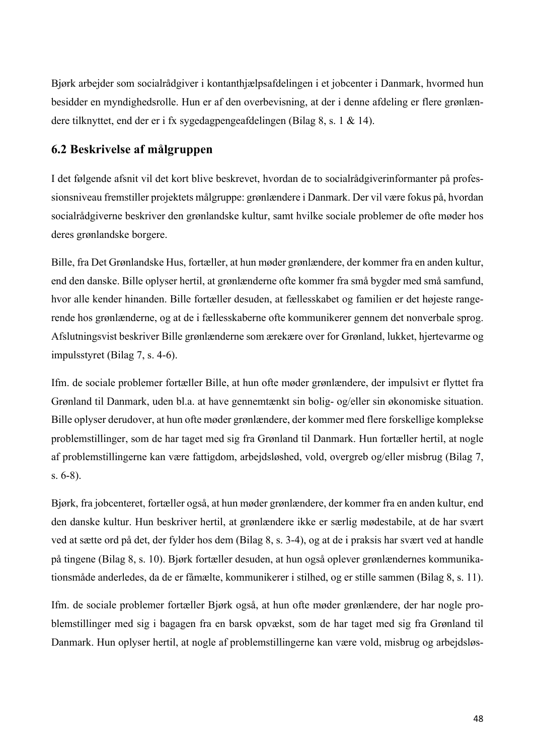Bjørk arbejder som socialrådgiver i kontanthjælpsafdelingen i et jobcenter i Danmark, hvormed hun besidder en myndighedsrolle. Hun er af den overbevisning, at der i denne afdeling er flere grønlændere tilknyttet, end der er i fx sygedagpengeafdelingen (Bilag 8, s. 1 & 14).

## 6.2 Beskrivelse af målgruppen

I det følgende afsnit vil det kort blive beskrevet, hvordan de to socialrådgiverinformanter på professionsniveau fremstiller projektets målgruppe: grønlændere i Danmark. Der vil være fokus på, hvordan socialrådgiverne beskriver den grønlandske kultur, samt hvilke sociale problemer de ofte møder hos deres grønlandske borgere.

Bille, fra Det Grønlandske Hus, fortæller, at hun møder grønlændere, der kommer fra en anden kultur, end den danske. Bille oplyser hertil, at grønlænderne ofte kommer fra små bygder med små samfund, hvor alle kender hinanden. Bille fortæller desuden, at fællesskabet og familien er det højeste rangerende hos grønlænderne, og at de i fællesskaberne ofte kommunikerer gennem det nonverbale sprog. Afslutningsvist beskriver Bille grønlænderne som ærekære over for Grønland, lukket, hjertevarme og impulsstyret (Bilag 7, s. 4-6).

Ifm. de sociale problemer fortæller Bille, at hun ofte møder grønlændere, der impulsivt er flyttet fra Grønland til Danmark, uden bl.a. at have gennemtænkt sin bolig- og/eller sin økonomiske situation. Bille oplyser derudover, at hun ofte møder grønlændere, der kommer med flere forskellige komplekse problemstillinger, som de har taget med sig fra Grønland til Danmark. Hun fortæller hertil, at nogle af problemstillingerne kan være fattigdom, arbejdsløshed, vold, overgreb og/eller misbrug (Bilag 7, s. 6-8).

Bjørk, fra jobcenteret, fortæller også, at hun møder grønlændere, der kommer fra en anden kultur, end den danske kultur. Hun beskriver hertil, at grønlændere ikke er særlig mødestabile, at de har svært ved at sætte ord på det, der fylder hos dem (Bilag 8, s. 3-4), og at de i praksis har svært ved at handle på tingene (Bilag 8, s. 10). Bjørk fortæller desuden, at hun også oplever grønlændernes kommunikationsmåde anderledes, da de er fåmælte, kommunikerer i stilhed, og er stille sammen (Bilag 8, s. 11).

Ifm. de sociale problemer fortæller Bjørk også, at hun ofte møder grønlændere, der har nogle problemstillinger med sig i bagagen fra en barsk opvækst, som de har taget med sig fra Grønland til Danmark. Hun oplyser hertil, at nogle af problemstillingerne kan være vold, misbrug og arbejdsløs-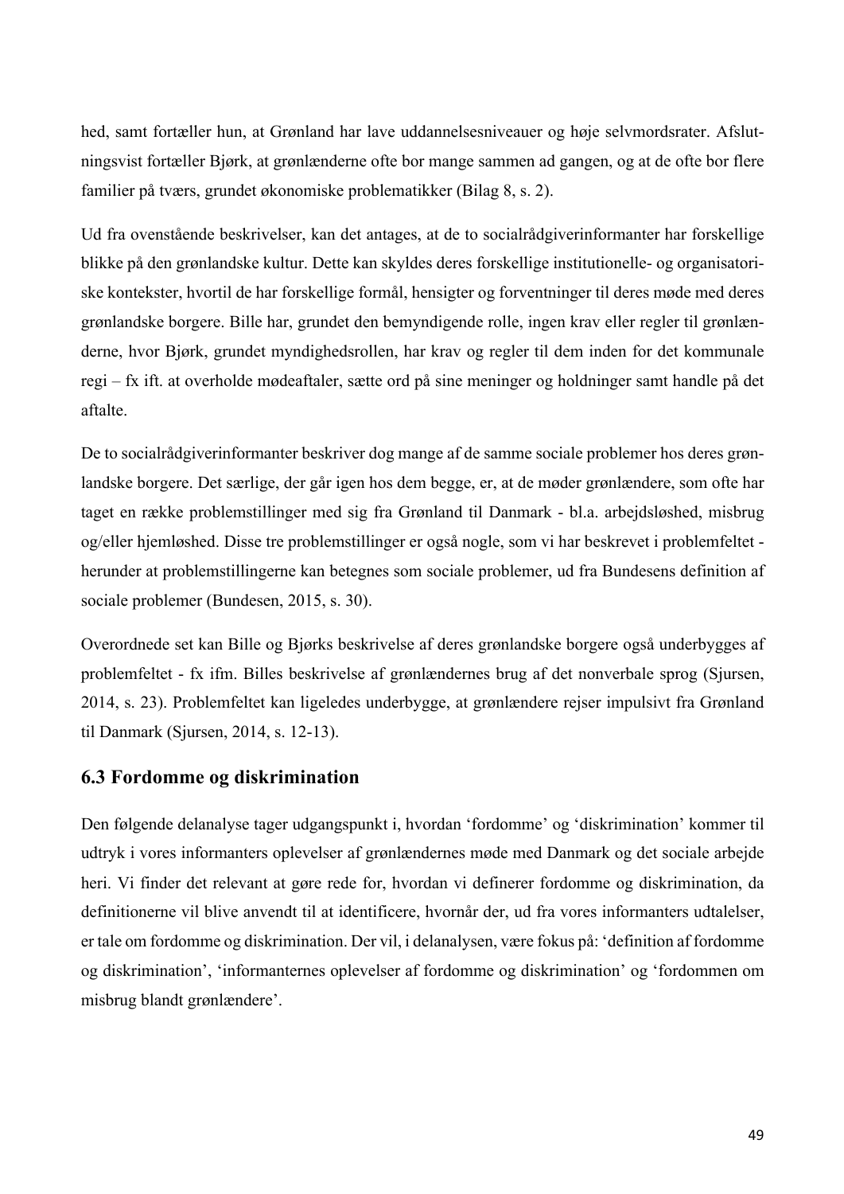hed, samt fortæller hun, at Grønland har lave uddannelsesniveauer og høje selvmordsrater. Afslutningsvist fortæller Bjørk, at grønlænderne ofte bor mange sammen ad gangen, og at de ofte bor flere familier på tværs, grundet økonomiske problematikker (Bilag 8, s. 2).

Ud fra ovenstående beskrivelser, kan det antages, at de to socialrådgiverinformanter har forskellige blikke på den grønlandske kultur. Dette kan skyldes deres forskellige institutionelle- og organisatoriske kontekster, hvortil de har forskellige formål, hensigter og forventninger til deres møde med deres grønlandske borgere. Bille har, grundet den bemyndigende rolle, ingen krav eller regler til grønlænderne, hvor Bjørk, grundet myndighedsrollen, har krav og regler til dem inden for det kommunale regi – fx ift. at overholde mødeaftaler, sætte ord på sine meninger og holdninger samt handle på det aftalte.

De to socialrådgiverinformanter beskriver dog mange af de samme sociale problemer hos deres grønlandske borgere. Det særlige, der går igen hos dem begge, er, at de møder grønlændere, som ofte har taget en række problemstillinger med sig fra Grønland til Danmark - bl.a. arbejdsløshed, misbrug og/eller hjemløshed. Disse tre problemstillinger er også nogle, som vi har beskrevet i problemfeltet - herunder at problemstillingerne kan betegnes som sociale problemer, ud fra Bundesens definition af sociale problemer (Bundesen, 2015, s. 30).

Overordnede set kan Bille og Bjørks beskrivelse af deres grønlandske borgere også underbygges af problemfeltet - fx ifm. Billes beskrivelse af grønlændernes brug af det nonverbale sprog (Sjursen, 2014, s. 23). Problemfeltet kan ligeledes underbygge, at grønlændere rejser impulsivt fra Grønland til Danmark (Sjursen, 2014, s. 12-13).

## 6.3 Fordomme og diskrimination

Den følgende delanalyse tager udgangspunkt i, hvordan 'fordomme' og 'diskrimination' kommer til udtryk i vores informanters oplevelser af grønlændernes møde med Danmark og det sociale arbejde heri. Vi finder det relevant at gøre rede for, hvordan vi definerer fordomme og diskrimination, da definitionerne vil blive anvendt til at identificere, hvornår der, ud fra vores informanters udtalelser, er tale om fordomme og diskrimination. Der vil, i delanalysen, være fokus på: 'definition af fordomme og diskrimination', 'informanternes oplevelser af fordomme og diskrimination' og 'fordommen om misbrug blandt grønlændere'.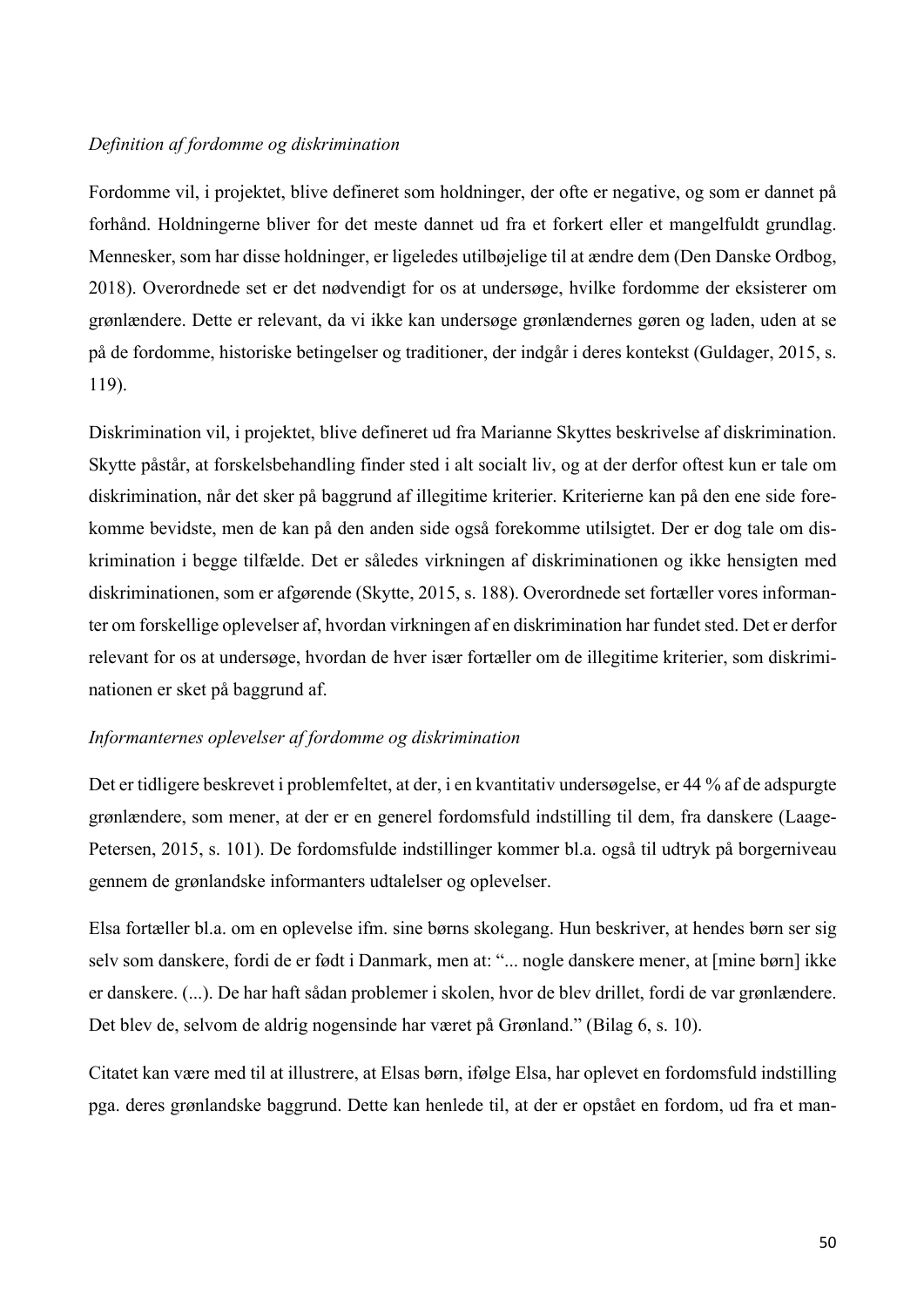*Definition af fordomme og diskrimination*

Fordomme vil, i projektet, blive defineret som holdninger, der ofte er negative, og som er dannet på forhånd. Holdningerne bliver for det meste dannet ud fra et forkert eller et mangelfuldt grundlag. Mennesker, som har disse holdninger, er ligeledes utilbøjelige til at ændre dem (Den Danske Ordbog, 2018). Overordnede set er det nødvendigt for os at undersøge, hvilke fordomme der eksisterer om grønlændere. Dette er relevant, da vi ikke kan undersøge grønlændernes gøren og laden, uden at se på de fordomme, historiske betingelser og traditioner, der indgår i deres kontekst (Guldager, 2015, s. 119).

Diskrimination vil, i projektet, blive defineret ud fra Marianne Skyttes beskrivelse af diskrimination. Skytte påstår, at forskelsbehandling finder sted i alt socialt liv, og at der derfor oftest kun er tale om diskrimination, når det sker på baggrund af illegitime kriterier. Kriterierne kan på den ene side forekomme bevidste, men de kan på den anden side også forekomme utilsigtet. Der er dog tale om diskrimination i begge tilfælde. Det er således virkningen af diskriminationen og ikke hensigten med diskriminationen, som er afgørende (Skytte, 2015, s. 188). Overordnede set fortæller vores informanter om forskellige oplevelser af, hvordan virkningen af en diskrimination har fundet sted. Det er derfor relevant for os at undersøge, hvordan de hver især fortæller om de illegitime kriterier, som diskriminationen er sket på baggrund af.

*Informanternes oplevelser af fordomme og diskrimination*

Det er tidligere beskrevet i problemfeltet, at der, i en kvantitativ undersøgelse, er 44 % af de adspurgte grønlændere, som mener, at der er en generel fordomsfuld indstilling til dem, fra danskere (Laage-Petersen, 2015, s. 101). De fordomsfulde indstillinger kommer bl.a. også til udtryk på borgerniveau gennem de grønlandske informanters udtalelser og oplevelser.

Elsa fortæller bl.a. om en oplevelse ifm. sine børns skolegang. Hun beskriver, at hendes børn ser sig selv som danskere, fordi de er født i Danmark, men at: "... nogle danskere mener, at [mine børn] ikke er danskere. (...). De har haft sådan problemer i skolen, hvor de blev drillet, fordi de var grønlændere. Det blev de, selvom de aldrig nogensinde har været på Grønland." (Bilag 6, s. 10).

Citatet kan være med til at illustrere, at Elsas børn, ifølge Elsa, har oplevet en fordomsfuld indstilling pga. deres grønlandske baggrund. Dette kan henlede til, at der er opstået en fordom, ud fra et man-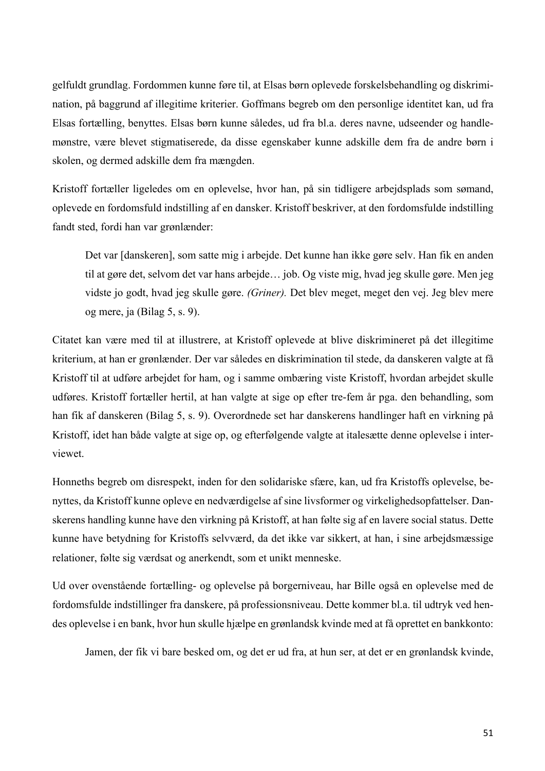gelfuldt grundlag. Fordommen kunne føre til, at Elsas børn oplevede forskelsbehandling og diskrimination, på baggrund af illegitime kriterier. Goffmans begreb om den personlige identitet kan, ud fra Elsas fortælling, benyttes. Elsas børn kunne således, ud fra bl.a. deres navne, udseender og handlemønstre, være blevet stigmatiserede, da disse egenskaber kunne adskille dem fra de andre børn i skolen, og dermed adskille dem fra mængden.

Kristoff fortæller ligeledes om en oplevelse, hvor han, på sin tidligere arbejdsplads som sømand, oplevede en fordomsfuld indstilling af en dansker. Kristoff beskriver, at den fordomsfulde indstilling fandt sted, fordi han var grønlænder:

> Det var [danskeren], som satte mig i arbejde. Det kunne han ikke gøre selv. Han fik en anden til at gøre det, selvom det var hans arbejde… job. Og viste mig, hvad jeg skulle gøre. Men jeg vidste jo godt, hvad jeg skulle gøre. *(Griner).* Det blev meget, meget den vej. Jeg blev mere og mere, ja (Bilag 5, s. 9).

Citatet kan være med til at illustrere, at Kristoff oplevede at blive diskrimineret på det illegitime kriterium, at han er grønlænder. Der var således en diskrimination til stede, da danskeren valgte at få Kristoff til at udføre arbejdet for ham, og i samme ombæring viste Kristoff, hvordan arbejdet skulle udføres. Kristoff fortæller hertil, at han valgte at sige op efter tre-fem år pga. den behandling, som han fik af danskeren (Bilag 5, s. 9). Overordnede set har danskerens handlinger haft en virkning på Kristoff, idet han både valgte at sige op, og efterfølgende valgte at italesætte denne oplevelse i interviewet.

Honneths begreb om disrespekt, inden for den solidariske sfære, kan, ud fra Kristoffs oplevelse, benyttes, da Kristoff kunne opleve en nedværdigelse af sine livsformer og virkelighedsopfattelser. Danskerens handling kunne have den virkning på Kristoff, at han følte sig af en lavere social status. Dette kunne have betydning for Kristoffs selvværd, da det ikke var sikkert, at han, i sine arbejdsmæssige relationer, følte sig værdsat og anerkendt, som et unikt menneske.

Ud over ovenstående fortælling- og oplevelse på borgerniveau, har Bille også en oplevelse med de fordomsfulde indstillinger fra danskere, på professionsniveau. Dette kommer bl.a. til udtryk ved hendes oplevelse i en bank, hvor hun skulle hjælpe en grønlandsk kvinde med at få oprettet en bankkonto:

> Jamen, der fik vi bare besked om, og det er ud fra, at hun ser, at det er en grønlandsk kvinde,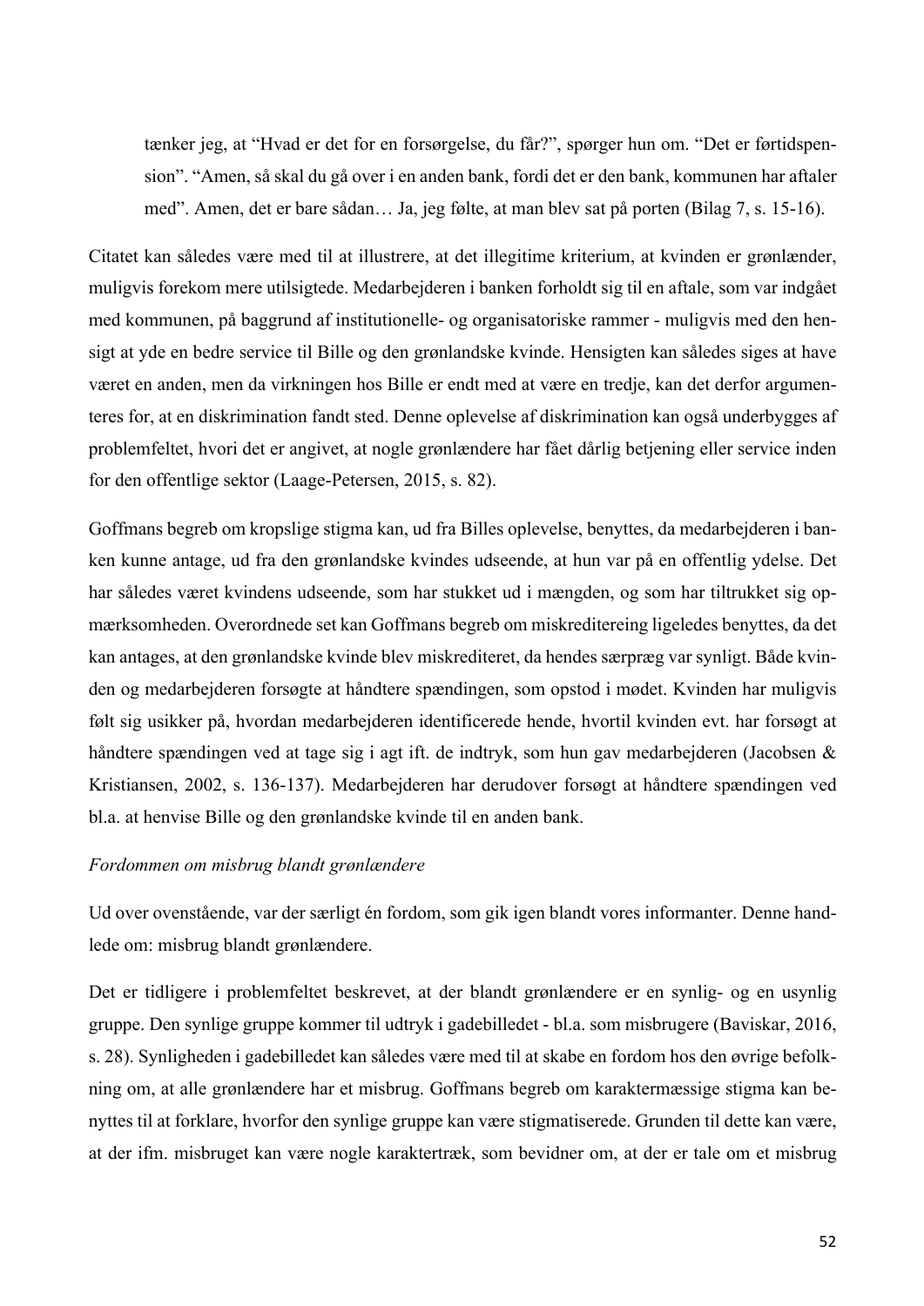tænker jeg, at "Hvad er det for en forsørgelse, du får?", spørger hun om. "Det er førtidspension". "Amen, så skal du gå over i en anden bank, fordi det er den bank, kommunen har aftaler med". Amen, det er bare sådan… Ja, jeg følte, at man blev sat på porten (Bilag 7, s. 15-16).

Citatet kan således være med til at illustrere, at det illegitime kriterium, at kvinden er grønlænder, muligvis forekom mere utilsigtede. Medarbejderen i banken forholdt sig til en aftale, som var indgået med kommunen, på baggrund af institutionelle- og organisatoriske rammer - muligvis med den hensigt at yde en bedre service til Bille og den grønlandske kvinde. Hensigten kan således siges at have været en anden, men da virkningen hos Bille er endt med at være en tredje, kan det derfor argumenteres for, at en diskrimination fandt sted. Denne oplevelse af diskrimination kan også underbygges af problemfeltet, hvori det er angivet, at nogle grønlændere har fået dårlig betjening eller service inden for den offentlige sektor (Laage-Petersen, 2015, s. 82).

Goffmans begreb om kropslige stigma kan, ud fra Billes oplevelse, benyttes, da medarbejderen i banken kunne antage, ud fra den grønlandske kvindes udseende, at hun var på en offentlig ydelse. Det har således været kvindens udseende, som har stukket ud i mængden, og som har tiltrukket sig opmærksomheden. Overordnede set kan Goffmans begreb om miskreditereing ligeledes benyttes, da det kan antages, at den grønlandske kvinde blev miskrediteret, da hendes særpræg var synligt. Både kvinden og medarbejderen forsøgte at håndtere spændingen, som opstod i mødet. Kvinden har muligvis følt sig usikker på, hvordan medarbejderen identificerede hende, hvortil kvinden evt. har forsøgt at håndtere spændingen ved at tage sig i agt ift. de indtryk, som hun gav medarbejderen (Jacobsen & Kristiansen, 2002, s. 136-137). Medarbejderen har derudover forsøgt at håndtere spændingen ved bl.a. at henvise Bille og den grønlandske kvinde til en anden bank.

*Fordommen om misbrug blandt grønlændere*

Ud over ovenstående, var der særligt én fordom, som gik igen blandt vores informanter. Denne handlede om: misbrug blandt grønlændere.

Det er tidligere i problemfeltet beskrevet, at der blandt grønlændere er en synlig- og en usynlig gruppe. Den synlige gruppe kommer til udtryk i gadebilledet - bl.a. som misbrugere (Baviskar, 2016, s. 28). Synligheden i gadebilledet kan således være med til at skabe en fordom hos den øvrige befolkning om, at alle grønlændere har et misbrug. Goffmans begreb om karaktermæssige stigma kan benyttes til at forklare, hvorfor den synlige gruppe kan være stigmatiserede. Grunden til dette kan være, at der ifm. misbruget kan være nogle karaktertræk, som bevidner om, at der er tale om et misbrug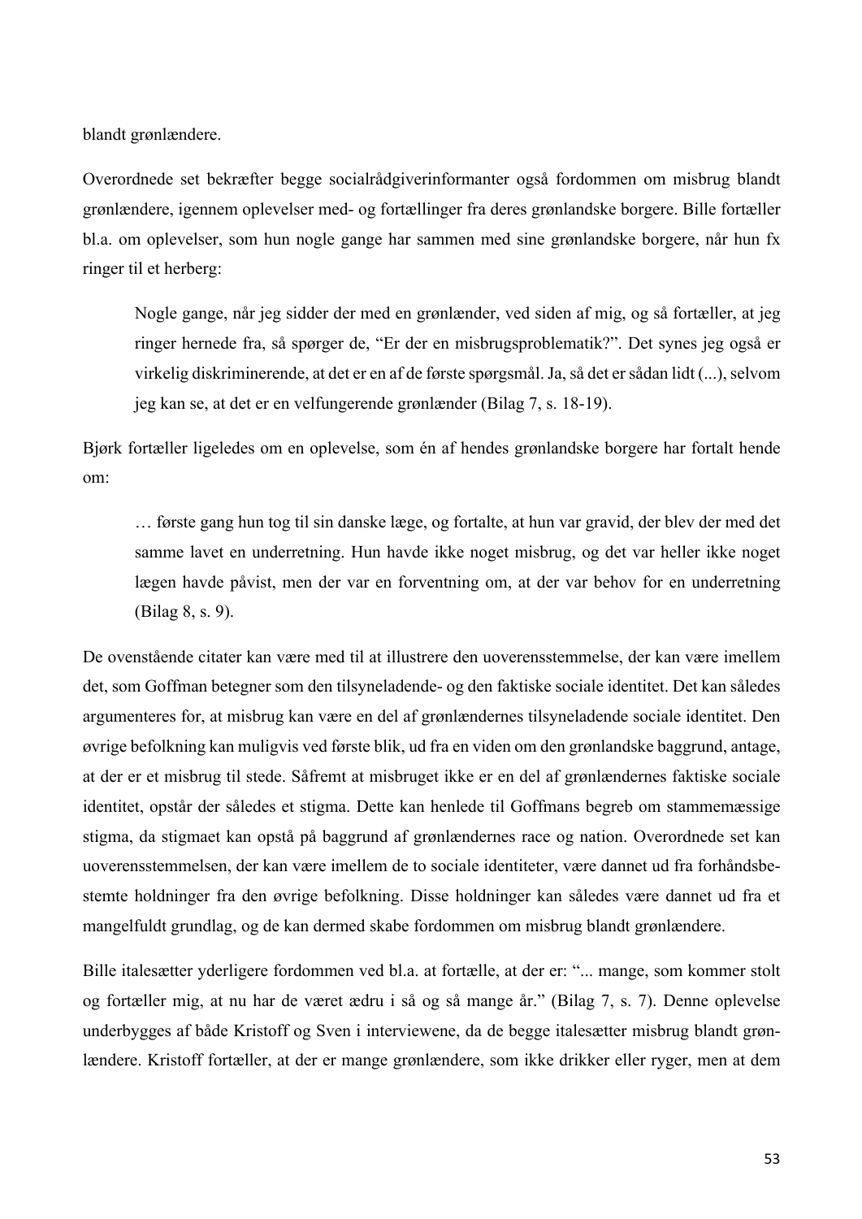blandt grønlændere.

Overordnede set bekræfter begge socialrådgiverinformanter også fordommen om misbrug blandt grønlændere, igennem oplevelser med- og fortællinger fra deres grønlandske borgere. Bille fortæller bl.a. om oplevelser, som hun nogle gange har sammen med sine grønlandske borgere, når hun fx ringer til et herberg:

> Nogle gange, når jeg sidder der med en grønlænder, ved siden af mig, og så fortæller, at jeg ringer hernede fra, så spørger de, "Er der en misbrugsproblematik?". Det synes jeg også er virkelig diskriminerende, at det er en af de første spørgsmål. Ja, så det er sådan lidt (...), selvom jeg kan se, at det er en velfungerende grønlænder (Bilag 7, s. 18-19).

Bjørk fortæller ligeledes om en oplevelse, som én af hendes grønlandske borgere har fortalt hende om:

> … første gang hun tog til sin danske læge, og fortalte, at hun var gravid, der blev der med det samme lavet en underretning. Hun havde ikke noget misbrug, og det var heller ikke noget lægen havde påvist, men der var en forventning om, at der var behov for en underretning (Bilag 8, s. 9).

De ovenstående citater kan være med til at illustrere den uoverensstemmelse, der kan være imellem det, som Goffman betegner som den tilsyneladende- og den faktiske sociale identitet. Det kan således argumenteres for, at misbrug kan være en del af grønlændernes tilsyneladende sociale identitet. Den øvrige befolkning kan muligvis ved første blik, ud fra en viden om den grønlandske baggrund, antage, at der er et misbrug til stede. Såfremt at misbruget ikke er en del af grønlændernes faktiske sociale identitet, opstår der således et stigma. Dette kan henlede til Goffmans begreb om stammemæssige stigma, da stigmaet kan opstå på baggrund af grønlændernes race og nation. Overordnede set kan uoverensstemmelsen, der kan være imellem de to sociale identiteter, være dannet ud fra forhåndsbestemte holdninger fra den øvrige befolkning. Disse holdninger kan således være dannet ud fra et mangelfuldt grundlag, og de kan dermed skabe fordommen om misbrug blandt grønlændere.

Bille italesætter yderligere fordommen ved bl.a. at fortælle, at der er: "... mange, som kommer stolt og fortæller mig, at nu har de været ædru i så og så mange år." (Bilag 7, s. 7). Denne oplevelse underbygges af både Kristoff og Sven i interviewene, da de begge italesætter misbrug blandt grønlændere. Kristoff fortæller, at der er mange grønlændere, som ikke drikker eller ryger, men at dem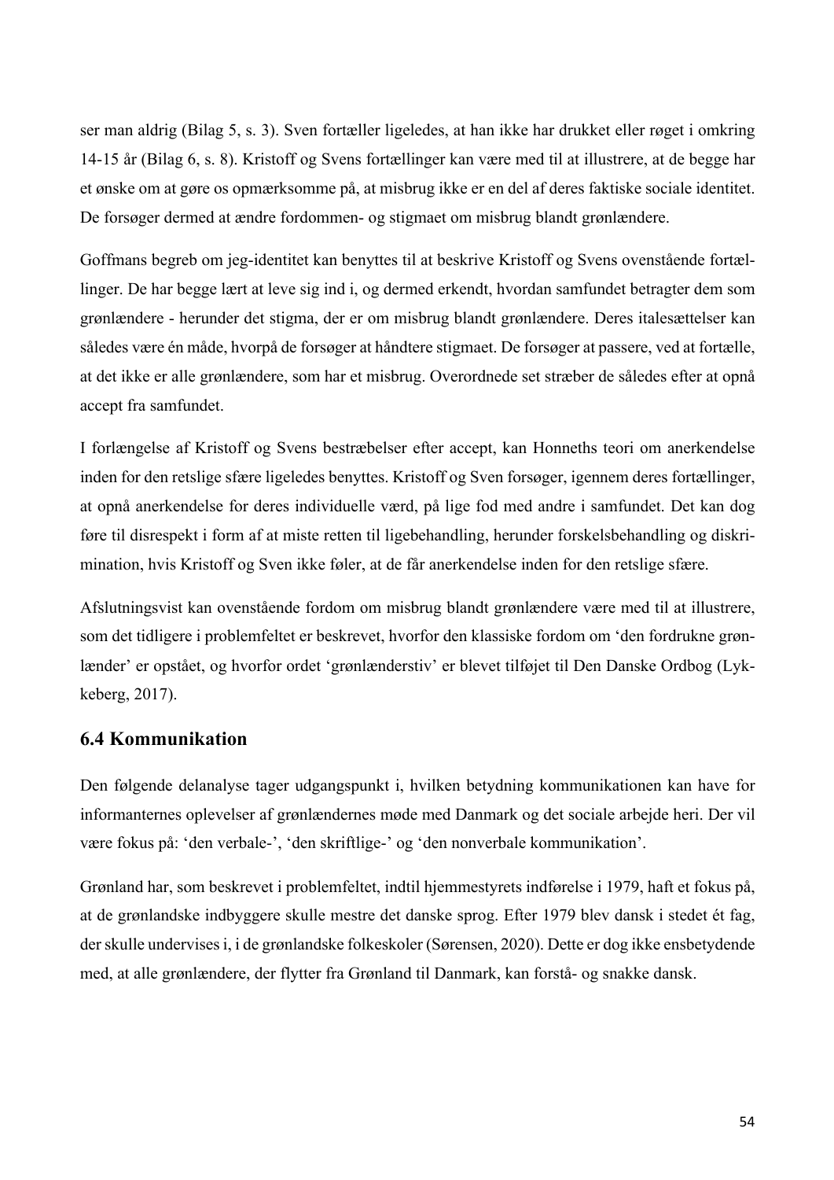ser man aldrig (Bilag 5, s. 3). Sven fortæller ligeledes, at han ikke har drukket eller røget i omkring 14-15 år (Bilag 6, s. 8). Kristoff og Svens fortællinger kan være med til at illustrere, at de begge har et ønske om at gøre os opmærksomme på, at misbrug ikke er en del af deres faktiske sociale identitet. De forsøger dermed at ændre fordommen- og stigmaet om misbrug blandt grønlændere.

Goffmans begreb om jeg-identitet kan benyttes til at beskrive Kristoff og Svens ovenstående fortællinger. De har begge lært at leve sig ind i, og dermed erkendt, hvordan samfundet betragter dem som grønlændere - herunder det stigma, der er om misbrug blandt grønlændere. Deres italesættelser kan således være én måde, hvorpå de forsøger at håndtere stigmaet. De forsøger at passere, ved at fortælle, at det ikke er alle grønlændere, som har et misbrug. Overordnede set stræber de således efter at opnå accept fra samfundet.

I forlængelse af Kristoff og Svens bestræbelser efter accept, kan Honneths teori om anerkendelse inden for den retslige sfære ligeledes benyttes. Kristoff og Sven forsøger, igennem deres fortællinger, at opnå anerkendelse for deres individuelle værd, på lige fod med andre i samfundet. Det kan dog føre til disrespekt i form af at miste retten til ligebehandling, herunder forskelsbehandling og diskrimination, hvis Kristoff og Sven ikke føler, at de får anerkendelse inden for den retslige sfære.

Afslutningsvist kan ovenstående fordom om misbrug blandt grønlændere være med til at illustrere, som det tidligere i problemfeltet er beskrevet, hvorfor den klassiske fordom om 'den fordrukne grønlænder' er opstået, og hvorfor ordet 'grønlænderstiv' er blevet tilføjet til Den Danske Ordbog (Lykkeberg, 2017).

## 6.4 Kommunikation

Den følgende delanalyse tager udgangspunkt i, hvilken betydning kommunikationen kan have for informanternes oplevelser af grønlændernes møde med Danmark og det sociale arbejde heri. Der vil være fokus på: 'den verbale-', 'den skriftlige-' og 'den nonverbale kommunikation'.

Grønland har, som beskrevet i problemfeltet, indtil hjemmestyrets indførelse i 1979, haft et fokus på, at de grønlandske indbyggere skulle mestre det danske sprog. Efter 1979 blev dansk i stedet ét fag, der skulle undervises i, i de grønlandske folkeskoler (Sørensen, 2020). Dette er dog ikke ensbetydende med, at alle grønlændere, der flytter fra Grønland til Danmark, kan forstå- og snakke dansk.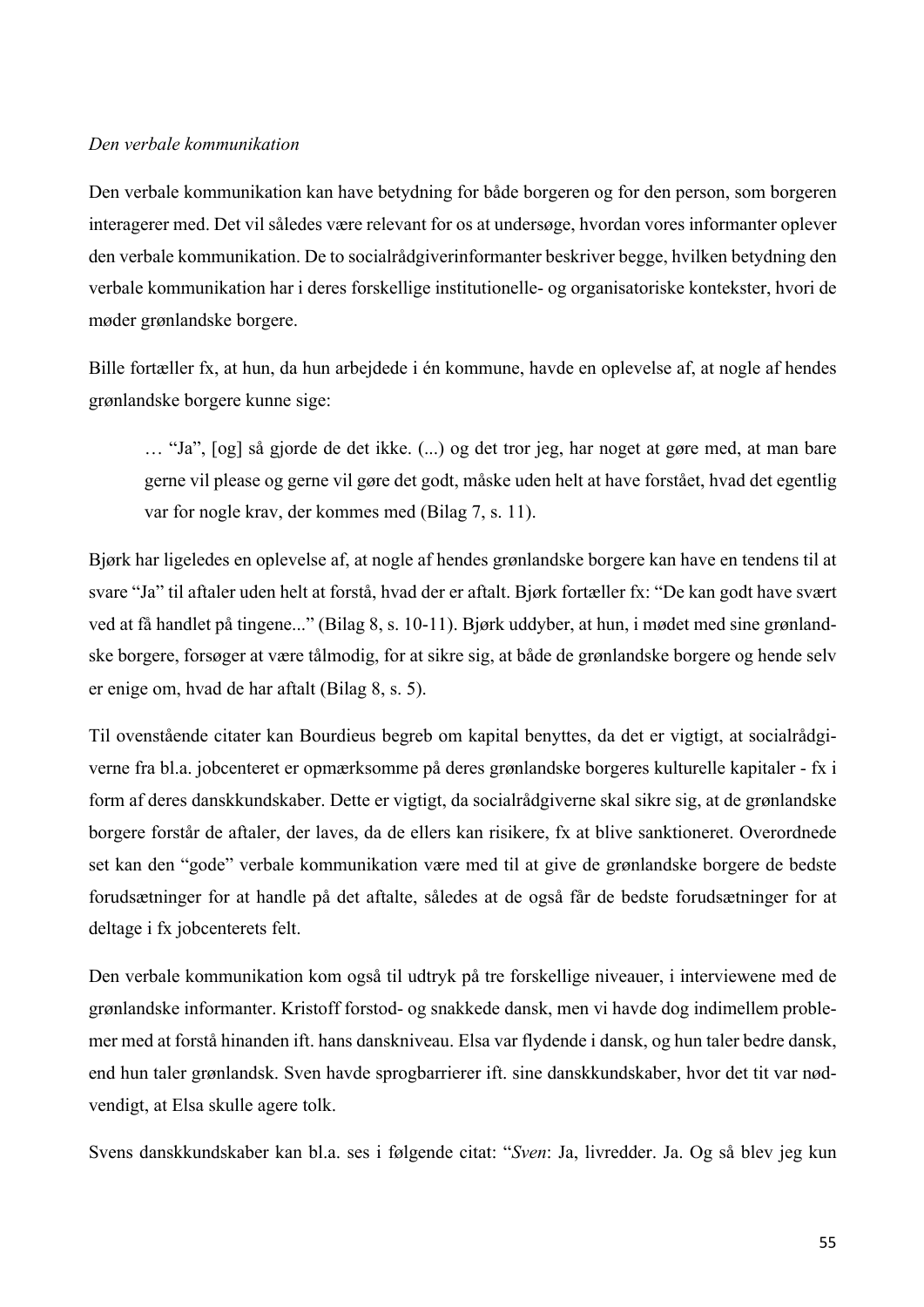*Den verbale kommunikation*

Den verbale kommunikation kan have betydning for både borgeren og for den person, som borgeren interagerer med. Det vil således være relevant for os at undersøge, hvordan vores informanter oplever den verbale kommunikation. De to socialrådgiverinformanter beskriver begge, hvilken betydning den verbale kommunikation har i deres forskellige institutionelle- og organisatoriske kontekster, hvori de møder grønlandske borgere.

Bille fortæller fx, at hun, da hun arbejdede i én kommune, havde en oplevelse af, at nogle af hendes grønlandske borgere kunne sige:

> … "Ja", [og] så gjorde de det ikke. (...) og det tror jeg, har noget at gøre med, at man bare gerne vil please og gerne vil gøre det godt, måske uden helt at have forstået, hvad det egentlig var for nogle krav, der kommes med (Bilag 7, s. 11).

Bjørk har ligeledes en oplevelse af, at nogle af hendes grønlandske borgere kan have en tendens til at svare "Ja" til aftaler uden helt at forstå, hvad der er aftalt. Bjørk fortæller fx: "De kan godt have svært ved at få handlet på tingene..." (Bilag 8, s. 10-11). Bjørk uddyber, at hun, i mødet med sine grønlandske borgere, forsøger at være tålmodig, for at sikre sig, at både de grønlandske borgere og hende selv er enige om, hvad de har aftalt (Bilag 8, s. 5).

Til ovenstående citater kan Bourdieus begreb om kapital benyttes, da det er vigtigt, at socialrådgiverne fra bl.a. jobcenteret er opmærksomme på deres grønlandske borgeres kulturelle kapitaler - fx i form af deres danskkundskaber. Dette er vigtigt, da socialrådgiverne skal sikre sig, at de grønlandske borgere forstår de aftaler, der laves, da de ellers kan risikere, fx at blive sanktioneret. Overordnede set kan den "gode" verbale kommunikation være med til at give de grønlandske borgere de bedste forudsætninger for at handle på det aftalte, således at de også får de bedste forudsætninger for at deltage i fx jobcenterets felt.

Den verbale kommunikation kom også til udtryk på tre forskellige niveauer, i interviewene med de grønlandske informanter. Kristoff forstod- og snakkede dansk, men vi havde dog indimellem problemer med at forstå hinanden ift. hans danskniveau. Elsa var flydende i dansk, og hun taler bedre dansk, end hun taler grønlandsk. Sven havde sprogbarrierer ift. sine danskkundskaber, hvor det tit var nødvendigt, at Elsa skulle agere tolk.

Svens danskkundskaber kan bl.a. ses i følgende citat: "*Sven*: Ja, livredder. Ja. Og så blev jeg kun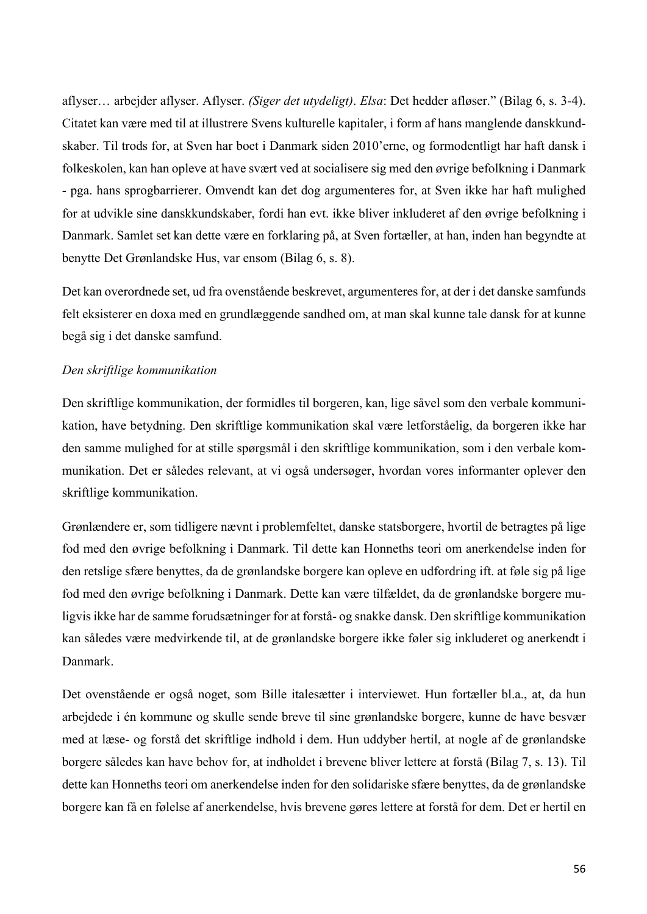aflyser… arbejder aflyser. Aflyser. *(Siger det utydeligt)*. *Elsa*: Det hedder afløser." (Bilag 6, s. 3-4). Citatet kan være med til at illustrere Svens kulturelle kapitaler, i form af hans manglende danskkundskaber. Til trods for, at Sven har boet i Danmark siden 2010'erne, og formodentligt har haft dansk i folkeskolen, kan han opleve at have svært ved at socialisere sig med den øvrige befolkning i Danmark - pga. hans sprogbarrierer. Omvendt kan det dog argumenteres for, at Sven ikke har haft mulighed for at udvikle sine danskkundskaber, fordi han evt. ikke bliver inkluderet af den øvrige befolkning i Danmark. Samlet set kan dette være en forklaring på, at Sven fortæller, at han, inden han begyndte at benytte Det Grønlandske Hus, var ensom (Bilag 6, s. 8).

Det kan overordnede set, ud fra ovenstående beskrevet, argumenteres for, at der i det danske samfunds felt eksisterer en doxa med en grundlæggende sandhed om, at man skal kunne tale dansk for at kunne begå sig i det danske samfund.

*Den skriftlige kommunikation*

Den skriftlige kommunikation, der formidles til borgeren, kan, lige såvel som den verbale kommunikation, have betydning. Den skriftlige kommunikation skal være letforståelig, da borgeren ikke har den samme mulighed for at stille spørgsmål i den skriftlige kommunikation, som i den verbale kommunikation. Det er således relevant, at vi også undersøger, hvordan vores informanter oplever den skriftlige kommunikation.

Grønlændere er, som tidligere nævnt i problemfeltet, danske statsborgere, hvortil de betragtes på lige fod med den øvrige befolkning i Danmark. Til dette kan Honneths teori om anerkendelse inden for den retslige sfære benyttes, da de grønlandske borgere kan opleve en udfordring ift. at føle sig på lige fod med den øvrige befolkning i Danmark. Dette kan være tilfældet, da de grønlandske borgere muligvis ikke har de samme forudsætninger for at forstå- og snakke dansk. Den skriftlige kommunikation kan således være medvirkende til, at de grønlandske borgere ikke føler sig inkluderet og anerkendt i Danmark.

Det ovenstående er også noget, som Bille italesætter i interviewet. Hun fortæller bl.a., at, da hun arbejdede i én kommune og skulle sende breve til sine grønlandske borgere, kunne de have besvær med at læse- og forstå det skriftlige indhold i dem. Hun uddyber hertil, at nogle af de grønlandske borgere således kan have behov for, at indholdet i brevene bliver lettere at forstå (Bilag 7, s. 13). Til dette kan Honneths teori om anerkendelse inden for den solidariske sfære benyttes, da de grønlandske borgere kan få en følelse af anerkendelse, hvis brevene gøres lettere at forstå for dem. Det er hertil en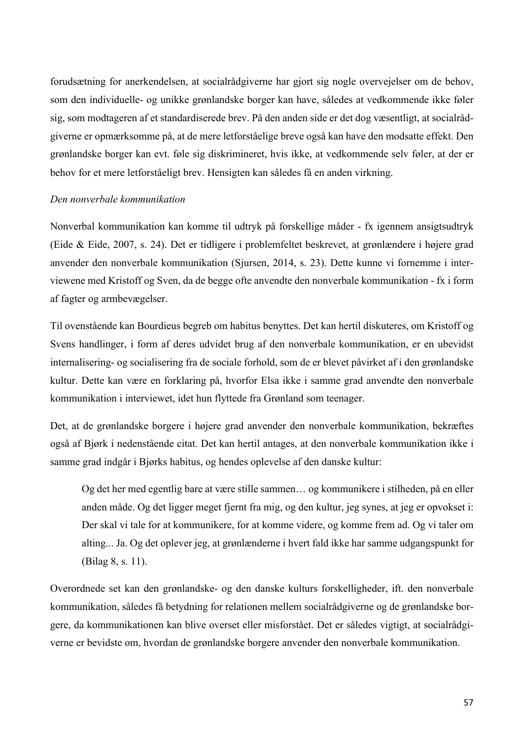forudsætning for anerkendelsen, at socialrådgiverne har gjort sig nogle overvejelser om de behov, som den individuelle- og unikke grønlandske borger kan have, således at vedkommende ikke føler sig, som modtageren af et standardiserede brev. På den anden side er det dog væsentligt, at socialrådgiverne er opmærksomme på, at de mere letforståelige breve også kan have den modsatte effekt. Den grønlandske borger kan evt. føle sig diskrimineret, hvis ikke, at vedkommende selv føler, at der er behov for et mere letforståeligt brev. Hensigten kan således få en anden virkning.

*Den nonverbale kommunikation*

Nonverbal kommunikation kan komme til udtryk på forskellige måder - fx igennem ansigtsudtryk (Eide & Eide, 2007, s. 24). Det er tidligere i problemfeltet beskrevet, at grønlændere i højere grad anvender den nonverbale kommunikation (Sjursen, 2014, s. 23). Dette kunne vi fornemme i interviewene med Kristoff og Sven, da de begge ofte anvendte den nonverbale kommunikation - fx i form af fagter og armbevægelser.

Til ovenstående kan Bourdieus begreb om habitus benyttes. Det kan hertil diskuteres, om Kristoff og Svens handlinger, i form af deres udvidet brug af den nonverbale kommunikation, er en ubevidst internalisering- og socialisering fra de sociale forhold, som de er blevet påvirket af i den grønlandske kultur. Dette kan være en forklaring på, hvorfor Elsa ikke i samme grad anvendte den nonverbale kommunikation i interviewet, idet hun flyttede fra Grønland som teenager.

Det, at de grønlandske borgere i højere grad anvender den nonverbale kommunikation, bekræftes også af Bjørk i nedenstående citat. Det kan hertil antages, at den nonverbale kommunikation ikke i samme grad indgår i Bjørks habitus, og hendes oplevelse af den danske kultur:

> Og det her med egentlig bare at være stille sammen… og kommunikere i stilheden, på en eller anden måde. Og det ligger meget fjernt fra mig, og den kultur, jeg synes, at jeg er opvokset i: Der skal vi tale for at kommunikere, for at komme videre, og komme frem ad. Og vi taler om alting... Ja. Og det oplever jeg, at grønlænderne i hvert fald ikke har samme udgangspunkt for (Bilag 8, s. 11).

Overordnede set kan den grønlandske- og den danske kulturs forskelligheder, ift. den nonverbale kommunikation, således få betydning for relationen mellem socialrådgiverne og de grønlandske borgere, da kommunikationen kan blive overset eller misforstået. Det er således vigtigt, at socialrådgiverne er bevidste om, hvordan de grønlandske borgere anvender den nonverbale kommunikation.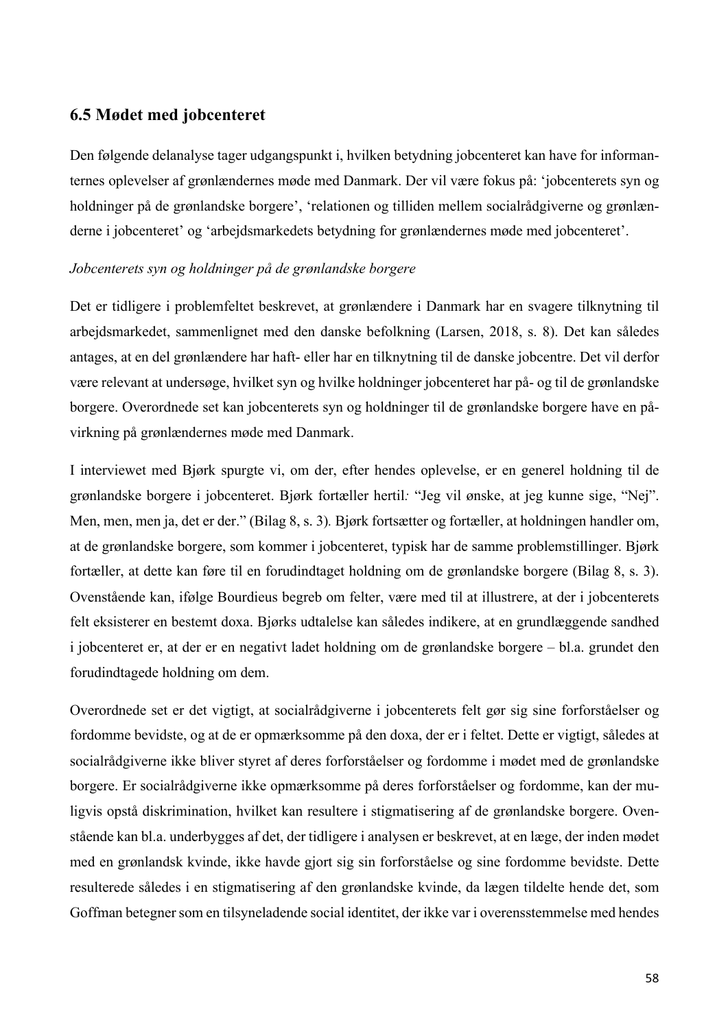## 6.5 Mødet med jobcenteret

Den følgende delanalyse tager udgangspunkt i, hvilken betydning jobcenteret kan have for informanternes oplevelser af grønlændernes møde med Danmark. Der vil være fokus på: 'jobcenterets syn og holdninger på de grønlandske borgere', 'relationen og tilliden mellem socialrådgiverne og grønlænderne i jobcenteret' og 'arbejdsmarkedets betydning for grønlændernes møde med jobcenteret'.

*Jobcenterets syn og holdninger på de grønlandske borgere*

Det er tidligere i problemfeltet beskrevet, at grønlændere i Danmark har en svagere tilknytning til arbejdsmarkedet, sammenlignet med den danske befolkning (Larsen, 2018, s. 8). Det kan således antages, at en del grønlændere har haft- eller har en tilknytning til de danske jobcentre. Det vil derfor være relevant at undersøge, hvilket syn og hvilke holdninger jobcenteret har på- og til de grønlandske borgere. Overordnede set kan jobcenterets syn og holdninger til de grønlandske borgere have en påvirkning på grønlændernes møde med Danmark.

I interviewet med Bjørk spurgte vi, om der, efter hendes oplevelse, er en generel holdning til de grønlandske borgere i jobcenteret. Bjørk fortæller hertil: "Jeg vil ønske, at jeg kunne sige, "Nej". Men, men, men ja, det er der." (Bilag 8, s. 3). Bjørk fortsætter og fortæller, at holdningen handler om, at de grønlandske borgere, som kommer i jobcenteret, typisk har de samme problemstillinger. Bjørk fortæller, at dette kan føre til en forudindtaget holdning om de grønlandske borgere (Bilag 8, s. 3). Ovenstående kan, ifølge Bourdieus begreb om felter, være med til at illustrere, at der i jobcenterets felt eksisterer en bestemt doxa. Bjørks udtalelse kan således indikere, at en grundlæggende sandhed i jobcenteret er, at der er en negativt ladet holdning om de grønlandske borgere – bl.a. grundet den forudindtagede holdning om dem.

Overordnede set er det vigtigt, at socialrådgiverne i jobcenterets felt gør sig sine forforståelser og fordomme bevidste, og at de er opmærksomme på den doxa, der er i feltet. Dette er vigtigt, således at socialrådgiverne ikke bliver styret af deres forforståelser og fordomme i mødet med de grønlandske borgere. Er socialrådgiverne ikke opmærksomme på deres forforståelser og fordomme, kan der muligvis opstå diskrimination, hvilket kan resultere i stigmatisering af de grønlandske borgere. Ovenstående kan bl.a. underbygges af det, der tidligere i analysen er beskrevet, at en læge, der inden mødet med en grønlandsk kvinde, ikke havde gjort sig sin forforståelse og sine fordomme bevidste. Dette resulterede således i en stigmatisering af den grønlandske kvinde, da lægen tildelte hende det, som Goffman betegner som en tilsyneladende social identitet, der ikke var i overensstemmelse med hendes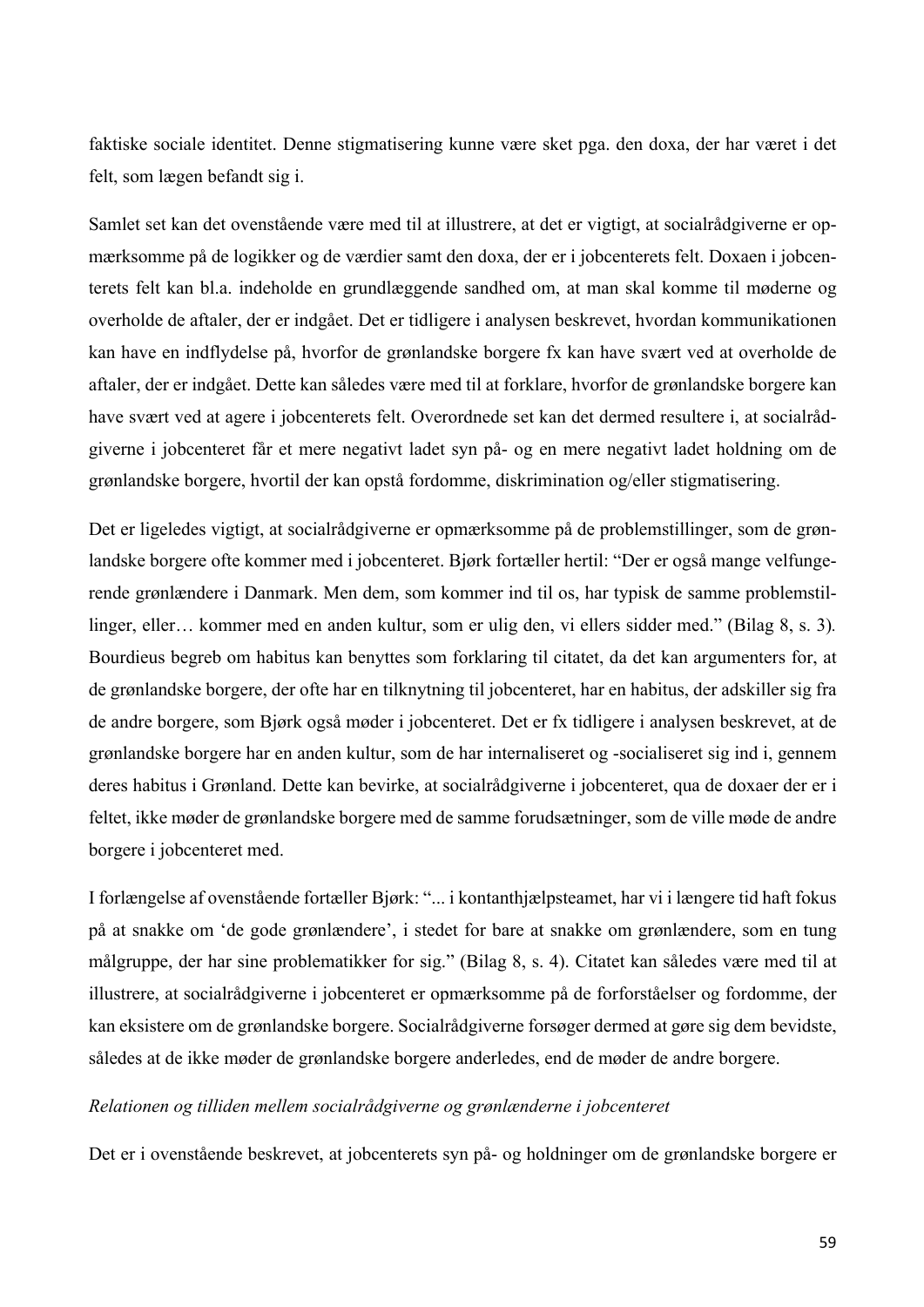faktiske sociale identitet. Denne stigmatisering kunne være sket pga. den doxa, der har været i det felt, som lægen befandt sig i.

Samlet set kan det ovenstående være med til at illustrere, at det er vigtigt, at socialrådgiverne er opmærksomme på de logikker og de værdier samt den doxa, der er i jobcenterets felt. Doxaen i jobcenterets felt kan bl.a. indeholde en grundlæggende sandhed om, at man skal komme til møderne og overholde de aftaler, der er indgået. Det er tidligere i analysen beskrevet, hvordan kommunikationen kan have en indflydelse på, hvorfor de grønlandske borgere fx kan have svært ved at overholde de aftaler, der er indgået. Dette kan således være med til at forklare, hvorfor de grønlandske borgere kan have svært ved at agere i jobcenterets felt. Overordnede set kan det dermed resultere i, at socialrådgiverne i jobcenteret får et mere negativt ladet syn på- og en mere negativt ladet holdning om de grønlandske borgere, hvortil der kan opstå fordomme, diskrimination og/eller stigmatisering.

Det er ligeledes vigtigt, at socialrådgiverne er opmærksomme på de problemstillinger, som de grønlandske borgere ofte kommer med i jobcenteret. Bjørk fortæller hertil: "Der er også mange velfungerende grønlændere i Danmark. Men dem, som kommer ind til os, har typisk de samme problemstillinger, eller… kommer med en anden kultur, som er ulig den, vi ellers sidder med." (Bilag 8, s. 3). Bourdieus begreb om habitus kan benyttes som forklaring til citatet, da det kan argumenters for, at de grønlandske borgere, der ofte har en tilknytning til jobcenteret, har en habitus, der adskiller sig fra de andre borgere, som Bjørk også møder i jobcenteret. Det er fx tidligere i analysen beskrevet, at de grønlandske borgere har en anden kultur, som de har internaliseret og -socialiseret sig ind i, gennem deres habitus i Grønland. Dette kan bevirke, at socialrådgiverne i jobcenteret, qua de doxaer der er i feltet, ikke møder de grønlandske borgere med de samme forudsætninger, som de ville møde de andre borgere i jobcenteret med.

I forlængelse af ovenstående fortæller Bjørk: "... i kontanthjælpsteamet, har vi i længere tid haft fokus på at snakke om 'de gode grønlændere', i stedet for bare at snakke om grønlændere, som en tung målgruppe, der har sine problematikker for sig." (Bilag 8, s. 4). Citatet kan således være med til at illustrere, at socialrådgiverne i jobcenteret er opmærksomme på de forforståelser og fordomme, der kan eksistere om de grønlandske borgere. Socialrådgiverne forsøger dermed at gøre sig dem bevidste, således at de ikke møder de grønlandske borgere anderledes, end de møder de andre borgere.

*Relationen og tilliden mellem socialrådgiverne og grønlænderne i jobcenteret*

Det er i ovenstående beskrevet, at jobcenterets syn på- og holdninger om de grønlandske borgere er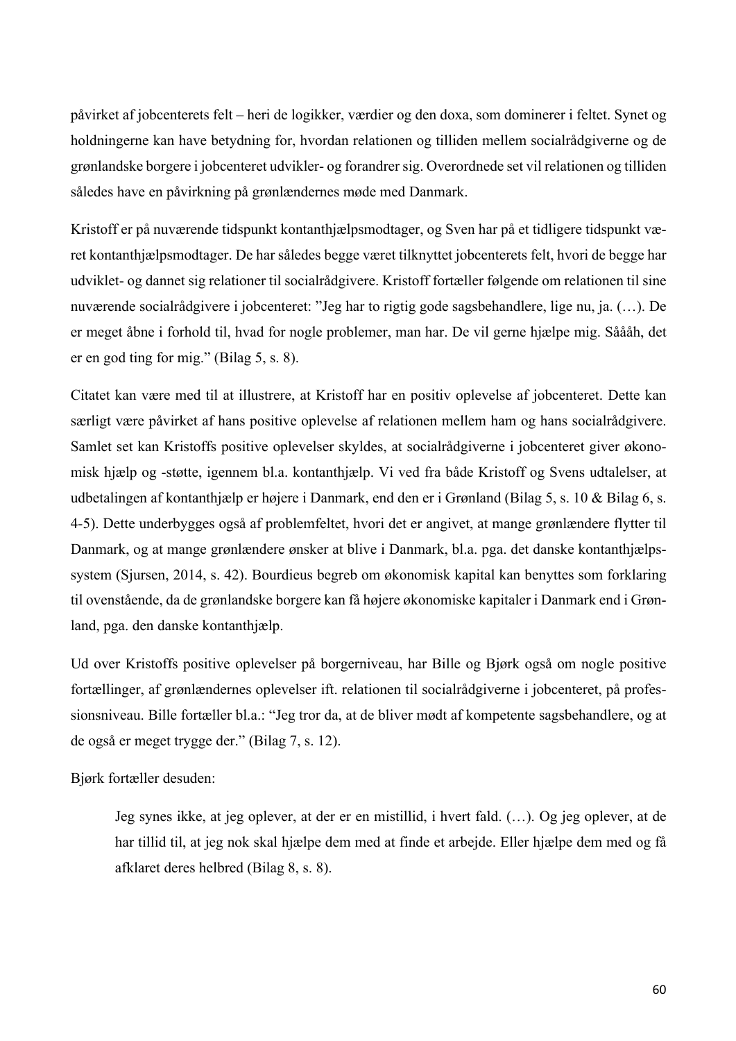påvirket af jobcenterets felt – heri de logikker, værdier og den doxa, som dominerer i feltet. Synet og holdningerne kan have betydning for, hvordan relationen og tilliden mellem socialrådgiverne og de grønlandske borgere i jobcenteret udvikler- og forandrer sig. Overordnede set vil relationen og tilliden således have en påvirkning på grønlændernes møde med Danmark.

Kristoff er på nuværende tidspunkt kontanthjælpsmodtager, og Sven har på et tidligere tidspunkt været kontanthjælpsmodtager. De har således begge været tilknyttet jobcenterets felt, hvori de begge har udviklet- og dannet sig relationer til socialrådgivere. Kristoff fortæller følgende om relationen til sine nuværende socialrådgivere i jobcenteret: "Jeg har to rigtig gode sagsbehandlere, lige nu, ja. (…). De er meget åbne i forhold til, hvad for nogle problemer, man har. De vil gerne hjælpe mig. Såååh, det er en god ting for mig." (Bilag 5, s. 8).

Citatet kan være med til at illustrere, at Kristoff har en positiv oplevelse af jobcenteret. Dette kan særligt være påvirket af hans positive oplevelse af relationen mellem ham og hans socialrådgivere. Samlet set kan Kristoffs positive oplevelser skyldes, at socialrådgiverne i jobcenteret giver økonomisk hjælp og -støtte, igennem bl.a. kontanthjælp. Vi ved fra både Kristoff og Svens udtalelser, at udbetalingen af kontanthjælp er højere i Danmark, end den er i Grønland (Bilag 5, s. 10 & Bilag 6, s. 4-5). Dette underbygges også af problemfeltet, hvori det er angivet, at mange grønlændere flytter til Danmark, og at mange grønlændere ønsker at blive i Danmark, bl.a. pga. det danske kontanthjælpssystem (Sjursen, 2014, s. 42). Bourdieus begreb om økonomisk kapital kan benyttes som forklaring til ovenstående, da de grønlandske borgere kan få højere økonomiske kapitaler i Danmark end i Grønland, pga. den danske kontanthjælp.

Ud over Kristoffs positive oplevelser på borgerniveau, har Bille og Bjørk også om nogle positive fortællinger, af grønlændernes oplevelser ift. relationen til socialrådgiverne i jobcenteret, på professionsniveau. Bille fortæller bl.a.: "Jeg tror da, at de bliver mødt af kompetente sagsbehandlere, og at de også er meget trygge der." (Bilag 7, s. 12).

Bjørk fortæller desuden:

> Jeg synes ikke, at jeg oplever, at der er en mistillid, i hvert fald. (…). Og jeg oplever, at de har tillid til, at jeg nok skal hjælpe dem med at finde et arbejde. Eller hjælpe dem med og få afklaret deres helbred (Bilag 8, s. 8).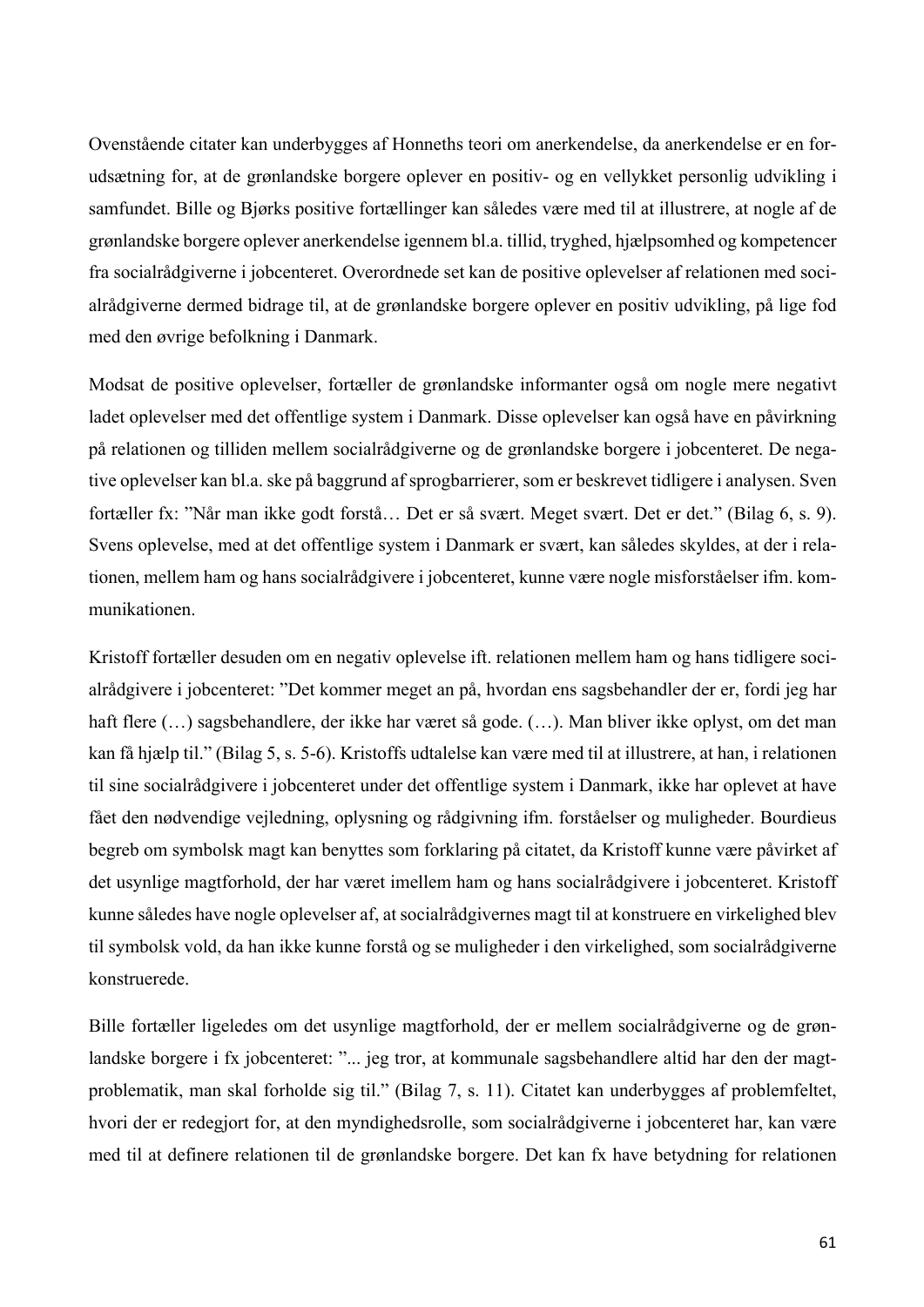Ovenstående citater kan underbygges af Honneths teori om anerkendelse, da anerkendelse er en forudsætning for, at de grønlandske borgere oplever en positiv- og en vellykket personlig udvikling i samfundet. Bille og Bjørks positive fortællinger kan således være med til at illustrere, at nogle af de grønlandske borgere oplever anerkendelse igennem bl.a. tillid, tryghed, hjælpsomhed og kompetencer fra socialrådgiverne i jobcenteret. Overordnede set kan de positive oplevelser af relationen med socialrådgiverne dermed bidrage til, at de grønlandske borgere oplever en positiv udvikling, på lige fod med den øvrige befolkning i Danmark.

Modsat de positive oplevelser, fortæller de grønlandske informanter også om nogle mere negativt ladet oplevelser med det offentlige system i Danmark. Disse oplevelser kan også have en påvirkning på relationen og tilliden mellem socialrådgiverne og de grønlandske borgere i jobcenteret. De negative oplevelser kan bl.a. ske på baggrund af sprogbarrierer, som er beskrevet tidligere i analysen. Sven fortæller fx: "Når man ikke godt forstå… Det er så svært. Meget svært. Det er det." (Bilag 6, s. 9). Svens oplevelse, med at det offentlige system i Danmark er svært, kan således skyldes, at der i relationen, mellem ham og hans socialrådgivere i jobcenteret, kunne være nogle misforståelser ifm. kommunikationen.

Kristoff fortæller desuden om en negativ oplevelse ift. relationen mellem ham og hans tidligere socialrådgivere i jobcenteret: "Det kommer meget an på, hvordan ens sagsbehandler der er, fordi jeg har haft flere (…) sagsbehandlere, der ikke har været så gode. (…). Man bliver ikke oplyst, om det man kan få hjælp til." (Bilag 5, s. 5-6). Kristoffs udtalelse kan være med til at illustrere, at han, i relationen til sine socialrådgivere i jobcenteret under det offentlige system i Danmark, ikke har oplevet at have fået den nødvendige vejledning, oplysning og rådgivning ifm. forståelser og muligheder. Bourdieus begreb om symbolsk magt kan benyttes som forklaring på citatet, da Kristoff kunne være påvirket af det usynlige magtforhold, der har været imellem ham og hans socialrådgivere i jobcenteret. Kristoff kunne således have nogle oplevelser af, at socialrådgivernes magt til at konstruere en virkelighed blev til symbolsk vold, da han ikke kunne forstå og se muligheder i den virkelighed, som socialrådgiverne konstruerede.

Bille fortæller ligeledes om det usynlige magtforhold, der er mellem socialrådgiverne og de grønlandske borgere i fx jobcenteret: "... jeg tror, at kommunale sagsbehandlere altid har den der magtproblematik, man skal forholde sig til." (Bilag 7, s. 11). Citatet kan underbygges af problemfeltet, hvori der er redegjort for, at den myndighedsrolle, som socialrådgiverne i jobcenteret har, kan være med til at definere relationen til de grønlandske borgere. Det kan fx have betydning for relationen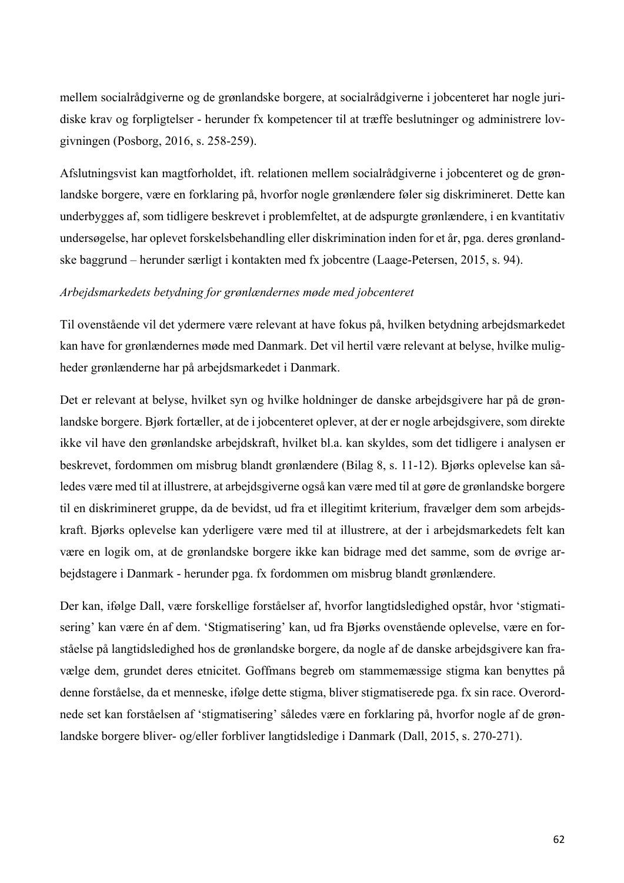mellem socialrådgiverne og de grønlandske borgere, at socialrådgiverne i jobcenteret har nogle juridiske krav og forpligtelser - herunder fx kompetencer til at træffe beslutninger og administrere lovgivningen (Posborg, 2016, s. 258-259).

Afslutningsvist kan magtforholdet, ift. relationen mellem socialrådgiverne i jobcenteret og de grønlandske borgere, være en forklaring på, hvorfor nogle grønlændere føler sig diskrimineret. Dette kan underbygges af, som tidligere beskrevet i problemfeltet, at de adspurgte grønlændere, i en kvantitativ undersøgelse, har oplevet forskelsbehandling eller diskrimination inden for et år, pga. deres grønlandske baggrund – herunder særligt i kontakten med fx jobcentre (Laage-Petersen, 2015, s. 94).

*Arbejdsmarkedets betydning for grønlændernes møde med jobcenteret*

Til ovenstående vil det ydermere være relevant at have fokus på, hvilken betydning arbejdsmarkedet kan have for grønlændernes møde med Danmark. Det vil hertil være relevant at belyse, hvilke muligheder grønlænderne har på arbejdsmarkedet i Danmark.

Det er relevant at belyse, hvilket syn og hvilke holdninger de danske arbejdsgivere har på de grønlandske borgere. Bjørk fortæller, at de i jobcenteret oplever, at der er nogle arbejdsgivere, som direkte ikke vil have den grønlandske arbejdskraft, hvilket bl.a. kan skyldes, som det tidligere i analysen er beskrevet, fordommen om misbrug blandt grønlændere (Bilag 8, s. 11-12). Bjørks oplevelse kan således være med til at illustrere, at arbejdsgiverne også kan være med til at gøre de grønlandske borgere til en diskrimineret gruppe, da de bevidst, ud fra et illegitimt kriterium, fravælger dem som arbejdskraft. Bjørks oplevelse kan yderligere være med til at illustrere, at der i arbejdsmarkedets felt kan være en logik om, at de grønlandske borgere ikke kan bidrage med det samme, som de øvrige arbejdstagere i Danmark - herunder pga. fx fordommen om misbrug blandt grønlændere.

Der kan, ifølge Dall, være forskellige forståelser af, hvorfor langtidsledighed opstår, hvor 'stigmatisering' kan være én af dem. 'Stigmatisering' kan, ud fra Bjørks ovenstående oplevelse, være en forståelse på langtidsledighed hos de grønlandske borgere, da nogle af de danske arbejdsgivere kan fravælge dem, grundet deres etnicitet. Goffmans begreb om stammemæssige stigma kan benyttes på denne forståelse, da et menneske, ifølge dette stigma, bliver stigmatiserede pga. fx sin race. Overordnede set kan forståelsen af 'stigmatisering' således være en forklaring på, hvorfor nogle af de grønlandske borgere bliver- og/eller forbliver langtidsledige i Danmark (Dall, 2015, s. 270-271).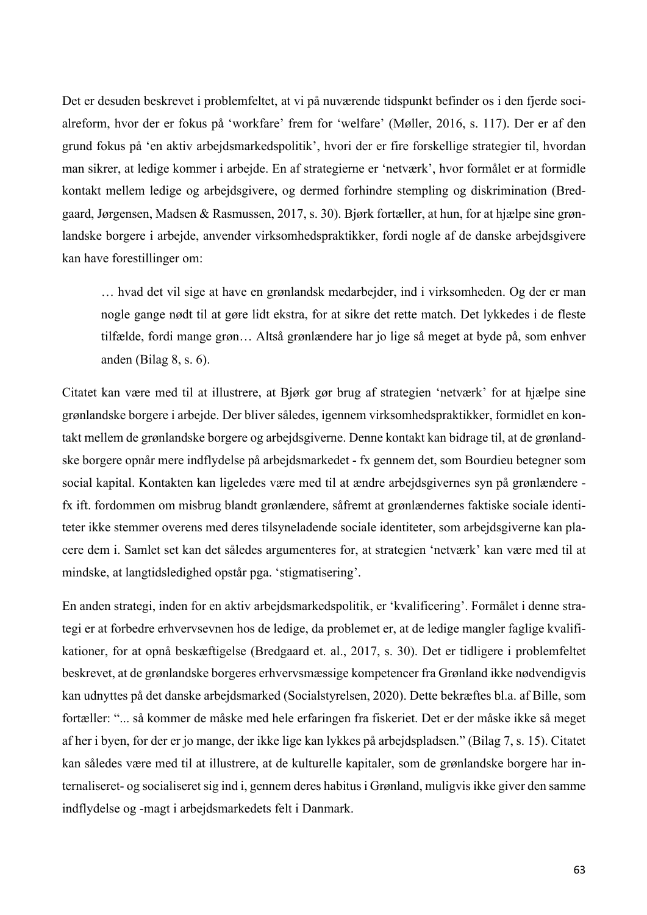Det er desuden beskrevet i problemfeltet, at vi på nuværende tidspunkt befinder os i den fjerde socialreform, hvor der er fokus på 'workfare' frem for 'welfare' (Møller, 2016, s. 117). Der er af den grund fokus på 'en aktiv arbejdsmarkedspolitik', hvori der er fire forskellige strategier til, hvordan man sikrer, at ledige kommer i arbejde. En af strategierne er 'netværk', hvor formålet er at formidle kontakt mellem ledige og arbejdsgivere, og dermed forhindre stempling og diskrimination (Bredgaard, Jørgensen, Madsen & Rasmussen, 2017, s. 30). Bjørk fortæller, at hun, for at hjælpe sine grønlandske borgere i arbejde, anvender virksomhedspraktikker, fordi nogle af de danske arbejdsgivere kan have forestillinger om:

> … hvad det vil sige at have en grønlandsk medarbejder, ind i virksomheden. Og der er man nogle gange nødt til at gøre lidt ekstra, for at sikre det rette match. Det lykkedes i de fleste tilfælde, fordi mange grøn… Altså grønlændere har jo lige så meget at byde på, som enhver anden (Bilag 8, s. 6).

Citatet kan være med til at illustrere, at Bjørk gør brug af strategien 'netværk' for at hjælpe sine grønlandske borgere i arbejde. Der bliver således, igennem virksomhedspraktikker, formidlet en kontakt mellem de grønlandske borgere og arbejdsgiverne. Denne kontakt kan bidrage til, at de grønlandske borgere opnår mere indflydelse på arbejdsmarkedet - fx gennem det, som Bourdieu betegner som social kapital. Kontakten kan ligeledes være med til at ændre arbejdsgivernes syn på grønlændere - fx ift. fordommen om misbrug blandt grønlændere, såfremt at grønlændernes faktiske sociale identiteter ikke stemmer overens med deres tilsyneladende sociale identiteter, som arbejdsgiverne kan placere dem i. Samlet set kan det således argumenteres for, at strategien 'netværk' kan være med til at mindske, at langtidsledighed opstår pga. 'stigmatisering'.

En anden strategi, inden for en aktiv arbejdsmarkedspolitik, er 'kvalificering'. Formålet i denne strategi er at forbedre erhvervsevnen hos de ledige, da problemet er, at de ledige mangler faglige kvalifikationer, for at opnå beskæftigelse (Bredgaard et. al., 2017, s. 30). Det er tidligere i problemfeltet beskrevet, at de grønlandske borgeres erhvervsmæssige kompetencer fra Grønland ikke nødvendigvis kan udnyttes på det danske arbejdsmarked (Socialstyrelsen, 2020). Dette bekræftes bl.a. af Bille, som fortæller: "... så kommer de måske med hele erfaringen fra fiskeriet. Det er der måske ikke så meget af her i byen, for der er jo mange, der ikke lige kan lykkes på arbejdspladsen." (Bilag 7, s. 15). Citatet kan således være med til at illustrere, at de kulturelle kapitaler, som de grønlandske borgere har internaliseret- og socialiseret sig ind i, gennem deres habitus i Grønland, muligvis ikke giver den samme indflydelse og -magt i arbejdsmarkedets felt i Danmark.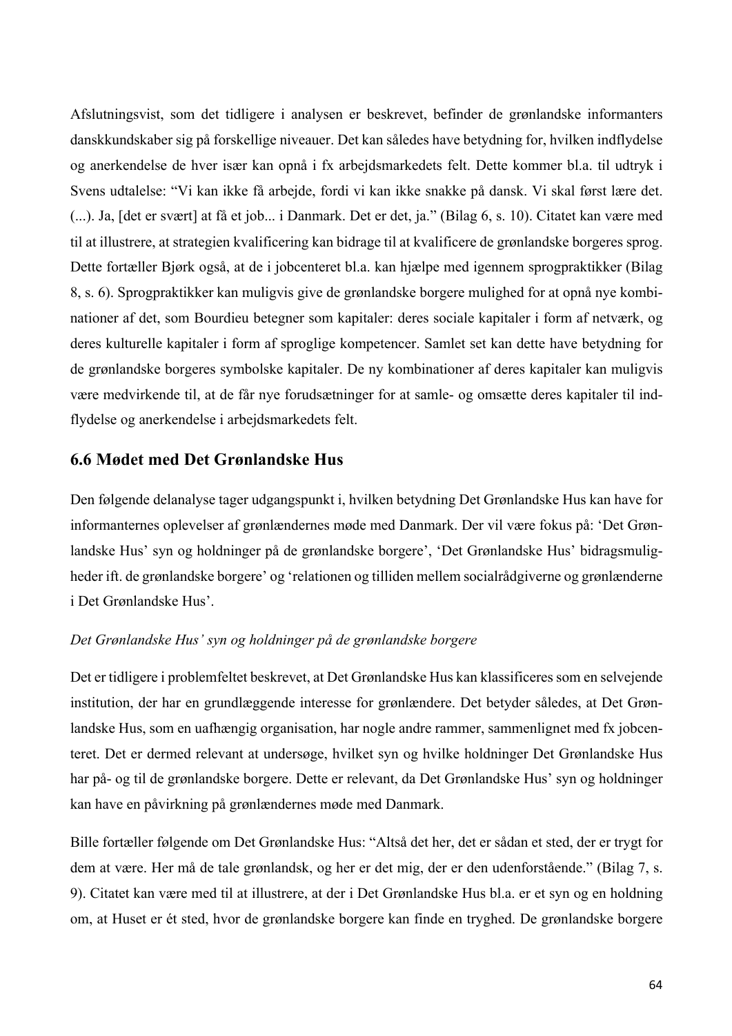Afslutningsvist, som det tidligere i analysen er beskrevet, befinder de grønlandske informanters danskkundskaber sig på forskellige niveauer. Det kan således have betydning for, hvilken indflydelse og anerkendelse de hver især kan opnå i fx arbejdsmarkedets felt. Dette kommer bl.a. til udtryk i Svens udtalelse: "Vi kan ikke få arbejde, fordi vi kan ikke snakke på dansk. Vi skal først lære det. (...). Ja, [det er svært] at få et job... i Danmark. Det er det, ja." (Bilag 6, s. 10). Citatet kan være med til at illustrere, at strategien kvalificering kan bidrage til at kvalificere de grønlandske borgeres sprog. Dette fortæller Bjørk også, at de i jobcenteret bl.a. kan hjælpe med igennem sprogpraktikker (Bilag 8, s. 6). Sprogpraktikker kan muligvis give de grønlandske borgere mulighed for at opnå nye kombinationer af det, som Bourdieu betegner som kapitaler: deres sociale kapitaler i form af netværk, og deres kulturelle kapitaler i form af sproglige kompetencer. Samlet set kan dette have betydning for de grønlandske borgeres symbolske kapitaler. De ny kombinationer af deres kapitaler kan muligvis være medvirkende til, at de får nye forudsætninger for at samle- og omsætte deres kapitaler til indflydelse og anerkendelse i arbejdsmarkedets felt.

## 6.6 Mødet med Det Grønlandske Hus

Den følgende delanalyse tager udgangspunkt i, hvilken betydning Det Grønlandske Hus kan have for informanternes oplevelser af grønlændernes møde med Danmark. Der vil være fokus på: 'Det Grønlandske Hus' syn og holdninger på de grønlandske borgere', 'Det Grønlandske Hus' bidragsmuligheder ift. de grønlandske borgere' og 'relationen og tilliden mellem socialrådgiverne og grønlænderne i Det Grønlandske Hus'.

*Det Grønlandske Hus' syn og holdninger på de grønlandske borgere*

Det er tidligere i problemfeltet beskrevet, at Det Grønlandske Hus kan klassificeres som en selvejende institution, der har en grundlæggende interesse for grønlændere. Det betyder således, at Det Grønlandske Hus, som en uafhængig organisation, har nogle andre rammer, sammenlignet med fx jobcenteret. Det er dermed relevant at undersøge, hvilket syn og hvilke holdninger Det Grønlandske Hus har på- og til de grønlandske borgere. Dette er relevant, da Det Grønlandske Hus' syn og holdninger kan have en påvirkning på grønlændernes møde med Danmark.

Bille fortæller følgende om Det Grønlandske Hus: "Altså det her, det er sådan et sted, der er trygt for dem at være. Her må de tale grønlandsk, og her er det mig, der er den udenforstående." (Bilag 7, s. 9). Citatet kan være med til at illustrere, at der i Det Grønlandske Hus bl.a. er et syn og en holdning om, at Huset er ét sted, hvor de grønlandske borgere kan finde en tryghed. De grønlandske borgere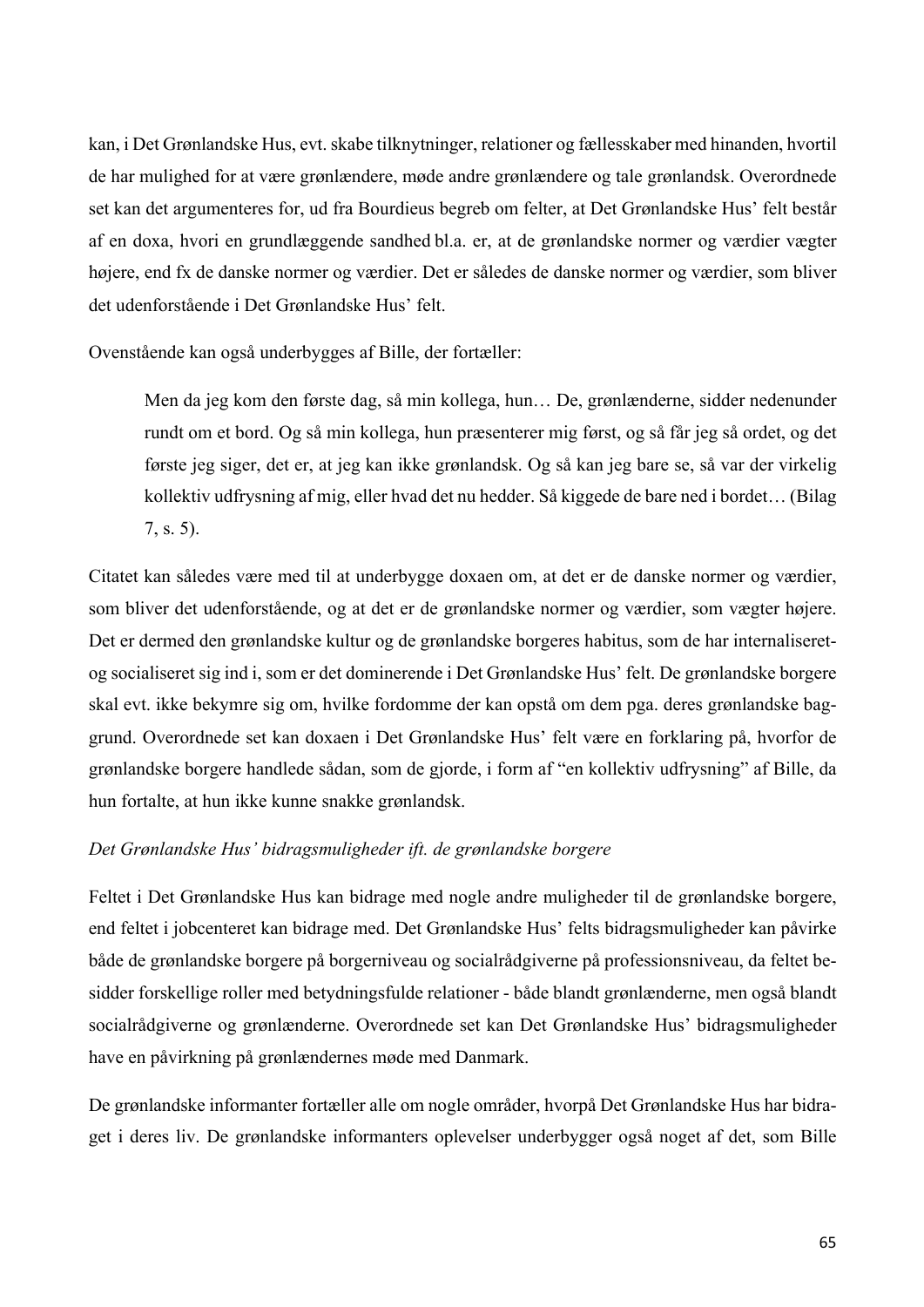kan, i Det Grønlandske Hus, evt. skabe tilknytninger, relationer og fællesskaber med hinanden, hvortil de har mulighed for at være grønlændere, møde andre grønlændere og tale grønlandsk. Overordnede set kan det argumenteres for, ud fra Bourdieus begreb om felter, at Det Grønlandske Hus' felt består af en doxa, hvori en grundlæggende sandhed bl.a. er, at de grønlandske normer og værdier vægter højere, end fx de danske normer og værdier. Det er således de danske normer og værdier, som bliver det udenforstående i Det Grønlandske Hus' felt.

Ovenstående kan også underbygges af Bille, der fortæller:

> Men da jeg kom den første dag, så min kollega, hun… De, grønlænderne, sidder nedenunder rundt om et bord. Og så min kollega, hun præsenterer mig først, og så får jeg så ordet, og det første jeg siger, det er, at jeg kan ikke grønlandsk. Og så kan jeg bare se, så var der virkelig kollektiv udfrysning af mig, eller hvad det nu hedder. Så kiggede de bare ned i bordet… (Bilag 7, s. 5).

Citatet kan således være med til at underbygge doxaen om, at det er de danske normer og værdier, som bliver det udenforstående, og at det er de grønlandske normer og værdier, som vægter højere. Det er dermed den grønlandske kultur og de grønlandske borgeres habitus, som de har internaliseret- og socialiseret sig ind i, som er det dominerende i Det Grønlandske Hus' felt. De grønlandske borgere skal evt. ikke bekymre sig om, hvilke fordomme der kan opstå om dem pga. deres grønlandske baggrund. Overordnede set kan doxaen i Det Grønlandske Hus' felt være en forklaring på, hvorfor de grønlandske borgere handlede sådan, som de gjorde, i form af "en kollektiv udfrysning" af Bille, da hun fortalte, at hun ikke kunne snakke grønlandsk.

*Det Grønlandske Hus' bidragsmuligheder ift. de grønlandske borgere*

Feltet i Det Grønlandske Hus kan bidrage med nogle andre muligheder til de grønlandske borgere, end feltet i jobcenteret kan bidrage med. Det Grønlandske Hus' felts bidragsmuligheder kan påvirke både de grønlandske borgere på borgerniveau og socialrådgiverne på professionsniveau, da feltet besidder forskellige roller med betydningsfulde relationer - både blandt grønlænderne, men også blandt socialrådgiverne og grønlænderne. Overordnede set kan Det Grønlandske Hus' bidragsmuligheder have en påvirkning på grønlændernes møde med Danmark.

De grønlandske informanter fortæller alle om nogle områder, hvorpå Det Grønlandske Hus har bidraget i deres liv. De grønlandske informanters oplevelser underbygger også noget af det, som Bille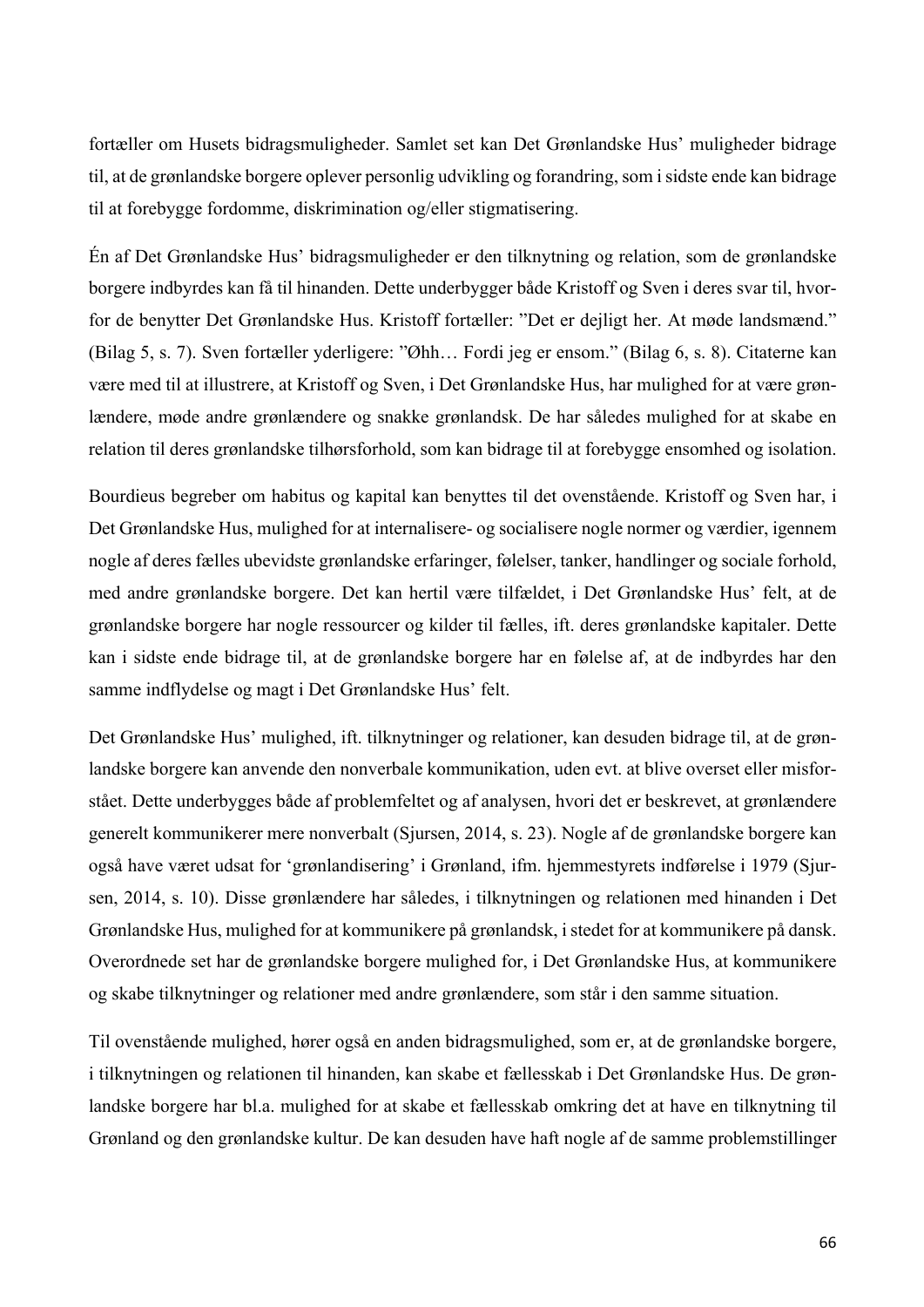fortæller om Husets bidragsmuligheder. Samlet set kan Det Grønlandske Hus' muligheder bidrage til, at de grønlandske borgere oplever personlig udvikling og forandring, som i sidste ende kan bidrage til at forebygge fordomme, diskrimination og/eller stigmatisering.

Én af Det Grønlandske Hus' bidragsmuligheder er den tilknytning og relation, som de grønlandske borgere indbyrdes kan få til hinanden. Dette underbygger både Kristoff og Sven i deres svar til, hvorfor de benytter Det Grønlandske Hus. Kristoff fortæller: "Det er dejligt her. At møde landsmænd." (Bilag 5, s. 7). Sven fortæller yderligere: "Øhh… Fordi jeg er ensom." (Bilag 6, s. 8). Citaterne kan være med til at illustrere, at Kristoff og Sven, i Det Grønlandske Hus, har mulighed for at være grønlændere, møde andre grønlændere og snakke grønlandsk. De har således mulighed for at skabe en relation til deres grønlandske tilhørsforhold, som kan bidrage til at forebygge ensomhed og isolation.

Bourdieus begreber om habitus og kapital kan benyttes til det ovenstående. Kristoff og Sven har, i Det Grønlandske Hus, mulighed for at internalisere- og socialisere nogle normer og værdier, igennem nogle af deres fælles ubevidste grønlandske erfaringer, følelser, tanker, handlinger og sociale forhold, med andre grønlandske borgere. Det kan hertil være tilfældet, i Det Grønlandske Hus' felt, at de grønlandske borgere har nogle ressourcer og kilder til fælles, ift. deres grønlandske kapitaler. Dette kan i sidste ende bidrage til, at de grønlandske borgere har en følelse af, at de indbyrdes har den samme indflydelse og magt i Det Grønlandske Hus' felt.

Det Grønlandske Hus' mulighed, ift. tilknytninger og relationer, kan desuden bidrage til, at de grønlandske borgere kan anvende den nonverbale kommunikation, uden evt. at blive overset eller misforstået. Dette underbygges både af problemfeltet og af analysen, hvori det er beskrevet, at grønlændere generelt kommunikerer mere nonverbalt (Sjursen, 2014, s. 23). Nogle af de grønlandske borgere kan også have været udsat for 'grønlandisering' i Grønland, ifm. hjemmestyrets indførelse i 1979 (Sjursen, 2014, s. 10). Disse grønlændere har således, i tilknytningen og relationen med hinanden i Det Grønlandske Hus, mulighed for at kommunikere på grønlandsk, i stedet for at kommunikere på dansk. Overordnede set har de grønlandske borgere mulighed for, i Det Grønlandske Hus, at kommunikere og skabe tilknytninger og relationer med andre grønlændere, som står i den samme situation.

Til ovenstående mulighed, hører også en anden bidragsmulighed, som er, at de grønlandske borgere, i tilknytningen og relationen til hinanden, kan skabe et fællesskab i Det Grønlandske Hus. De grønlandske borgere har bl.a. mulighed for at skabe et fællesskab omkring det at have en tilknytning til Grønland og den grønlandske kultur. De kan desuden have haft nogle af de samme problemstillinger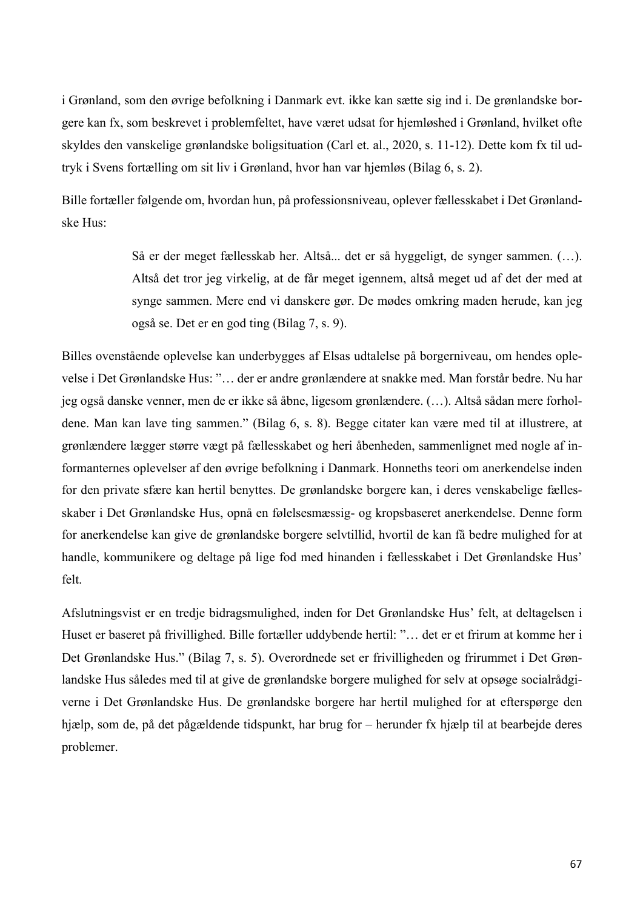i Grønland, som den øvrige befolkning i Danmark evt. ikke kan sætte sig ind i. De grønlandske borgere kan fx, som beskrevet i problemfeltet, have været udsat for hjemløshed i Grønland, hvilket ofte skyldes den vanskelige grønlandske boligsituation (Carl et. al., 2020, s. 11-12). Dette kom fx til udtryk i Svens fortælling om sit liv i Grønland, hvor han var hjemløs (Bilag 6, s. 2).

Bille fortæller følgende om, hvordan hun, på professionsniveau, oplever fællesskabet i Det Grønlandske Hus:

> Så er der meget fællesskab her. Altså... det er så hyggeligt, de synger sammen. (…). Altså det tror jeg virkelig, at de får meget igennem, altså meget ud af det der med at synge sammen. Mere end vi danskere gør. De mødes omkring maden herude, kan jeg også se. Det er en god ting (Bilag 7, s. 9).

Billes ovenstående oplevelse kan underbygges af Elsas udtalelse på borgerniveau, om hendes oplevelse i Det Grønlandske Hus: "… der er andre grønlændere at snakke med. Man forstår bedre. Nu har jeg også danske venner, men de er ikke så åbne, ligesom grønlændere. (…). Altså sådan mere forholdene. Man kan lave ting sammen." (Bilag 6, s. 8). Begge citater kan være med til at illustrere, at grønlændere lægger større vægt på fællesskabet og heri åbenheden, sammenlignet med nogle af informanternes oplevelser af den øvrige befolkning i Danmark. Honneths teori om anerkendelse inden for den private sfære kan hertil benyttes. De grønlandske borgere kan, i deres venskabelige fællesskaber i Det Grønlandske Hus, opnå en følelsesmæssig- og kropsbaseret anerkendelse. Denne form for anerkendelse kan give de grønlandske borgere selvtillid, hvortil de kan få bedre mulighed for at handle, kommunikere og deltage på lige fod med hinanden i fællesskabet i Det Grønlandske Hus' felt.

Afslutningsvist er en tredje bidragsmulighed, inden for Det Grønlandske Hus' felt, at deltagelsen i Huset er baseret på frivillighed. Bille fortæller uddybende hertil: "… det er et frirum at komme her i Det Grønlandske Hus." (Bilag 7, s. 5). Overordnede set er frivilligheden og frirummet i Det Grønlandske Hus således med til at give de grønlandske borgere mulighed for selv at opsøge socialrådgiverne i Det Grønlandske Hus. De grønlandske borgere har hertil mulighed for at efterspørge den hjælp, som de, på det pågældende tidspunkt, har brug for – herunder fx hjælp til at bearbejde deres problemer.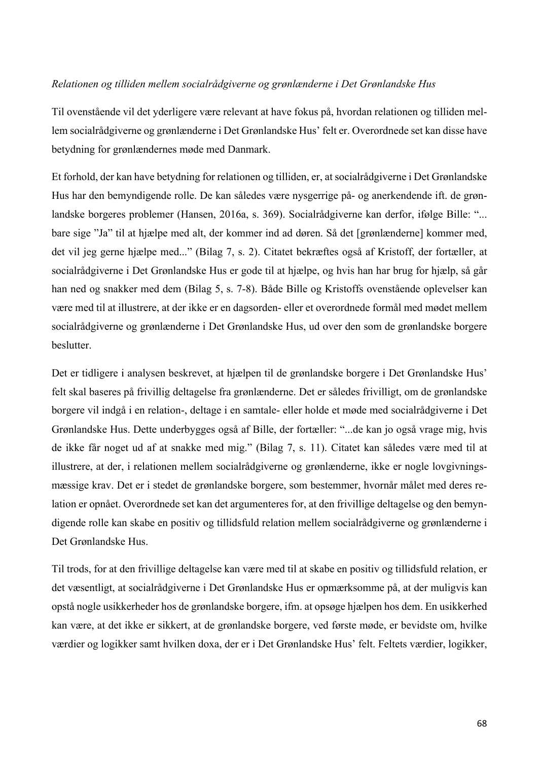*Relationen og tilliden mellem socialrådgiverne og grønlænderne i Det Grønlandske Hus*

Til ovenstående vil det yderligere være relevant at have fokus på, hvordan relationen og tilliden mellem socialrådgiverne og grønlænderne i Det Grønlandske Hus' felt er. Overordnede set kan disse have betydning for grønlændernes møde med Danmark.

Et forhold, der kan have betydning for relationen og tilliden, er, at socialrådgiverne i Det Grønlandske Hus har den bemyndigende rolle. De kan således være nysgerrige på- og anerkendende ift. de grønlandske borgeres problemer (Hansen, 2016a, s. 369). Socialrådgiverne kan derfor, ifølge Bille: "... bare sige "Ja" til at hjælpe med alt, der kommer ind ad døren. Så det [grønlænderne] kommer med, det vil jeg gerne hjælpe med..." (Bilag 7, s. 2). Citatet bekræftes også af Kristoff, der fortæller, at socialrådgiverne i Det Grønlandske Hus er gode til at hjælpe, og hvis han har brug for hjælp, så går han ned og snakker med dem (Bilag 5, s. 7-8). Både Bille og Kristoffs ovenstående oplevelser kan være med til at illustrere, at der ikke er en dagsorden- eller et overordnede formål med mødet mellem socialrådgiverne og grønlænderne i Det Grønlandske Hus, ud over den som de grønlandske borgere beslutter.

Det er tidligere i analysen beskrevet, at hjælpen til de grønlandske borgere i Det Grønlandske Hus' felt skal baseres på frivillig deltagelse fra grønlænderne. Det er således frivilligt, om de grønlandske borgere vil indgå i en relation-, deltage i en samtale- eller holde et møde med socialrådgiverne i Det Grønlandske Hus. Dette underbygges også af Bille, der fortæller: "...de kan jo også vrage mig, hvis de ikke får noget ud af at snakke med mig." (Bilag 7, s. 11). Citatet kan således være med til at illustrere, at der, i relationen mellem socialrådgiverne og grønlænderne, ikke er nogle lovgivningsmæssige krav. Det er i stedet de grønlandske borgere, som bestemmer, hvornår målet med deres relation er opnået. Overordnede set kan det argumenteres for, at den frivillige deltagelse og den bemyndigende rolle kan skabe en positiv og tillidsfuld relation mellem socialrådgiverne og grønlænderne i Det Grønlandske Hus.

Til trods, for at den frivillige deltagelse kan være med til at skabe en positiv og tillidsfuld relation, er det væsentligt, at socialrådgiverne i Det Grønlandske Hus er opmærksomme på, at der muligvis kan opstå nogle usikkerheder hos de grønlandske borgere, ifm. at opsøge hjælpen hos dem. En usikkerhed kan være, at det ikke er sikkert, at de grønlandske borgere, ved første møde, er bevidste om, hvilke værdier og logikker samt hvilken doxa, der er i Det Grønlandske Hus' felt. Feltets værdier, logikker,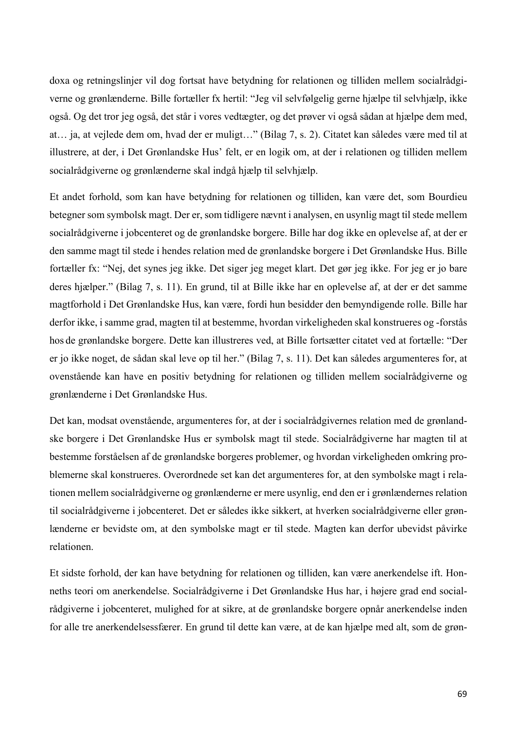doxa og retningslinjer vil dog fortsat have betydning for relationen og tilliden mellem socialrådgiverne og grønlænderne. Bille fortæller fx hertil: "Jeg vil selvfølgelig gerne hjælpe til selvhjælp, ikke også. Og det tror jeg også, det står i vores vedtægter, og det prøver vi også sådan at hjælpe dem med, at… ja, at vejlede dem om, hvad der er muligt…" (Bilag 7, s. 2). Citatet kan således være med til at illustrere, at der, i Det Grønlandske Hus' felt, er en logik om, at der i relationen og tilliden mellem socialrådgiverne og grønlænderne skal indgå hjælp til selvhjælp.

Et andet forhold, som kan have betydning for relationen og tilliden, kan være det, som Bourdieu betegner som symbolsk magt. Der er, som tidligere nævnt i analysen, en usynlig magt til stede mellem socialrådgiverne i jobcenteret og de grønlandske borgere. Bille har dog ikke en oplevelse af, at der er den samme magt til stede i hendes relation med de grønlandske borgere i Det Grønlandske Hus. Bille fortæller fx: "Nej, det synes jeg ikke. Det siger jeg meget klart. Det gør jeg ikke. For jeg er jo bare deres hjælper." (Bilag 7, s. 11). En grund, til at Bille ikke har en oplevelse af, at der er det samme magtforhold i Det Grønlandske Hus, kan være, fordi hun besidder den bemyndigende rolle. Bille har derfor ikke, i samme grad, magten til at bestemme, hvordan virkeligheden skal konstrueres og -forstås hos de grønlandske borgere. Dette kan illustreres ved, at Bille fortsætter citatet ved at fortælle: "Der er jo ikke noget, de sådan skal leve op til her." (Bilag 7, s. 11). Det kan således argumenteres for, at ovenstående kan have en positiv betydning for relationen og tilliden mellem socialrådgiverne og grønlænderne i Det Grønlandske Hus.

Det kan, modsat ovenstående, argumenteres for, at der i socialrådgivernes relation med de grønlandske borgere i Det Grønlandske Hus er symbolsk magt til stede. Socialrådgiverne har magten til at bestemme forståelsen af de grønlandske borgeres problemer, og hvordan virkeligheden omkring problemerne skal konstrueres. Overordnede set kan det argumenteres for, at den symbolske magt i relationen mellem socialrådgiverne og grønlænderne er mere usynlig, end den er i grønlændernes relation til socialrådgiverne i jobcenteret. Det er således ikke sikkert, at hverken socialrådgiverne eller grønlænderne er bevidste om, at den symbolske magt er til stede. Magten kan derfor ubevidst påvirke relationen.

Et sidste forhold, der kan have betydning for relationen og tilliden, kan være anerkendelse ift. Honneths teori om anerkendelse. Socialrådgiverne i Det Grønlandske Hus har, i højere grad end socialrådgiverne i jobcenteret, mulighed for at sikre, at de grønlandske borgere opnår anerkendelse inden for alle tre anerkendelsessfærer. En grund til dette kan være, at de kan hjælpe med alt, som de grøn-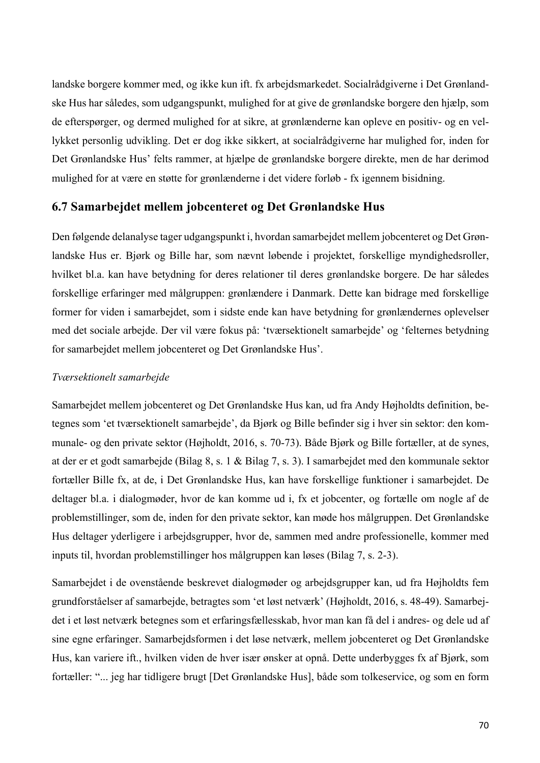landske borgere kommer med, og ikke kun ift. fx arbejdsmarkedet. Socialrådgiverne i Det Grønlandske Hus har således, som udgangspunkt, mulighed for at give de grønlandske borgere den hjælp, som de efterspørger, og dermed mulighed for at sikre, at grønlænderne kan opleve en positiv- og en vellykket personlig udvikling. Det er dog ikke sikkert, at socialrådgiverne har mulighed for, inden for Det Grønlandske Hus' felts rammer, at hjælpe de grønlandske borgere direkte, men de har derimod mulighed for at være en støtte for grønlænderne i det videre forløb - fx igennem bisidning.

## 6.7 Samarbejdet mellem jobcenteret og Det Grønlandske Hus

Den følgende delanalyse tager udgangspunkt i, hvordan samarbejdet mellem jobcenteret og Det Grønlandske Hus er. Bjørk og Bille har, som nævnt løbende i projektet, forskellige myndighedsroller, hvilket bl.a. kan have betydning for deres relationer til deres grønlandske borgere. De har således forskellige erfaringer med målgruppen: grønlændere i Danmark. Dette kan bidrage med forskellige former for viden i samarbejdet, som i sidste ende kan have betydning for grønlændernes oplevelser med det sociale arbejde. Der vil være fokus på: 'tværsektionelt samarbejde' og 'felternes betydning for samarbejdet mellem jobcenteret og Det Grønlandske Hus'.

*Tværsektionelt samarbejde*

Samarbejdet mellem jobcenteret og Det Grønlandske Hus kan, ud fra Andy Højholdts definition, betegnes som 'et tværsektionelt samarbejde', da Bjørk og Bille befinder sig i hver sin sektor: den kommunale- og den private sektor (Højholdt, 2016, s. 70-73). Både Bjørk og Bille fortæller, at de synes, at der er et godt samarbejde (Bilag 8, s. 1 & Bilag 7, s. 3). I samarbejdet med den kommunale sektor fortæller Bille fx, at de, i Det Grønlandske Hus, kan have forskellige funktioner i samarbejdet. De deltager bl.a. i dialogmøder, hvor de kan komme ud i, fx et jobcenter, og fortælle om nogle af de problemstillinger, som de, inden for den private sektor, kan møde hos målgruppen. Det Grønlandske Hus deltager yderligere i arbejdsgrupper, hvor de, sammen med andre professionelle, kommer med inputs til, hvordan problemstillinger hos målgruppen kan løses (Bilag 7, s. 2-3).

Samarbejdet i de ovenstående beskrevet dialogmøder og arbejdsgrupper kan, ud fra Højholdts fem grundforståelser af samarbejde, betragtes som 'et løst netværk' (Højholdt, 2016, s. 48-49). Samarbejdet i et løst netværk betegnes som et erfaringsfællesskab, hvor man kan få del i andres- og dele ud af sine egne erfaringer. Samarbejdsformen i det løse netværk, mellem jobcenteret og Det Grønlandske Hus, kan variere ift., hvilken viden de hver især ønsker at opnå. Dette underbygges fx af Bjørk, som fortæller: "... jeg har tidligere brugt [Det Grønlandske Hus], både som tolkeservice, og som en form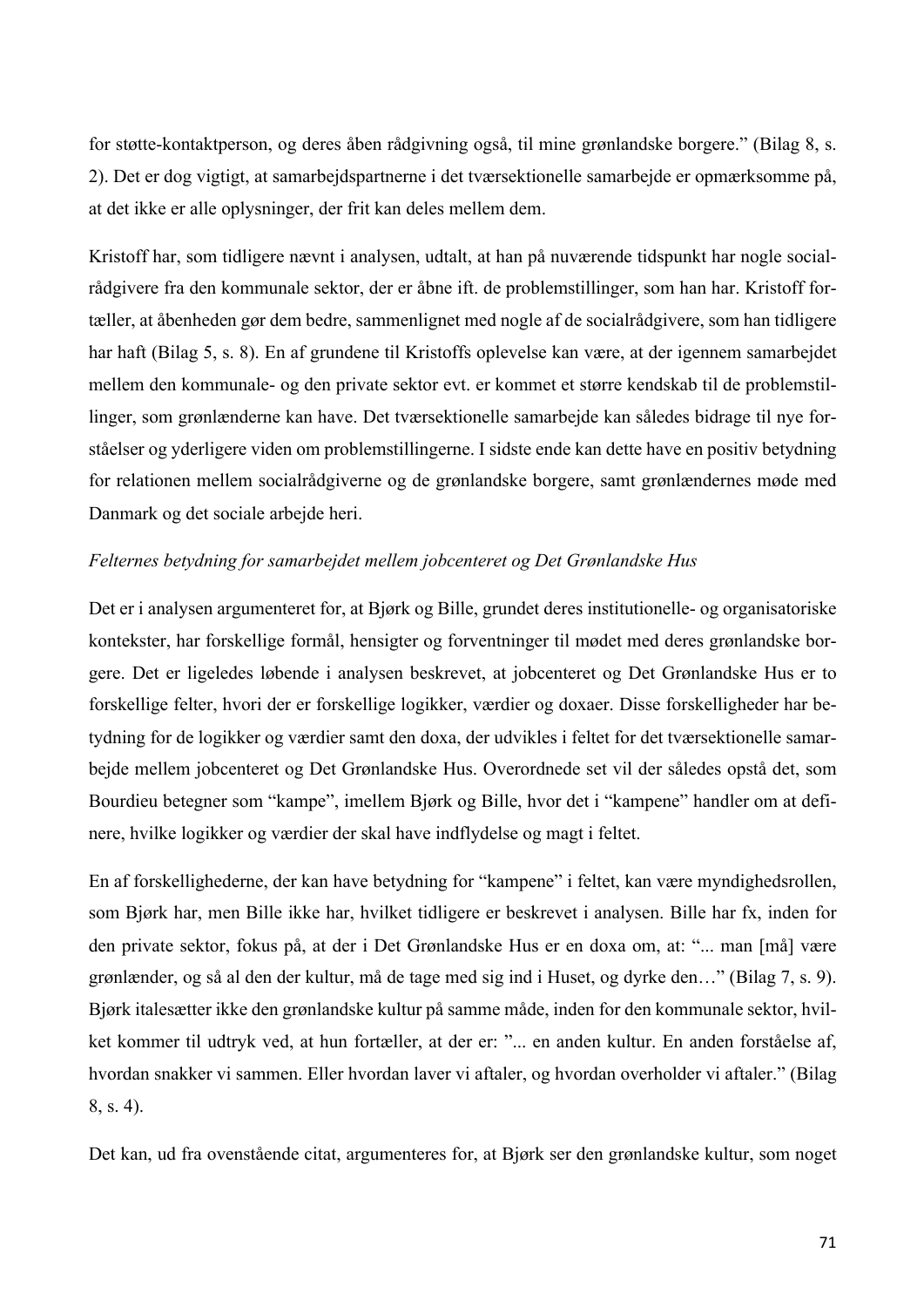for støtte-kontaktperson, og deres åben rådgivning også, til mine grønlandske borgere." (Bilag 8, s. 2). Det er dog vigtigt, at samarbejdspartnerne i det tværsektionelle samarbejde er opmærksomme på, at det ikke er alle oplysninger, der frit kan deles mellem dem.

Kristoff har, som tidligere nævnt i analysen, udtalt, at han på nuværende tidspunkt har nogle socialrådgivere fra den kommunale sektor, der er åbne ift. de problemstillinger, som han har. Kristoff fortæller, at åbenheden gør dem bedre, sammenlignet med nogle af de socialrådgivere, som han tidligere har haft (Bilag 5, s. 8). En af grundene til Kristoffs oplevelse kan være, at der igennem samarbejdet mellem den kommunale- og den private sektor evt. er kommet et større kendskab til de problemstillinger, som grønlænderne kan have. Det tværsektionelle samarbejde kan således bidrage til nye forståelser og yderligere viden om problemstillingerne. I sidste ende kan dette have en positiv betydning for relationen mellem socialrådgiverne og de grønlandske borgere, samt grønlændernes møde med Danmark og det sociale arbejde heri.

*Felternes betydning for samarbejdet mellem jobcenteret og Det Grønlandske Hus*

Det er i analysen argumenteret for, at Bjørk og Bille, grundet deres institutionelle- og organisatoriske kontekster, har forskellige formål, hensigter og forventninger til mødet med deres grønlandske borgere. Det er ligeledes løbende i analysen beskrevet, at jobcenteret og Det Grønlandske Hus er to forskellige felter, hvori der er forskellige logikker, værdier og doxaer. Disse forskelligheder har betydning for de logikker og værdier samt den doxa, der udvikles i feltet for det tværsektionelle samarbejde mellem jobcenteret og Det Grønlandske Hus. Overordnede set vil der således opstå det, som Bourdieu betegner som "kampe", imellem Bjørk og Bille, hvor det i "kampene" handler om at definere, hvilke logikker og værdier der skal have indflydelse og magt i feltet.

En af forskellighederne, der kan have betydning for "kampene" i feltet, kan være myndighedsrollen, som Bjørk har, men Bille ikke har, hvilket tidligere er beskrevet i analysen. Bille har fx, inden for den private sektor, fokus på, at der i Det Grønlandske Hus er en doxa om, at: "... man [må] være grønlænder, og så al den der kultur, må de tage med sig ind i Huset, og dyrke den…" (Bilag 7, s. 9). Bjørk italesætter ikke den grønlandske kultur på samme måde, inden for den kommunale sektor, hvilket kommer til udtryk ved, at hun fortæller, at der er: "... en anden kultur. En anden forståelse af, hvordan snakker vi sammen. Eller hvordan laver vi aftaler, og hvordan overholder vi aftaler." (Bilag 8, s. 4).

Det kan, ud fra ovenstående citat, argumenteres for, at Bjørk ser den grønlandske kultur, som noget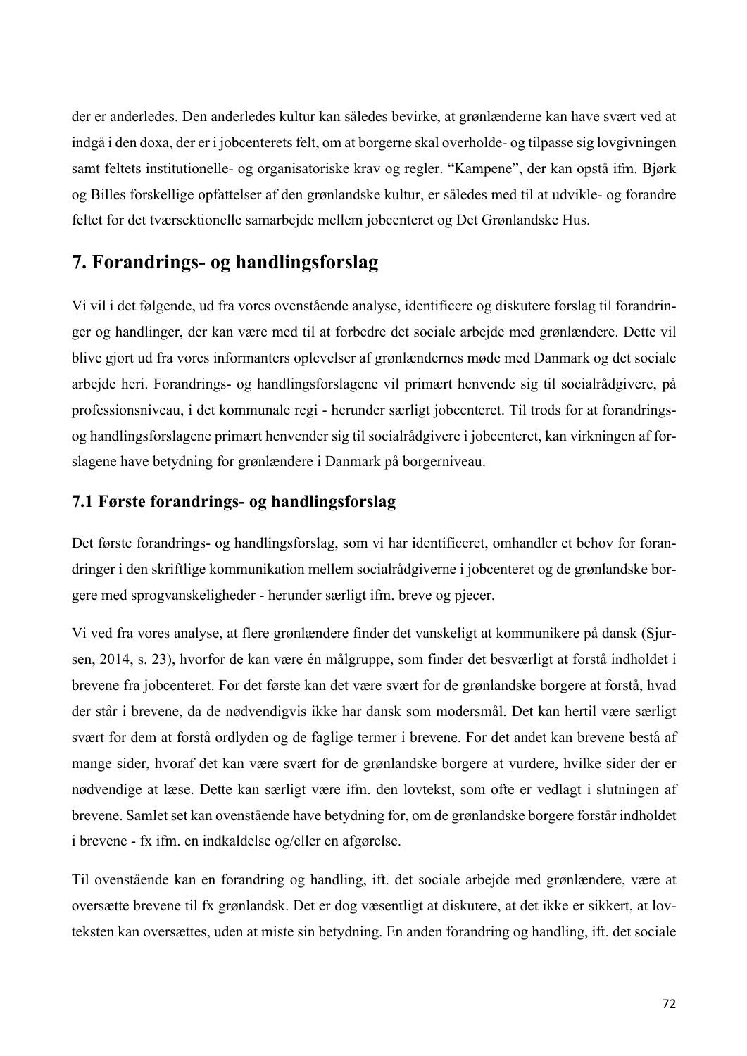der er anderledes. Den anderledes kultur kan således bevirke, at grønlænderne kan have svært ved at indgå i den doxa, der er i jobcenterets felt, om at borgerne skal overholde- og tilpasse sig lovgivningen samt feltets institutionelle- og organisatoriske krav og regler. "Kampene", der kan opstå ifm. Bjørk og Billes forskellige opfattelser af den grønlandske kultur, er således med til at udvikle- og forandre feltet for det tværsektionelle samarbejde mellem jobcenteret og Det Grønlandske Hus.

# 7. Forandrings- og handlingsforslag

Vi vil i det følgende, ud fra vores ovenstående analyse, identificere og diskutere forslag til forandringer og handlinger, der kan være med til at forbedre det sociale arbejde med grønlændere. Dette vil blive gjort ud fra vores informanters oplevelser af grønlændernes møde med Danmark og det sociale arbejde heri. Forandrings- og handlingsforslagene vil primært henvende sig til socialrådgivere, på professionsniveau, i det kommunale regi - herunder særligt jobcenteret. Til trods for at forandrings- og handlingsforslagene primært henvender sig til socialrådgivere i jobcenteret, kan virkningen af forslagene have betydning for grønlændere i Danmark på borgerniveau.

## 7.1 Første forandrings- og handlingsforslag

Det første forandrings- og handlingsforslag, som vi har identificeret, omhandler et behov for forandringer i den skriftlige kommunikation mellem socialrådgiverne i jobcenteret og de grønlandske borgere med sprogvanskeligheder - herunder særligt ifm. breve og pjecer.

Vi ved fra vores analyse, at flere grønlændere finder det vanskeligt at kommunikere på dansk (Sjursen, 2014, s. 23), hvorfor de kan være én målgruppe, som finder det besværligt at forstå indholdet i brevene fra jobcenteret. For det første kan det være svært for de grønlandske borgere at forstå, hvad der står i brevene, da de nødvendigvis ikke har dansk som modersmål. Det kan hertil være særligt svært for dem at forstå ordlyden og de faglige termer i brevene. For det andet kan brevene bestå af mange sider, hvoraf det kan være svært for de grønlandske borgere at vurdere, hvilke sider der er nødvendige at læse. Dette kan særligt være ifm. den lovtekst, som ofte er vedlagt i slutningen af brevene. Samlet set kan ovenstående have betydning for, om de grønlandske borgere forstår indholdet i brevene - fx ifm. en indkaldelse og/eller en afgørelse.

Til ovenstående kan en forandring og handling, ift. det sociale arbejde med grønlændere, være at oversætte brevene til fx grønlandsk. Det er dog væsentligt at diskutere, at det ikke er sikkert, at lovteksten kan oversættes, uden at miste sin betydning. En anden forandring og handling, ift. det sociale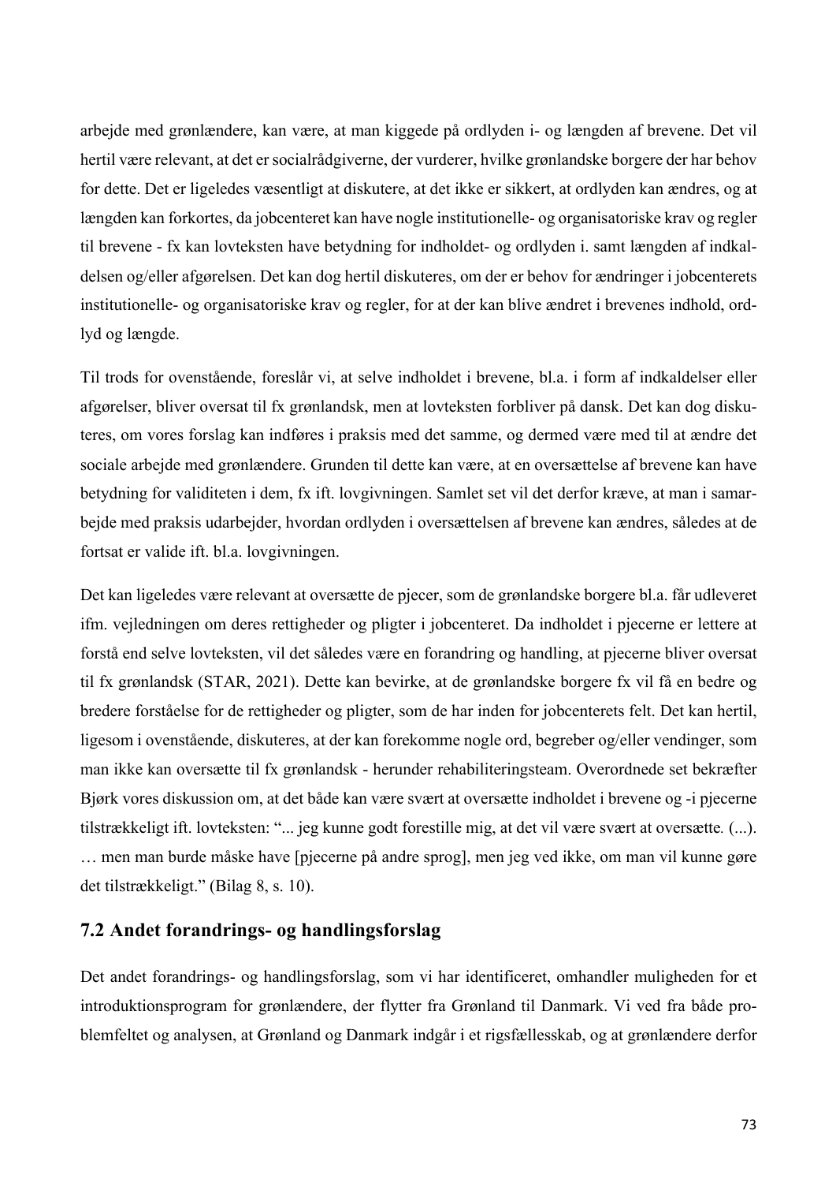arbejde med grønlændere, kan være, at man kiggede på ordlyden i- og længden af brevene. Det vil hertil være relevant, at det er socialrådgiverne, der vurderer, hvilke grønlandske borgere der har behov for dette. Det er ligeledes væsentligt at diskutere, at det ikke er sikkert, at ordlyden kan ændres, og at længden kan forkortes, da jobcenteret kan have nogle institutionelle- og organisatoriske krav og regler til brevene - fx kan lovteksten have betydning for indholdet- og ordlyden i. samt længden af indkaldelsen og/eller afgørelsen. Det kan dog hertil diskuteres, om der er behov for ændringer i jobcenterets institutionelle- og organisatoriske krav og regler, for at der kan blive ændret i brevenes indhold, ordlyd og længde.

Til trods for ovenstående, foreslår vi, at selve indholdet i brevene, bl.a. i form af indkaldelser eller afgørelser, bliver oversat til fx grønlandsk, men at lovteksten forbliver på dansk. Det kan dog diskuteres, om vores forslag kan indføres i praksis med det samme, og dermed være med til at ændre det sociale arbejde med grønlændere. Grunden til dette kan være, at en oversættelse af brevene kan have betydning for validiteten i dem, fx ift. lovgivningen. Samlet set vil det derfor kræve, at man i samarbejde med praksis udarbejder, hvordan ordlyden i oversættelsen af brevene kan ændres, således at de fortsat er valide ift. bl.a. lovgivningen.

Det kan ligeledes være relevant at oversætte de pjecer, som de grønlandske borgere bl.a. får udleveret ifm. vejledningen om deres rettigheder og pligter i jobcenteret. Da indholdet i pjecerne er lettere at forstå end selve lovteksten, vil det således være en forandring og handling, at pjecerne bliver oversat til fx grønlandsk (STAR, 2021). Dette kan bevirke, at de grønlandske borgere fx vil få en bedre og bredere forståelse for de rettigheder og pligter, som de har inden for jobcenterets felt. Det kan hertil, ligesom i ovenstående, diskuteres, at der kan forekomme nogle ord, begreber og/eller vendinger, som man ikke kan oversætte til fx grønlandsk - herunder rehabiliteringsteam. Overordnede set bekræfter Bjørk vores diskussion om, at det både kan være svært at oversætte indholdet i brevene og -i pjecerne tilstrækkeligt ift. lovteksten: "... jeg kunne godt forestille mig, at det vil være svært at oversætte*.* (...). … men man burde måske have [pjecerne på andre sprog], men jeg ved ikke, om man vil kunne gøre det tilstrækkeligt." (Bilag 8, s. 10).

## 7.2 Andet forandrings- og handlingsforslag

Det andet forandrings- og handlingsforslag, som vi har identificeret, omhandler muligheden for et introduktionsprogram for grønlændere, der flytter fra Grønland til Danmark. Vi ved fra både problemfeltet og analysen, at Grønland og Danmark indgår i et rigsfællesskab, og at grønlændere derfor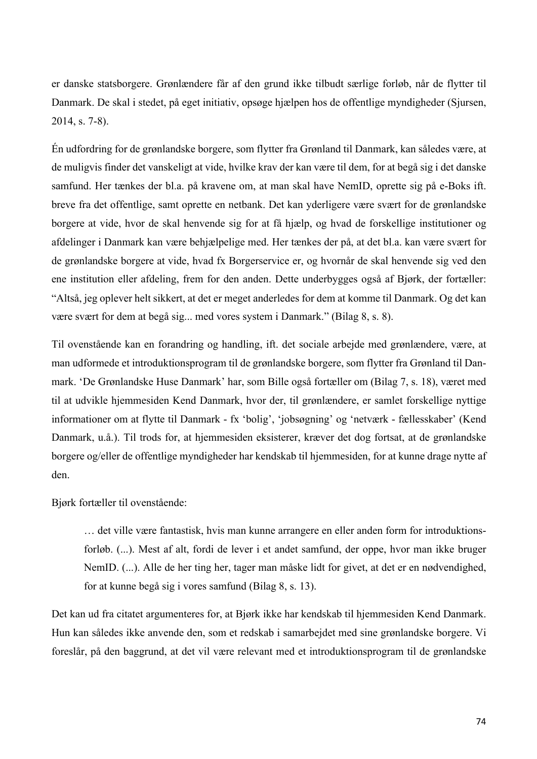er danske statsborgere. Grønlændere får af den grund ikke tilbudt særlige forløb, når de flytter til Danmark. De skal i stedet, på eget initiativ, opsøge hjælpen hos de offentlige myndigheder (Sjursen, 2014, s. 7-8).

Én udfordring for de grønlandske borgere, som flytter fra Grønland til Danmark, kan således være, at de muligvis finder det vanskeligt at vide, hvilke krav der kan være til dem, for at begå sig i det danske samfund. Her tænkes der bl.a. på kravene om, at man skal have NemID, oprette sig på e-Boks ift. breve fra det offentlige, samt oprette en netbank. Det kan yderligere være svært for de grønlandske borgere at vide, hvor de skal henvende sig for at få hjælp, og hvad de forskellige institutioner og afdelinger i Danmark kan være behjælpelige med. Her tænkes der på, at det bl.a. kan være svært for de grønlandske borgere at vide, hvad fx Borgerservice er, og hvornår de skal henvende sig ved den ene institution eller afdeling, frem for den anden. Dette underbygges også af Bjørk, der fortæller: "Altså, jeg oplever helt sikkert, at det er meget anderledes for dem at komme til Danmark. Og det kan være svært for dem at begå sig... med vores system i Danmark." (Bilag 8, s. 8).

Til ovenstående kan en forandring og handling, ift. det sociale arbejde med grønlændere, være, at man udformede et introduktionsprogram til de grønlandske borgere, som flytter fra Grønland til Danmark. 'De Grønlandske Huse Danmark' har, som Bille også fortæller om (Bilag 7, s. 18), været med til at udvikle hjemmesiden Kend Danmark, hvor der, til grønlændere, er samlet forskellige nyttige informationer om at flytte til Danmark - fx 'bolig', 'jobsøgning' og 'netværk - fællesskaber' (Kend Danmark, u.å.). Til trods for, at hjemmesiden eksisterer, kræver det dog fortsat, at de grønlandske borgere og/eller de offentlige myndigheder har kendskab til hjemmesiden, for at kunne drage nytte af den.

Bjørk fortæller til ovenstående:

> … det ville være fantastisk, hvis man kunne arrangere en eller anden form for introduktionsforløb. (...). Mest af alt, fordi de lever i et andet samfund, der oppe, hvor man ikke bruger NemID. (...). Alle de her ting her, tager man måske lidt for givet, at det er en nødvendighed, for at kunne begå sig i vores samfund (Bilag 8, s. 13).

Det kan ud fra citatet argumenteres for, at Bjørk ikke har kendskab til hjemmesiden Kend Danmark. Hun kan således ikke anvende den, som et redskab i samarbejdet med sine grønlandske borgere. Vi foreslår, på den baggrund, at det vil være relevant med et introduktionsprogram til de grønlandske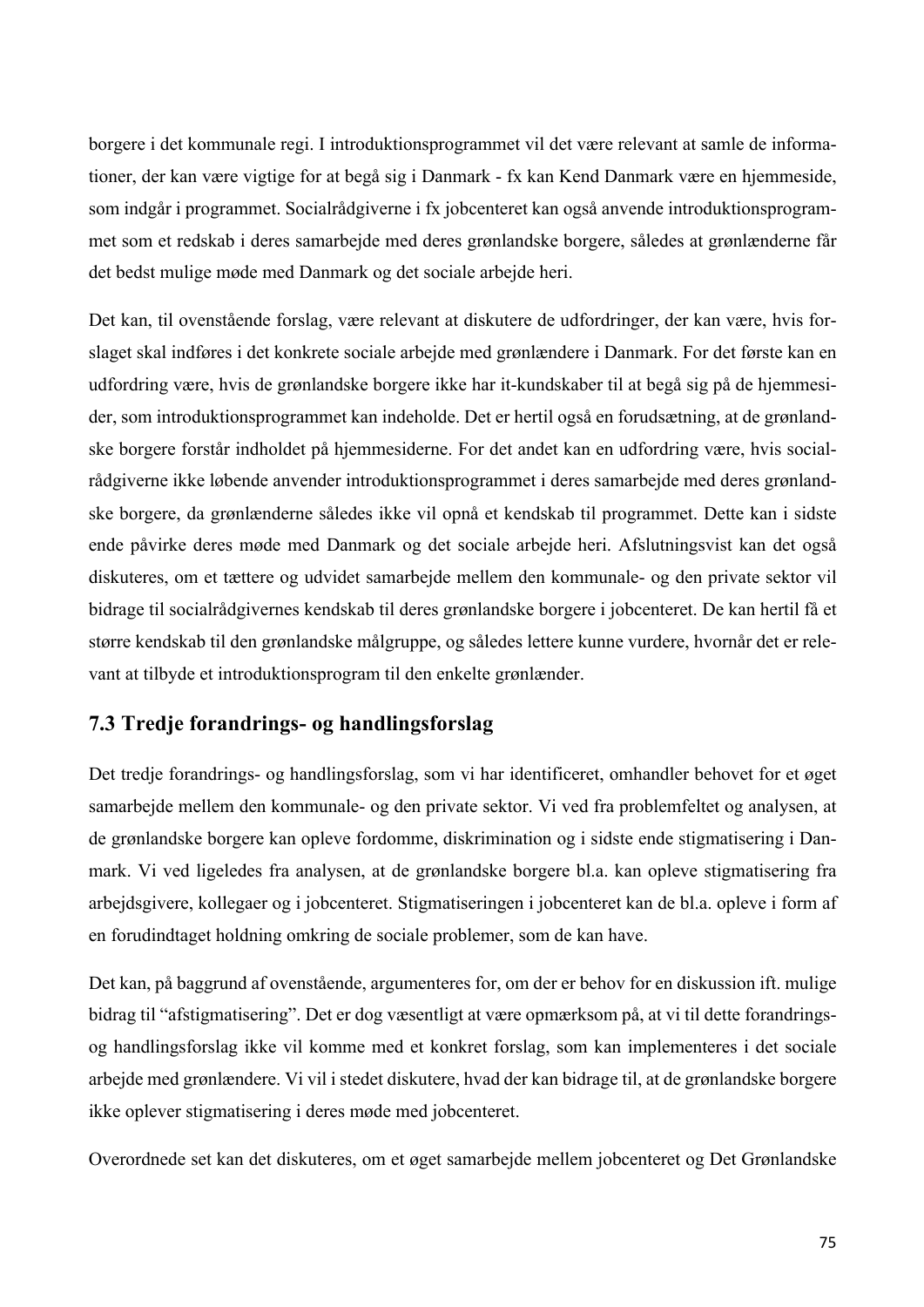borgere i det kommunale regi. I introduktionsprogrammet vil det være relevant at samle de informationer, der kan være vigtige for at begå sig i Danmark - fx kan Kend Danmark være en hjemmeside, som indgår i programmet. Socialrådgiverne i fx jobcenteret kan også anvende introduktionsprogrammet som et redskab i deres samarbejde med deres grønlandske borgere, således at grønlænderne får det bedst mulige møde med Danmark og det sociale arbejde heri.

Det kan, til ovenstående forslag, være relevant at diskutere de udfordringer, der kan være, hvis forslaget skal indføres i det konkrete sociale arbejde med grønlændere i Danmark. For det første kan en udfordring være, hvis de grønlandske borgere ikke har it-kundskaber til at begå sig på de hjemmesider, som introduktionsprogrammet kan indeholde. Det er hertil også en forudsætning, at de grønlandske borgere forstår indholdet på hjemmesiderne. For det andet kan en udfordring være, hvis socialrådgiverne ikke løbende anvender introduktionsprogrammet i deres samarbejde med deres grønlandske borgere, da grønlænderne således ikke vil opnå et kendskab til programmet. Dette kan i sidste ende påvirke deres møde med Danmark og det sociale arbejde heri. Afslutningsvist kan det også diskuteres, om et tættere og udvidet samarbejde mellem den kommunale- og den private sektor vil bidrage til socialrådgivernes kendskab til deres grønlandske borgere i jobcenteret. De kan hertil få et større kendskab til den grønlandske målgruppe, og således lettere kunne vurdere, hvornår det er relevant at tilbyde et introduktionsprogram til den enkelte grønlænder.

## 7.3 Tredje forandrings- og handlingsforslag

Det tredje forandrings- og handlingsforslag, som vi har identificeret, omhandler behovet for et øget samarbejde mellem den kommunale- og den private sektor. Vi ved fra problemfeltet og analysen, at de grønlandske borgere kan opleve fordomme, diskrimination og i sidste ende stigmatisering i Danmark. Vi ved ligeledes fra analysen, at de grønlandske borgere bl.a. kan opleve stigmatisering fra arbejdsgivere, kollegaer og i jobcenteret. Stigmatiseringen i jobcenteret kan de bl.a. opleve i form af en forudindtaget holdning omkring de sociale problemer, som de kan have.

Det kan, på baggrund af ovenstående, argumenteres for, om der er behov for en diskussion ift. mulige bidrag til "afstigmatisering". Det er dog væsentligt at være opmærksom på, at vi til dette forandrings- og handlingsforslag ikke vil komme med et konkret forslag, som kan implementeres i det sociale arbejde med grønlændere. Vi vil i stedet diskutere, hvad der kan bidrage til, at de grønlandske borgere ikke oplever stigmatisering i deres møde med jobcenteret.

Overordnede set kan det diskuteres, om et øget samarbejde mellem jobcenteret og Det Grønlandske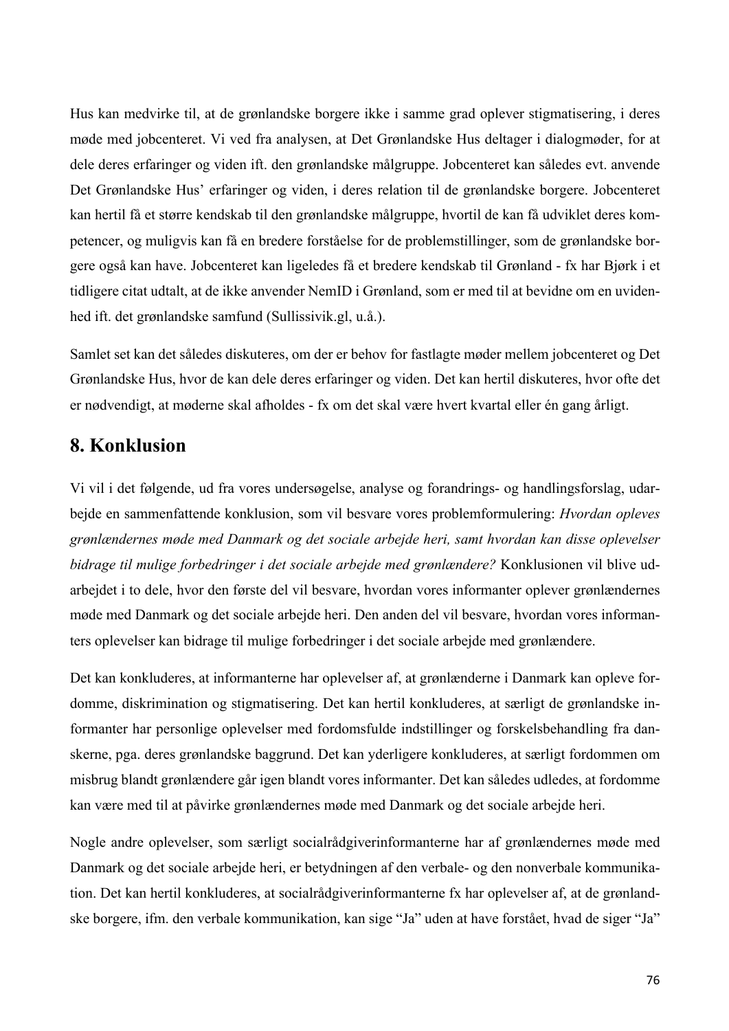Hus kan medvirke til, at de grønlandske borgere ikke i samme grad oplever stigmatisering, i deres møde med jobcenteret. Vi ved fra analysen, at Det Grønlandske Hus deltager i dialogmøder, for at dele deres erfaringer og viden ift. den grønlandske målgruppe. Jobcenteret kan således evt. anvende Det Grønlandske Hus' erfaringer og viden, i deres relation til de grønlandske borgere. Jobcenteret kan hertil få et større kendskab til den grønlandske målgruppe, hvortil de kan få udviklet deres kompetencer, og muligvis kan få en bredere forståelse for de problemstillinger, som de grønlandske borgere også kan have. Jobcenteret kan ligeledes få et bredere kendskab til Grønland - fx har Bjørk i et tidligere citat udtalt, at de ikke anvender NemID i Grønland, som er med til at bevidne om en uvidenhed ift. det grønlandske samfund (Sullissivik.gl, u.å.).

Samlet set kan det således diskuteres, om der er behov for fastlagte møder mellem jobcenteret og Det Grønlandske Hus, hvor de kan dele deres erfaringer og viden. Det kan hertil diskuteres, hvor ofte det er nødvendigt, at møderne skal afholdes - fx om det skal være hvert kvartal eller én gang årligt.

# 8. Konklusion

Vi vil i det følgende, ud fra vores undersøgelse, analyse og forandrings- og handlingsforslag, udarbejde en sammenfattende konklusion, som vil besvare vores problemformulering: *Hvordan opleves grønlændernes møde med Danmark og det sociale arbejde heri, samt hvordan kan disse oplevelser bidrage til mulige forbedringer i det sociale arbejde med grønlændere?* Konklusionen vil blive udarbejdet i to dele, hvor den første del vil besvare, hvordan vores informanter oplever grønlændernes møde med Danmark og det sociale arbejde heri. Den anden del vil besvare, hvordan vores informanters oplevelser kan bidrage til mulige forbedringer i det sociale arbejde med grønlændere.

Det kan konkluderes, at informanterne har oplevelser af, at grønlænderne i Danmark kan opleve fordomme, diskrimination og stigmatisering. Det kan hertil konkluderes, at særligt de grønlandske informanter har personlige oplevelser med fordomsfulde indstillinger og forskelsbehandling fra danskerne, pga. deres grønlandske baggrund. Det kan yderligere konkluderes, at særligt fordommen om misbrug blandt grønlændere går igen blandt vores informanter. Det kan således udledes, at fordomme kan være med til at påvirke grønlændernes møde med Danmark og det sociale arbejde heri.

Nogle andre oplevelser, som særligt socialrådgiverinformanterne har af grønlændernes møde med Danmark og det sociale arbejde heri, er betydningen af den verbale- og den nonverbale kommunikation. Det kan hertil konkluderes, at socialrådgiverinformanterne fx har oplevelser af, at de grønlandske borgere, ifm. den verbale kommunikation, kan sige "Ja" uden at have forstået, hvad de siger "Ja"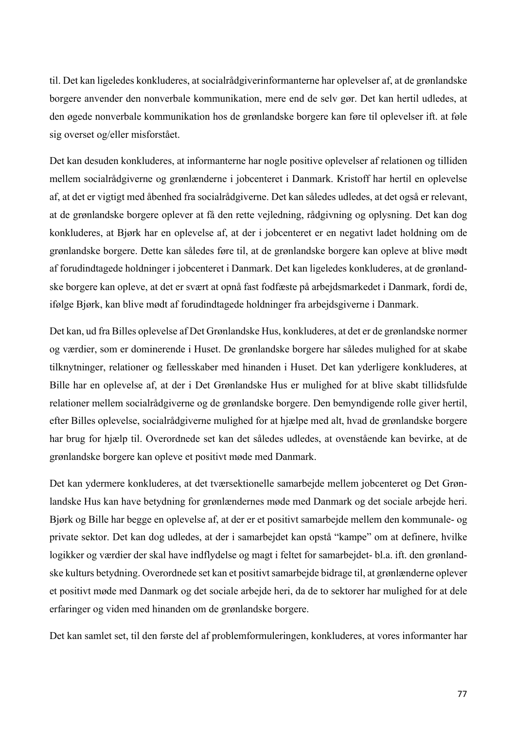til. Det kan ligeledes konkluderes, at socialrådgiverinformanterne har oplevelser af, at de grønlandske borgere anvender den nonverbale kommunikation, mere end de selv gør. Det kan hertil udledes, at den øgede nonverbale kommunikation hos de grønlandske borgere kan føre til oplevelser ift. at føle sig overset og/eller misforstået.

Det kan desuden konkluderes, at informanterne har nogle positive oplevelser af relationen og tilliden mellem socialrådgiverne og grønlænderne i jobcenteret i Danmark. Kristoff har hertil en oplevelse af, at det er vigtigt med åbenhed fra socialrådgiverne. Det kan således udledes, at det også er relevant, at de grønlandske borgere oplever at få den rette vejledning, rådgivning og oplysning. Det kan dog konkluderes, at Bjørk har en oplevelse af, at der i jobcenteret er en negativt ladet holdning om de grønlandske borgere. Dette kan således føre til, at de grønlandske borgere kan opleve at blive mødt af forudindtagede holdninger i jobcenteret i Danmark. Det kan ligeledes konkluderes, at de grønlandske borgere kan opleve, at det er svært at opnå fast fodfæste på arbejdsmarkedet i Danmark, fordi de, ifølge Bjørk, kan blive mødt af forudindtagede holdninger fra arbejdsgiverne i Danmark.

Det kan, ud fra Billes oplevelse af Det Grønlandske Hus, konkluderes, at det er de grønlandske normer og værdier, som er dominerende i Huset. De grønlandske borgere har således mulighed for at skabe tilknytninger, relationer og fællesskaber med hinanden i Huset. Det kan yderligere konkluderes, at Bille har en oplevelse af, at der i Det Grønlandske Hus er mulighed for at blive skabt tillidsfulde relationer mellem socialrådgiverne og de grønlandske borgere. Den bemyndigende rolle giver hertil, efter Billes oplevelse, socialrådgiverne mulighed for at hjælpe med alt, hvad de grønlandske borgere har brug for hjælp til. Overordnede set kan det således udledes, at ovenstående kan bevirke, at de grønlandske borgere kan opleve et positivt møde med Danmark.

Det kan ydermere konkluderes, at det tværsektionelle samarbejde mellem jobcenteret og Det Grønlandske Hus kan have betydning for grønlændernes møde med Danmark og det sociale arbejde heri. Bjørk og Bille har begge en oplevelse af, at der er et positivt samarbejde mellem den kommunale- og private sektor. Det kan dog udledes, at der i samarbejdet kan opstå "kampe" om at definere, hvilke logikker og værdier der skal have indflydelse og magt i feltet for samarbejdet- bl.a. ift. den grønlandske kulturs betydning. Overordnede set kan et positivt samarbejde bidrage til, at grønlænderne oplever et positivt møde med Danmark og det sociale arbejde heri, da de to sektorer har mulighed for at dele erfaringer og viden med hinanden om de grønlandske borgere.

Det kan samlet set, til den første del af problemformuleringen, konkluderes, at vores informanter har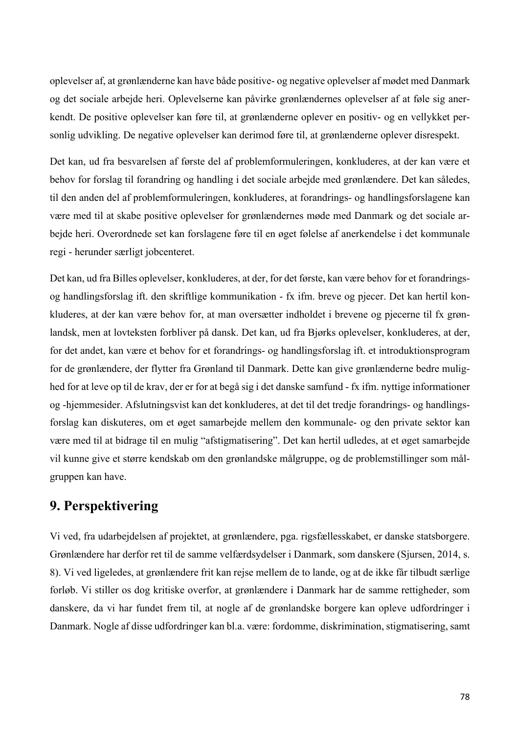oplevelser af, at grønlænderne kan have både positive- og negative oplevelser af mødet med Danmark og det sociale arbejde heri. Oplevelserne kan påvirke grønlændernes oplevelser af at føle sig anerkendt. De positive oplevelser kan føre til, at grønlænderne oplever en positiv- og en vellykket personlig udvikling. De negative oplevelser kan derimod føre til, at grønlænderne oplever disrespekt.

Det kan, ud fra besvarelsen af første del af problemformuleringen, konkluderes, at der kan være et behov for forslag til forandring og handling i det sociale arbejde med grønlændere. Det kan således, til den anden del af problemformuleringen, konkluderes, at forandrings- og handlingsforslagene kan være med til at skabe positive oplevelser for grønlændernes møde med Danmark og det sociale arbejde heri. Overordnede set kan forslagene føre til en øget følelse af anerkendelse i det kommunale regi - herunder særligt jobcenteret.

Det kan, ud fra Billes oplevelser, konkluderes, at der, for det første, kan være behov for et forandrings- og handlingsforslag ift. den skriftlige kommunikation - fx ifm. breve og pjecer. Det kan hertil konkluderes, at der kan være behov for, at man oversætter indholdet i brevene og pjecerne til fx grønlandsk, men at lovteksten forbliver på dansk. Det kan, ud fra Bjørks oplevelser, konkluderes, at der, for det andet, kan være et behov for et forandrings- og handlingsforslag ift. et introduktionsprogram for de grønlændere, der flytter fra Grønland til Danmark. Dette kan give grønlænderne bedre mulighed for at leve op til de krav, der er for at begå sig i det danske samfund - fx ifm. nyttige informationer og -hjemmesider. Afslutningsvist kan det konkluderes, at det til det tredje forandrings- og handlingsforslag kan diskuteres, om et øget samarbejde mellem den kommunale- og den private sektor kan være med til at bidrage til en mulig "afstigmatisering". Det kan hertil udledes, at et øget samarbejde vil kunne give et større kendskab om den grønlandske målgruppe, og de problemstillinger som målgruppen kan have.

## 9. Perspektivering

Vi ved, fra udarbejdelsen af projektet, at grønlændere, pga. rigsfællesskabet, er danske statsborgere. Grønlændere har derfor ret til de samme velfærdsydelser i Danmark, som danskere (Sjursen, 2014, s. 8). Vi ved ligeledes, at grønlændere frit kan rejse mellem de to lande, og at de ikke får tilbudt særlige forløb. Vi stiller os dog kritiske overfor, at grønlændere i Danmark har de samme rettigheder, som danskere, da vi har fundet frem til, at nogle af de grønlandske borgere kan opleve udfordringer i Danmark. Nogle af disse udfordringer kan bl.a. være: fordomme, diskrimination, stigmatisering, samt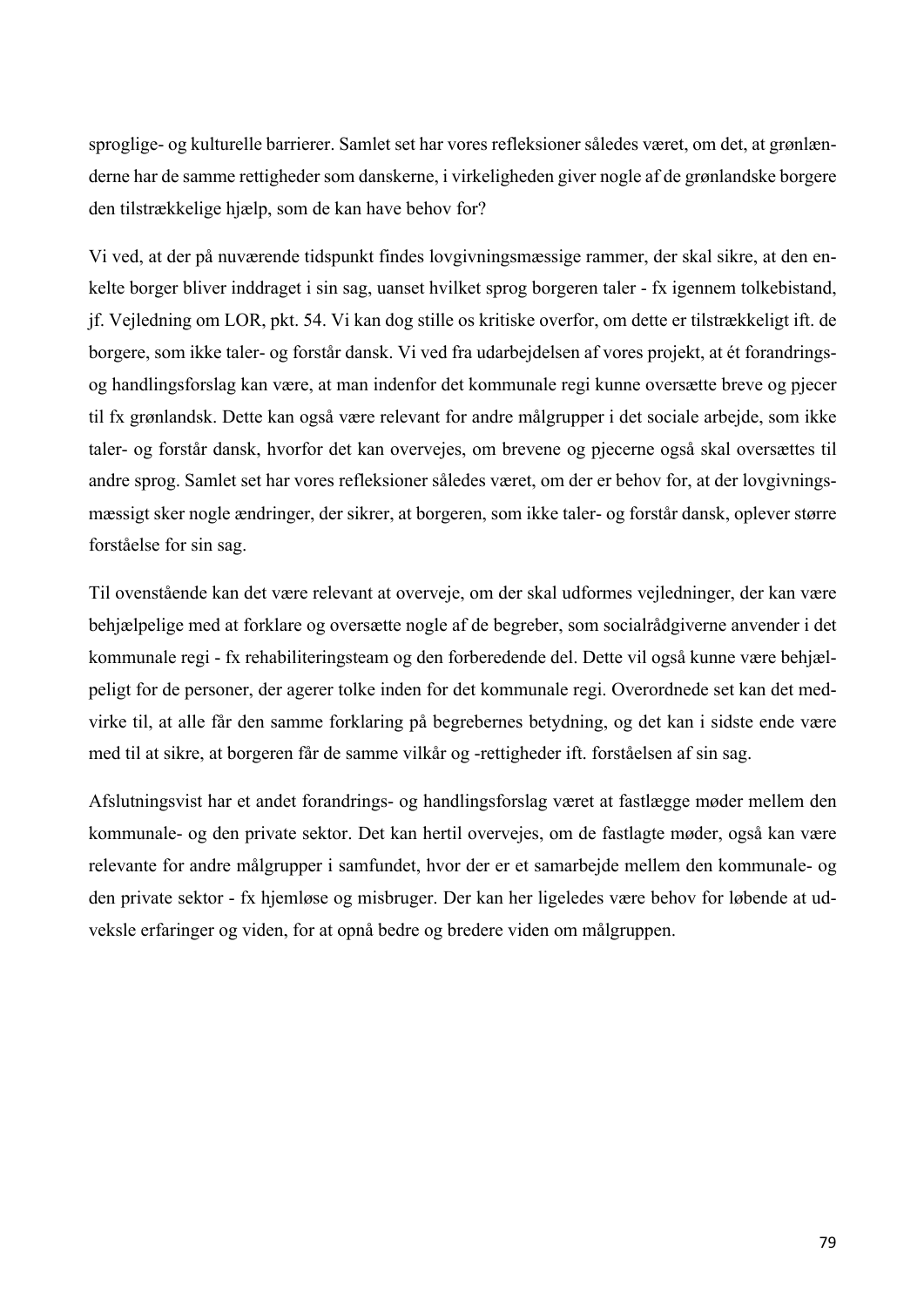sproglige- og kulturelle barrierer. Samlet set har vores refleksioner således været, om det, at grønlænderne har de samme rettigheder som danskerne, i virkeligheden giver nogle af de grønlandske borgere den tilstrækkelige hjælp, som de kan have behov for?

Vi ved, at der på nuværende tidspunkt findes lovgivningsmæssige rammer, der skal sikre, at den enkelte borger bliver inddraget i sin sag, uanset hvilket sprog borgeren taler - fx igennem tolkebistand, jf. Vejledning om LOR, pkt. 54. Vi kan dog stille os kritiske overfor, om dette er tilstrækkeligt ift. de borgere, som ikke taler- og forstår dansk. Vi ved fra udarbejdelsen af vores projekt, at ét forandrings- og handlingsforslag kan være, at man indenfor det kommunale regi kunne oversætte breve og pjecer til fx grønlandsk. Dette kan også være relevant for andre målgrupper i det sociale arbejde, som ikke taler- og forstår dansk, hvorfor det kan overvejes, om brevene og pjecerne også skal oversættes til andre sprog. Samlet set har vores refleksioner således været, om der er behov for, at der lovgivningsmæssigt sker nogle ændringer, der sikrer, at borgeren, som ikke taler- og forstår dansk, oplever større forståelse for sin sag.

Til ovenstående kan det være relevant at overveje, om der skal udformes vejledninger, der kan være behjælpelige med at forklare og oversætte nogle af de begreber, som socialrådgiverne anvender i det kommunale regi - fx rehabiliteringsteam og den forberedende del. Dette vil også kunne være behjælpeligt for de personer, der agerer tolke inden for det kommunale regi. Overordnede set kan det medvirke til, at alle får den samme forklaring på begrebernes betydning, og det kan i sidste ende være med til at sikre, at borgeren får de samme vilkår og -rettigheder ift. forståelsen af sin sag.

Afslutningsvist har et andet forandrings- og handlingsforslag været at fastlægge møder mellem den kommunale- og den private sektor. Det kan hertil overvejes, om de fastlagte møder, også kan være relevante for andre målgrupper i samfundet, hvor der er et samarbejde mellem den kommunale- og den private sektor - fx hjemløse og misbruger. Der kan her ligeledes være behov for løbende at udveksle erfaringer og viden, for at opnå bedre og bredere viden om målgruppen.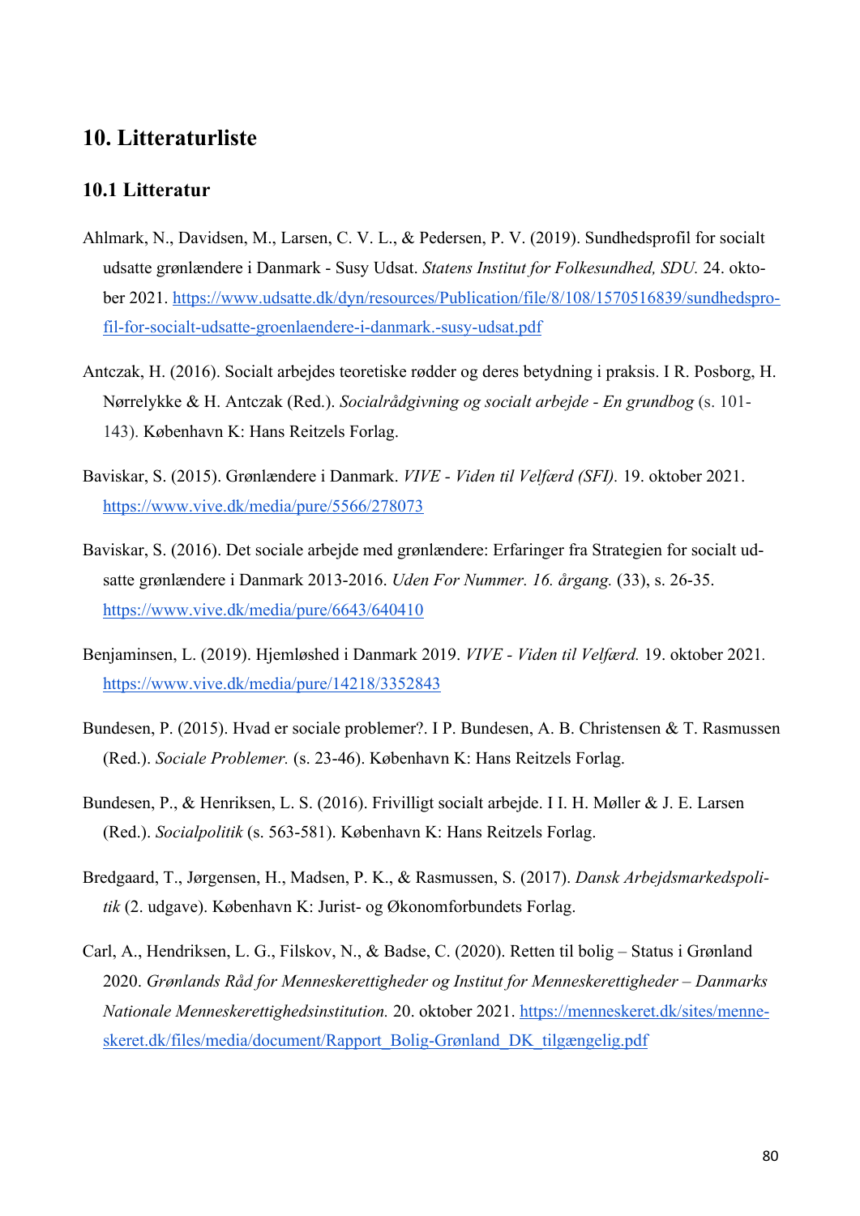# 10. Litteraturliste

## 10.1 Litteratur

Ahlmark, N., Davidsen, M., Larsen, C. V. L., & Pedersen, P. V. (2019). Sundhedsprofil for socialt udsatte grønlændere i Danmark - Susy Udsat. *Statens Institut for Folkesundhed, SDU.* 24. oktober 2021. https://www.udsatte.dk/dyn/resources/Publication/file/8/108/1570516839/sundhedsprofil-for-socialt-udsatte-groenlaendere-i-danmark.-susy-udsat.pdf

Antczak, H. (2016). Socialt arbejdes teoretiske rødder og deres betydning i praksis. I R. Posborg, H. Nørrelykke & H. Antczak (Red.). *Socialrådgivning og socialt arbejde - En grundbog* (s. 101-143). København K: Hans Reitzels Forlag.

Baviskar, S. (2015). Grønlændere i Danmark. *VIVE - Viden til Velfærd (SFI).* 19. oktober 2021. https://www.vive.dk/media/pure/5566/278073

Baviskar, S. (2016). Det sociale arbejde med grønlændere: Erfaringer fra Strategien for socialt udsatte grønlændere i Danmark 2013-2016. *Uden For Nummer. 16. årgang.* (33), s. 26-35. https://www.vive.dk/media/pure/6643/640410

Benjaminsen, L. (2019). Hjemløshed i Danmark 2019. *VIVE - Viden til Velfærd.* 19. oktober 2021. https://www.vive.dk/media/pure/14218/3352843

Bundesen, P. (2015). Hvad er sociale problemer?. I P. Bundesen, A. B. Christensen & T. Rasmussen (Red.). *Sociale Problemer.* (s. 23-46). København K: Hans Reitzels Forlag.

Bundesen, P., & Henriksen, L. S. (2016). Frivilligt socialt arbejde. I I. H. Møller & J. E. Larsen (Red.). *Socialpolitik* (s. 563-581). København K: Hans Reitzels Forlag.

Bredgaard, T., Jørgensen, H., Madsen, P. K., & Rasmussen, S. (2017). *Dansk Arbejdsmarkedspolitik* (2. udgave). København K: Jurist- og Økonomforbundets Forlag.

Carl, A., Hendriksen, L. G., Filskov, N., & Badse, C. (2020). Retten til bolig – Status i Grønland 2020. *Grønlands Råd for Menneskerettigheder og Institut for Menneskerettigheder – Danmarks Nationale Menneskerettighedsinstitution.* 20. oktober 2021. https://menneskeret.dk/sites/menneskeret.dk/files/media/document/Rapport_Bolig-Grønland_DK_tilgængelig.pdf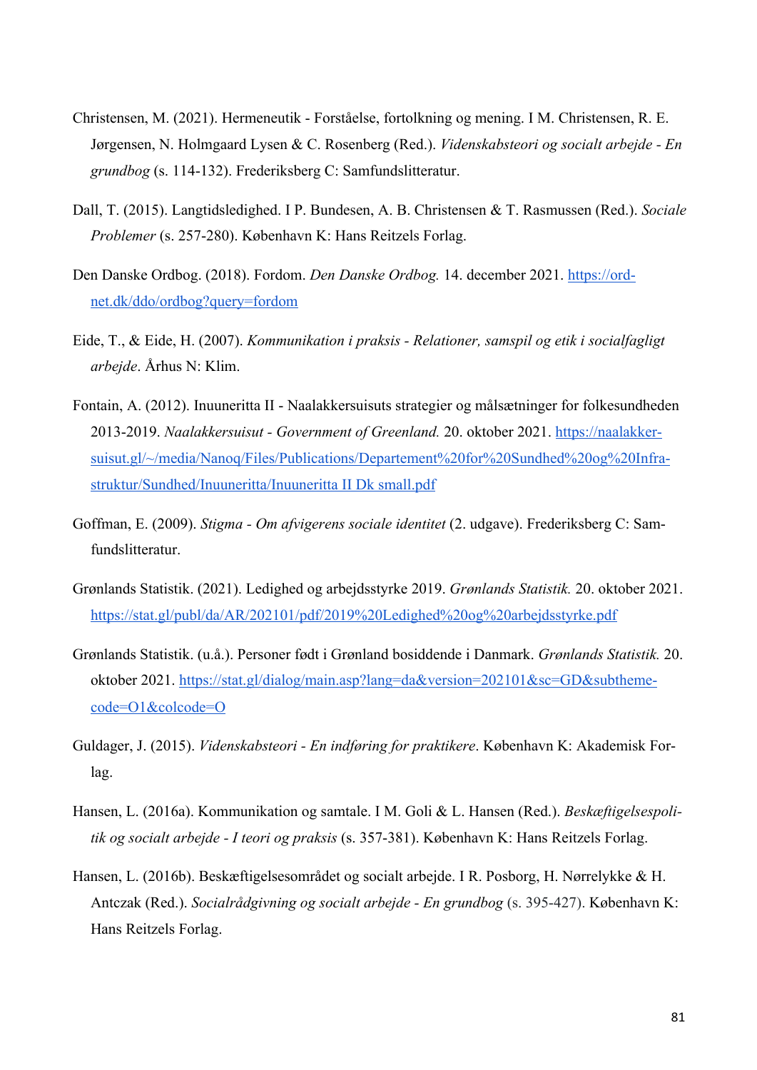Christensen, M. (2021). Hermeneutik - Forståelse, fortolkning og mening. I M. Christensen, R. E. Jørgensen, N. Holmgaard Lysen & C. Rosenberg (Red.). *Videnskabsteori og socialt arbejde - En grundbog* (s. 114-132). Frederiksberg C: Samfundslitteratur.

Dall, T. (2015). Langtidsledighed. I P. Bundesen, A. B. Christensen & T. Rasmussen (Red.). *Sociale Problemer* (s. 257-280). København K: Hans Reitzels Forlag.

Den Danske Ordbog. (2018). Fordom. *Den Danske Ordbog.* 14. december 2021. https://ordnet.dk/ddo/ordbog?query=fordom

Eide, T., & Eide, H. (2007). *Kommunikation i praksis - Relationer, samspil og etik i socialfagligt arbejde*. Århus N: Klim.

Fontain, A. (2012). Inuuneritta II - Naalakkersuisuts strategier og målsætninger for folkesundheden 2013-2019. *Naalakkersuisut - Government of Greenland.* 20. oktober 2021. https://naalakkersuisut.gl/~/media/Nanoq/Files/Publications/Departement%20for%20Sundhed%20og%20Infrastruktur/Sundhed/Inuuneritta/Inuuneritta II Dk small.pdf

Goffman, E. (2009). *Stigma - Om afvigerens sociale identitet* (2. udgave). Frederiksberg C: Samfundslitteratur.

Grønlands Statistik. (2021). Ledighed og arbejdsstyrke 2019. *Grønlands Statistik.* 20. oktober 2021. https://stat.gl/publ/da/AR/202101/pdf/2019%20Ledighed%20og%20arbejdsstyrke.pdf

Grønlands Statistik. (u.å.). Personer født i Grønland bosiddende i Danmark. *Grønlands Statistik.* 20. oktober 2021. https://stat.gl/dialog/main.asp?lang=da&version=202101&sc=GD&subthemecode=O1&colcode=O

Guldager, J. (2015). *Videnskabsteori - En indføring for praktikere*. København K: Akademisk Forlag.

Hansen, L. (2016a). Kommunikation og samtale. I M. Goli & L. Hansen (Red.). *Beskæftigelsespolitik og socialt arbejde - I teori og praksis* (s. 357-381). København K: Hans Reitzels Forlag.

Hansen, L. (2016b). Beskæftigelsesområdet og socialt arbejde. I R. Posborg, H. Nørrelykke & H. Antczak (Red.). *Socialrådgivning og socialt arbejde - En grundbog* (s. 395-427). København K: Hans Reitzels Forlag.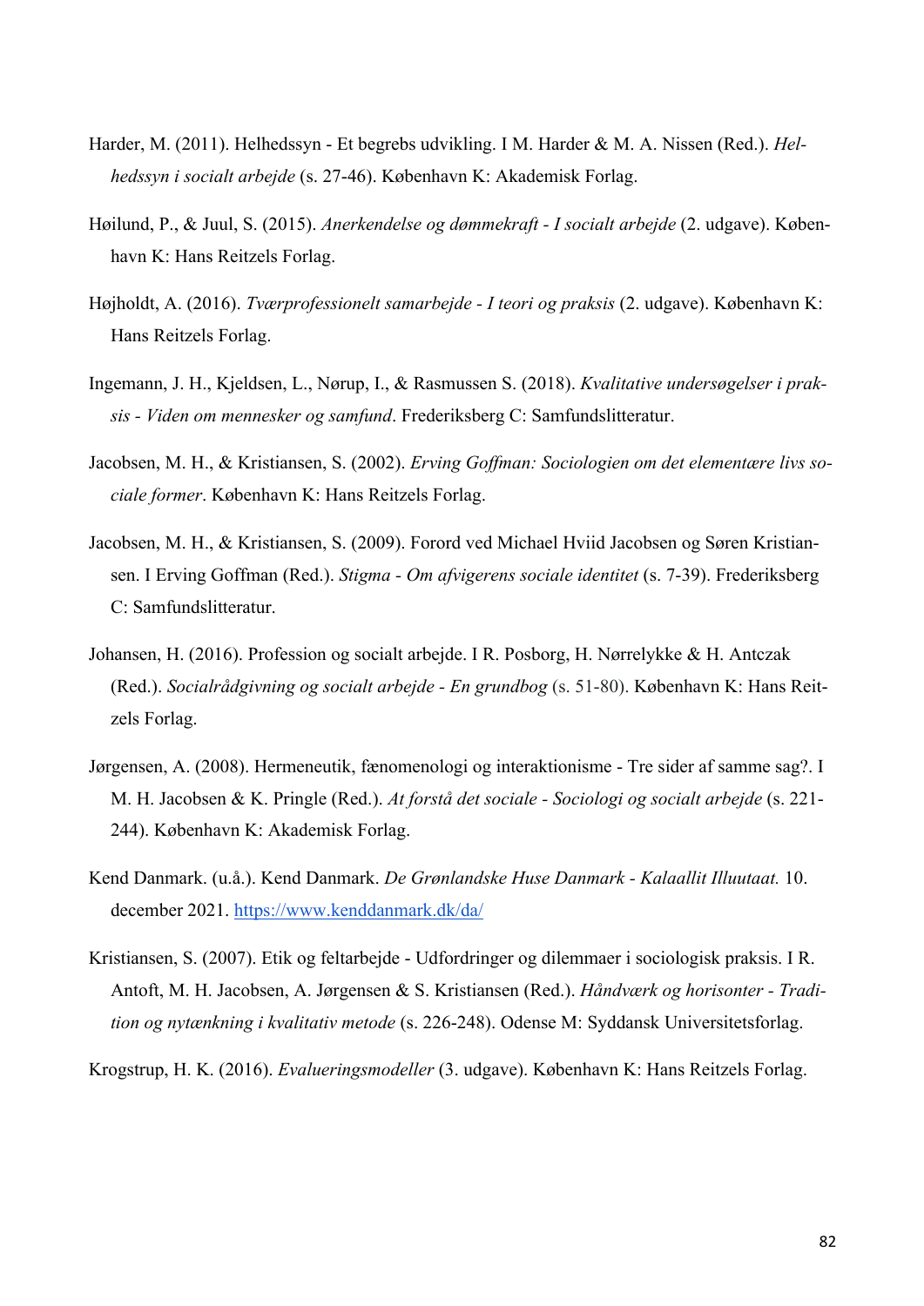Harder, M. (2011). Helhedssyn - Et begrebs udvikling. I M. Harder & M. A. Nissen (Red.). *Helhedssyn i socialt arbejde* (s. 27-46). København K: Akademisk Forlag.

Høilund, P., & Juul, S. (2015). *Anerkendelse og dømmekraft - I socialt arbejde* (2. udgave). København K: Hans Reitzels Forlag.

Højholdt, A. (2016). *Tværprofessionelt samarbejde - I teori og praksis* (2. udgave). København K: Hans Reitzels Forlag.

Ingemann, J. H., Kjeldsen, L., Nørup, I., & Rasmussen S. (2018). *Kvalitative undersøgelser i praksis - Viden om mennesker og samfund*. Frederiksberg C: Samfundslitteratur.

Jacobsen, M. H., & Kristiansen, S. (2002). *Erving Goffman: Sociologien om det elementære livs sociale former*. København K: Hans Reitzels Forlag.

Jacobsen, M. H., & Kristiansen, S. (2009). Forord ved Michael Hviid Jacobsen og Søren Kristiansen. I Erving Goffman (Red.). *Stigma - Om afvigerens sociale identitet* (s. 7-39). Frederiksberg C: Samfundslitteratur.

Johansen, H. (2016). Profession og socialt arbejde. I R. Posborg, H. Nørrelykke & H. Antczak (Red.). *Socialrådgivning og socialt arbejde - En grundbog* (s. 51-80). København K: Hans Reitzels Forlag.

Jørgensen, A. (2008). Hermeneutik, fænomenologi og interaktionisme - Tre sider af samme sag?. I M. H. Jacobsen & K. Pringle (Red.). *At forstå det sociale - Sociologi og socialt arbejde* (s. 221-244). København K: Akademisk Forlag.

Kend Danmark. (u.å.). Kend Danmark. *De Grønlandske Huse Danmark - Kalaallit Illuutaat.* 10. december 2021. https://www.kenddanmark.dk/da/

Kristiansen, S. (2007). Etik og feltarbejde - Udfordringer og dilemmaer i sociologisk praksis. I R. Antoft, M. H. Jacobsen, A. Jørgensen & S. Kristiansen (Red.). *Håndværk og horisonter - Tradition og nytænkning i kvalitativ metode* (s. 226-248). Odense M: Syddansk Universitetsforlag.

Krogstrup, H. K. (2016). *Evalueringsmodeller* (3. udgave). København K: Hans Reitzels Forlag.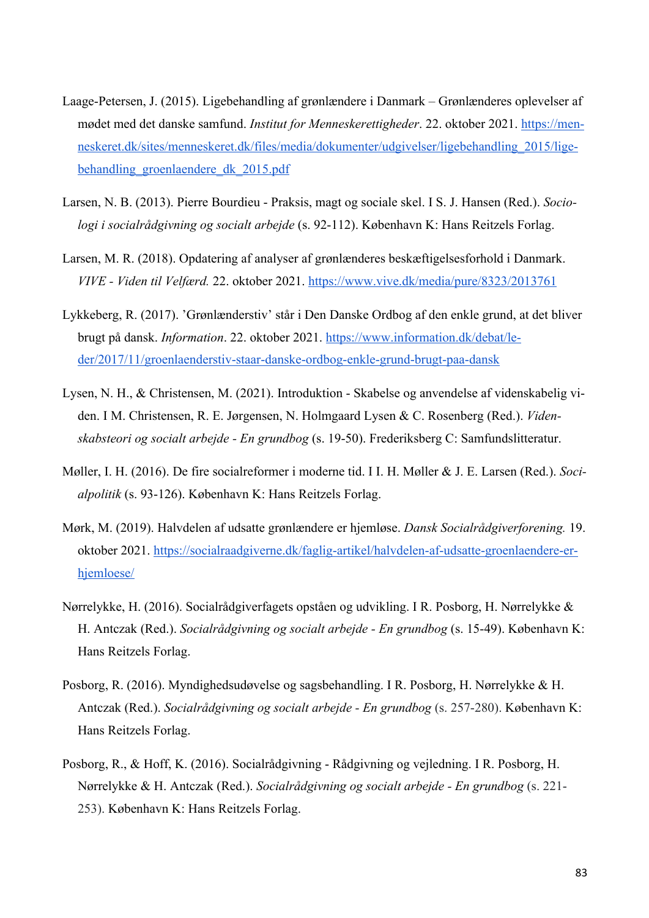Laage-Petersen, J. (2015). Ligebehandling af grønlændere i Danmark – Grønlænderes oplevelser af mødet med det danske samfund. *Institut for Menneskerettigheder*. 22. oktober 2021. https://menneskeret.dk/sites/menneskeret.dk/files/media/dokumenter/udgivelser/ligebehandling_2015/ligebehandling_groenlaendere_dk_2015.pdf

Larsen, N. B. (2013). Pierre Bourdieu - Praksis, magt og sociale skel. I S. J. Hansen (Red.). *Sociologi i socialrådgivning og socialt arbejde* (s. 92-112). København K: Hans Reitzels Forlag.

Larsen, M. R. (2018). Opdatering af analyser af grønlænderes beskæftigelsesforhold i Danmark. *VIVE - Viden til Velfærd.* 22. oktober 2021. https://www.vive.dk/media/pure/8323/2013761

Lykkeberg, R. (2017). 'Grønlænderstiv' står i Den Danske Ordbog af den enkle grund, at det bliver brugt på dansk. *Information*. 22. oktober 2021. https://www.information.dk/debat/leder/2017/11/groenlaenderstiv-staar-danske-ordbog-enkle-grund-brugt-paa-dansk

Lysen, N. H., & Christensen, M. (2021). Introduktion - Skabelse og anvendelse af videnskabelig viden. I M. Christensen, R. E. Jørgensen, N. Holmgaard Lysen & C. Rosenberg (Red.). *Videnskabsteori og socialt arbejde - En grundbog* (s. 19-50). Frederiksberg C: Samfundslitteratur.

Møller, I. H. (2016). De fire socialreformer i moderne tid. I I. H. Møller & J. E. Larsen (Red.). *Socialpolitik* (s. 93-126). København K: Hans Reitzels Forlag.

Mørk, M. (2019). Halvdelen af udsatte grønlændere er hjemløse. *Dansk Socialrådgiverforening.* 19. oktober 2021. https://socialraadgiverne.dk/faglig-artikel/halvdelen-af-udsatte-groenlaendere-er-hjemloese/

Nørrelykke, H. (2016). Socialrådgiverfagets opståen og udvikling. I R. Posborg, H. Nørrelykke & H. Antczak (Red.). *Socialrådgivning og socialt arbejde - En grundbog* (s. 15-49). København K: Hans Reitzels Forlag.

Posborg, R. (2016). Myndighedsudøvelse og sagsbehandling. I R. Posborg, H. Nørrelykke & H. Antczak (Red.). *Socialrådgivning og socialt arbejde - En grundbog* (s. 257-280). København K: Hans Reitzels Forlag.

Posborg, R., & Hoff, K. (2016). Socialrådgivning - Rådgivning og vejledning. I R. Posborg, H. Nørrelykke & H. Antczak (Red.). *Socialrådgivning og socialt arbejde - En grundbog* (s. 221-253). København K: Hans Reitzels Forlag.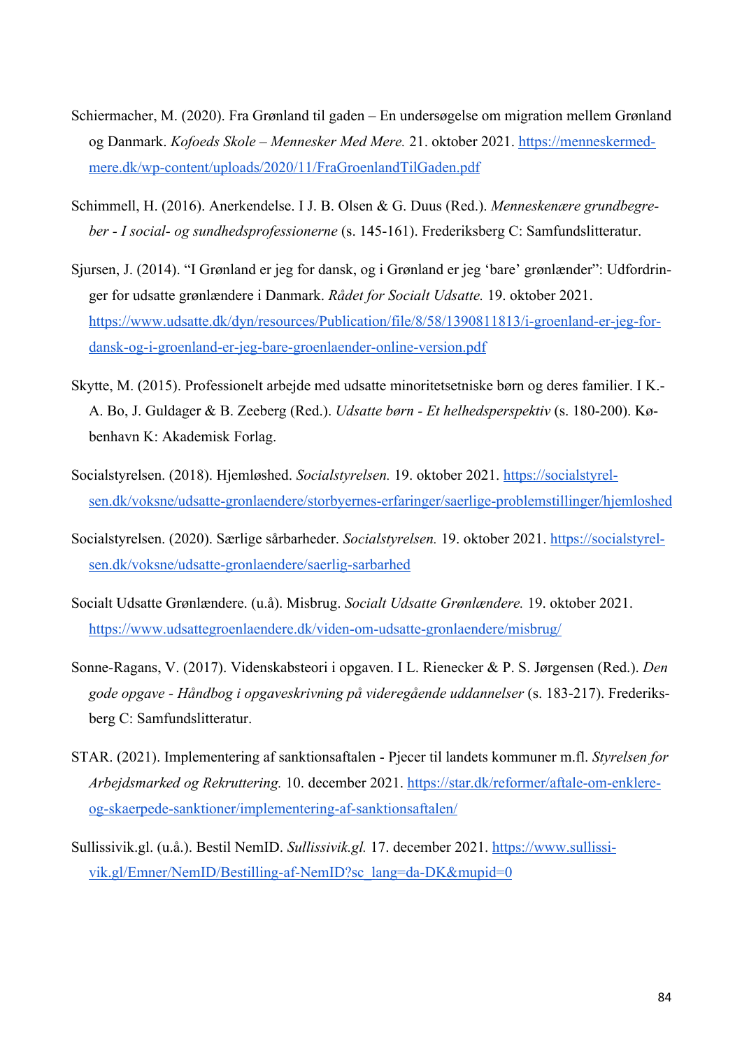Schiermacher, M. (2020). Fra Grønland til gaden – En undersøgelse om migration mellem Grønland og Danmark. *Kofoeds Skole – Mennesker Med Mere.* 21. oktober 2021. https://menneskermed-mere.dk/wp-content/uploads/2020/11/FraGroenlandTilGaden.pdf

Schimmell, H. (2016). Anerkendelse. I J. B. Olsen & G. Duus (Red.). *Menneskenære grundbegreber - I social- og sundhedsprofessionerne* (s. 145-161). Frederiksberg C: Samfundslitteratur.

Sjursen, J. (2014). "I Grønland er jeg for dansk, og i Grønland er jeg 'bare' grønlænder": Udfordringer for udsatte grønlændere i Danmark. *Rådet for Socialt Udsatte.* 19. oktober 2021. https://www.udsatte.dk/dyn/resources/Publication/file/8/58/1390811813/i-groenland-er-jeg-for-dansk-og-i-groenland-er-jeg-bare-groenlaender-online-version.pdf

Skytte, M. (2015). Professionelt arbejde med udsatte minoritetsetniske børn og deres familier. I K.-A. Bo, J. Guldager & B. Zeeberg (Red.). *Udsatte børn - Et helhedsperspektiv* (s. 180-200). København K: Akademisk Forlag.

Socialstyrelsen. (2018). Hjemløshed. *Socialstyrelsen.* 19. oktober 2021. https://socialstyrelsen.dk/voksne/udsatte-gronlaendere/storbyernes-erfaringer/saerlige-problemstillinger/hjemloshed

Socialstyrelsen. (2020). Særlige sårbarheder. *Socialstyrelsen.* 19. oktober 2021. https://socialstyrelsen.dk/voksne/udsatte-gronlaendere/saerlig-sarbarhed

Socialt Udsatte Grønlændere. (u.å). Misbrug. *Socialt Udsatte Grønlændere.* 19. oktober 2021. https://www.udsattegroenlaendere.dk/viden-om-udsatte-gronlaendere/misbrug/

Sonne-Ragans, V. (2017). Videnskabsteori i opgaven. I L. Rienecker & P. S. Jørgensen (Red.). *Den gode opgave - Håndbog i opgaveskrivning på videregående uddannelser* (s. 183-217). Frederiksberg C: Samfundslitteratur.

STAR. (2021). Implementering af sanktionsaftalen - Pjecer til landets kommuner m.fl. *Styrelsen for Arbejdsmarked og Rekruttering.* 10. december 2021. https://star.dk/reformer/aftale-om-enklere-og-skaerpede-sanktioner/implementering-af-sanktionsaftalen/

Sullissivik.gl. (u.å.). Bestil NemID. *Sullissivik.gl.* 17. december 2021. https://www.sullissivik.gl/Emner/NemID/Bestilling-af-NemID?sc_lang=da-DK&mupid=0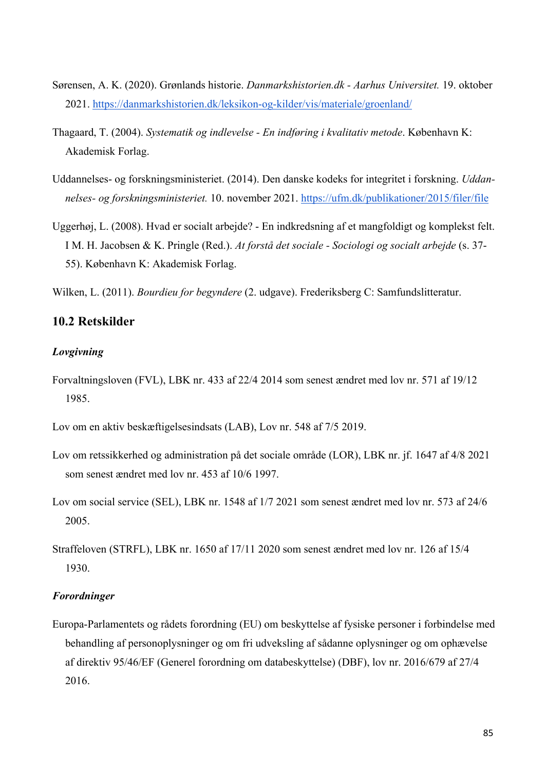Sørensen, A. K. (2020). Grønlands historie. *Danmarkshistorien.dk - Aarhus Universitet.* 19. oktober 2021. https://danmarkshistorien.dk/leksikon-og-kilder/vis/materiale/groenland/

Thagaard, T. (2004). *Systematik og indlevelse - En indføring i kvalitativ metode*. København K: Akademisk Forlag.

Uddannelses- og forskningsministeriet. (2014). Den danske kodeks for integritet i forskning. *Uddannelses- og forskningsministeriet.* 10. november 2021. https://ufm.dk/publikationer/2015/filer/file

Uggerhøj, L. (2008). Hvad er socialt arbejde? - En indkredsning af et mangfoldigt og komplekst felt. I M. H. Jacobsen & K. Pringle (Red.). *At forstå det sociale - Sociologi og socialt arbejde* (s. 37-55). København K: Akademisk Forlag.

Wilken, L. (2011). *Bourdieu for begyndere* (2. udgave). Frederiksberg C: Samfundslitteratur.

## 10.2 Retskilder

***Lovgivning***

Forvaltningsloven (FVL), LBK nr. 433 af 22/4 2014 som senest ændret med lov nr. 571 af 19/12 1985.

Lov om en aktiv beskæftigelsesindsats (LAB), Lov nr. 548 af 7/5 2019.

Lov om retssikkerhed og administration på det sociale område (LOR), LBK nr. jf. 1647 af 4/8 2021 som senest ændret med lov nr. 453 af 10/6 1997.

Lov om social service (SEL), LBK nr. 1548 af 1/7 2021 som senest ændret med lov nr. 573 af 24/6 2005.

Straffeloven (STRFL), LBK nr. 1650 af 17/11 2020 som senest ændret med lov nr. 126 af 15/4 1930.

***Forordninger***

Europa-Parlamentets og rådets forordning (EU) om beskyttelse af fysiske personer i forbindelse med behandling af personoplysninger og om fri udveksling af sådanne oplysninger og om ophævelse af direktiv 95/46/EF (Generel forordning om databeskyttelse) (DBF), lov nr. 2016/679 af 27/4 2016.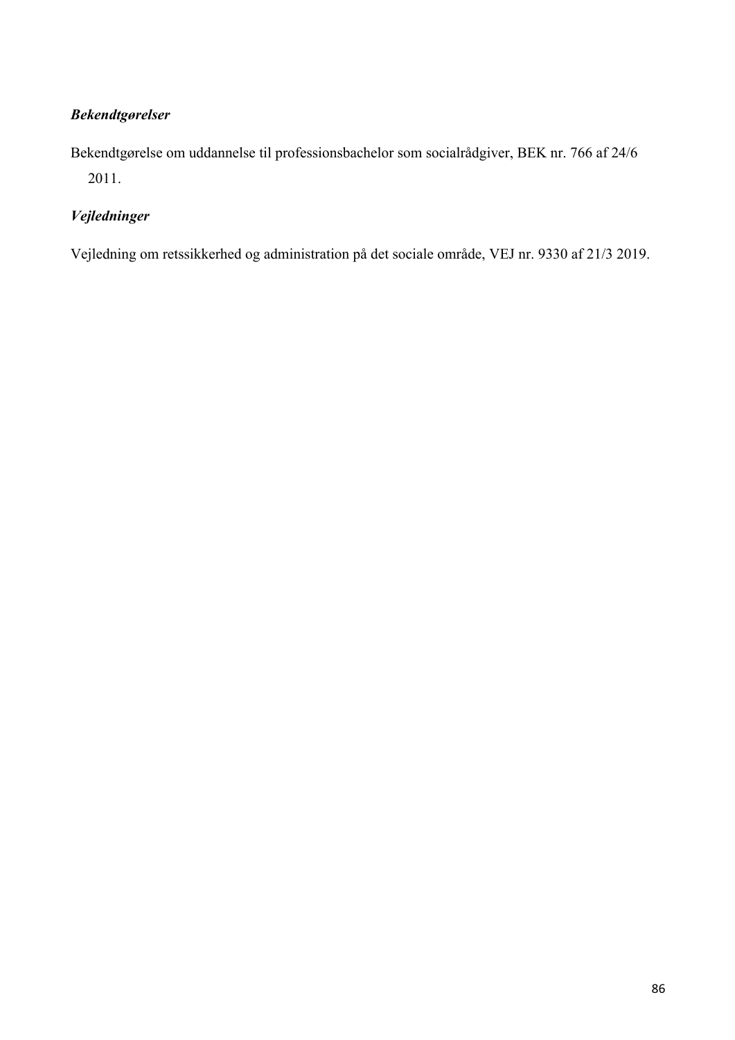***Bekendtgørelser***

Bekendtgørelse om uddannelse til professionsbachelor som socialrådgiver, BEK nr. 766 af 24/6 2011.

***Vejledninger***

Vejledning om retssikkerhed og administration på det sociale område, VEJ nr. 9330 af 21/3 2019.